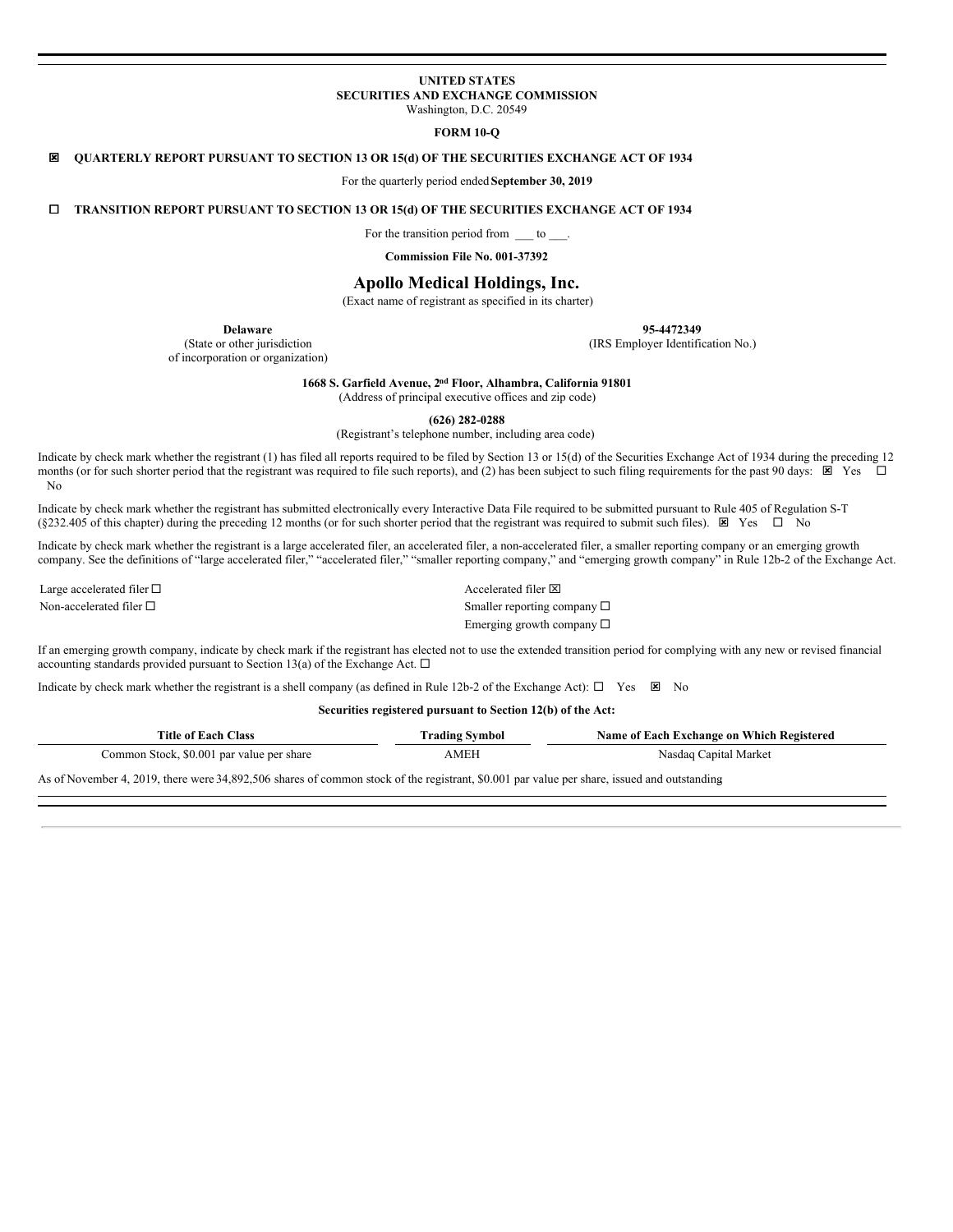**UNITED STATES**
**SECURITIES AND EXCHANGE COMMISSION**
Washington, D.C. 20549

**FORM 10-Q**

☒ **QUARTERLY REPORT PURSUANT TO SECTION 13 OR 15(d) OF THE SECURITIES EXCHANGE ACT OF 1934**

For the quarterly period ended **September 30, 2019**

☐ **TRANSITION REPORT PURSUANT TO SECTION 13 OR 15(d) OF THE SECURITIES EXCHANGE ACT OF 1934**

For the transition period from ___ to ___.

**Commission File No. 001-37392**

# Apollo Medical Holdings, Inc.

(Exact name of registrant as specified in its charter)

| **Delaware** | **95-4472349** |
|---|---|
| (State or other jurisdiction of incorporation or organization) | (IRS Employer Identification No.) |

**1668 S. Garfield Avenue, 2nd Floor, Alhambra, California 91801**
(Address of principal executive offices and zip code)

**(626) 282-0288**
(Registrant's telephone number, including area code)

Indicate by check mark whether the registrant (1) has filed all reports required to be filed by Section 13 or 15(d) of the Securities Exchange Act of 1934 during the preceding 12 months (or for such shorter period that the registrant was required to file such reports), and (2) has been subject to such filing requirements for the past 90 days: ☒ Yes ☐ No

Indicate by check mark whether the registrant has submitted electronically every Interactive Data File required to be submitted pursuant to Rule 405 of Regulation S-T (§232.405 of this chapter) during the preceding 12 months (or for such shorter period that the registrant was required to submit such files). ☒ Yes ☐ No

Indicate by check mark whether the registrant is a large accelerated filer, an accelerated filer, a non-accelerated filer, a smaller reporting company or an emerging growth company. See the definitions of "large accelerated filer," "accelerated filer," "smaller reporting company," and "emerging growth company" in Rule 12b-2 of the Exchange Act.

| | |
|---|---|
| Large accelerated filer ☐ | Accelerated filer ☒ |
| Non-accelerated filer ☐ | Smaller reporting company ☐ |
| | Emerging growth company ☐ |

If an emerging growth company, indicate by check mark if the registrant has elected not to use the extended transition period for complying with any new or revised financial accounting standards provided pursuant to Section 13(a) of the Exchange Act. ☐

Indicate by check mark whether the registrant is a shell company (as defined in Rule 12b-2 of the Exchange Act): ☐ Yes ☒ No

**Securities registered pursuant to Section 12(b) of the Act:**

| Title of Each Class | Trading Symbol | Name of Each Exchange on Which Registered |
|---|---|---|
| Common Stock, $0.001 par value per share | AMEH | Nasdaq Capital Market |

As of November 4, 2019, there were 34,892,506 shares of common stock of the registrant, $0.001 par value per share, issued and outstanding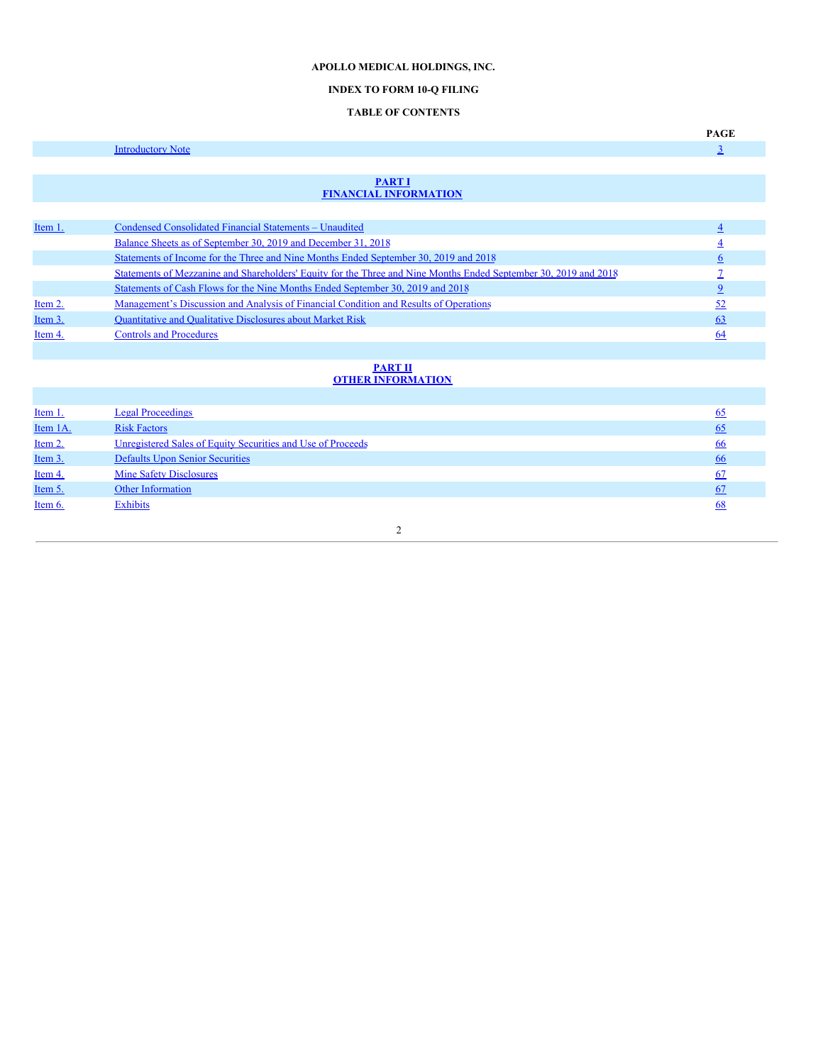**APOLLO MEDICAL HOLDINGS, INC.**

**INDEX TO FORM 10-Q FILING**

**TABLE OF CONTENTS**

| | | PAGE |
|---|---|---|
| | Introductory Note | 3 |
| | **PART I**<br>**FINANCIAL INFORMATION** | |
| Item 1. | Condensed Consolidated Financial Statements – Unaudited | 4 |
| | Balance Sheets as of September 30, 2019 and December 31, 2018 | 4 |
| | Statements of Income for the Three and Nine Months Ended September 30, 2019 and 2018 | 6 |
| | Statements of Mezzanine and Shareholders' Equity for the Three and Nine Months Ended September 30, 2019 and 2018 | 7 |
| | Statements of Cash Flows for the Nine Months Ended September 30, 2019 and 2018 | 9 |
| Item 2. | Management's Discussion and Analysis of Financial Condition and Results of Operations | 52 |
| Item 3. | Quantitative and Qualitative Disclosures about Market Risk | 63 |
| Item 4. | Controls and Procedures | 64 |
| | **PART II**<br>**OTHER INFORMATION** | |
| Item 1. | Legal Proceedings | 65 |
| Item 1A. | Risk Factors | 65 |
| Item 2. | Unregistered Sales of Equity Securities and Use of Proceeds | 66 |
| Item 3. | Defaults Upon Senior Securities | 66 |
| Item 4. | Mine Safety Disclosures | 67 |
| Item 5. | Other Information | 67 |
| Item 6. | Exhibits | 68 |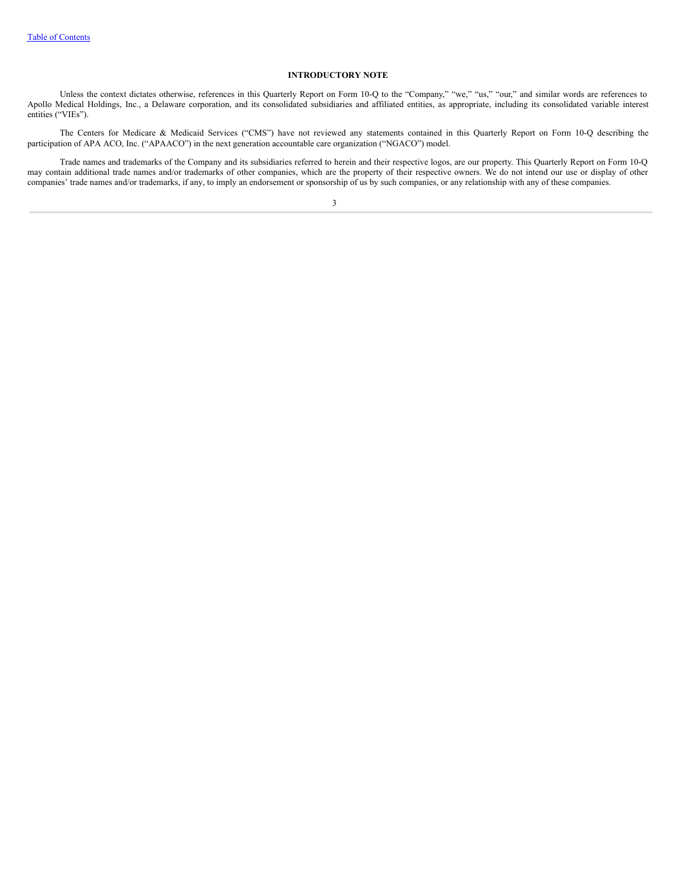## INTRODUCTORY NOTE

Unless the context dictates otherwise, references in this Quarterly Report on Form 10-Q to the "Company," "we," "us," "our," and similar words are references to Apollo Medical Holdings, Inc., a Delaware corporation, and its consolidated subsidiaries and affiliated entities, as appropriate, including its consolidated variable interest entities ("VIEs").

The Centers for Medicare & Medicaid Services ("CMS") have not reviewed any statements contained in this Quarterly Report on Form 10-Q describing the participation of APA ACO, Inc. ("APAACO") in the next generation accountable care organization ("NGACO") model.

Trade names and trademarks of the Company and its subsidiaries referred to herein and their respective logos, are our property. This Quarterly Report on Form 10-Q may contain additional trade names and/or trademarks of other companies, which are the property of their respective owners. We do not intend our use or display of other companies' trade names and/or trademarks, if any, to imply an endorsement or sponsorship of us by such companies, or any relationship with any of these companies.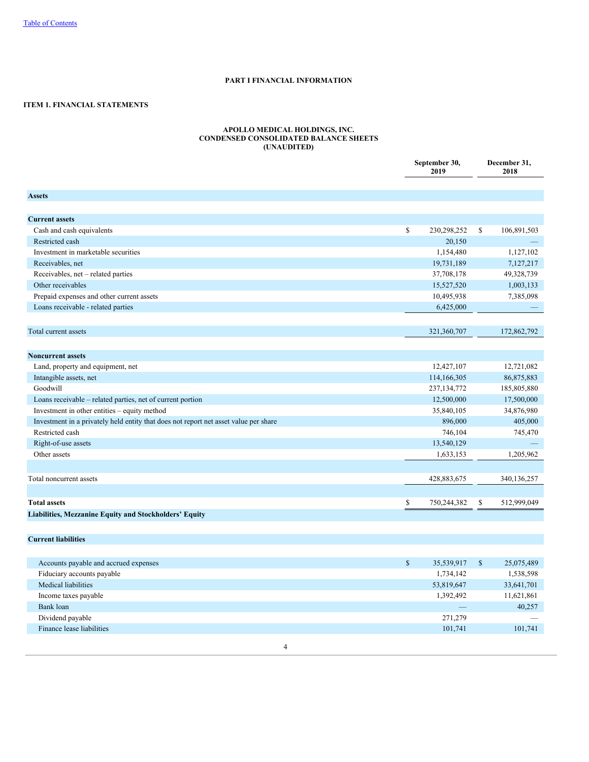[Table of Contents](#)

# PART I FINANCIAL INFORMATION

## ITEM 1. FINANCIAL STATEMENTS

### APOLLO MEDICAL HOLDINGS, INC.
### CONDENSED CONSOLIDATED BALANCE SHEETS
### (UNAUDITED)

| | September 30, 2019 | December 31, 2018 |
|---|---|---|
| **Assets** | | |
| **Current assets** | | |
| Cash and cash equivalents | $ 230,298,252 | $ 106,891,503 |
| Restricted cash | 20,150 | — |
| Investment in marketable securities | 1,154,480 | 1,127,102 |
| Receivables, net | 19,731,189 | 7,127,217 |
| Receivables, net – related parties | 37,708,178 | 49,328,739 |
| Other receivables | 15,527,520 | 1,003,133 |
| Prepaid expenses and other current assets | 10,495,938 | 7,385,098 |
| Loans receivable - related parties | 6,425,000 | — |
| Total current assets | 321,360,707 | 172,862,792 |
| **Noncurrent assets** | | |
| Land, property and equipment, net | 12,427,107 | 12,721,082 |
| Intangible assets, net | 114,166,305 | 86,875,883 |
| Goodwill | 237,134,772 | 185,805,880 |
| Loans receivable – related parties, net of current portion | 12,500,000 | 17,500,000 |
| Investment in other entities – equity method | 35,840,105 | 34,876,980 |
| Investment in a privately held entity that does not report net asset value per share | 896,000 | 405,000 |
| Restricted cash | 746,104 | 745,470 |
| Right-of-use assets | 13,540,129 | — |
| Other assets | 1,633,153 | 1,205,962 |
| Total noncurrent assets | 428,883,675 | 340,136,257 |
| **Total assets** | $ 750,244,382 | $ 512,999,049 |
| **Liabilities, Mezzanine Equity and Stockholders' Equity** | | |
| **Current liabilities** | | |
| Accounts payable and accrued expenses | $ 35,539,917 | $ 25,075,489 |
| Fiduciary accounts payable | 1,734,142 | 1,538,598 |
| Medical liabilities | 53,819,647 | 33,641,701 |
| Income taxes payable | 1,392,492 | 11,621,861 |
| Bank loan | — | 40,257 |
| Dividend payable | 271,279 | — |
| Finance lease liabilities | 101,741 | 101,741 |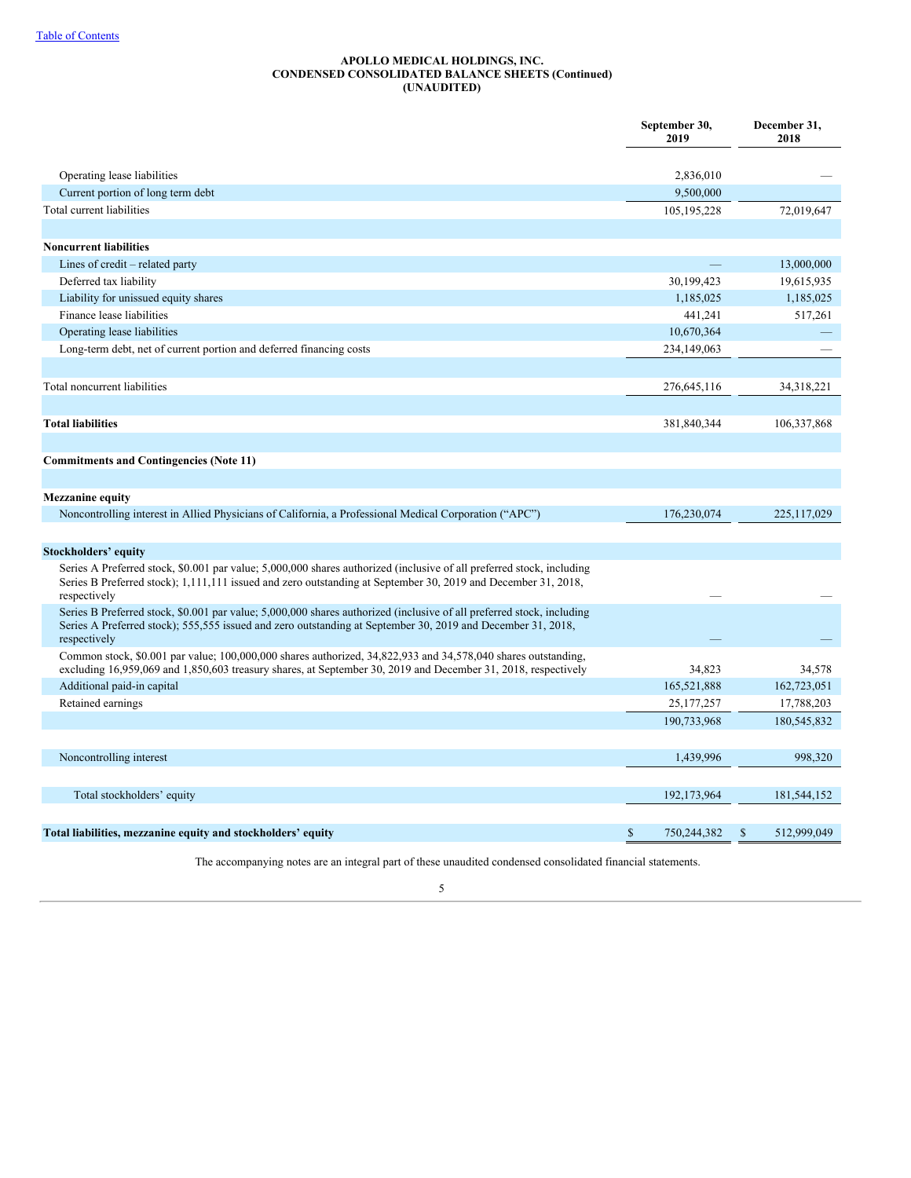APOLLO MEDICAL HOLDINGS, INC.
CONDENSED CONSOLIDATED BALANCE SHEETS (Continued)
(UNAUDITED)

| | September 30, 2019 | December 31, 2018 |
|---|---|---|
| Operating lease liabilities | 2,836,010 | — |
| Current portion of long term debt | 9,500,000 | |
| Total current liabilities | 105,195,228 | 72,019,647 |
| | | |
| **Noncurrent liabilities** | | |
| Lines of credit – related party | — | 13,000,000 |
| Deferred tax liability | 30,199,423 | 19,615,935 |
| Liability for unissued equity shares | 1,185,025 | 1,185,025 |
| Finance lease liabilities | 441,241 | 517,261 |
| Operating lease liabilities | 10,670,364 | — |
| Long-term debt, net of current portion and deferred financing costs | 234,149,063 | — |
| | | |
| Total noncurrent liabilities | 276,645,116 | 34,318,221 |
| | | |
| **Total liabilities** | 381,840,344 | 106,337,868 |
| | | |
| **Commitments and Contingencies (Note 11)** | | |
| | | |
| **Mezzanine equity** | | |
| Noncontrolling interest in Allied Physicians of California, a Professional Medical Corporation ("APC") | 176,230,074 | 225,117,029 |
| | | |
| **Stockholders' equity** | | |
| Series A Preferred stock, $0.001 par value; 5,000,000 shares authorized (inclusive of all preferred stock, including Series B Preferred stock); 1,111,111 issued and zero outstanding at September 30, 2019 and December 31, 2018, respectively | — | — |
| Series B Preferred stock, $0.001 par value; 5,000,000 shares authorized (inclusive of all preferred stock, including Series A Preferred stock); 555,555 issued and zero outstanding at September 30, 2019 and December 31, 2018, respectively | — | — |
| Common stock, $0.001 par value; 100,000,000 shares authorized, 34,822,933 and 34,578,040 shares outstanding, excluding 16,959,069 and 1,850,603 treasury shares, at September 30, 2019 and December 31, 2018, respectively | 34,823 | 34,578 |
| Additional paid-in capital | 165,521,888 | 162,723,051 |
| Retained earnings | 25,177,257 | 17,788,203 |
| | 190,733,968 | 180,545,832 |
| | | |
| Noncontrolling interest | 1,439,996 | 998,320 |
| | | |
| Total stockholders' equity | 192,173,964 | 181,544,152 |
| | | |
| **Total liabilities, mezzanine equity and stockholders' equity** | $ 750,244,382 | $ 512,999,049 |

The accompanying notes are an integral part of these unaudited condensed consolidated financial statements.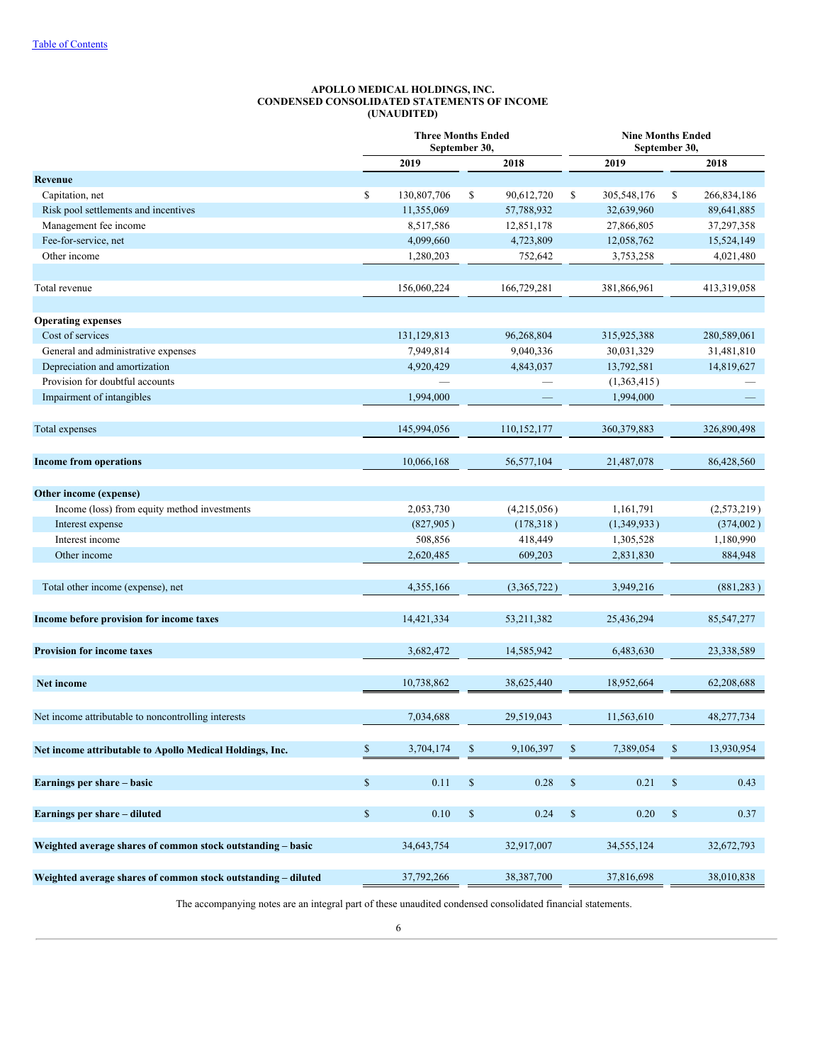Table of Contents

**APOLLO MEDICAL HOLDINGS, INC.**
**CONDENSED CONSOLIDATED STATEMENTS OF INCOME**
**(UNAUDITED)**

| | Three Months Ended September 30, | | Nine Months Ended September 30, | |
|---|---|---|---|---|
| | 2019 | 2018 | 2019 | 2018 |
| **Revenue** | | | | |
| Capitation, net | $ 130,807,706 | $ 90,612,720 | $ 305,548,176 | $ 266,834,186 |
| Risk pool settlements and incentives | 11,355,069 | 57,788,932 | 32,639,960 | 89,641,885 |
| Management fee income | 8,517,586 | 12,851,178 | 27,866,805 | 37,297,358 |
| Fee-for-service, net | 4,099,660 | 4,723,809 | 12,058,762 | 15,524,149 |
| Other income | 1,280,203 | 752,642 | 3,753,258 | 4,021,480 |
| Total revenue | 156,060,224 | 166,729,281 | 381,866,961 | 413,319,058 |
| **Operating expenses** | | | | |
| Cost of services | 131,129,813 | 96,268,804 | 315,925,388 | 280,589,061 |
| General and administrative expenses | 7,949,814 | 9,040,336 | 30,031,329 | 31,481,810 |
| Depreciation and amortization | 4,920,429 | 4,843,037 | 13,792,581 | 14,819,627 |
| Provision for doubtful accounts | — | — | (1,363,415) | — |
| Impairment of intangibles | 1,994,000 | — | 1,994,000 | — |
| Total expenses | 145,994,056 | 110,152,177 | 360,379,883 | 326,890,498 |
| **Income from operations** | 10,066,168 | 56,577,104 | 21,487,078 | 86,428,560 |
| **Other income (expense)** | | | | |
| Income (loss) from equity method investments | 2,053,730 | (4,215,056) | 1,161,791 | (2,573,219) |
| Interest expense | (827,905) | (178,318) | (1,349,933) | (374,002) |
| Interest income | 508,856 | 418,449 | 1,305,528 | 1,180,990 |
| Other income | 2,620,485 | 609,203 | 2,831,830 | 884,948 |
| Total other income (expense), net | 4,355,166 | (3,365,722) | 3,949,216 | (881,283) |
| **Income before provision for income taxes** | 14,421,334 | 53,211,382 | 25,436,294 | 85,547,277 |
| **Provision for income taxes** | 3,682,472 | 14,585,942 | 6,483,630 | 23,338,589 |
| **Net income** | 10,738,862 | 38,625,440 | 18,952,664 | 62,208,688 |
| Net income attributable to noncontrolling interests | 7,034,688 | 29,519,043 | 11,563,610 | 48,277,734 |
| **Net income attributable to Apollo Medical Holdings, Inc.** | $ 3,704,174 | $ 9,106,397 | $ 7,389,054 | $ 13,930,954 |
| **Earnings per share – basic** | $ 0.11 | $ 0.28 | $ 0.21 | $ 0.43 |
| **Earnings per share – diluted** | $ 0.10 | $ 0.24 | $ 0.20 | $ 0.37 |
| **Weighted average shares of common stock outstanding – basic** | 34,643,754 | 32,917,007 | 34,555,124 | 32,672,793 |
| **Weighted average shares of common stock outstanding – diluted** | 37,792,266 | 38,387,700 | 37,816,698 | 38,010,838 |

The accompanying notes are an integral part of these unaudited condensed consolidated financial statements.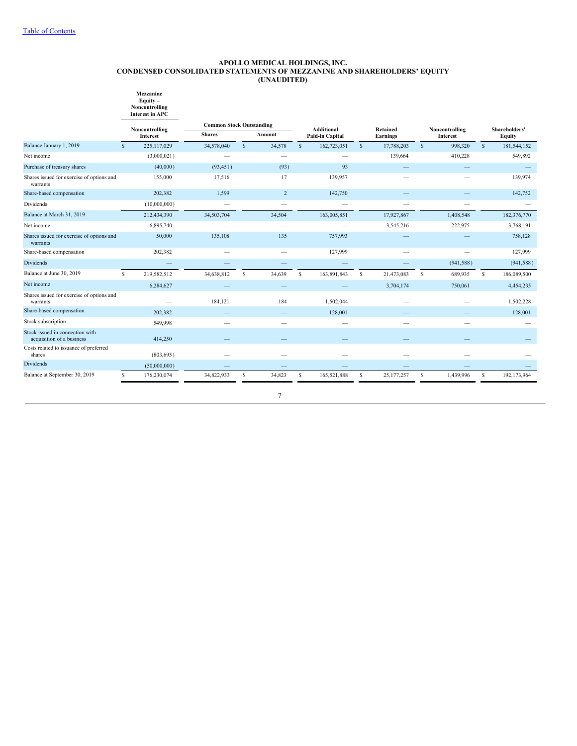Table of Contents

# APOLLO MEDICAL HOLDINGS, INC.
## CONDENSED CONSOLIDATED STATEMENTS OF MEZZANINE AND SHAREHOLDERS' EQUITY
### (UNAUDITED)

| | Mezzanine Equity – Noncontrolling Interest in APC | Common Stock Outstanding | | | | | |
|---|---|---|---|---|---|---|---|
| | Noncontrolling Interest | Shares | Amount | Additional Paid-in Capital | Retained Earnings | Noncontrolling Interest | Shareholders' Equity |
| Balance January 1, 2019 | $ 225,117,029 | 34,578,040 | $ 34,578 | $ 162,723,051 | $ 17,788,203 | $ 998,320 | $ 181,544,152 |
| Net income | (3,000,021) | — | — | — | 139,664 | 410,228 | 549,892 |
| Purchase of treasury shares | (40,000) | (93,451) | (93) | 93 | — | — | — |
| Shares issued for exercise of options and warrants | 155,000 | 17,516 | 17 | 139,957 | — | — | 139,974 |
| Share-based compensation | 202,382 | 1,599 | 2 | 142,750 | — | — | 142,752 |
| Dividends | (10,000,000) | — | — | — | — | — | — |
| Balance at March 31, 2019 | 212,434,390 | 34,503,704 | 34,504 | 163,005,851 | 17,927,867 | 1,408,548 | 182,376,770 |
| Net income | 6,895,740 | — | — | — | 3,545,216 | 222,975 | 3,768,191 |
| Shares issued for exercise of options and warrants | 50,000 | 135,108 | 135 | 757,993 | — | — | 758,128 |
| Share-based compensation | 202,382 | — | — | 127,999 | — | — | 127,999 |
| Dividends | — | — | — | — | — | (941,588) | (941,588) |
| Balance at June 30, 2019 | $ 219,582,512 | 34,638,812 | $ 34,639 | $ 163,891,843 | $ 21,473,083 | $ 689,935 | $ 186,089,500 |
| Net income | 6,284,627 | — | — | — | 3,704,174 | 750,061 | 4,454,235 |
| Shares issued for exercise of options and warrants | — | 184,121 | 184 | 1,502,044 | — | — | 1,502,228 |
| Share-based compensation | 202,382 | — | — | 128,001 | — | — | 128,001 |
| Stock subscription | 549,998 | — | — | — | — | — | — |
| Stock issued in connection with acquisition of a business | 414,250 | — | — | — | — | — | — |
| Costs related to issuance of preferred shares | (803,695) | — | — | — | — | — | — |
| Dividends | (50,000,000) | — | — | — | — | — | — |
| Balance at September 30, 2019 | $ 176,230,074 | 34,822,933 | $ 34,823 | $ 165,521,888 | $ 25,177,257 | $ 1,439,996 | $ 192,173,964 |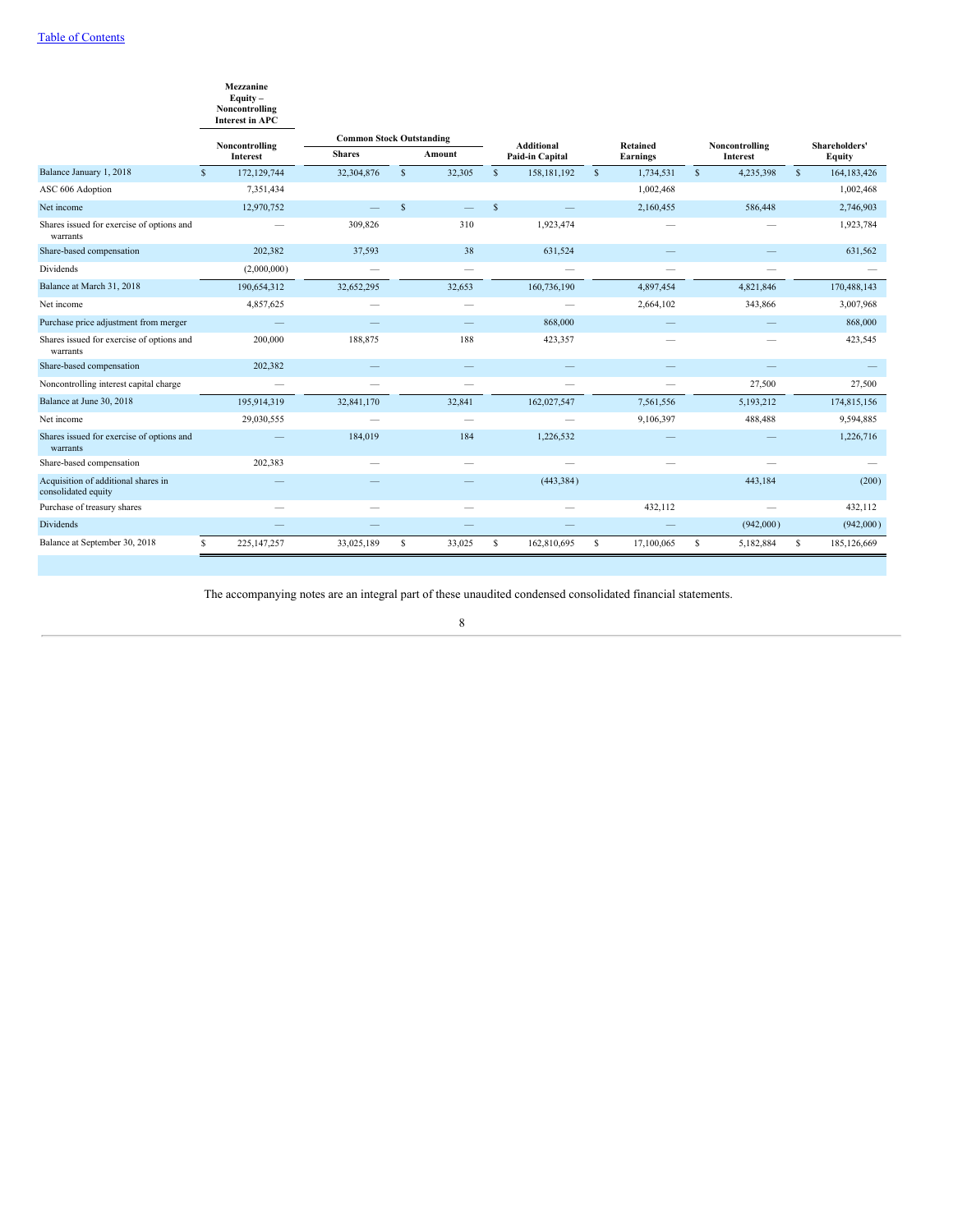| | Mezzanine Equity – Noncontrolling Interest in APC | Common Stock Outstanding | | Additional Paid-in Capital | Retained Earnings | Noncontrolling Interest | Shareholders' Equity |
|---|---|---|---|---|---|---|---|
| | Noncontrolling Interest | Shares | Amount | | | | |
| Balance January 1, 2018 | $ 172,129,744 | 32,304,876 | $ 32,305 | $ 158,181,192 | $ 1,734,531 | $ 4,235,398 | $ 164,183,426 |
| ASC 606 Adoption | 7,351,434 | | | | 1,002,468 | | 1,002,468 |
| Net income | 12,970,752 | — | $ — | $ — | 2,160,455 | 586,448 | 2,746,903 |
| Shares issued for exercise of options and warrants | — | 309,826 | 310 | 1,923,474 | — | — | 1,923,784 |
| Share-based compensation | 202,382 | 37,593 | 38 | 631,524 | — | — | 631,562 |
| Dividends | (2,000,000) | — | — | — | — | — | — |
| Balance at March 31, 2018 | 190,654,312 | 32,652,295 | 32,653 | 160,736,190 | 4,897,454 | 4,821,846 | 170,488,143 |
| Net income | 4,857,625 | — | — | — | 2,664,102 | 343,866 | 3,007,968 |
| Purchase price adjustment from merger | — | — | — | 868,000 | — | — | 868,000 |
| Shares issued for exercise of options and warrants | 200,000 | 188,875 | 188 | 423,357 | — | — | 423,545 |
| Share-based compensation | 202,382 | — | — | — | — | — | — |
| Noncontrolling interest capital charge | — | — | — | — | — | 27,500 | 27,500 |
| Balance at June 30, 2018 | 195,914,319 | 32,841,170 | 32,841 | 162,027,547 | 7,561,556 | 5,193,212 | 174,815,156 |
| Net income | 29,030,555 | — | — | — | 9,106,397 | 488,488 | 9,594,885 |
| Shares issued for exercise of options and warrants | — | 184,019 | 184 | 1,226,532 | — | — | 1,226,716 |
| Share-based compensation | 202,383 | — | — | — | — | — | — |
| Acquisition of additional shares in consolidated equity | — | — | — | (443,384) | | 443,184 | (200) |
| Purchase of treasury shares | — | — | — | — | 432,112 | — | 432,112 |
| Dividends | — | — | — | — | — | (942,000) | (942,000) |
| Balance at September 30, 2018 | $ 225,147,257 | 33,025,189 | $ 33,025 | $ 162,810,695 | $ 17,100,065 | $ 5,182,884 | $ 185,126,669 |

The accompanying notes are an integral part of these unaudited condensed consolidated financial statements.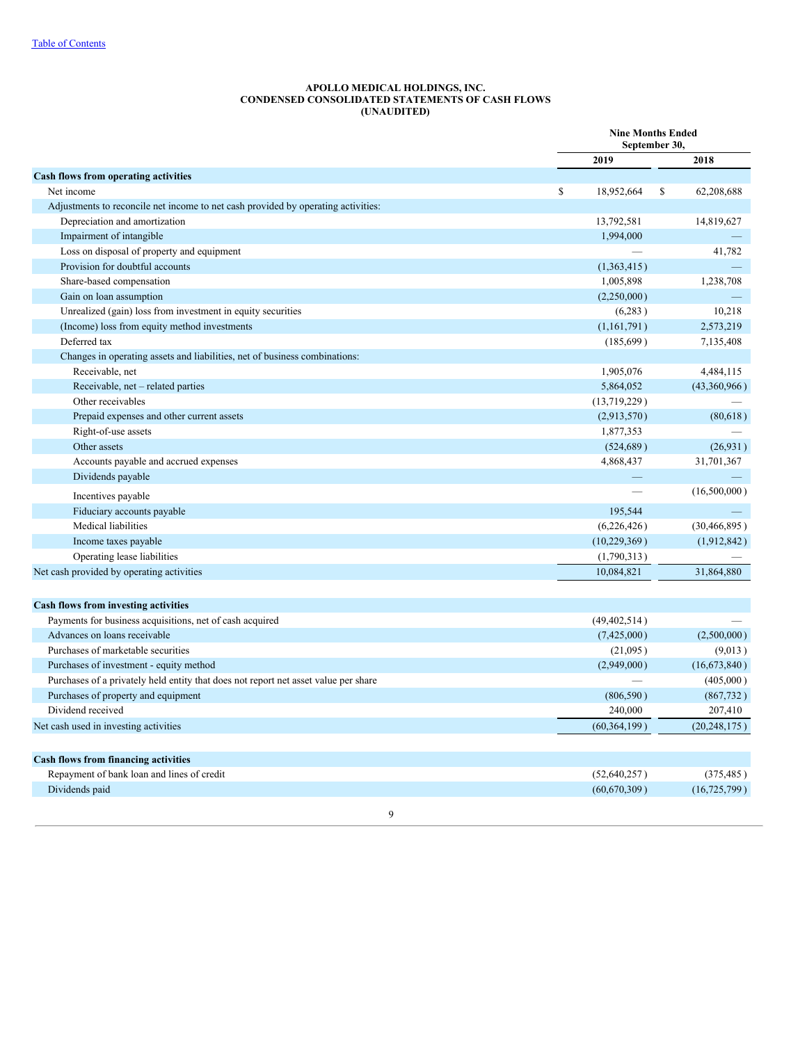[Table of Contents](#)

**APOLLO MEDICAL HOLDINGS, INC.**
**CONDENSED CONSOLIDATED STATEMENTS OF CASH FLOWS**
**(UNAUDITED)**

| | Nine Months Ended September 30, | |
|---|---|---|
| | **2019** | **2018** |
| **Cash flows from operating activities** | | |
| Net income | $ 18,952,664 | $ 62,208,688 |
| Adjustments to reconcile net income to net cash provided by operating activities: | | |
| Depreciation and amortization | 13,792,581 | 14,819,627 |
| Impairment of intangible | 1,994,000 | — |
| Loss on disposal of property and equipment | — | 41,782 |
| Provision for doubtful accounts | (1,363,415) | — |
| Share-based compensation | 1,005,898 | 1,238,708 |
| Gain on loan assumption | (2,250,000) | — |
| Unrealized (gain) loss from investment in equity securities | (6,283) | 10,218 |
| (Income) loss from equity method investments | (1,161,791) | 2,573,219 |
| Deferred tax | (185,699) | 7,135,408 |
| Changes in operating assets and liabilities, net of business combinations: | | |
| Receivable, net | 1,905,076 | 4,484,115 |
| Receivable, net – related parties | 5,864,052 | (43,360,966) |
| Other receivables | (13,719,229) | — |
| Prepaid expenses and other current assets | (2,913,570) | (80,618) |
| Right-of-use assets | 1,877,353 | — |
| Other assets | (524,689) | (26,931) |
| Accounts payable and accrued expenses | 4,868,437 | 31,701,367 |
| Dividends payable | — | — |
| Incentives payable | — | (16,500,000) |
| Fiduciary accounts payable | 195,544 | — |
| Medical liabilities | (6,226,426) | (30,466,895) |
| Income taxes payable | (10,229,369) | (1,912,842) |
| Operating lease liabilities | (1,790,313) | — |
| Net cash provided by operating activities | 10,084,821 | 31,864,880 |
| | | |
| **Cash flows from investing activities** | | |
| Payments for business acquisitions, net of cash acquired | (49,402,514) | — |
| Advances on loans receivable | (7,425,000) | (2,500,000) |
| Purchases of marketable securities | (21,095) | (9,013) |
| Purchases of investment - equity method | (2,949,000) | (16,673,840) |
| Purchases of a privately held entity that does not report net asset value per share | — | (405,000) |
| Purchases of property and equipment | (806,590) | (867,732) |
| Dividend received | 240,000 | 207,410 |
| Net cash used in investing activities | (60,364,199) | (20,248,175) |
| | | |
| **Cash flows from financing activities** | | |
| Repayment of bank loan and lines of credit | (52,640,257) | (375,485) |
| Dividends paid | (60,670,309) | (16,725,799) |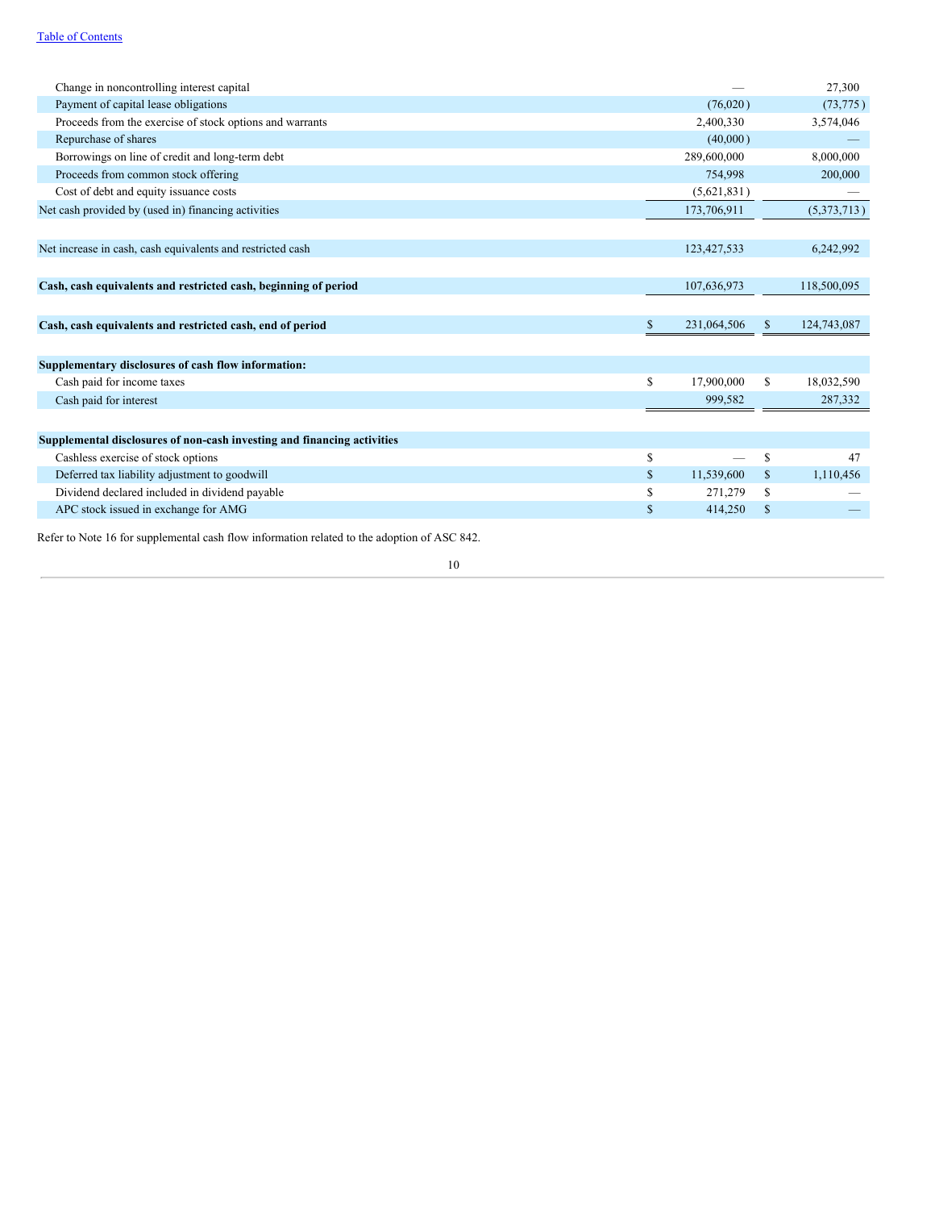| | | |
|---|---|---|
| Change in noncontrolling interest capital | — | 27,300 |
| Payment of capital lease obligations | (76,020) | (73,775) |
| Proceeds from the exercise of stock options and warrants | 2,400,330 | 3,574,046 |
| Repurchase of shares | (40,000) | — |
| Borrowings on line of credit and long-term debt | 289,600,000 | 8,000,000 |
| Proceeds from common stock offering | 754,998 | 200,000 |
| Cost of debt and equity issuance costs | (5,621,831) | — |
| Net cash provided by (used in) financing activities | 173,706,911 | (5,373,713) |
| | | |
| Net increase in cash, cash equivalents and restricted cash | 123,427,533 | 6,242,992 |
| | | |
| **Cash, cash equivalents and restricted cash, beginning of period** | 107,636,973 | 118,500,095 |
| | | |
| **Cash, cash equivalents and restricted cash, end of period** | $ 231,064,506 | $ 124,743,087 |
| | | |
| **Supplementary disclosures of cash flow information:** | | |
| Cash paid for income taxes | $ 17,900,000 | $ 18,032,590 |
| Cash paid for interest | 999,582 | 287,332 |
| | | |
| **Supplemental disclosures of non-cash investing and financing activities** | | |
| Cashless exercise of stock options | $ — | $ 47 |
| Deferred tax liability adjustment to goodwill | $ 11,539,600 | $ 1,110,456 |
| Dividend declared included in dividend payable | $ 271,279 | $ — |
| APC stock issued in exchange for AMG | $ 414,250 | $ — |

Refer to Note 16 for supplemental cash flow information related to the adoption of ASC 842.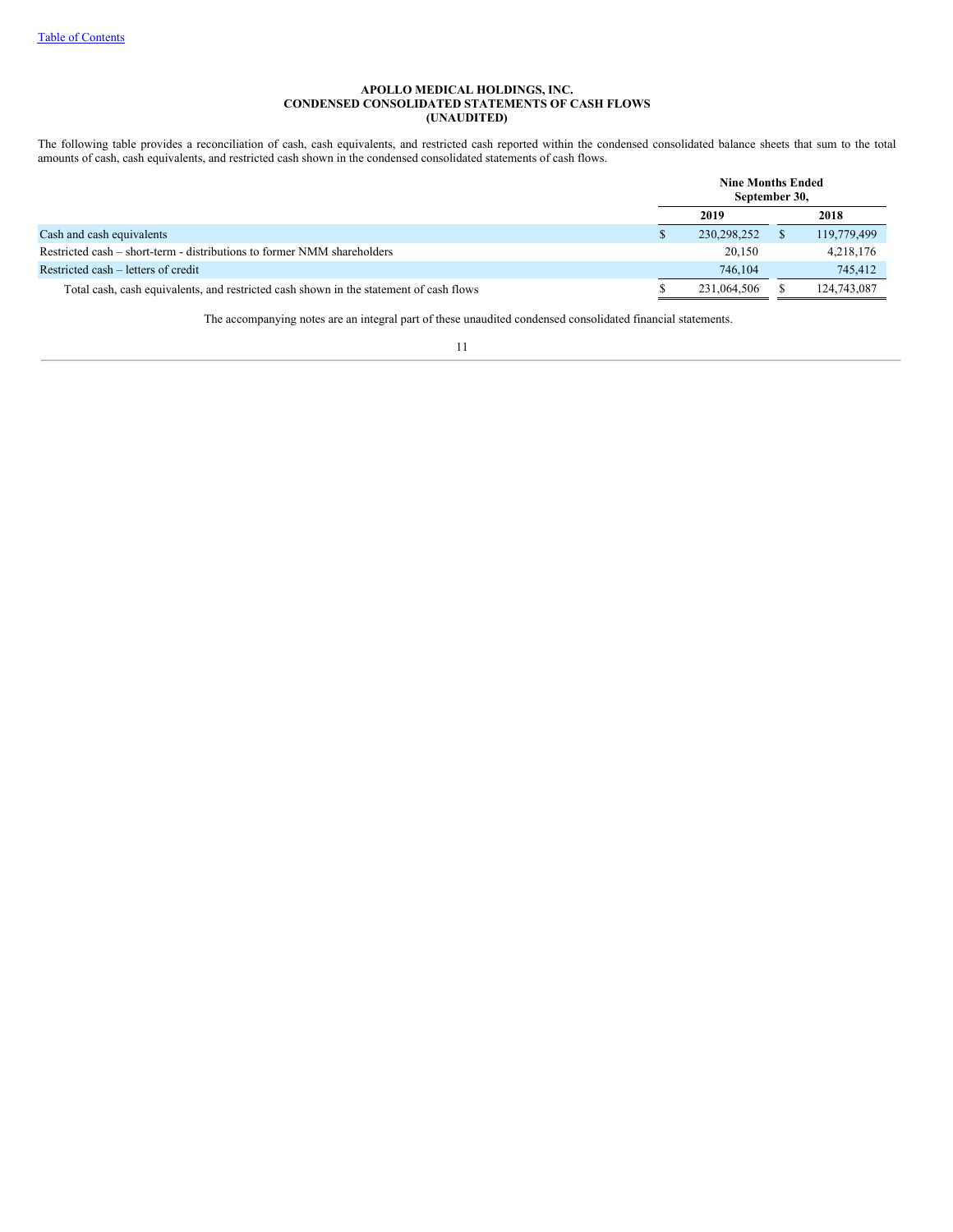**APOLLO MEDICAL HOLDINGS, INC.**
**CONDENSED CONSOLIDATED STATEMENTS OF CASH FLOWS**
**(UNAUDITED)**

The following table provides a reconciliation of cash, cash equivalents, and restricted cash reported within the condensed consolidated balance sheets that sum to the total amounts of cash, cash equivalents, and restricted cash shown in the condensed consolidated statements of cash flows.

| | Nine Months Ended September 30, | |
|---|---|---|
| | 2019 | 2018 |
| Cash and cash equivalents | $ 230,298,252 | $ 119,779,499 |
| Restricted cash – short-term - distributions to former NMM shareholders | 20,150 | 4,218,176 |
| Restricted cash – letters of credit | 746,104 | 745,412 |
| Total cash, cash equivalents, and restricted cash shown in the statement of cash flows | $ 231,064,506 | $ 124,743,087 |

The accompanying notes are an integral part of these unaudited condensed consolidated financial statements.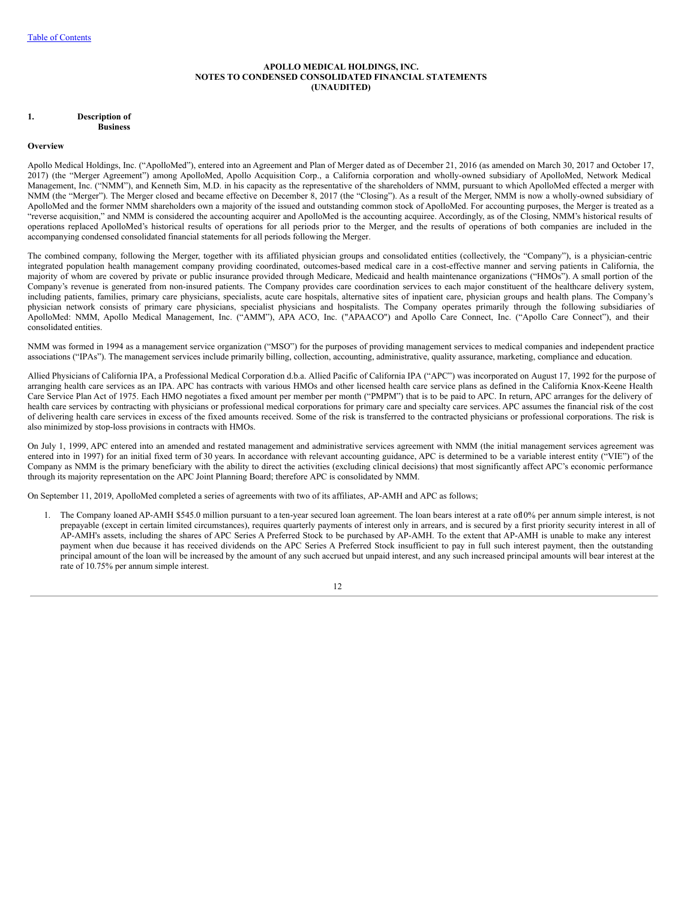[Table of Contents](#)

**APOLLO MEDICAL HOLDINGS, INC.**
**NOTES TO CONDENSED CONSOLIDATED FINANCIAL STATEMENTS**
**(UNAUDITED)**

## 1. Description of Business

**Overview**

Apollo Medical Holdings, Inc. ("ApolloMed"), entered into an Agreement and Plan of Merger dated as of December 21, 2016 (as amended on March 30, 2017 and October 17, 2017) (the "Merger Agreement") among ApolloMed, Apollo Acquisition Corp., a California corporation and wholly-owned subsidiary of ApolloMed, Network Medical Management, Inc. ("NMM"), and Kenneth Sim, M.D. in his capacity as the representative of the shareholders of NMM, pursuant to which ApolloMed effected a merger with NMM (the "Merger"). The Merger closed and became effective on December 8, 2017 (the "Closing"). As a result of the Merger, NMM is now a wholly-owned subsidiary of ApolloMed and the former NMM shareholders own a majority of the issued and outstanding common stock of ApolloMed. For accounting purposes, the Merger is treated as a "reverse acquisition," and NMM is considered the accounting acquirer and ApolloMed is the accounting acquiree. Accordingly, as of the Closing, NMM's historical results of operations replaced ApolloMed's historical results of operations for all periods prior to the Merger, and the results of operations of both companies are included in the accompanying condensed consolidated financial statements for all periods following the Merger.

The combined company, following the Merger, together with its affiliated physician groups and consolidated entities (collectively, the "Company"), is a physician-centric integrated population health management company providing coordinated, outcomes-based medical care in a cost-effective manner and serving patients in California, the majority of whom are covered by private or public insurance provided through Medicare, Medicaid and health maintenance organizations ("HMOs"). A small portion of the Company's revenue is generated from non-insured patients. The Company provides care coordination services to each major constituent of the healthcare delivery system, including patients, families, primary care physicians, specialists, acute care hospitals, alternative sites of inpatient care, physician groups and health plans. The Company's physician network consists of primary care physicians, specialist physicians and hospitalists. The Company operates primarily through the following subsidiaries of ApolloMed: NMM, Apollo Medical Management, Inc. ("AMM"), APA ACO, Inc. ("APAACO") and Apollo Care Connect, Inc. ("Apollo Care Connect"), and their consolidated entities.

NMM was formed in 1994 as a management service organization ("MSO") for the purposes of providing management services to medical companies and independent practice associations ("IPAs"). The management services include primarily billing, collection, accounting, administrative, quality assurance, marketing, compliance and education.

Allied Physicians of California IPA, a Professional Medical Corporation d.b.a. Allied Pacific of California IPA ("APC") was incorporated on August 17, 1992 for the purpose of arranging health care services as an IPA. APC has contracts with various HMOs and other licensed health care service plans as defined in the California Knox-Keene Health Care Service Plan Act of 1975. Each HMO negotiates a fixed amount per member per month ("PMPM") that is to be paid to APC. In return, APC arranges for the delivery of health care services by contracting with physicians or professional medical corporations for primary care and specialty care services. APC assumes the financial risk of the cost of delivering health care services in excess of the fixed amounts received. Some of the risk is transferred to the contracted physicians or professional corporations. The risk is also minimized by stop-loss provisions in contracts with HMOs.

On July 1, 1999, APC entered into an amended and restated management and administrative services agreement with NMM (the initial management services agreement was entered into in 1997) for an initial fixed term of 30 years. In accordance with relevant accounting guidance, APC is determined to be a variable interest entity ("VIE") of the Company as NMM is the primary beneficiary with the ability to direct the activities (excluding clinical decisions) that most significantly affect APC's economic performance through its majority representation on the APC Joint Planning Board; therefore APC is consolidated by NMM.

On September 11, 2019, ApolloMed completed a series of agreements with two of its affiliates, AP-AMH and APC as follows;

1. The Company loaned AP-AMH $545.0 million pursuant to a ten-year secured loan agreement. The loan bears interest at a rate of 10% per annum simple interest, is not prepayable (except in certain limited circumstances), requires quarterly payments of interest only in arrears, and is secured by a first priority security interest in all of AP-AMH's assets, including the shares of APC Series A Preferred Stock to be purchased by AP-AMH. To the extent that AP-AMH is unable to make any interest payment when due because it has received dividends on the APC Series A Preferred Stock insufficient to pay in full such interest payment, then the outstanding principal amount of the loan will be increased by the amount of any such accrued but unpaid interest, and any such increased principal amounts will bear interest at the rate of 10.75% per annum simple interest.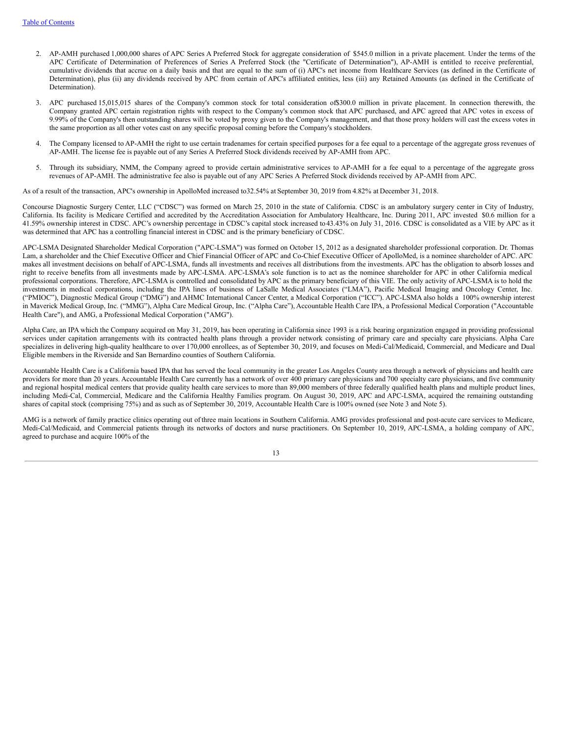2. AP-AMH purchased 1,000,000 shares of APC Series A Preferred Stock for aggregate consideration of $545.0 million in a private placement. Under the terms of the APC Certificate of Determination of Preferences of Series A Preferred Stock (the "Certificate of Determination"), AP-AMH is entitled to receive preferential, cumulative dividends that accrue on a daily basis and that are equal to the sum of (i) APC's net income from Healthcare Services (as defined in the Certificate of Determination), plus (ii) any dividends received by APC from certain of APC's affiliated entities, less (iii) any Retained Amounts (as defined in the Certificate of Determination).

3. APC purchased 15,015,015 shares of the Company's common stock for total consideration of $300.0 million in private placement. In connection therewith, the Company granted APC certain registration rights with respect to the Company's common stock that APC purchased, and APC agreed that APC votes in excess of 9.99% of the Company's then outstanding shares will be voted by proxy given to the Company's management, and that those proxy holders will cast the excess votes in the same proportion as all other votes cast on any specific proposal coming before the Company's stockholders.

4. The Company licensed to AP-AMH the right to use certain tradenames for certain specified purposes for a fee equal to a percentage of the aggregate gross revenues of AP-AMH. The license fee is payable out of any Series A Preferred Stock dividends received by AP-AMH from APC.

5. Through its subsidiary, NMM, the Company agreed to provide certain administrative services to AP-AMH for a fee equal to a percentage of the aggregate gross revenues of AP-AMH. The administrative fee also is payable out of any APC Series A Preferred Stock dividends received by AP-AMH from APC.

As of a result of the transaction, APC's ownership in ApolloMed increased to 32.54% at September 30, 2019 from 4.82% at December 31, 2018.

Concourse Diagnostic Surgery Center, LLC ("CDSC") was formed on March 25, 2010 in the state of California. CDSC is an ambulatory surgery center in City of Industry, California. Its facility is Medicare Certified and accredited by the Accreditation Association for Ambulatory Healthcare, Inc. During 2011, APC invested $0.6 million for a 41.59% ownership interest in CDSC. APC's ownership percentage in CDSC's capital stock increased to 43.43% on July 31, 2016. CDSC is consolidated as a VIE by APC as it was determined that APC has a controlling financial interest in CDSC and is the primary beneficiary of CDSC.

APC-LSMA Designated Shareholder Medical Corporation ("APC-LSMA") was formed on October 15, 2012 as a designated shareholder professional corporation. Dr. Thomas Lam, a shareholder and the Chief Executive Officer and Chief Financial Officer of APC and Co-Chief Executive Officer of ApolloMed, is a nominee shareholder of APC. APC makes all investment decisions on behalf of APC-LSMA, funds all investments and receives all distributions from the investments. APC has the obligation to absorb losses and right to receive benefits from all investments made by APC-LSMA. APC-LSMA's sole function is to act as the nominee shareholder for APC in other California medical professional corporations. Therefore, APC-LSMA is controlled and consolidated by APC as the primary beneficiary of this VIE. The only activity of APC-LSMA is to hold the investments in medical corporations, including the IPA lines of business of LaSalle Medical Associates ("LMA"), Pacific Medical Imaging and Oncology Center, Inc. ("PMIOC"), Diagnostic Medical Group ("DMG") and AHMC International Cancer Center, a Medical Corporation ("ICC"). APC-LSMA also holds a 100% ownership interest in Maverick Medical Group, Inc. ("MMG"), Alpha Care Medical Group, Inc. ("Alpha Care"), Accountable Health Care IPA, a Professional Medical Corporation ("Accountable Health Care"), and AMG, a Professional Medical Corporation ("AMG").

Alpha Care, an IPA which the Company acquired on May 31, 2019, has been operating in California since 1993 is a risk bearing organization engaged in providing professional services under capitation arrangements with its contracted health plans through a provider network consisting of primary care and specialty care physicians. Alpha Care specializes in delivering high-quality healthcare to over 170,000 enrollees, as of September 30, 2019, and focuses on Medi-Cal/Medicaid, Commercial, and Medicare and Dual Eligible members in the Riverside and San Bernardino counties of Southern California.

Accountable Health Care is a California based IPA that has served the local community in the greater Los Angeles County area through a network of physicians and health care providers for more than 20 years. Accountable Health Care currently has a network of over 400 primary care physicians and 700 specialty care physicians, and five community and regional hospital medical centers that provide quality health care services to more than 89,000 members of three federally qualified health plans and multiple product lines, including Medi-Cal, Commercial, Medicare and the California Healthy Families program. On August 30, 2019, APC and APC-LSMA, acquired the remaining outstanding shares of capital stock (comprising 75%) and as such as of September 30, 2019, Accountable Health Care is 100% owned (see Note 3 and Note 5).

AMG is a network of family practice clinics operating out of three main locations in Southern California. AMG provides professional and post-acute care services to Medicare, Medi-Cal/Medicaid, and Commercial patients through its networks of doctors and nurse practitioners. On September 10, 2019, APC-LSMA, a holding company of APC, agreed to purchase and acquire 100% of the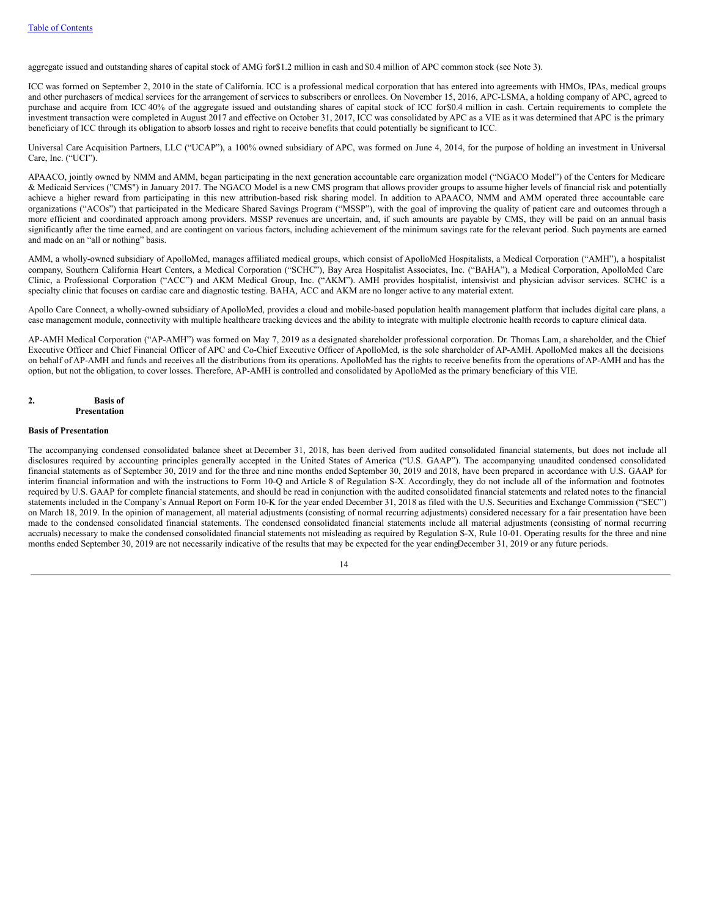aggregate issued and outstanding shares of capital stock of AMG for $1.2 million in cash and $0.4 million of APC common stock (see Note 3).

ICC was formed on September 2, 2010 in the state of California. ICC is a professional medical corporation that has entered into agreements with HMOs, IPAs, medical groups and other purchasers of medical services for the arrangement of services to subscribers or enrollees. On November 15, 2016, APC-LSMA, a holding company of APC, agreed to purchase and acquire from ICC 40% of the aggregate issued and outstanding shares of capital stock of ICC for $0.4 million in cash. Certain requirements to complete the investment transaction were completed in August 2017 and effective on October 31, 2017, ICC was consolidated by APC as a VIE as it was determined that APC is the primary beneficiary of ICC through its obligation to absorb losses and right to receive benefits that could potentially be significant to ICC.

Universal Care Acquisition Partners, LLC ("UCAP"), a 100% owned subsidiary of APC, was formed on June 4, 2014, for the purpose of holding an investment in Universal Care, Inc. ("UCI").

APAACO, jointly owned by NMM and AMM, began participating in the next generation accountable care organization model ("NGACO Model") of the Centers for Medicare & Medicaid Services ("CMS") in January 2017. The NGACO Model is a new CMS program that allows provider groups to assume higher levels of financial risk and potentially achieve a higher reward from participating in this new attribution-based risk sharing model. In addition to APAACO, NMM and AMM operated three accountable care organizations ("ACOs") that participated in the Medicare Shared Savings Program ("MSSP"), with the goal of improving the quality of patient care and outcomes through a more efficient and coordinated approach among providers. MSSP revenues are uncertain, and, if such amounts are payable by CMS, they will be paid on an annual basis significantly after the time earned, and are contingent on various factors, including achievement of the minimum savings rate for the relevant period. Such payments are earned and made on an "all or nothing" basis.

AMM, a wholly-owned subsidiary of ApolloMed, manages affiliated medical groups, which consist of ApolloMed Hospitalists, a Medical Corporation ("AMH"), a hospitalist company, Southern California Heart Centers, a Medical Corporation ("SCHC"), Bay Area Hospitalist Associates, Inc. ("BAHA"), a Medical Corporation, ApolloMed Care Clinic, a Professional Corporation ("ACC") and AKM Medical Group, Inc. ("AKM"). AMH provides hospitalist, intensivist and physician advisor services. SCHC is a specialty clinic that focuses on cardiac care and diagnostic testing. BAHA, ACC and AKM are no longer active to any material extent.

Apollo Care Connect, a wholly-owned subsidiary of ApolloMed, provides a cloud and mobile-based population health management platform that includes digital care plans, a case management module, connectivity with multiple healthcare tracking devices and the ability to integrate with multiple electronic health records to capture clinical data.

AP-AMH Medical Corporation ("AP-AMH") was formed on May 7, 2019 as a designated shareholder professional corporation. Dr. Thomas Lam, a shareholder, and the Chief Executive Officer and Chief Financial Officer of APC and Co-Chief Executive Officer of ApolloMed, is the sole shareholder of AP-AMH. ApolloMed makes all the decisions on behalf of AP-AMH and funds and receives all the distributions from its operations. ApolloMed has the rights to receive benefits from the operations of AP-AMH and has the option, but not the obligation, to cover losses. Therefore, AP-AMH is controlled and consolidated by ApolloMed as the primary beneficiary of this VIE.

## 2. Basis of Presentation

**Basis of Presentation**

The accompanying condensed consolidated balance sheet at December 31, 2018, has been derived from audited consolidated financial statements, but does not include all disclosures required by accounting principles generally accepted in the United States of America ("U.S. GAAP"). The accompanying unaudited condensed consolidated financial statements as of September 30, 2019 and for the three and nine months ended September 30, 2019 and 2018, have been prepared in accordance with U.S. GAAP for interim financial information and with the instructions to Form 10-Q and Article 8 of Regulation S-X. Accordingly, they do not include all of the information and footnotes required by U.S. GAAP for complete financial statements, and should be read in conjunction with the audited consolidated financial statements and related notes to the financial statements included in the Company's Annual Report on Form 10-K for the year ended December 31, 2018 as filed with the U.S. Securities and Exchange Commission ("SEC") on March 18, 2019. In the opinion of management, all material adjustments (consisting of normal recurring adjustments) considered necessary for a fair presentation have been made to the condensed consolidated financial statements. The condensed consolidated financial statements include all material adjustments (consisting of normal recurring accruals) necessary to make the condensed consolidated financial statements not misleading as required by Regulation S-X, Rule 10-01. Operating results for the three and nine months ended September 30, 2019 are not necessarily indicative of the results that may be expected for the year ending December 31, 2019 or any future periods.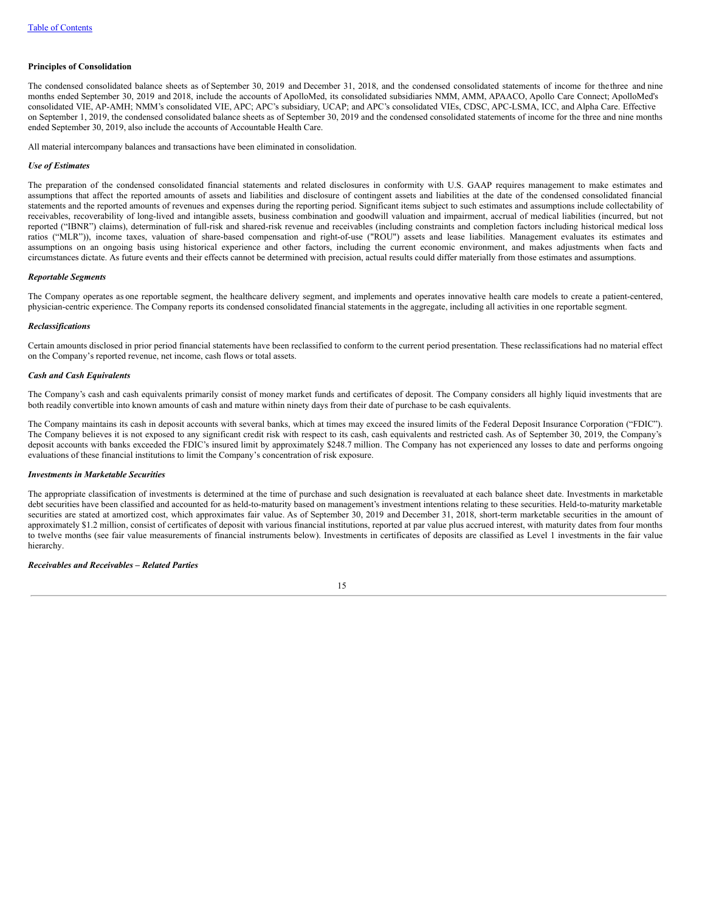**Principles of Consolidation**

The condensed consolidated balance sheets as of September 30, 2019 and December 31, 2018, and the condensed consolidated statements of income for the three and nine months ended September 30, 2019 and 2018, include the accounts of ApolloMed, its consolidated subsidiaries NMM, AMM, APAACO, Apollo Care Connect; ApolloMed's consolidated VIE, AP-AMH; NMM's consolidated VIE, APC; APC's subsidiary, UCAP; and APC's consolidated VIEs, CDSC, APC-LSMA, ICC, and Alpha Care. Effective on September 1, 2019, the condensed consolidated balance sheets as of September 30, 2019 and the condensed consolidated statements of income for the three and nine months ended September 30, 2019, also include the accounts of Accountable Health Care.

All material intercompany balances and transactions have been eliminated in consolidation.

***Use of Estimates***

The preparation of the condensed consolidated financial statements and related disclosures in conformity with U.S. GAAP requires management to make estimates and assumptions that affect the reported amounts of assets and liabilities and disclosure of contingent assets and liabilities at the date of the condensed consolidated financial statements and the reported amounts of revenues and expenses during the reporting period. Significant items subject to such estimates and assumptions include collectability of receivables, recoverability of long-lived and intangible assets, business combination and goodwill valuation and impairment, accrual of medical liabilities (incurred, but not reported ("IBNR") claims), determination of full-risk and shared-risk revenue and receivables (including constraints and completion factors including historical medical loss ratios ("MLR")), income taxes, valuation of share-based compensation and right-of-use ("ROU") assets and lease liabilities. Management evaluates its estimates and assumptions on an ongoing basis using historical experience and other factors, including the current economic environment, and makes adjustments when facts and circumstances dictate. As future events and their effects cannot be determined with precision, actual results could differ materially from those estimates and assumptions.

***Reportable Segments***

The Company operates as one reportable segment, the healthcare delivery segment, and implements and operates innovative health care models to create a patient-centered, physician-centric experience. The Company reports its condensed consolidated financial statements in the aggregate, including all activities in one reportable segment.

***Reclassifications***

Certain amounts disclosed in prior period financial statements have been reclassified to conform to the current period presentation. These reclassifications had no material effect on the Company's reported revenue, net income, cash flows or total assets.

***Cash and Cash Equivalents***

The Company's cash and cash equivalents primarily consist of money market funds and certificates of deposit. The Company considers all highly liquid investments that are both readily convertible into known amounts of cash and mature within ninety days from their date of purchase to be cash equivalents.

The Company maintains its cash in deposit accounts with several banks, which at times may exceed the insured limits of the Federal Deposit Insurance Corporation ("FDIC"). The Company believes it is not exposed to any significant credit risk with respect to its cash, cash equivalents and restricted cash. As of September 30, 2019, the Company's deposit accounts with banks exceeded the FDIC's insured limit by approximately $248.7 million. The Company has not experienced any losses to date and performs ongoing evaluations of these financial institutions to limit the Company's concentration of risk exposure.

***Investments in Marketable Securities***

The appropriate classification of investments is determined at the time of purchase and such designation is reevaluated at each balance sheet date. Investments in marketable debt securities have been classified and accounted for as held-to-maturity based on management's investment intentions relating to these securities. Held-to-maturity marketable securities are stated at amortized cost, which approximates fair value. As of September 30, 2019 and December 31, 2018, short-term marketable securities in the amount of approximately $1.2 million, consist of certificates of deposit with various financial institutions, reported at par value plus accrued interest, with maturity dates from four months to twelve months (see fair value measurements of financial instruments below). Investments in certificates of deposits are classified as Level 1 investments in the fair value hierarchy.

***Receivables and Receivables – Related Parties***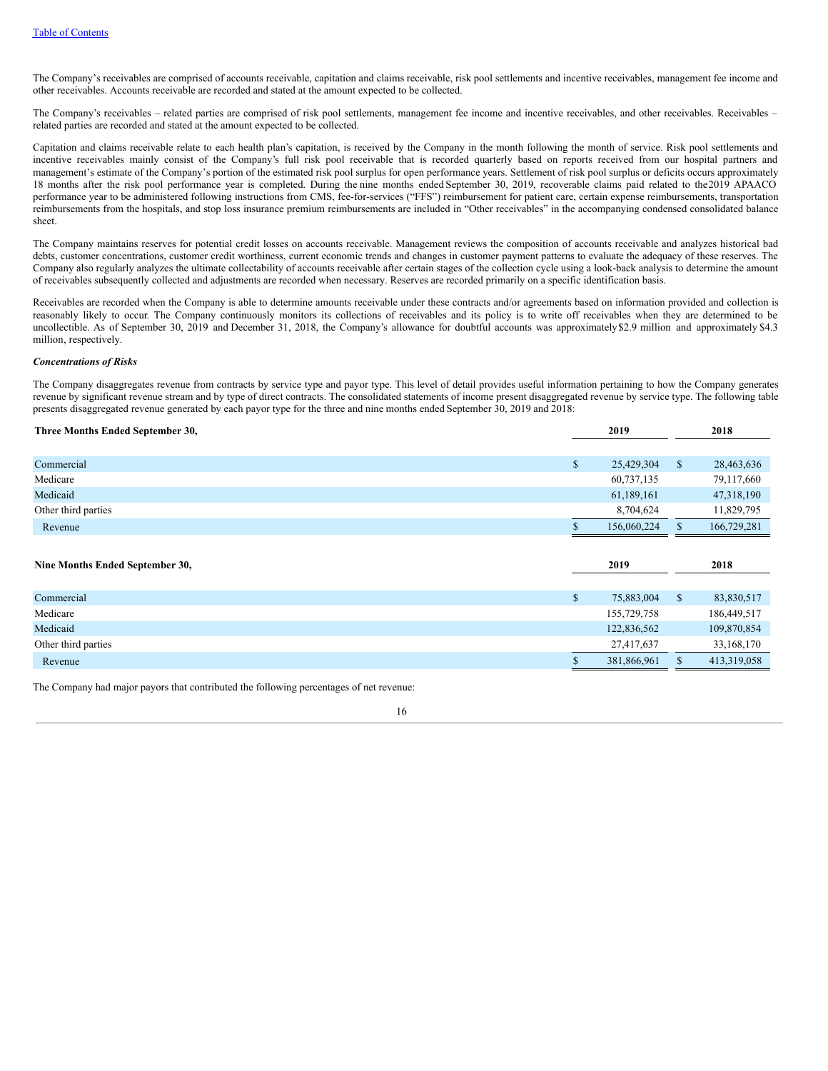The Company's receivables are comprised of accounts receivable, capitation and claims receivable, risk pool settlements and incentive receivables, management fee income and other receivables. Accounts receivable are recorded and stated at the amount expected to be collected.

The Company's receivables – related parties are comprised of risk pool settlements, management fee income and incentive receivables, and other receivables. Receivables – related parties are recorded and stated at the amount expected to be collected.

Capitation and claims receivable relate to each health plan's capitation, is received by the Company in the month following the month of service. Risk pool settlements and incentive receivables mainly consist of the Company's full risk pool receivable that is recorded quarterly based on reports received from our hospital partners and management's estimate of the Company's portion of the estimated risk pool surplus for open performance years. Settlement of risk pool surplus or deficits occurs approximately 18 months after the risk pool performance year is completed. During the nine months ended September 30, 2019, recoverable claims paid related to the 2019 APAACO performance year to be administered following instructions from CMS, fee-for-services ("FFS") reimbursement for patient care, certain expense reimbursements, transportation reimbursements from the hospitals, and stop loss insurance premium reimbursements are included in "Other receivables" in the accompanying condensed consolidated balance sheet.

The Company maintains reserves for potential credit losses on accounts receivable. Management reviews the composition of accounts receivable and analyzes historical bad debts, customer concentrations, customer credit worthiness, current economic trends and changes in customer payment patterns to evaluate the adequacy of these reserves. The Company also regularly analyzes the ultimate collectability of accounts receivable after certain stages of the collection cycle using a look-back analysis to determine the amount of receivables subsequently collected and adjustments are recorded when necessary. Reserves are recorded primarily on a specific identification basis.

Receivables are recorded when the Company is able to determine amounts receivable under these contracts and/or agreements based on information provided and collection is reasonably likely to occur. The Company continuously monitors its collections of receivables and its policy is to write off receivables when they are determined to be uncollectible. As of September 30, 2019 and December 31, 2018, the Company's allowance for doubtful accounts was approximately $2.9 million and approximately $4.3 million, respectively.

***Concentrations of Risks***

The Company disaggregates revenue from contracts by service type and payor type. This level of detail provides useful information pertaining to how the Company generates revenue by significant revenue stream and by type of direct contracts. The consolidated statements of income present disaggregated revenue by service type. The following table presents disaggregated revenue generated by each payor type for the three and nine months ended September 30, 2019 and 2018:

| **Three Months Ended September 30,** | **2019** | **2018** |
|---|---|---|
| Commercial | $ 25,429,304 | $ 28,463,636 |
| Medicare | 60,737,135 | 79,117,660 |
| Medicaid | 61,189,161 | 47,318,190 |
| Other third parties | 8,704,624 | 11,829,795 |
| Revenue | $ 156,060,224 | $ 166,729,281 |

| **Nine Months Ended September 30,** | **2019** | **2018** |
|---|---|---|
| Commercial | $ 75,883,004 | $ 83,830,517 |
| Medicare | 155,729,758 | 186,449,517 |
| Medicaid | 122,836,562 | 109,870,854 |
| Other third parties | 27,417,637 | 33,168,170 |
| Revenue | $ 381,866,961 | $ 413,319,058 |

The Company had major payors that contributed the following percentages of net revenue: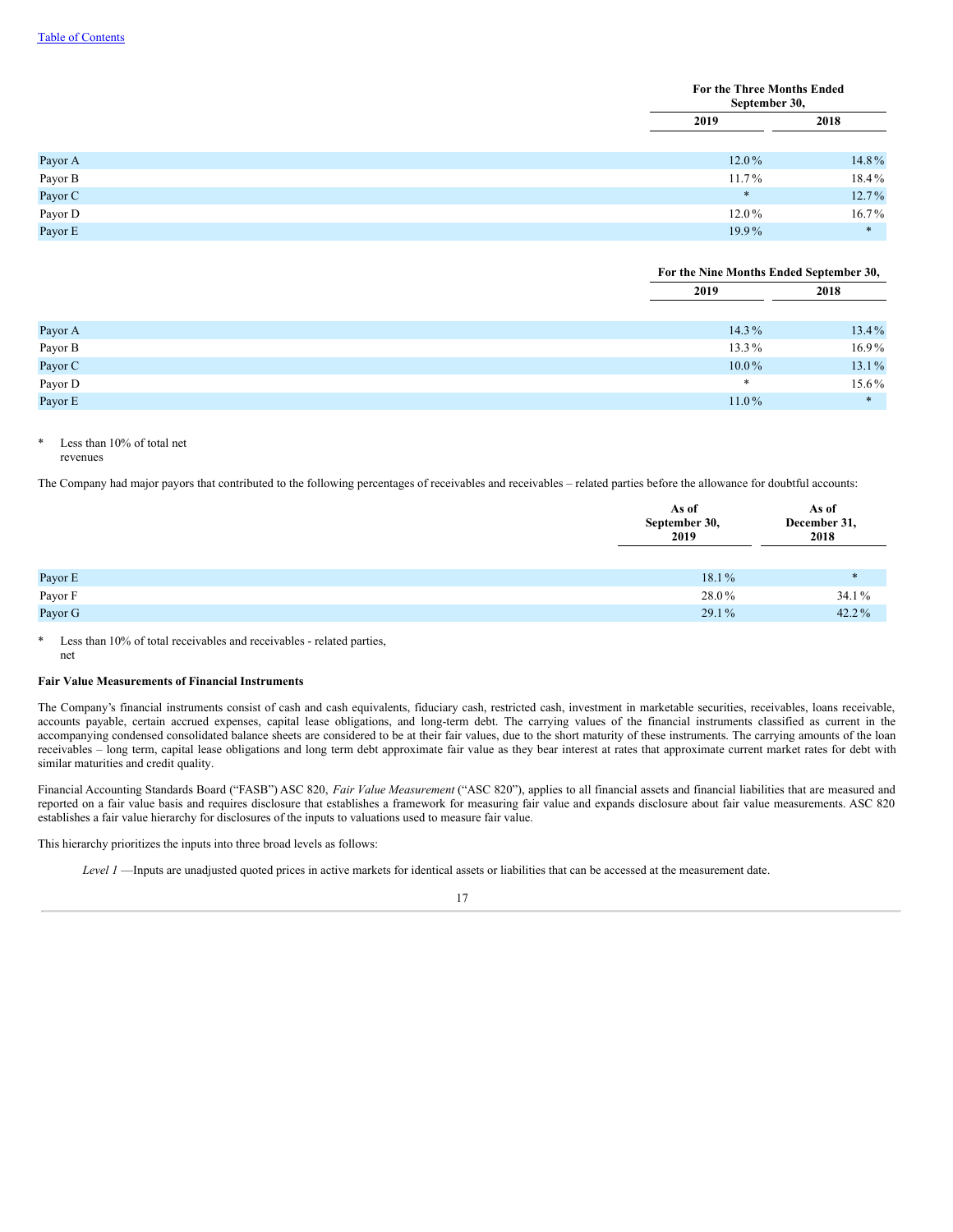| | For the Three Months Ended September 30, | |
|---|---|---|
| | 2019 | 2018 |
| Payor A | 12.0% | 14.8% |
| Payor B | 11.7% | 18.4% |
| Payor C | * | 12.7% |
| Payor D | 12.0% | 16.7% |
| Payor E | 19.9% | * |

| | For the Nine Months Ended September 30, | |
|---|---|---|
| | 2019 | 2018 |
| Payor A | 14.3% | 13.4% |
| Payor B | 13.3% | 16.9% |
| Payor C | 10.0% | 13.1% |
| Payor D | * | 15.6% |
| Payor E | 11.0% | * |

\* Less than 10% of total net revenues

The Company had major payors that contributed to the following percentages of receivables and receivables – related parties before the allowance for doubtful accounts:

| | As of September 30, 2019 | As of December 31, 2018 |
|---|---|---|
| Payor E | 18.1% | * |
| Payor F | 28.0% | 34.1% |
| Payor G | 29.1% | 42.2% |

\* Less than 10% of total receivables and receivables - related parties, net

**Fair Value Measurements of Financial Instruments**

The Company's financial instruments consist of cash and cash equivalents, fiduciary cash, restricted cash, investment in marketable securities, receivables, loans receivable, accounts payable, certain accrued expenses, capital lease obligations, and long-term debt. The carrying values of the financial instruments classified as current in the accompanying condensed consolidated balance sheets are considered to be at their fair values, due to the short maturity of these instruments. The carrying amounts of the loan receivables – long term, capital lease obligations and long term debt approximate fair value as they bear interest at rates that approximate current market rates for debt with similar maturities and credit quality.

Financial Accounting Standards Board ("FASB") ASC 820, *Fair Value Measurement* ("ASC 820"), applies to all financial assets and financial liabilities that are measured and reported on a fair value basis and requires disclosure that establishes a framework for measuring fair value and expands disclosure about fair value measurements. ASC 820 establishes a fair value hierarchy for disclosures of the inputs to valuations used to measure fair value.

This hierarchy prioritizes the inputs into three broad levels as follows:

*Level 1* —Inputs are unadjusted quoted prices in active markets for identical assets or liabilities that can be accessed at the measurement date.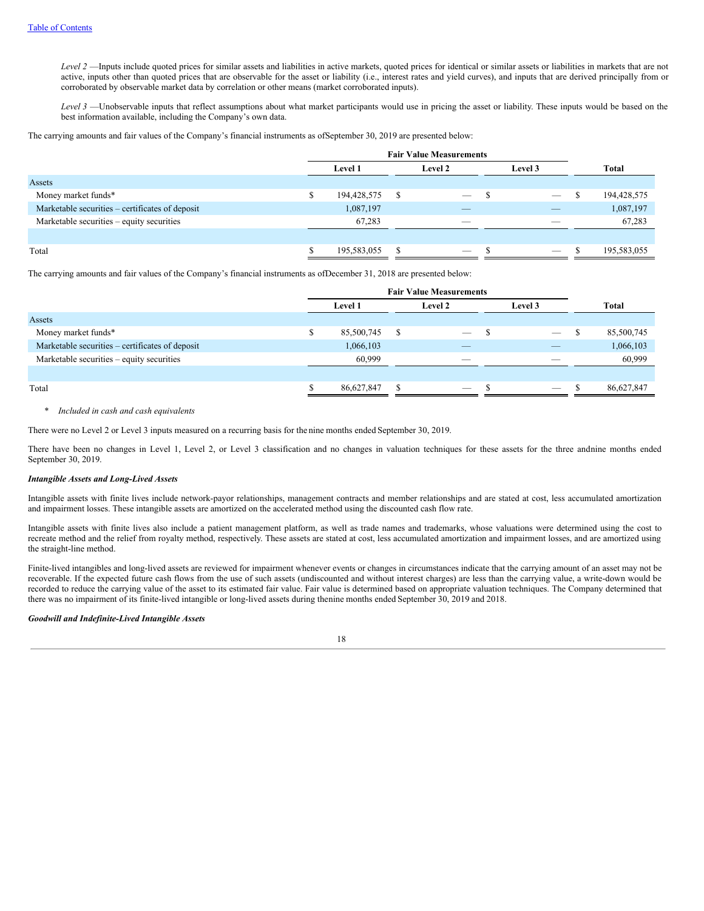*Level 2* —Inputs include quoted prices for similar assets and liabilities in active markets, quoted prices for identical or similar assets or liabilities in markets that are not active, inputs other than quoted prices that are observable for the asset or liability (i.e., interest rates and yield curves), and inputs that are derived principally from or corroborated by observable market data by correlation or other means (market corroborated inputs).

*Level 3* —Unobservable inputs that reflect assumptions about what market participants would use in pricing the asset or liability. These inputs would be based on the best information available, including the Company's own data.

The carrying amounts and fair values of the Company's financial instruments as ofSeptember 30, 2019 are presented below:

| | Fair Value Measurements | | | |
|---|---|---|---|---|
| | Level 1 | Level 2 | Level 3 | Total |
| Assets | | | | |
| Money market funds* | $ 194,428,575 | $ — | $ — | $ 194,428,575 |
| Marketable securities – certificates of deposit | 1,087,197 | — | — | 1,087,197 |
| Marketable securities – equity securities | 67,283 | — | — | 67,283 |
| Total | $ 195,583,055 | $ — | $ — | $ 195,583,055 |

The carrying amounts and fair values of the Company's financial instruments as ofDecember 31, 2018 are presented below:

| | Fair Value Measurements | | | |
|---|---|---|---|---|
| | Level 1 | Level 2 | Level 3 | Total |
| Assets | | | | |
| Money market funds* | $ 85,500,745 | $ — | $ — | $ 85,500,745 |
| Marketable securities – certificates of deposit | 1,066,103 | — | — | 1,066,103 |
| Marketable securities – equity securities | 60,999 | — | — | 60,999 |
| Total | $ 86,627,847 | $ — | $ — | $ 86,627,847 |

\* *Included in cash and cash equivalents*

There were no Level 2 or Level 3 inputs measured on a recurring basis for the nine months ended September 30, 2019.

There have been no changes in Level 1, Level 2, or Level 3 classification and no changes in valuation techniques for these assets for the three andnine months ended September 30, 2019.

***Intangible Assets and Long-Lived Assets***

Intangible assets with finite lives include network-payor relationships, management contracts and member relationships and are stated at cost, less accumulated amortization and impairment losses. These intangible assets are amortized on the accelerated method using the discounted cash flow rate.

Intangible assets with finite lives also include a patient management platform, as well as trade names and trademarks, whose valuations were determined using the cost to recreate method and the relief from royalty method, respectively. These assets are stated at cost, less accumulated amortization and impairment losses, and are amortized using the straight-line method.

Finite-lived intangibles and long-lived assets are reviewed for impairment whenever events or changes in circumstances indicate that the carrying amount of an asset may not be recoverable. If the expected future cash flows from the use of such assets (undiscounted and without interest charges) are less than the carrying value, a write-down would be recorded to reduce the carrying value of the asset to its estimated fair value. Fair value is determined based on appropriate valuation techniques. The Company determined that there was no impairment of its finite-lived intangible or long-lived assets during thenine months ended September 30, 2019 and 2018.

***Goodwill and Indefinite-Lived Intangible Assets***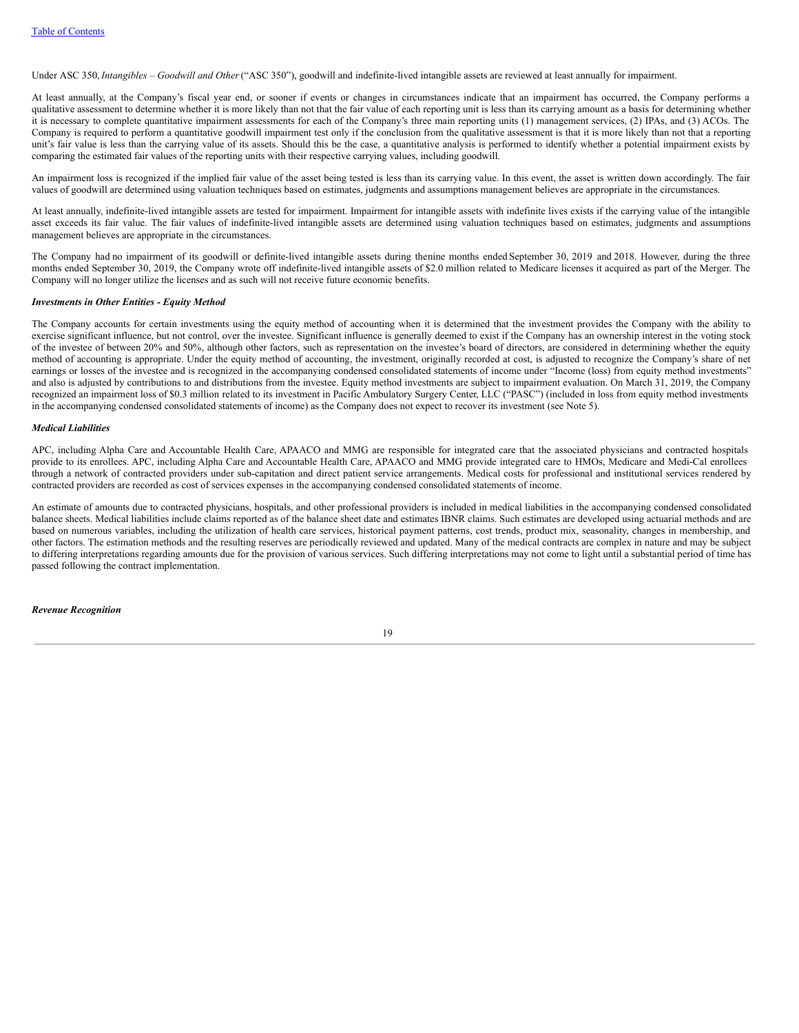Under ASC 350, *Intangibles – Goodwill and Other* ("ASC 350"), goodwill and indefinite-lived intangible assets are reviewed at least annually for impairment.

At least annually, at the Company's fiscal year end, or sooner if events or changes in circumstances indicate that an impairment has occurred, the Company performs a qualitative assessment to determine whether it is more likely than not that the fair value of each reporting unit is less than its carrying amount as a basis for determining whether it is necessary to complete quantitative impairment assessments for each of the Company's three main reporting units (1) management services, (2) IPAs, and (3) ACOs. The Company is required to perform a quantitative goodwill impairment test only if the conclusion from the qualitative assessment is that it is more likely than not that a reporting unit's fair value is less than the carrying value of its assets. Should this be the case, a quantitative analysis is performed to identify whether a potential impairment exists by comparing the estimated fair values of the reporting units with their respective carrying values, including goodwill.

An impairment loss is recognized if the implied fair value of the asset being tested is less than its carrying value. In this event, the asset is written down accordingly. The fair values of goodwill are determined using valuation techniques based on estimates, judgments and assumptions management believes are appropriate in the circumstances.

At least annually, indefinite-lived intangible assets are tested for impairment. Impairment for intangible assets with indefinite lives exists if the carrying value of the intangible asset exceeds its fair value. The fair values of indefinite-lived intangible assets are determined using valuation techniques based on estimates, judgments and assumptions management believes are appropriate in the circumstances.

The Company had no impairment of its goodwill or definite-lived intangible assets during thenine months ended September 30, 2019 and 2018. However, during the three months ended September 30, 2019, the Company wrote off indefinite-lived intangible assets of $2.0 million related to Medicare licenses it acquired as part of the Merger. The Company will no longer utilize the licenses and as such will not receive future economic benefits.

***Investments in Other Entities - Equity Method***

The Company accounts for certain investments using the equity method of accounting when it is determined that the investment provides the Company with the ability to exercise significant influence, but not control, over the investee. Significant influence is generally deemed to exist if the Company has an ownership interest in the voting stock of the investee of between 20% and 50%, although other factors, such as representation on the investee's board of directors, are considered in determining whether the equity method of accounting is appropriate. Under the equity method of accounting, the investment, originally recorded at cost, is adjusted to recognize the Company's share of net earnings or losses of the investee and is recognized in the accompanying condensed consolidated statements of income under "Income (loss) from equity method investments" and also is adjusted by contributions to and distributions from the investee. Equity method investments are subject to impairment evaluation. On March 31, 2019, the Company recognized an impairment loss of $0.3 million related to its investment in Pacific Ambulatory Surgery Center, LLC ("PASC") (included in loss from equity method investments in the accompanying condensed consolidated statements of income) as the Company does not expect to recover its investment (see Note 5).

***Medical Liabilities***

APC, including Alpha Care and Accountable Health Care, APAACO and MMG are responsible for integrated care that the associated physicians and contracted hospitals provide to its enrollees. APC, including Alpha Care and Accountable Health Care, APAACO and MMG provide integrated care to HMOs, Medicare and Medi-Cal enrollees through a network of contracted providers under sub-capitation and direct patient service arrangements. Medical costs for professional and institutional services rendered by contracted providers are recorded as cost of services expenses in the accompanying condensed consolidated statements of income.

An estimate of amounts due to contracted physicians, hospitals, and other professional providers is included in medical liabilities in the accompanying condensed consolidated balance sheets. Medical liabilities include claims reported as of the balance sheet date and estimates IBNR claims. Such estimates are developed using actuarial methods and are based on numerous variables, including the utilization of health care services, historical payment patterns, cost trends, product mix, seasonality, changes in membership, and other factors. The estimation methods and the resulting reserves are periodically reviewed and updated. Many of the medical contracts are complex in nature and may be subject to differing interpretations regarding amounts due for the provision of various services. Such differing interpretations may not come to light until a substantial period of time has passed following the contract implementation.

***Revenue Recognition***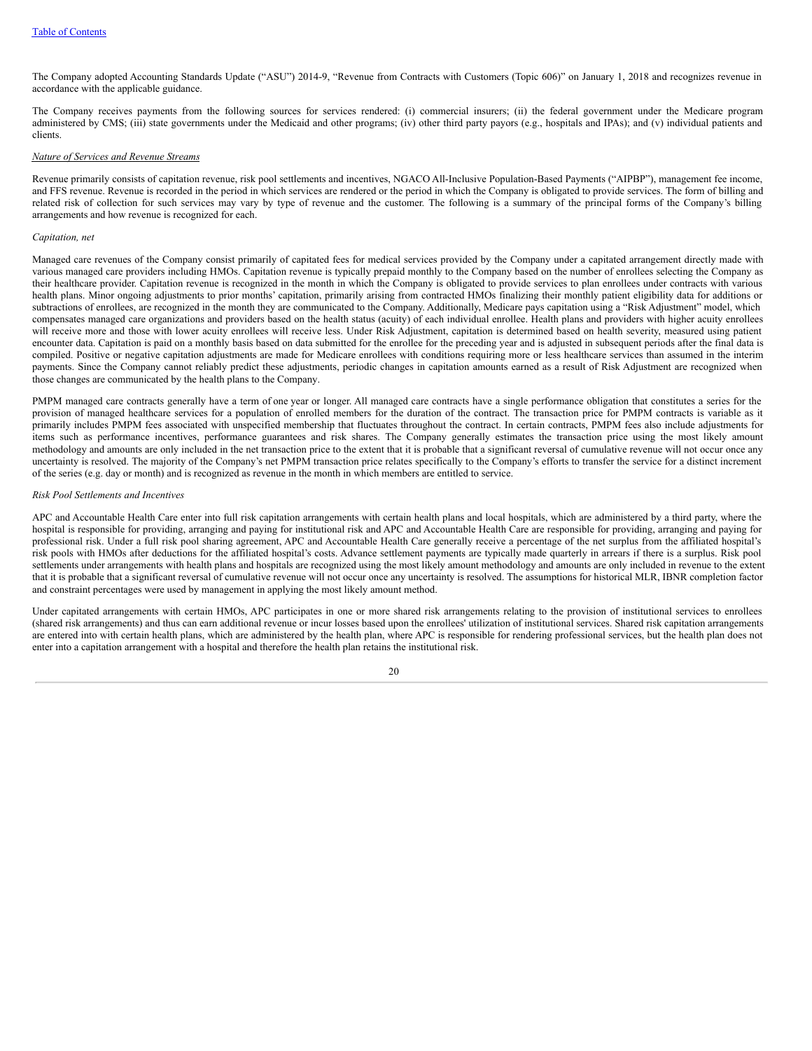The Company adopted Accounting Standards Update ("ASU") 2014-9, "Revenue from Contracts with Customers (Topic 606)" on January 1, 2018 and recognizes revenue in accordance with the applicable guidance.

The Company receives payments from the following sources for services rendered: (i) commercial insurers; (ii) the federal government under the Medicare program administered by CMS; (iii) state governments under the Medicaid and other programs; (iv) other third party payors (e.g., hospitals and IPAs); and (v) individual patients and clients.

*Nature of Services and Revenue Streams*

Revenue primarily consists of capitation revenue, risk pool settlements and incentives, NGACO All-Inclusive Population-Based Payments ("AIPBP"), management fee income, and FFS revenue. Revenue is recorded in the period in which services are rendered or the period in which the Company is obligated to provide services. The form of billing and related risk of collection for such services may vary by type of revenue and the customer. The following is a summary of the principal forms of the Company's billing arrangements and how revenue is recognized for each.

*Capitation, net*

Managed care revenues of the Company consist primarily of capitated fees for medical services provided by the Company under a capitated arrangement directly made with various managed care providers including HMOs. Capitation revenue is typically prepaid monthly to the Company based on the number of enrollees selecting the Company as their healthcare provider. Capitation revenue is recognized in the month in which the Company is obligated to provide services to plan enrollees under contracts with various health plans. Minor ongoing adjustments to prior months' capitation, primarily arising from contracted HMOs finalizing their monthly patient eligibility data for additions or subtractions of enrollees, are recognized in the month they are communicated to the Company. Additionally, Medicare pays capitation using a "Risk Adjustment" model, which compensates managed care organizations and providers based on the health status (acuity) of each individual enrollee. Health plans and providers with higher acuity enrollees will receive more and those with lower acuity enrollees will receive less. Under Risk Adjustment, capitation is determined based on health severity, measured using patient encounter data. Capitation is paid on a monthly basis based on data submitted for the enrollee for the preceding year and is adjusted in subsequent periods after the final data is compiled. Positive or negative capitation adjustments are made for Medicare enrollees with conditions requiring more or less healthcare services than assumed in the interim payments. Since the Company cannot reliably predict these adjustments, periodic changes in capitation amounts earned as a result of Risk Adjustment are recognized when those changes are communicated by the health plans to the Company.

PMPM managed care contracts generally have a term of one year or longer. All managed care contracts have a single performance obligation that constitutes a series for the provision of managed healthcare services for a population of enrolled members for the duration of the contract. The transaction price for PMPM contracts is variable as it primarily includes PMPM fees associated with unspecified membership that fluctuates throughout the contract. In certain contracts, PMPM fees also include adjustments for items such as performance incentives, performance guarantees and risk shares. The Company generally estimates the transaction price using the most likely amount methodology and amounts are only included in the net transaction price to the extent that it is probable that a significant reversal of cumulative revenue will not occur once any uncertainty is resolved. The majority of the Company's net PMPM transaction price relates specifically to the Company's efforts to transfer the service for a distinct increment of the series (e.g. day or month) and is recognized as revenue in the month in which members are entitled to service.

*Risk Pool Settlements and Incentives*

APC and Accountable Health Care enter into full risk capitation arrangements with certain health plans and local hospitals, which are administered by a third party, where the hospital is responsible for providing, arranging and paying for institutional risk and APC and Accountable Health Care are responsible for providing, arranging and paying for professional risk. Under a full risk pool sharing agreement, APC and Accountable Health Care generally receive a percentage of the net surplus from the affiliated hospital's risk pools with HMOs after deductions for the affiliated hospital's costs. Advance settlement payments are typically made quarterly in arrears if there is a surplus. Risk pool settlements under arrangements with health plans and hospitals are recognized using the most likely amount methodology and amounts are only included in revenue to the extent that it is probable that a significant reversal of cumulative revenue will not occur once any uncertainty is resolved. The assumptions for historical MLR, IBNR completion factor and constraint percentages were used by management in applying the most likely amount method.

Under capitated arrangements with certain HMOs, APC participates in one or more shared risk arrangements relating to the provision of institutional services to enrollees (shared risk arrangements) and thus can earn additional revenue or incur losses based upon the enrollees' utilization of institutional services. Shared risk capitation arrangements are entered into with certain health plans, which are administered by the health plan, where APC is responsible for rendering professional services, but the health plan does not enter into a capitation arrangement with a hospital and therefore the health plan retains the institutional risk.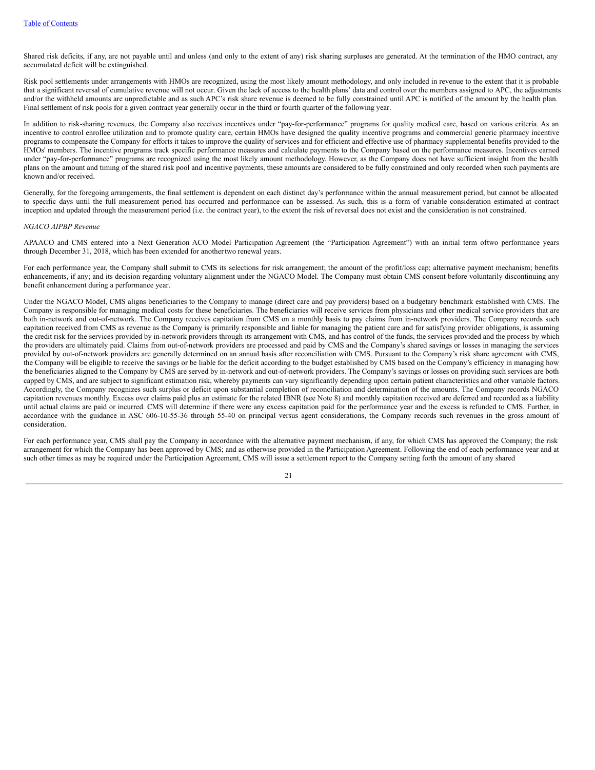Shared risk deficits, if any, are not payable until and unless (and only to the extent of any) risk sharing surpluses are generated. At the termination of the HMO contract, any accumulated deficit will be extinguished.

Risk pool settlements under arrangements with HMOs are recognized, using the most likely amount methodology, and only included in revenue to the extent that it is probable that a significant reversal of cumulative revenue will not occur. Given the lack of access to the health plans' data and control over the members assigned to APC, the adjustments and/or the withheld amounts are unpredictable and as such APC's risk share revenue is deemed to be fully constrained until APC is notified of the amount by the health plan. Final settlement of risk pools for a given contract year generally occur in the third or fourth quarter of the following year.

In addition to risk-sharing revenues, the Company also receives incentives under "pay-for-performance" programs for quality medical care, based on various criteria. As an incentive to control enrollee utilization and to promote quality care, certain HMOs have designed the quality incentive programs and commercial generic pharmacy incentive programs to compensate the Company for efforts it takes to improve the quality of services and for efficient and effective use of pharmacy supplemental benefits provided to the HMOs' members. The incentive programs track specific performance measures and calculate payments to the Company based on the performance measures. Incentives earned under "pay-for-performance" programs are recognized using the most likely amount methodology. However, as the Company does not have sufficient insight from the health plans on the amount and timing of the shared risk pool and incentive payments, these amounts are considered to be fully constrained and only recorded when such payments are known and/or received.

Generally, for the foregoing arrangements, the final settlement is dependent on each distinct day's performance within the annual measurement period, but cannot be allocated to specific days until the full measurement period has occurred and performance can be assessed. As such, this is a form of variable consideration estimated at contract inception and updated through the measurement period (i.e. the contract year), to the extent the risk of reversal does not exist and the consideration is not constrained.

*NGACO AIPBP Revenue*

APAACO and CMS entered into a Next Generation ACO Model Participation Agreement (the "Participation Agreement") with an initial term oftwo performance years through December 31, 2018, which has been extended for anothertwo renewal years.

For each performance year, the Company shall submit to CMS its selections for risk arrangement; the amount of the profit/loss cap; alternative payment mechanism; benefits enhancements, if any; and its decision regarding voluntary alignment under the NGACO Model. The Company must obtain CMS consent before voluntarily discontinuing any benefit enhancement during a performance year.

Under the NGACO Model, CMS aligns beneficiaries to the Company to manage (direct care and pay providers) based on a budgetary benchmark established with CMS. The Company is responsible for managing medical costs for these beneficiaries. The beneficiaries will receive services from physicians and other medical service providers that are both in-network and out-of-network. The Company receives capitation from CMS on a monthly basis to pay claims from in-network providers. The Company records such capitation received from CMS as revenue as the Company is primarily responsible and liable for managing the patient care and for satisfying provider obligations, is assuming the credit risk for the services provided by in-network providers through its arrangement with CMS, and has control of the funds, the services provided and the process by which the providers are ultimately paid. Claims from out-of-network providers are processed and paid by CMS and the Company's shared savings or losses in managing the services provided by out-of-network providers are generally determined on an annual basis after reconciliation with CMS. Pursuant to the Company's risk share agreement with CMS, the Company will be eligible to receive the savings or be liable for the deficit according to the budget established by CMS based on the Company's efficiency in managing how the beneficiaries aligned to the Company by CMS are served by in-network and out-of-network providers. The Company's savings or losses on providing such services are both capped by CMS, and are subject to significant estimation risk, whereby payments can vary significantly depending upon certain patient characteristics and other variable factors. Accordingly, the Company recognizes such surplus or deficit upon substantial completion of reconciliation and determination of the amounts. The Company records NGACO capitation revenues monthly. Excess over claims paid plus an estimate for the related IBNR (see Note 8) and monthly capitation received are deferred and recorded as a liability until actual claims are paid or incurred. CMS will determine if there were any excess capitation paid for the performance year and the excess is refunded to CMS. Further, in accordance with the guidance in ASC 606-10-55-36 through 55-40 on principal versus agent considerations, the Company records such revenues in the gross amount of consideration.

For each performance year, CMS shall pay the Company in accordance with the alternative payment mechanism, if any, for which CMS has approved the Company; the risk arrangement for which the Company has been approved by CMS; and as otherwise provided in the Participation Agreement. Following the end of each performance year and at such other times as may be required under the Participation Agreement, CMS will issue a settlement report to the Company setting forth the amount of any shared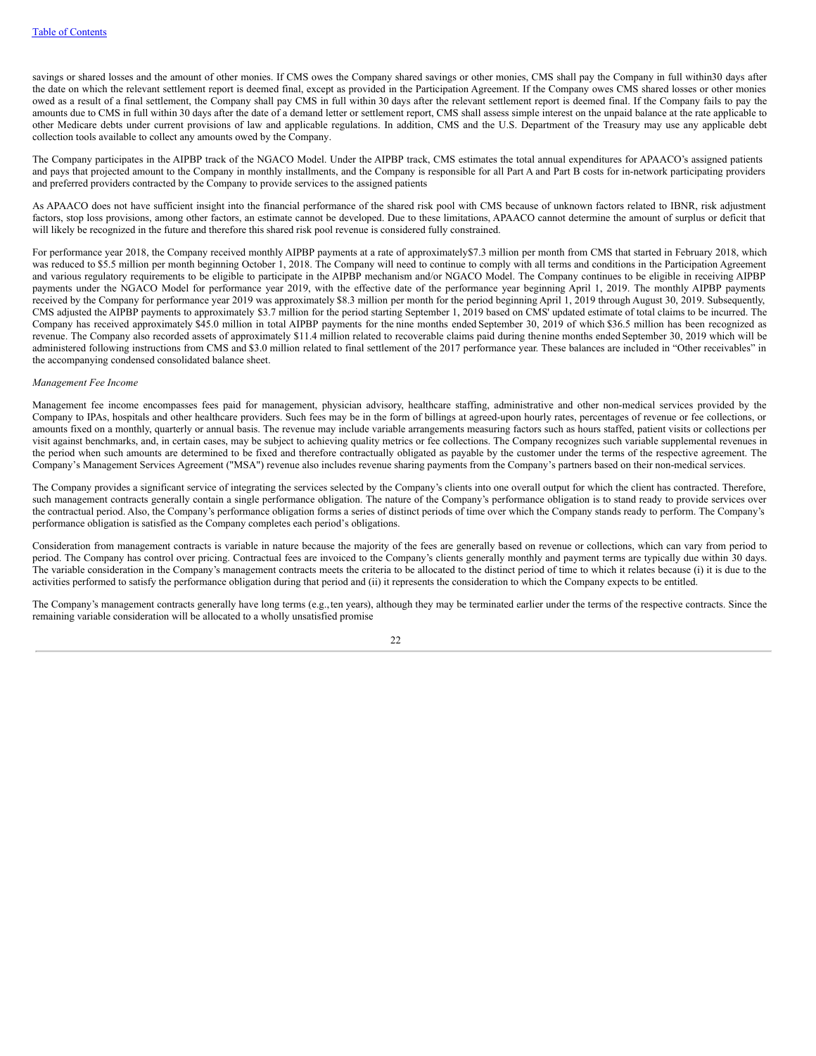savings or shared losses and the amount of other monies. If CMS owes the Company shared savings or other monies, CMS shall pay the Company in full within30 days after the date on which the relevant settlement report is deemed final, except as provided in the Participation Agreement. If the Company owes CMS shared losses or other monies owed as a result of a final settlement, the Company shall pay CMS in full within 30 days after the relevant settlement report is deemed final. If the Company fails to pay the amounts due to CMS in full within 30 days after the date of a demand letter or settlement report, CMS shall assess simple interest on the unpaid balance at the rate applicable to other Medicare debts under current provisions of law and applicable regulations. In addition, CMS and the U.S. Department of the Treasury may use any applicable debt collection tools available to collect any amounts owed by the Company.

The Company participates in the AIPBP track of the NGACO Model. Under the AIPBP track, CMS estimates the total annual expenditures for APAACO's assigned patients and pays that projected amount to the Company in monthly installments, and the Company is responsible for all Part A and Part B costs for in-network participating providers and preferred providers contracted by the Company to provide services to the assigned patients

As APAACO does not have sufficient insight into the financial performance of the shared risk pool with CMS because of unknown factors related to IBNR, risk adjustment factors, stop loss provisions, among other factors, an estimate cannot be developed. Due to these limitations, APAACO cannot determine the amount of surplus or deficit that will likely be recognized in the future and therefore this shared risk pool revenue is considered fully constrained.

For performance year 2018, the Company received monthly AIPBP payments at a rate of approximately$7.3 million per month from CMS that started in February 2018, which was reduced to $5.5 million per month beginning October 1, 2018. The Company will need to continue to comply with all terms and conditions in the Participation Agreement and various regulatory requirements to be eligible to participate in the AIPBP mechanism and/or NGACO Model. The Company continues to be eligible in receiving AIPBP payments under the NGACO Model for performance year 2019, with the effective date of the performance year beginning April 1, 2019. The monthly AIPBP payments received by the Company for performance year 2019 was approximately $8.3 million per month for the period beginning April 1, 2019 through August 30, 2019. Subsequently, CMS adjusted the AIPBP payments to approximately $3.7 million for the period starting September 1, 2019 based on CMS' updated estimate of total claims to be incurred. The Company has received approximately $45.0 million in total AIPBP payments for the nine months ended September 30, 2019 of which $36.5 million has been recognized as revenue. The Company also recorded assets of approximately $11.4 million related to recoverable claims paid during thenine months ended September 30, 2019 which will be administered following instructions from CMS and $3.0 million related to final settlement of the 2017 performance year. These balances are included in "Other receivables" in the accompanying condensed consolidated balance sheet.

*Management Fee Income*

Management fee income encompasses fees paid for management, physician advisory, healthcare staffing, administrative and other non-medical services provided by the Company to IPAs, hospitals and other healthcare providers. Such fees may be in the form of billings at agreed-upon hourly rates, percentages of revenue or fee collections, or amounts fixed on a monthly, quarterly or annual basis. The revenue may include variable arrangements measuring factors such as hours staffed, patient visits or collections per visit against benchmarks, and, in certain cases, may be subject to achieving quality metrics or fee collections. The Company recognizes such variable supplemental revenues in the period when such amounts are determined to be fixed and therefore contractually obligated as payable by the customer under the terms of the respective agreement. The Company's Management Services Agreement ("MSA") revenue also includes revenue sharing payments from the Company's partners based on their non-medical services.

The Company provides a significant service of integrating the services selected by the Company's clients into one overall output for which the client has contracted. Therefore, such management contracts generally contain a single performance obligation. The nature of the Company's performance obligation is to stand ready to provide services over the contractual period. Also, the Company's performance obligation forms a series of distinct periods of time over which the Company stands ready to perform. The Company's performance obligation is satisfied as the Company completes each period's obligations.

Consideration from management contracts is variable in nature because the majority of the fees are generally based on revenue or collections, which can vary from period to period. The Company has control over pricing. Contractual fees are invoiced to the Company's clients generally monthly and payment terms are typically due within 30 days. The variable consideration in the Company's management contracts meets the criteria to be allocated to the distinct period of time to which it relates because (i) it is due to the activities performed to satisfy the performance obligation during that period and (ii) it represents the consideration to which the Company expects to be entitled.

The Company's management contracts generally have long terms (e.g., ten years), although they may be terminated earlier under the terms of the respective contracts. Since the remaining variable consideration will be allocated to a wholly unsatisfied promise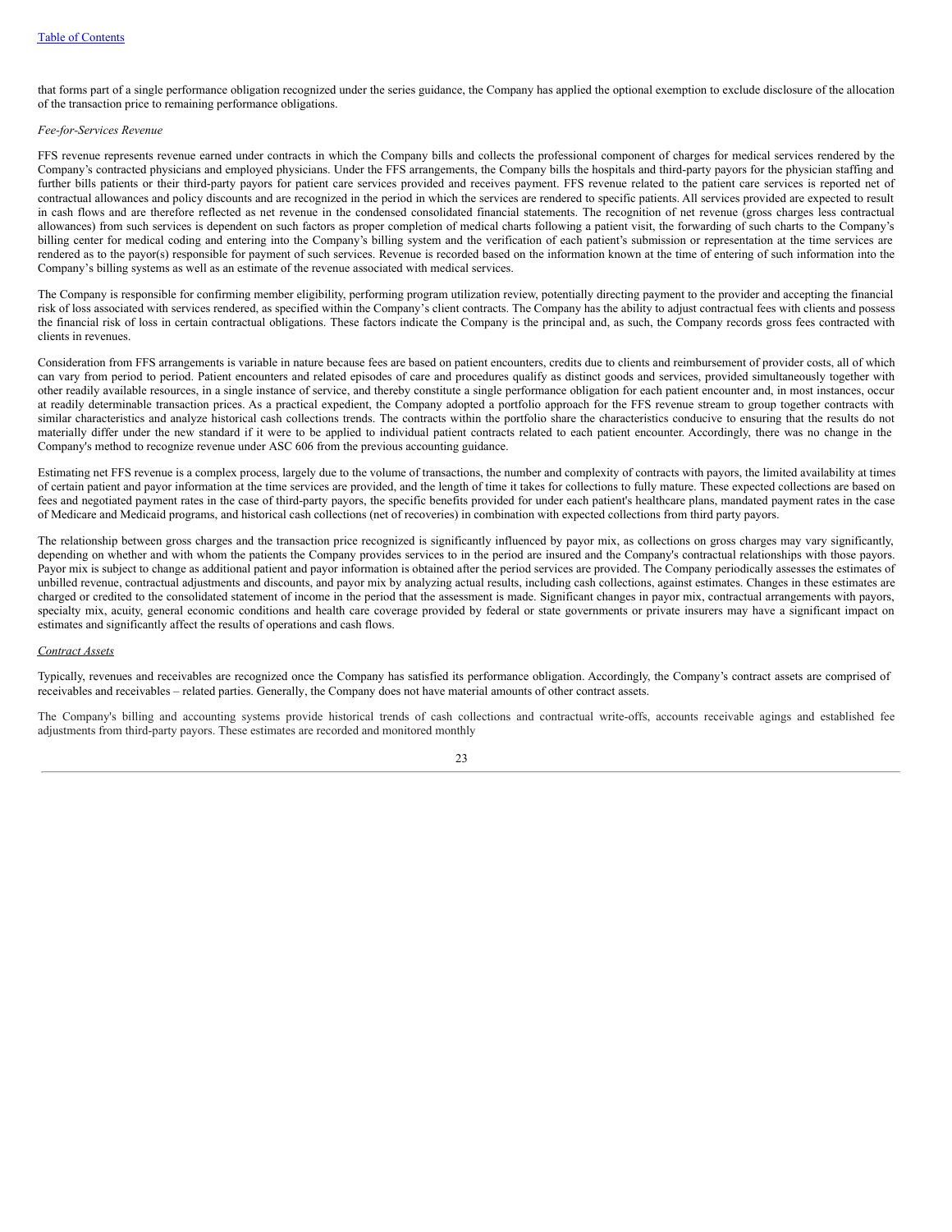that forms part of a single performance obligation recognized under the series guidance, the Company has applied the optional exemption to exclude disclosure of the allocation of the transaction price to remaining performance obligations.

*Fee-for-Services Revenue*

FFS revenue represents revenue earned under contracts in which the Company bills and collects the professional component of charges for medical services rendered by the Company's contracted physicians and employed physicians. Under the FFS arrangements, the Company bills the hospitals and third-party payors for the physician staffing and further bills patients or their third-party payors for patient care services provided and receives payment. FFS revenue related to the patient care services is reported net of contractual allowances and policy discounts and are recognized in the period in which the services are rendered to specific patients. All services provided are expected to result in cash flows and are therefore reflected as net revenue in the condensed consolidated financial statements. The recognition of net revenue (gross charges less contractual allowances) from such services is dependent on such factors as proper completion of medical charts following a patient visit, the forwarding of such charts to the Company's billing center for medical coding and entering into the Company's billing system and the verification of each patient's submission or representation at the time services are rendered as to the payor(s) responsible for payment of such services. Revenue is recorded based on the information known at the time of entering of such information into the Company's billing systems as well as an estimate of the revenue associated with medical services.

The Company is responsible for confirming member eligibility, performing program utilization review, potentially directing payment to the provider and accepting the financial risk of loss associated with services rendered, as specified within the Company's client contracts. The Company has the ability to adjust contractual fees with clients and possess the financial risk of loss in certain contractual obligations. These factors indicate the Company is the principal and, as such, the Company records gross fees contracted with clients in revenues.

Consideration from FFS arrangements is variable in nature because fees are based on patient encounters, credits due to clients and reimbursement of provider costs, all of which can vary from period to period. Patient encounters and related episodes of care and procedures qualify as distinct goods and services, provided simultaneously together with other readily available resources, in a single instance of service, and thereby constitute a single performance obligation for each patient encounter and, in most instances, occur at readily determinable transaction prices. As a practical expedient, the Company adopted a portfolio approach for the FFS revenue stream to group together contracts with similar characteristics and analyze historical cash collections trends. The contracts within the portfolio share the characteristics conducive to ensuring that the results do not materially differ under the new standard if it were to be applied to individual patient contracts related to each patient encounter. Accordingly, there was no change in the Company's method to recognize revenue under ASC 606 from the previous accounting guidance.

Estimating net FFS revenue is a complex process, largely due to the volume of transactions, the number and complexity of contracts with payors, the limited availability at times of certain patient and payor information at the time services are provided, and the length of time it takes for collections to fully mature. These expected collections are based on fees and negotiated payment rates in the case of third-party payors, the specific benefits provided for under each patient's healthcare plans, mandated payment rates in the case of Medicare and Medicaid programs, and historical cash collections (net of recoveries) in combination with expected collections from third party payors.

The relationship between gross charges and the transaction price recognized is significantly influenced by payor mix, as collections on gross charges may vary significantly, depending on whether and with whom the patients the Company provides services to in the period are insured and the Company's contractual relationships with those payors. Payor mix is subject to change as additional patient and payor information is obtained after the period services are provided. The Company periodically assesses the estimates of unbilled revenue, contractual adjustments and discounts, and payor mix by analyzing actual results, including cash collections, against estimates. Changes in these estimates are charged or credited to the consolidated statement of income in the period that the assessment is made. Significant changes in payor mix, contractual arrangements with payors, specialty mix, acuity, general economic conditions and health care coverage provided by federal or state governments or private insurers may have a significant impact on estimates and significantly affect the results of operations and cash flows.

*Contract Assets*

Typically, revenues and receivables are recognized once the Company has satisfied its performance obligation. Accordingly, the Company's contract assets are comprised of receivables and receivables – related parties. Generally, the Company does not have material amounts of other contract assets.

The Company's billing and accounting systems provide historical trends of cash collections and contractual write-offs, accounts receivable agings and established fee adjustments from third-party payors. These estimates are recorded and monitored monthly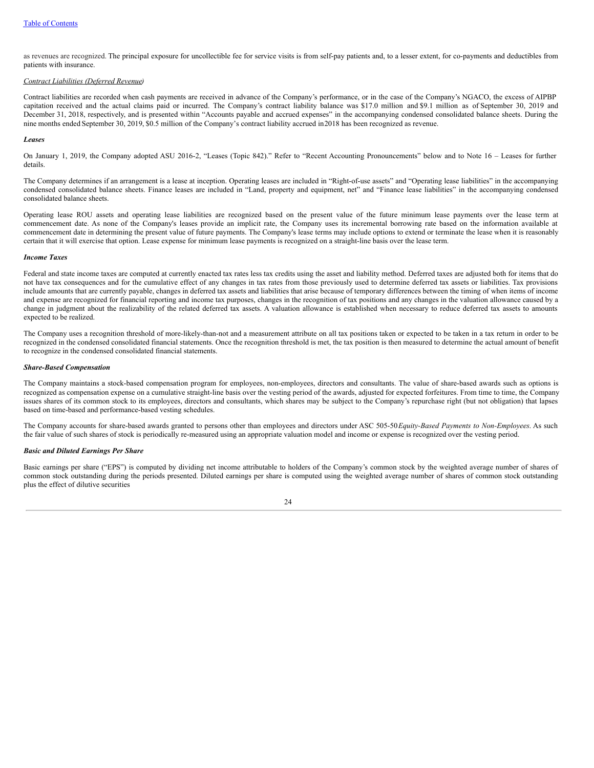as revenues are recognized. The principal exposure for uncollectible fee for service visits is from self-pay patients and, to a lesser extent, for co-payments and deductibles from patients with insurance.

*Contract Liabilities (Deferred Revenue)*

Contract liabilities are recorded when cash payments are received in advance of the Company's performance, or in the case of the Company's NGACO, the excess of AIPBP capitation received and the actual claims paid or incurred. The Company's contract liability balance was $17.0 million and $9.1 million as of September 30, 2019 and December 31, 2018, respectively, and is presented within "Accounts payable and accrued expenses" in the accompanying condensed consolidated balance sheets. During the nine months ended September 30, 2019, $0.5 million of the Company's contract liability accrued in 2018 has been recognized as revenue.

***Leases***

On January 1, 2019, the Company adopted ASU 2016-2, "Leases (Topic 842)." Refer to "Recent Accounting Pronouncements" below and to Note 16 – Leases for further details.

The Company determines if an arrangement is a lease at inception. Operating leases are included in "Right-of-use assets" and "Operating lease liabilities" in the accompanying condensed consolidated balance sheets. Finance leases are included in "Land, property and equipment, net" and "Finance lease liabilities" in the accompanying condensed consolidated balance sheets.

Operating lease ROU assets and operating lease liabilities are recognized based on the present value of the future minimum lease payments over the lease term at commencement date. As none of the Company's leases provide an implicit rate, the Company uses its incremental borrowing rate based on the information available at commencement date in determining the present value of future payments. The Company's lease terms may include options to extend or terminate the lease when it is reasonably certain that it will exercise that option. Lease expense for minimum lease payments is recognized on a straight-line basis over the lease term.

***Income Taxes***

Federal and state income taxes are computed at currently enacted tax rates less tax credits using the asset and liability method. Deferred taxes are adjusted both for items that do not have tax consequences and for the cumulative effect of any changes in tax rates from those previously used to determine deferred tax assets or liabilities. Tax provisions include amounts that are currently payable, changes in deferred tax assets and liabilities that arise because of temporary differences between the timing of when items of income and expense are recognized for financial reporting and income tax purposes, changes in the recognition of tax positions and any changes in the valuation allowance caused by a change in judgment about the realizability of the related deferred tax assets. A valuation allowance is established when necessary to reduce deferred tax assets to amounts expected to be realized.

The Company uses a recognition threshold of more-likely-than-not and a measurement attribute on all tax positions taken or expected to be taken in a tax return in order to be recognized in the condensed consolidated financial statements. Once the recognition threshold is met, the tax position is then measured to determine the actual amount of benefit to recognize in the condensed consolidated financial statements.

***Share-Based Compensation***

The Company maintains a stock-based compensation program for employees, non-employees, directors and consultants. The value of share-based awards such as options is recognized as compensation expense on a cumulative straight-line basis over the vesting period of the awards, adjusted for expected forfeitures. From time to time, the Company issues shares of its common stock to its employees, directors and consultants, which shares may be subject to the Company's repurchase right (but not obligation) that lapses based on time-based and performance-based vesting schedules.

The Company accounts for share-based awards granted to persons other than employees and directors under ASC 505-50 *Equity-Based Payments to Non-Employees*. As such the fair value of such shares of stock is periodically re-measured using an appropriate valuation model and income or expense is recognized over the vesting period.

***Basic and Diluted Earnings Per Share***

Basic earnings per share ("EPS") is computed by dividing net income attributable to holders of the Company's common stock by the weighted average number of shares of common stock outstanding during the periods presented. Diluted earnings per share is computed using the weighted average number of shares of common stock outstanding plus the effect of dilutive securities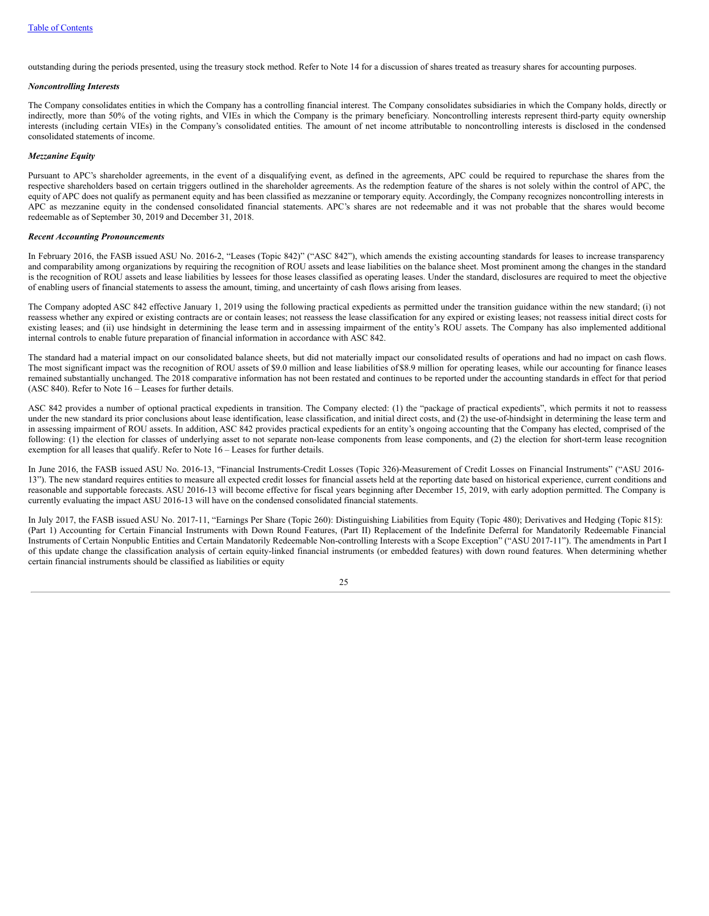outstanding during the periods presented, using the treasury stock method. Refer to Note 14 for a discussion of shares treated as treasury shares for accounting purposes.

***Noncontrolling Interests***

The Company consolidates entities in which the Company has a controlling financial interest. The Company consolidates subsidiaries in which the Company holds, directly or indirectly, more than 50% of the voting rights, and VIEs in which the Company is the primary beneficiary. Noncontrolling interests represent third-party equity ownership interests (including certain VIEs) in the Company's consolidated entities. The amount of net income attributable to noncontrolling interests is disclosed in the condensed consolidated statements of income.

***Mezzanine Equity***

Pursuant to APC's shareholder agreements, in the event of a disqualifying event, as defined in the agreements, APC could be required to repurchase the shares from the respective shareholders based on certain triggers outlined in the shareholder agreements. As the redemption feature of the shares is not solely within the control of APC, the equity of APC does not qualify as permanent equity and has been classified as mezzanine or temporary equity. Accordingly, the Company recognizes noncontrolling interests in APC as mezzanine equity in the condensed consolidated financial statements. APC's shares are not redeemable and it was not probable that the shares would become redeemable as of September 30, 2019 and December 31, 2018.

***Recent Accounting Pronouncements***

In February 2016, the FASB issued ASU No. 2016-2, "Leases (Topic 842)" ("ASC 842"), which amends the existing accounting standards for leases to increase transparency and comparability among organizations by requiring the recognition of ROU assets and lease liabilities on the balance sheet. Most prominent among the changes in the standard is the recognition of ROU assets and lease liabilities by lessees for those leases classified as operating leases. Under the standard, disclosures are required to meet the objective of enabling users of financial statements to assess the amount, timing, and uncertainty of cash flows arising from leases.

The Company adopted ASC 842 effective January 1, 2019 using the following practical expedients as permitted under the transition guidance within the new standard; (i) not reassess whether any expired or existing contracts are or contain leases; not reassess the lease classification for any expired or existing leases; not reassess initial direct costs for existing leases; and (ii) use hindsight in determining the lease term and in assessing impairment of the entity's ROU assets. The Company has also implemented additional internal controls to enable future preparation of financial information in accordance with ASC 842.

The standard had a material impact on our consolidated balance sheets, but did not materially impact our consolidated results of operations and had no impact on cash flows. The most significant impact was the recognition of ROU assets of $9.0 million and lease liabilities of $8.9 million for operating leases, while our accounting for finance leases remained substantially unchanged. The 2018 comparative information has not been restated and continues to be reported under the accounting standards in effect for that period (ASC 840). Refer to Note 16 – Leases for further details.

ASC 842 provides a number of optional practical expedients in transition. The Company elected: (1) the "package of practical expedients", which permits it not to reassess under the new standard its prior conclusions about lease identification, lease classification, and initial direct costs, and (2) the use-of-hindsight in determining the lease term and in assessing impairment of ROU assets. In addition, ASC 842 provides practical expedients for an entity's ongoing accounting that the Company has elected, comprised of the following: (1) the election for classes of underlying asset to not separate non-lease components from lease components, and (2) the election for short-term lease recognition exemption for all leases that qualify. Refer to Note 16 – Leases for further details.

In June 2016, the FASB issued ASU No. 2016-13, "Financial Instruments-Credit Losses (Topic 326)-Measurement of Credit Losses on Financial Instruments" ("ASU 2016-13"). The new standard requires entities to measure all expected credit losses for financial assets held at the reporting date based on historical experience, current conditions and reasonable and supportable forecasts. ASU 2016-13 will become effective for fiscal years beginning after December 15, 2019, with early adoption permitted. The Company is currently evaluating the impact ASU 2016-13 will have on the condensed consolidated financial statements.

In July 2017, the FASB issued ASU No. 2017-11, "Earnings Per Share (Topic 260): Distinguishing Liabilities from Equity (Topic 480); Derivatives and Hedging (Topic 815): (Part 1) Accounting for Certain Financial Instruments with Down Round Features, (Part II) Replacement of the Indefinite Deferral for Mandatorily Redeemable Financial Instruments of Certain Nonpublic Entities and Certain Mandatorily Redeemable Non-controlling Interests with a Scope Exception" ("ASU 2017-11"). The amendments in Part I of this update change the classification analysis of certain equity-linked financial instruments (or embedded features) with down round features. When determining whether certain financial instruments should be classified as liabilities or equity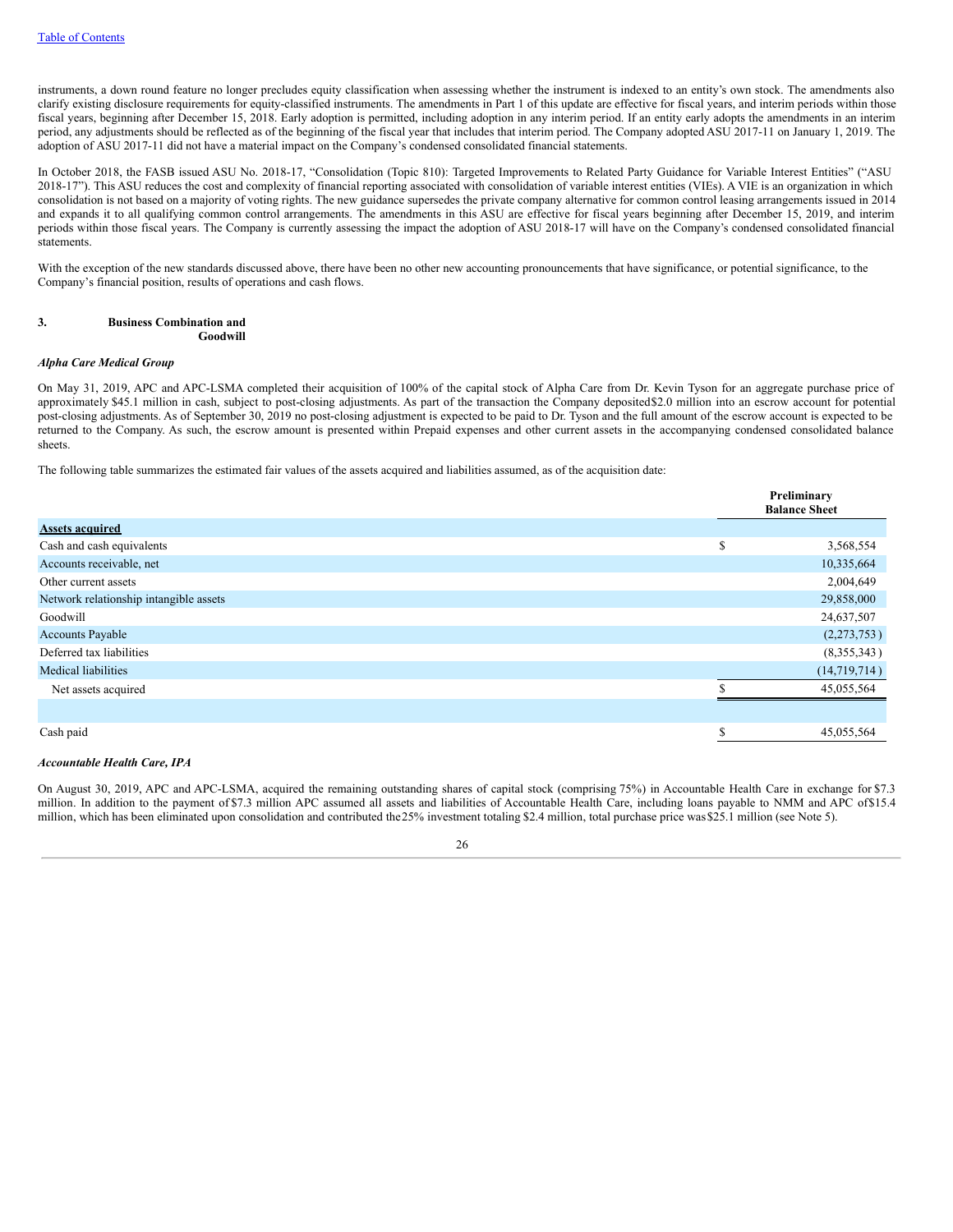instruments, a down round feature no longer precludes equity classification when assessing whether the instrument is indexed to an entity's own stock. The amendments also clarify existing disclosure requirements for equity-classified instruments. The amendments in Part 1 of this update are effective for fiscal years, and interim periods within those fiscal years, beginning after December 15, 2018. Early adoption is permitted, including adoption in any interim period. If an entity early adopts the amendments in an interim period, any adjustments should be reflected as of the beginning of the fiscal year that includes that interim period. The Company adopted ASU 2017-11 on January 1, 2019. The adoption of ASU 2017-11 did not have a material impact on the Company's condensed consolidated financial statements.

In October 2018, the FASB issued ASU No. 2018-17, "Consolidation (Topic 810): Targeted Improvements to Related Party Guidance for Variable Interest Entities" ("ASU 2018-17"). This ASU reduces the cost and complexity of financial reporting associated with consolidation of variable interest entities (VIEs). A VIE is an organization in which consolidation is not based on a majority of voting rights. The new guidance supersedes the private company alternative for common control leasing arrangements issued in 2014 and expands it to all qualifying common control arrangements. The amendments in this ASU are effective for fiscal years beginning after December 15, 2019, and interim periods within those fiscal years. The Company is currently assessing the impact the adoption of ASU 2018-17 will have on the Company's condensed consolidated financial statements.

With the exception of the new standards discussed above, there have been no other new accounting pronouncements that have significance, or potential significance, to the Company's financial position, results of operations and cash flows.

## 3. Business Combination and Goodwill

***Alpha Care Medical Group***

On May 31, 2019, APC and APC-LSMA completed their acquisition of 100% of the capital stock of Alpha Care from Dr. Kevin Tyson for an aggregate purchase price of approximately $45.1 million in cash, subject to post-closing adjustments. As part of the transaction the Company deposited $2.0 million into an escrow account for potential post-closing adjustments. As of September 30, 2019 no post-closing adjustment is expected to be paid to Dr. Tyson and the full amount of the escrow account is expected to be returned to the Company. As such, the escrow amount is presented within Prepaid expenses and other current assets in the accompanying condensed consolidated balance sheets.

The following table summarizes the estimated fair values of the assets acquired and liabilities assumed, as of the acquisition date:

| | Preliminary Balance Sheet |
|---|---|
| **Assets acquired** | |
| Cash and cash equivalents | $ 3,568,554 |
| Accounts receivable, net | 10,335,664 |
| Other current assets | 2,004,649 |
| Network relationship intangible assets | 29,858,000 |
| Goodwill | 24,637,507 |
| Accounts Payable | (2,273,753) |
| Deferred tax liabilities | (8,355,343) |
| Medical liabilities | (14,719,714) |
| Net assets acquired | $ 45,055,564 |
| | |
| Cash paid | $ 45,055,564 |

***Accountable Health Care, IPA***

On August 30, 2019, APC and APC-LSMA, acquired the remaining outstanding shares of capital stock (comprising 75%) in Accountable Health Care in exchange for $7.3 million. In addition to the payment of $7.3 million APC assumed all assets and liabilities of Accountable Health Care, including loans payable to NMM and APC of $15.4 million, which has been eliminated upon consolidation and contributed the 25% investment totaling $2.4 million, total purchase price was $25.1 million (see Note 5).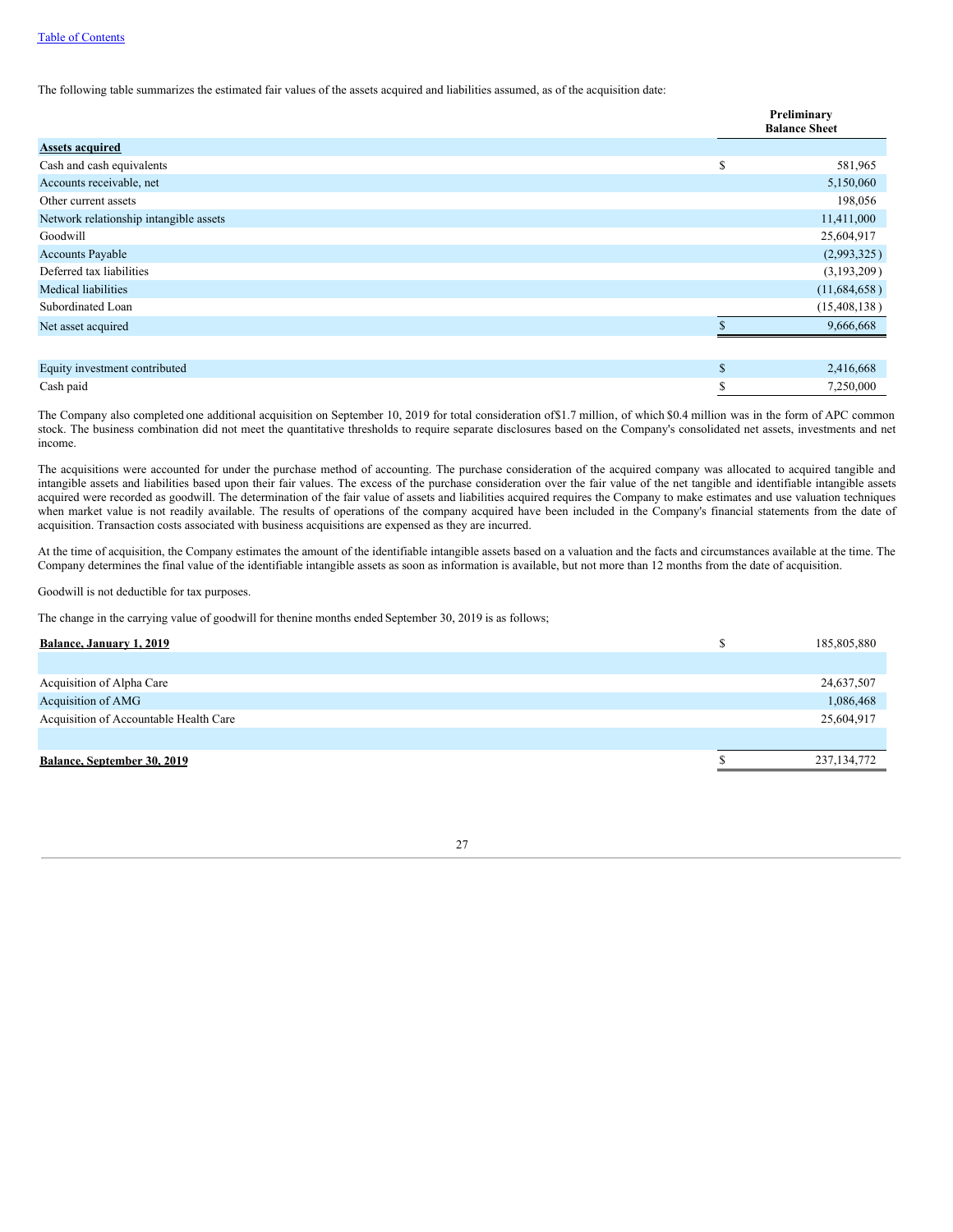The following table summarizes the estimated fair values of the assets acquired and liabilities assumed, as of the acquisition date:

| | Preliminary Balance Sheet |
|---|---|
| **Assets acquired** | |
| Cash and cash equivalents | $ 581,965 |
| Accounts receivable, net | 5,150,060 |
| Other current assets | 198,056 |
| Network relationship intangible assets | 11,411,000 |
| Goodwill | 25,604,917 |
| Accounts Payable | (2,993,325) |
| Deferred tax liabilities | (3,193,209) |
| Medical liabilities | (11,684,658) |
| Subordinated Loan | (15,408,138) |
| Net asset acquired | $ 9,666,668 |
| | |
| Equity investment contributed | $ 2,416,668 |
| Cash paid | $ 7,250,000 |

The Company also completed one additional acquisition on September 10, 2019 for total consideration of $1.7 million, of which $0.4 million was in the form of APC common stock. The business combination did not meet the quantitative thresholds to require separate disclosures based on the Company's consolidated net assets, investments and net income.

The acquisitions were accounted for under the purchase method of accounting. The purchase consideration of the acquired company was allocated to acquired tangible and intangible assets and liabilities based upon their fair values. The excess of the purchase consideration over the fair value of the net tangible and identifiable intangible assets acquired were recorded as goodwill. The determination of the fair value of assets and liabilities acquired requires the Company to make estimates and use valuation techniques when market value is not readily available. The results of operations of the company acquired have been included in the Company's financial statements from the date of acquisition. Transaction costs associated with business acquisitions are expensed as they are incurred.

At the time of acquisition, the Company estimates the amount of the identifiable intangible assets based on a valuation and the facts and circumstances available at the time. The Company determines the final value of the identifiable intangible assets as soon as information is available, but not more than 12 months from the date of acquisition.

Goodwill is not deductible for tax purposes.

The change in the carrying value of goodwill for the nine months ended September 30, 2019 is as follows;

| | |
|---|---|
| **Balance, January 1, 2019** | $ 185,805,880 |
| | |
| Acquisition of Alpha Care | 24,637,507 |
| Acquisition of AMG | 1,086,468 |
| Acquisition of Accountable Health Care | 25,604,917 |
| | |
| **Balance, September 30, 2019** | $ 237,134,772 |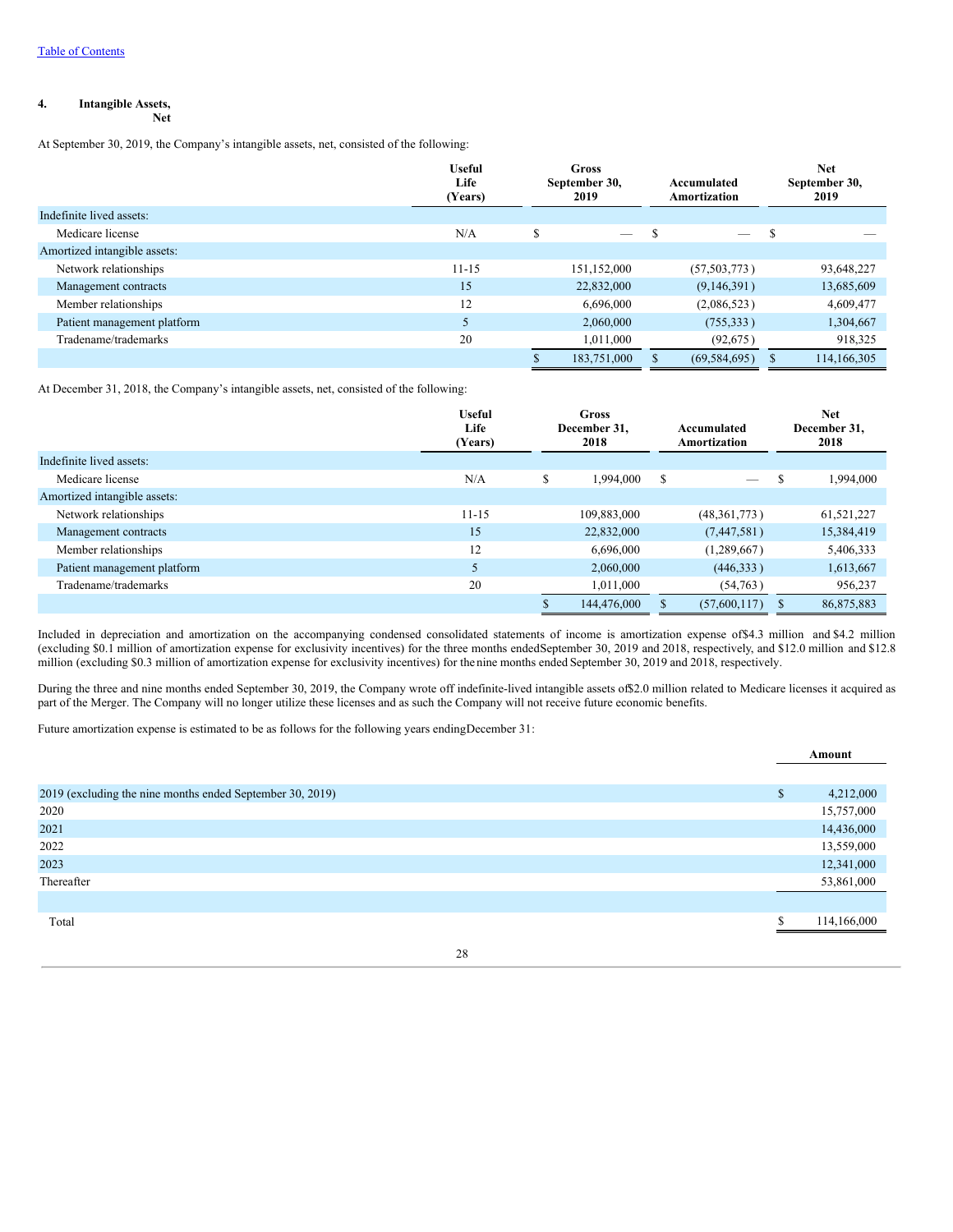## 4. Intangible Assets, Net

At September 30, 2019, the Company's intangible assets, net, consisted of the following:

| | Useful Life (Years) | Gross September 30, 2019 | Accumulated Amortization | Net September 30, 2019 |
|---|---|---|---|---|
| Indefinite lived assets: | | | | |
| Medicare license | N/A | $ — | $ — | $ — |
| Amortized intangible assets: | | | | |
| Network relationships | 11-15 | 151,152,000 | (57,503,773) | 93,648,227 |
| Management contracts | 15 | 22,832,000 | (9,146,391) | 13,685,609 |
| Member relationships | 12 | 6,696,000 | (2,086,523) | 4,609,477 |
| Patient management platform | 5 | 2,060,000 | (755,333) | 1,304,667 |
| Tradename/trademarks | 20 | 1,011,000 | (92,675) | 918,325 |
| | | $ 183,751,000 | $ (69,584,695) | $ 114,166,305 |

At December 31, 2018, the Company's intangible assets, net, consisted of the following:

| | Useful Life (Years) | Gross December 31, 2018 | Accumulated Amortization | Net December 31, 2018 |
|---|---|---|---|---|
| Indefinite lived assets: | | | | |
| Medicare license | N/A | $ 1,994,000 | $ — | $ 1,994,000 |
| Amortized intangible assets: | | | | |
| Network relationships | 11-15 | 109,883,000 | (48,361,773) | 61,521,227 |
| Management contracts | 15 | 22,832,000 | (7,447,581) | 15,384,419 |
| Member relationships | 12 | 6,696,000 | (1,289,667) | 5,406,333 |
| Patient management platform | 5 | 2,060,000 | (446,333) | 1,613,667 |
| Tradename/trademarks | 20 | 1,011,000 | (54,763) | 956,237 |
| | | $ 144,476,000 | $ (57,600,117) | $ 86,875,883 |

Included in depreciation and amortization on the accompanying condensed consolidated statements of income is amortization expense of $4.3 million and $4.2 million (excluding $0.1 million of amortization expense for exclusivity incentives) for the three months ended September 30, 2019 and 2018, respectively, and $12.0 million and $12.8 million (excluding $0.3 million of amortization expense for exclusivity incentives) for the nine months ended September 30, 2019 and 2018, respectively.

During the three and nine months ended September 30, 2019, the Company wrote off indefinite-lived intangible assets of $2.0 million related to Medicare licenses it acquired as part of the Merger. The Company will no longer utilize these licenses and as such the Company will not receive future economic benefits.

Future amortization expense is estimated to be as follows for the following years ending December 31:

| | Amount |
|---|---|
| 2019 (excluding the nine months ended September 30, 2019) | $ 4,212,000 |
| 2020 | 15,757,000 |
| 2021 | 14,436,000 |
| 2022 | 13,559,000 |
| 2023 | 12,341,000 |
| Thereafter | 53,861,000 |
| Total | $ 114,166,000 |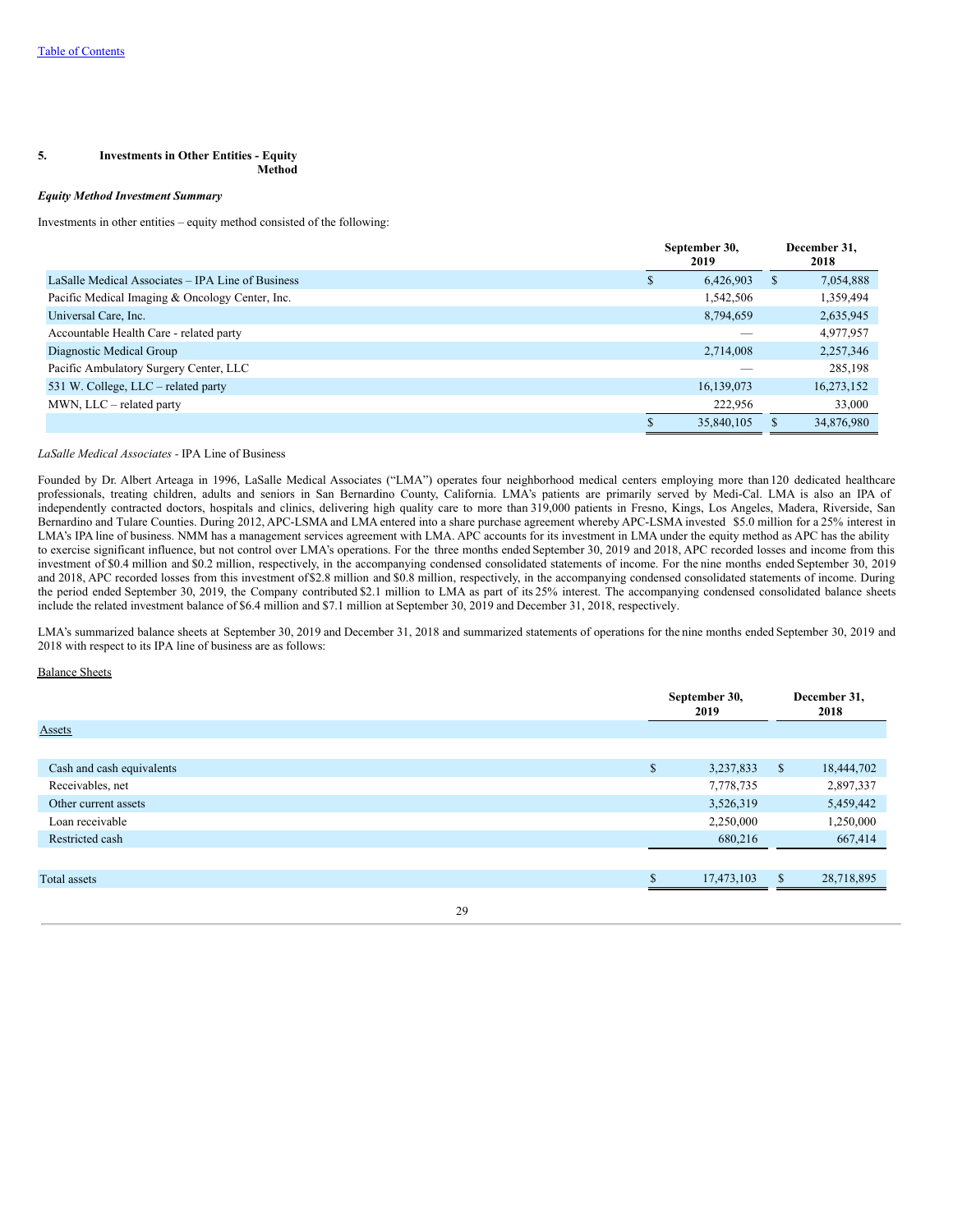Table of Contents

## 5. Investments in Other Entities - Equity Method

### *Equity Method Investment Summary*

Investments in other entities – equity method consisted of the following:

| | September 30, 2019 | December 31, 2018 |
|---|---|---|
| LaSalle Medical Associates – IPA Line of Business | $ 6,426,903 | $ 7,054,888 |
| Pacific Medical Imaging & Oncology Center, Inc. | 1,542,506 | 1,359,494 |
| Universal Care, Inc. | 8,794,659 | 2,635,945 |
| Accountable Health Care - related party | — | 4,977,957 |
| Diagnostic Medical Group | 2,714,008 | 2,257,346 |
| Pacific Ambulatory Surgery Center, LLC | — | 285,198 |
| 531 W. College, LLC – related party | 16,139,073 | 16,273,152 |
| MWN, LLC – related party | 222,956 | 33,000 |
| | $ 35,840,105 | $ 34,876,980 |

*LaSalle Medical Associates* - IPA Line of Business

Founded by Dr. Albert Arteaga in 1996, LaSalle Medical Associates ("LMA") operates four neighborhood medical centers employing more than 120 dedicated healthcare professionals, treating children, adults and seniors in San Bernardino County, California. LMA's patients are primarily served by Medi-Cal. LMA is also an IPA of independently contracted doctors, hospitals and clinics, delivering high quality care to more than 319,000 patients in Fresno, Kings, Los Angeles, Madera, Riverside, San Bernardino and Tulare Counties. During 2012, APC-LSMA and LMA entered into a share purchase agreement whereby APC-LSMA invested $5.0 million for a 25% interest in LMA's IPA line of business. NMM has a management services agreement with LMA. APC accounts for its investment in LMA under the equity method as APC has the ability to exercise significant influence, but not control over LMA's operations. For the three months ended September 30, 2019 and 2018, APC recorded losses and income from this investment of $0.4 million and $0.2 million, respectively, in the accompanying condensed consolidated statements of income. For the nine months ended September 30, 2019 and 2018, APC recorded losses from this investment of $2.8 million and $0.8 million, respectively, in the accompanying condensed consolidated statements of income. During the period ended September 30, 2019, the Company contributed $2.1 million to LMA as part of its 25% interest. The accompanying condensed consolidated balance sheets include the related investment balance of $6.4 million and $7.1 million at September 30, 2019 and December 31, 2018, respectively.

LMA's summarized balance sheets at September 30, 2019 and December 31, 2018 and summarized statements of operations for the nine months ended September 30, 2019 and 2018 with respect to its IPA line of business are as follows:

Balance Sheets

| | September 30, 2019 | December 31, 2018 |
|---|---|---|
| Assets | | |
| Cash and cash equivalents | $ 3,237,833 | $ 18,444,702 |
| Receivables, net | 7,778,735 | 2,897,337 |
| Other current assets | 3,526,319 | 5,459,442 |
| Loan receivable | 2,250,000 | 1,250,000 |
| Restricted cash | 680,216 | 667,414 |
| Total assets | $ 17,473,103 | $ 28,718,895 |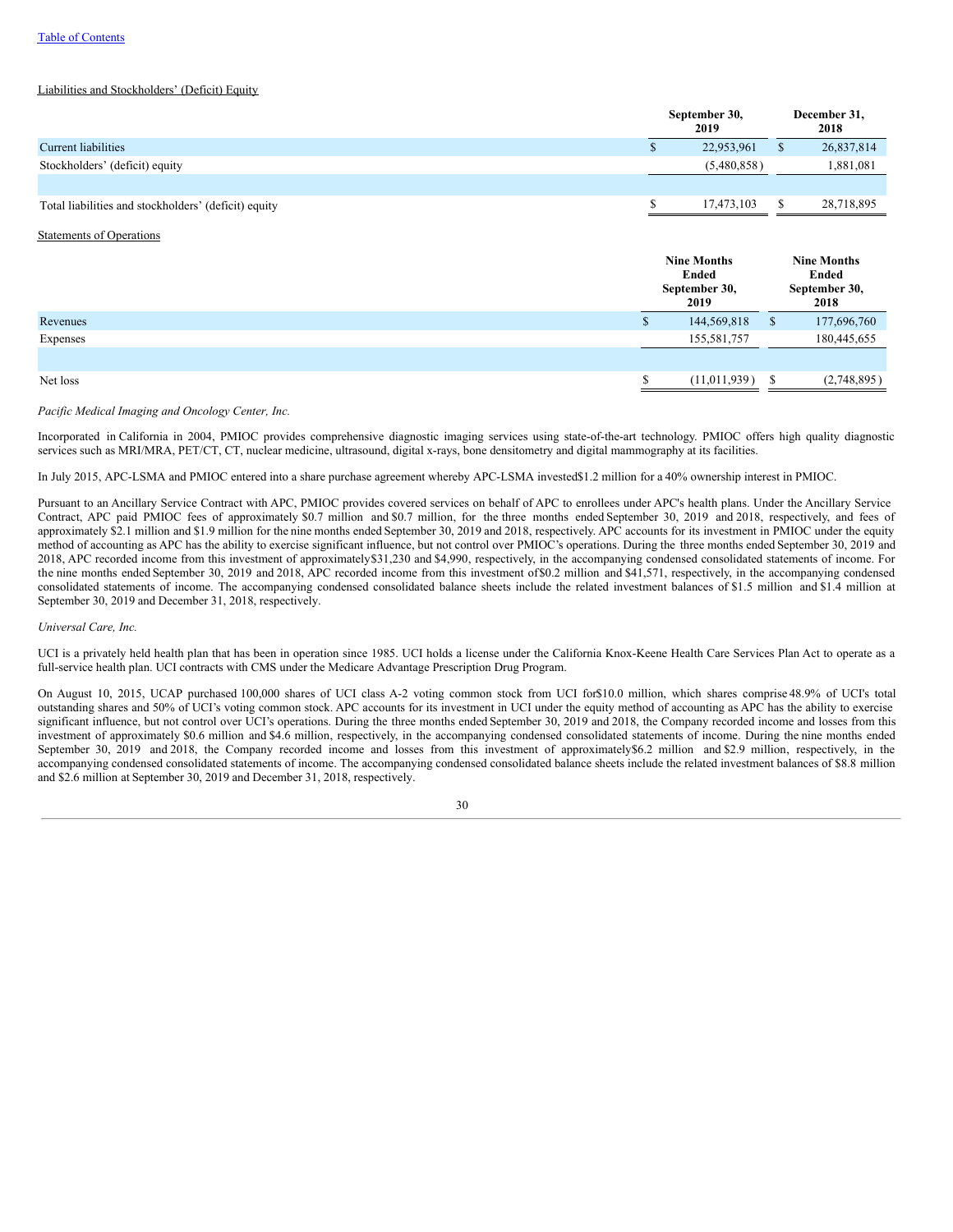Liabilities and Stockholders' (Deficit) Equity

| | September 30, 2019 | December 31, 2018 |
|---|---|---|
| Current liabilities | $ 22,953,961 | $ 26,837,814 |
| Stockholders' (deficit) equity | (5,480,858) | 1,881,081 |
| | | |
| Total liabilities and stockholders' (deficit) equity | $ 17,473,103 | $ 28,718,895 |

Statements of Operations

| | Nine Months Ended September 30, 2019 | Nine Months Ended September 30, 2018 |
|---|---|---|
| Revenues | $ 144,569,818 | $ 177,696,760 |
| Expenses | 155,581,757 | 180,445,655 |
| | | |
| Net loss | $ (11,011,939) | $ (2,748,895) |

*Pacific Medical Imaging and Oncology Center, Inc.*

Incorporated in California in 2004, PMIOC provides comprehensive diagnostic imaging services using state-of-the-art technology. PMIOC offers high quality diagnostic services such as MRI/MRA, PET/CT, CT, nuclear medicine, ultrasound, digital x-rays, bone densitometry and digital mammography at its facilities.

In July 2015, APC-LSMA and PMIOC entered into a share purchase agreement whereby APC-LSMA invested $1.2 million for a 40% ownership interest in PMIOC.

Pursuant to an Ancillary Service Contract with APC, PMIOC provides covered services on behalf of APC to enrollees under APC's health plans. Under the Ancillary Service Contract, APC paid PMIOC fees of approximately $0.7 million and $0.7 million, for the three months ended September 30, 2019 and 2018, respectively, and fees of approximately $2.1 million and $1.9 million for the nine months ended September 30, 2019 and 2018, respectively. APC accounts for its investment in PMIOC under the equity method of accounting as APC has the ability to exercise significant influence, but not control over PMIOC's operations. During the three months ended September 30, 2019 and 2018, APC recorded income from this investment of approximately $31,230 and $4,990, respectively, in the accompanying condensed consolidated statements of income. For the nine months ended September 30, 2019 and 2018, APC recorded income from this investment of $0.2 million and $41,571, respectively, in the accompanying condensed consolidated statements of income. The accompanying condensed consolidated balance sheets include the related investment balances of $1.5 million and $1.4 million at September 30, 2019 and December 31, 2018, respectively.

*Universal Care, Inc.*

UCI is a privately held health plan that has been in operation since 1985. UCI holds a license under the California Knox-Keene Health Care Services Plan Act to operate as a full-service health plan. UCI contracts with CMS under the Medicare Advantage Prescription Drug Program.

On August 10, 2015, UCAP purchased 100,000 shares of UCI class A-2 voting common stock from UCI for $10.0 million, which shares comprise 48.9% of UCI's total outstanding shares and 50% of UCI's voting common stock. APC accounts for its investment in UCI under the equity method of accounting as APC has the ability to exercise significant influence, but not control over UCI's operations. During the three months ended September 30, 2019 and 2018, the Company recorded income and losses from this investment of approximately $0.6 million and $4.6 million, respectively, in the accompanying condensed consolidated statements of income. During the nine months ended September 30, 2019 and 2018, the Company recorded income and losses from this investment of approximately $6.2 million and $2.9 million, respectively, in the accompanying condensed consolidated statements of income. The accompanying condensed consolidated balance sheets include the related investment balances of $8.8 million and $2.6 million at September 30, 2019 and December 31, 2018, respectively.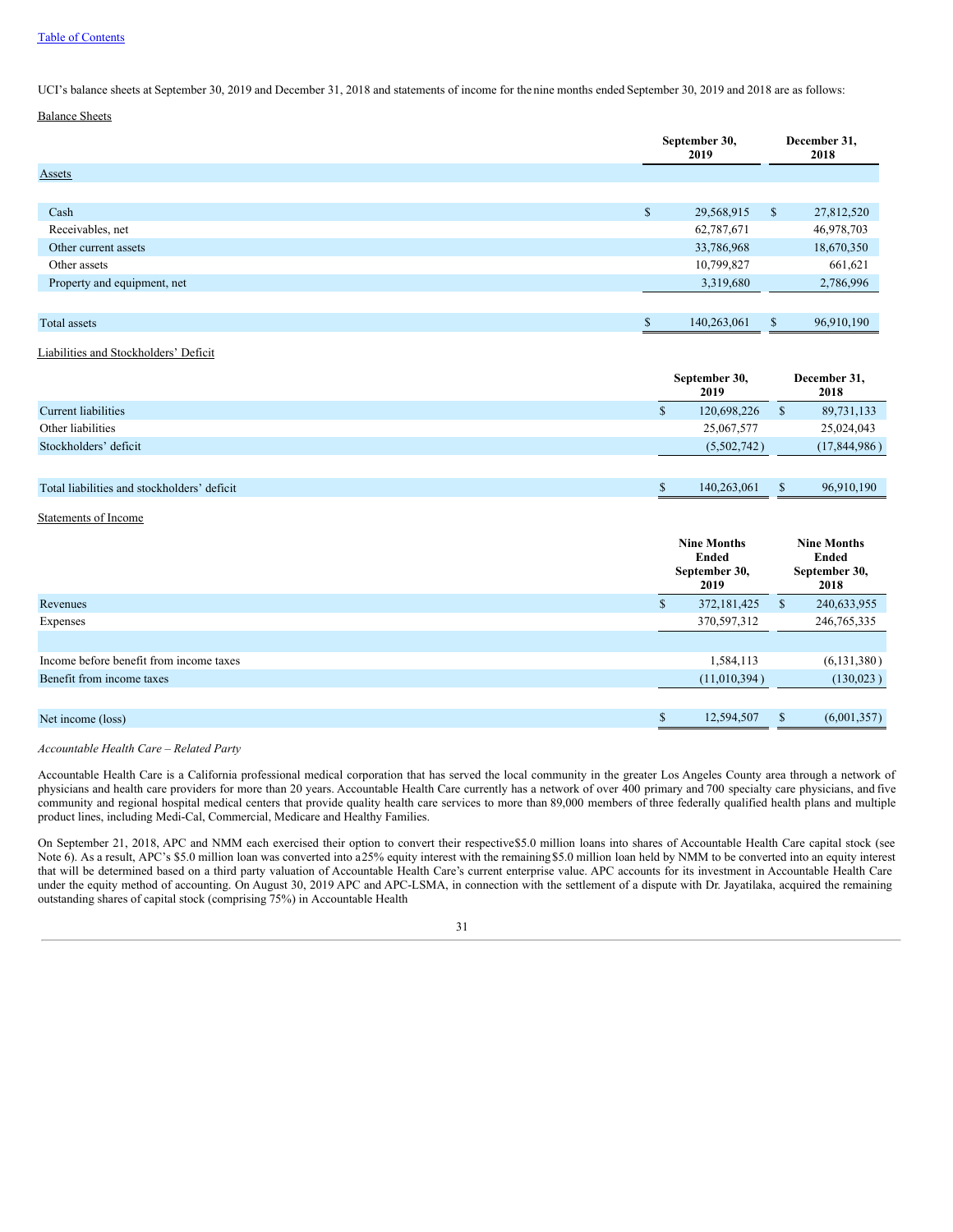UCI's balance sheets at September 30, 2019 and December 31, 2018 and statements of income for the nine months ended September 30, 2019 and 2018 are as follows:

Balance Sheets

| | September 30, 2019 | December 31, 2018 |
|---|---|---|
| Assets | | |
| Cash | $ 29,568,915 | $ 27,812,520 |
| Receivables, net | 62,787,671 | 46,978,703 |
| Other current assets | 33,786,968 | 18,670,350 |
| Other assets | 10,799,827 | 661,621 |
| Property and equipment, net | 3,319,680 | 2,786,996 |
| Total assets | $ 140,263,061 | $ 96,910,190 |

Liabilities and Stockholders' Deficit

| | September 30, 2019 | December 31, 2018 |
|---|---|---|
| Current liabilities | $ 120,698,226 | $ 89,731,133 |
| Other liabilities | 25,067,577 | 25,024,043 |
| Stockholders' deficit | (5,502,742) | (17,844,986) |
| Total liabilities and stockholders' deficit | $ 140,263,061 | $ 96,910,190 |

Statements of Income

| | Nine Months Ended September 30, 2019 | Nine Months Ended September 30, 2018 |
|---|---|---|
| Revenues | $ 372,181,425 | $ 240,633,955 |
| Expenses | 370,597,312 | 246,765,335 |
| Income before benefit from income taxes | 1,584,113 | (6,131,380) |
| Benefit from income taxes | (11,010,394) | (130,023) |
| Net income (loss) | $ 12,594,507 | $ (6,001,357) |

*Accountable Health Care – Related Party*

Accountable Health Care is a California professional medical corporation that has served the local community in the greater Los Angeles County area through a network of physicians and health care providers for more than 20 years. Accountable Health Care currently has a network of over 400 primary and 700 specialty care physicians, and five community and regional hospital medical centers that provide quality health care services to more than 89,000 members of three federally qualified health plans and multiple product lines, including Medi-Cal, Commercial, Medicare and Healthy Families.

On September 21, 2018, APC and NMM each exercised their option to convert their respective $5.0 million loans into shares of Accountable Health Care capital stock (see Note 6). As a result, APC's $5.0 million loan was converted into a 25% equity interest with the remaining $5.0 million loan held by NMM to be converted into an equity interest that will be determined based on a third party valuation of Accountable Health Care's current enterprise value. APC accounts for its investment in Accountable Health Care under the equity method of accounting. On August 30, 2019 APC and APC-LSMA, in connection with the settlement of a dispute with Dr. Jayatilaka, acquired the remaining outstanding shares of capital stock (comprising 75%) in Accountable Health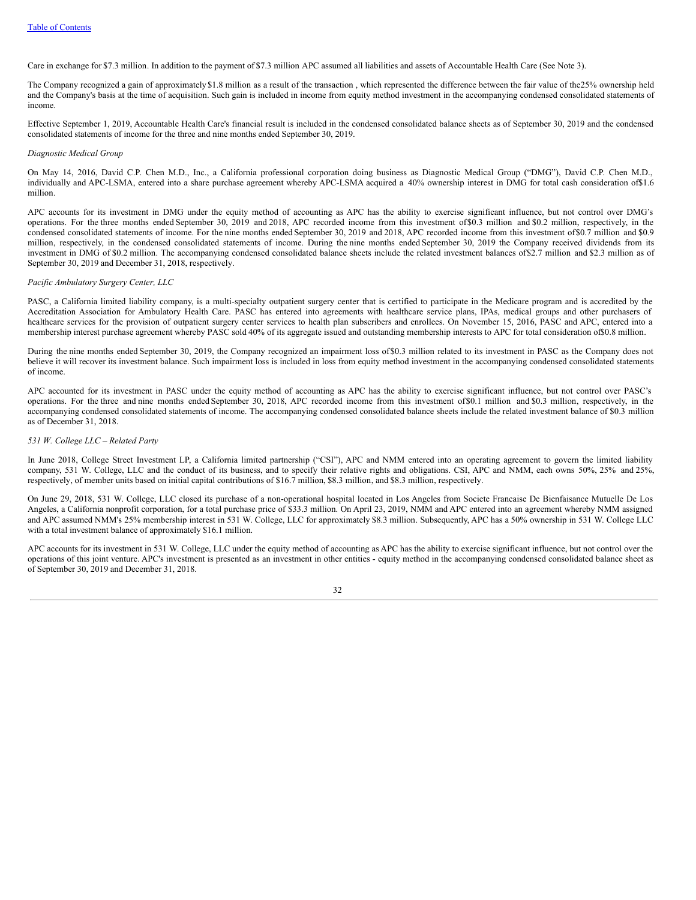Care in exchange for $7.3 million. In addition to the payment of $7.3 million APC assumed all liabilities and assets of Accountable Health Care (See Note 3).

The Company recognized a gain of approximately $1.8 million as a result of the transaction , which represented the difference between the fair value of the 25% ownership held and the Company's basis at the time of acquisition. Such gain is included in income from equity method investment in the accompanying condensed consolidated statements of income.

Effective September 1, 2019, Accountable Health Care's financial result is included in the condensed consolidated balance sheets as of September 30, 2019 and the condensed consolidated statements of income for the three and nine months ended September 30, 2019.

*Diagnostic Medical Group*

On May 14, 2016, David C.P. Chen M.D., Inc., a California professional corporation doing business as Diagnostic Medical Group ("DMG"), David C.P. Chen M.D., individually and APC-LSMA, entered into a share purchase agreement whereby APC-LSMA acquired a 40% ownership interest in DMG for total cash consideration of $1.6 million.

APC accounts for its investment in DMG under the equity method of accounting as APC has the ability to exercise significant influence, but not control over DMG's operations. For the three months ended September 30, 2019 and 2018, APC recorded income from this investment of $0.3 million and $0.2 million, respectively, in the condensed consolidated statements of income. For the nine months ended September 30, 2019 and 2018, APC recorded income from this investment of $0.7 million and $0.9 million, respectively, in the condensed consolidated statements of income. During the nine months ended September 30, 2019 the Company received dividends from its investment in DMG of $0.2 million. The accompanying condensed consolidated balance sheets include the related investment balances of $2.7 million and $2.3 million as of September 30, 2019 and December 31, 2018, respectively.

*Pacific Ambulatory Surgery Center, LLC*

PASC, a California limited liability company, is a multi-specialty outpatient surgery center that is certified to participate in the Medicare program and is accredited by the Accreditation Association for Ambulatory Health Care. PASC has entered into agreements with healthcare service plans, IPAs, medical groups and other purchasers of healthcare services for the provision of outpatient surgery center services to health plan subscribers and enrollees. On November 15, 2016, PASC and APC, entered into a membership interest purchase agreement whereby PASC sold 40% of its aggregate issued and outstanding membership interests to APC for total consideration of $0.8 million.

During the nine months ended September 30, 2019, the Company recognized an impairment loss of $0.3 million related to its investment in PASC as the Company does not believe it will recover its investment balance. Such impairment loss is included in loss from equity method investment in the accompanying condensed consolidated statements of income.

APC accounted for its investment in PASC under the equity method of accounting as APC has the ability to exercise significant influence, but not control over PASC's operations. For the three and nine months ended September 30, 2018, APC recorded income from this investment of $0.1 million and $0.3 million, respectively, in the accompanying condensed consolidated statements of income. The accompanying condensed consolidated balance sheets include the related investment balance of $0.3 million as of December 31, 2018.

*531 W. College LLC – Related Party*

In June 2018, College Street Investment LP, a California limited partnership ("CSI"), APC and NMM entered into an operating agreement to govern the limited liability company, 531 W. College, LLC and the conduct of its business, and to specify their relative rights and obligations. CSI, APC and NMM, each owns 50%, 25% and 25%, respectively, of member units based on initial capital contributions of $16.7 million, $8.3 million, and $8.3 million, respectively.

On June 29, 2018, 531 W. College, LLC closed its purchase of a non-operational hospital located in Los Angeles from Societe Francaise De Bienfaisance Mutuelle De Los Angeles, a California nonprofit corporation, for a total purchase price of $33.3 million. On April 23, 2019, NMM and APC entered into an agreement whereby NMM assigned and APC assumed NMM's 25% membership interest in 531 W. College, LLC for approximately $8.3 million. Subsequently, APC has a 50% ownership in 531 W. College LLC with a total investment balance of approximately $16.1 million.

APC accounts for its investment in 531 W. College, LLC under the equity method of accounting as APC has the ability to exercise significant influence, but not control over the operations of this joint venture. APC's investment is presented as an investment in other entities - equity method in the accompanying condensed consolidated balance sheet as of September 30, 2019 and December 31, 2018.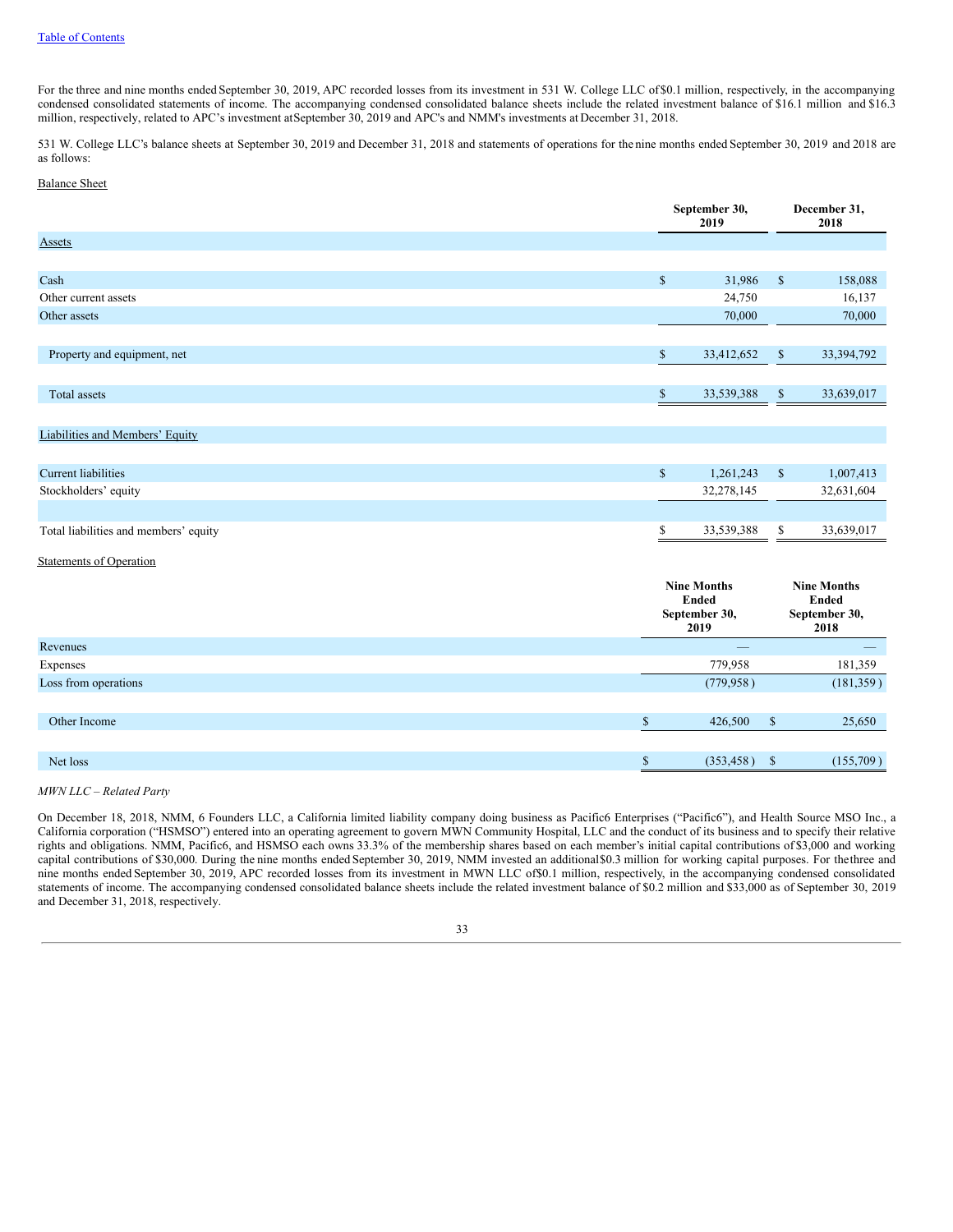For the three and nine months ended September 30, 2019, APC recorded losses from its investment in 531 W. College LLC of $0.1 million, respectively, in the accompanying condensed consolidated statements of income. The accompanying condensed consolidated balance sheets include the related investment balance of $16.1 million and $16.3 million, respectively, related to APC's investment at September 30, 2019 and APC's and NMM's investments at December 31, 2018.

531 W. College LLC's balance sheets at September 30, 2019 and December 31, 2018 and statements of operations for the nine months ended September 30, 2019 and 2018 are as follows:

Balance Sheet

| | September 30, 2019 | December 31, 2018 |
|---|---|---|
| Assets | | |
| Cash | $ 31,986 | $ 158,088 |
| Other current assets | 24,750 | 16,137 |
| Other assets | 70,000 | 70,000 |
| Property and equipment, net | $ 33,412,652 | $ 33,394,792 |
| Total assets | $ 33,539,388 | $ 33,639,017 |
| Liabilities and Members' Equity | | |
| Current liabilities | $ 1,261,243 | $ 1,007,413 |
| Stockholders' equity | 32,278,145 | 32,631,604 |
| Total liabilities and members' equity | $ 33,539,388 | $ 33,639,017 |

Statements of Operation

| | Nine Months Ended September 30, 2019 | Nine Months Ended September 30, 2018 |
|---|---|---|
| Revenues | — | — |
| Expenses | 779,958 | 181,359 |
| Loss from operations | (779,958) | (181,359) |
| Other Income | $ 426,500 | $ 25,650 |
| Net loss | $ (353,458) | $ (155,709) |

*MWN LLC – Related Party*

On December 18, 2018, NMM, 6 Founders LLC, a California limited liability company doing business as Pacific6 Enterprises ("Pacific6"), and Health Source MSO Inc., a California corporation ("HSMSO") entered into an operating agreement to govern MWN Community Hospital, LLC and the conduct of its business and to specify their relative rights and obligations. NMM, Pacific6, and HSMSO each owns 33.3% of the membership shares based on each member's initial capital contributions of $3,000 and working capital contributions of $30,000. During the nine months ended September 30, 2019, NMM invested an additional $0.3 million for working capital purposes. For the three and nine months ended September 30, 2019, APC recorded losses from its investment in MWN LLC of $0.1 million, respectively, in the accompanying condensed consolidated statements of income. The accompanying condensed consolidated balance sheets include the related investment balance of $0.2 million and $33,000 as of September 30, 2019 and December 31, 2018, respectively.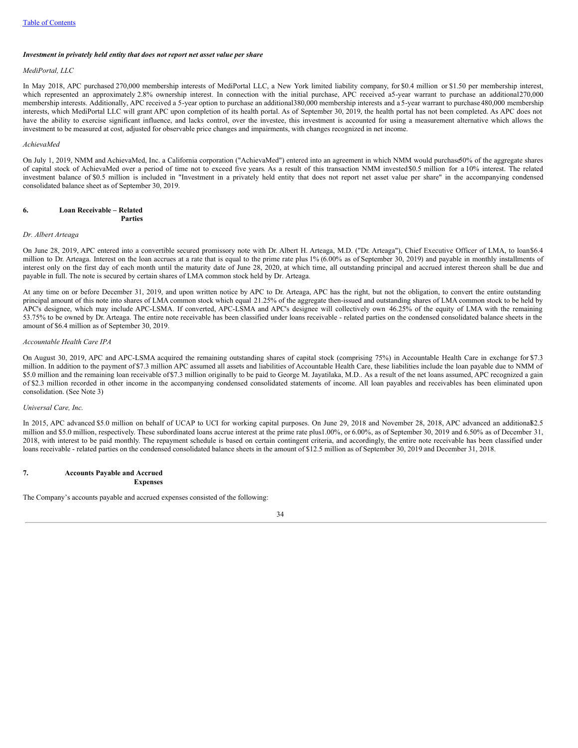Table of Contents

***Investment in privately held entity that does not report net asset value per share***

*MediPortal, LLC*

In May 2018, APC purchased 270,000 membership interests of MediPortal LLC, a New York limited liability company, for $0.4 million or $1.50 per membership interest, which represented an approximately 2.8% ownership interest. In connection with the initial purchase, APC received a 5-year warrant to purchase an additional 270,000 membership interests. Additionally, APC received a 5-year option to purchase an additional 380,000 membership interests and a 5-year warrant to purchase 480,000 membership interests, which MediPortal LLC will grant APC upon completion of its health portal. As of September 30, 2019, the health portal has not been completed. As APC does not have the ability to exercise significant influence, and lacks control, over the investee, this investment is accounted for using a measurement alternative which allows the investment to be measured at cost, adjusted for observable price changes and impairments, with changes recognized in net income.

*AchievaMed*

On July 1, 2019, NMM and AchievaMed, Inc. a California corporation ("AchievaMed") entered into an agreement in which NMM would purchase 50% of the aggregate shares of capital stock of AchievaMed over a period of time not to exceed five years. As a result of this transaction NMM invested $0.5 million for a 10% interest. The related investment balance of $0.5 million is included in "Investment in a privately held entity that does not report net asset value per share" in the accompanying condensed consolidated balance sheet as of September 30, 2019.

## 6. Loan Receivable – Related Parties

*Dr. Albert Arteaga*

On June 28, 2019, APC entered into a convertible secured promissory note with Dr. Albert H. Arteaga, M.D. ("Dr. Arteaga"), Chief Executive Officer of LMA, to loan $6.4 million to Dr. Arteaga. Interest on the loan accrues at a rate that is equal to the prime rate plus 1% (6.00% as of September 30, 2019) and payable in monthly installments of interest only on the first day of each month until the maturity date of June 28, 2020, at which time, all outstanding principal and accrued interest thereon shall be due and payable in full. The note is secured by certain shares of LMA common stock held by Dr. Arteaga.

At any time on or before December 31, 2019, and upon written notice by APC to Dr. Arteaga, APC has the right, but not the obligation, to convert the entire outstanding principal amount of this note into shares of LMA common stock which equal 21.25% of the aggregate then-issued and outstanding shares of LMA common stock to be held by APC's designee, which may include APC-LSMA. If converted, APC-LSMA and APC's designee will collectively own 46.25% of the equity of LMA with the remaining 53.75% to be owned by Dr. Arteaga. The entire note receivable has been classified under loans receivable - related parties on the condensed consolidated balance sheets in the amount of $6.4 million as of September 30, 2019.

*Accountable Health Care IPA*

On August 30, 2019, APC and APC-LSMA acquired the remaining outstanding shares of capital stock (comprising 75%) in Accountable Health Care in exchange for $7.3 million. In addition to the payment of $7.3 million APC assumed all assets and liabilities of Accountable Health Care, these liabilities include the loan payable due to NMM of $5.0 million and the remaining loan receivable of $7.3 million originally to be paid to George M. Jayatilaka, M.D.. As a result of the net loans assumed, APC recognized a gain of $2.3 million recorded in other income in the accompanying condensed consolidated statements of income. All loan payables and receivables has been eliminated upon consolidation. (See Note 3)

*Universal Care, Inc.*

In 2015, APC advanced $5.0 million on behalf of UCAP to UCI for working capital purposes. On June 29, 2018 and November 28, 2018, APC advanced an additional $2.5 million and $5.0 million, respectively. These subordinated loans accrue interest at the prime rate plus 1.00%, or 6.00%, as of September 30, 2019 and 6.50% as of December 31, 2018, with interest to be paid monthly. The repayment schedule is based on certain contingent criteria, and accordingly, the entire note receivable has been classified under loans receivable - related parties on the condensed consolidated balance sheets in the amount of $12.5 million as of September 30, 2019 and December 31, 2018.

## 7. Accounts Payable and Accrued Expenses

The Company's accounts payable and accrued expenses consisted of the following: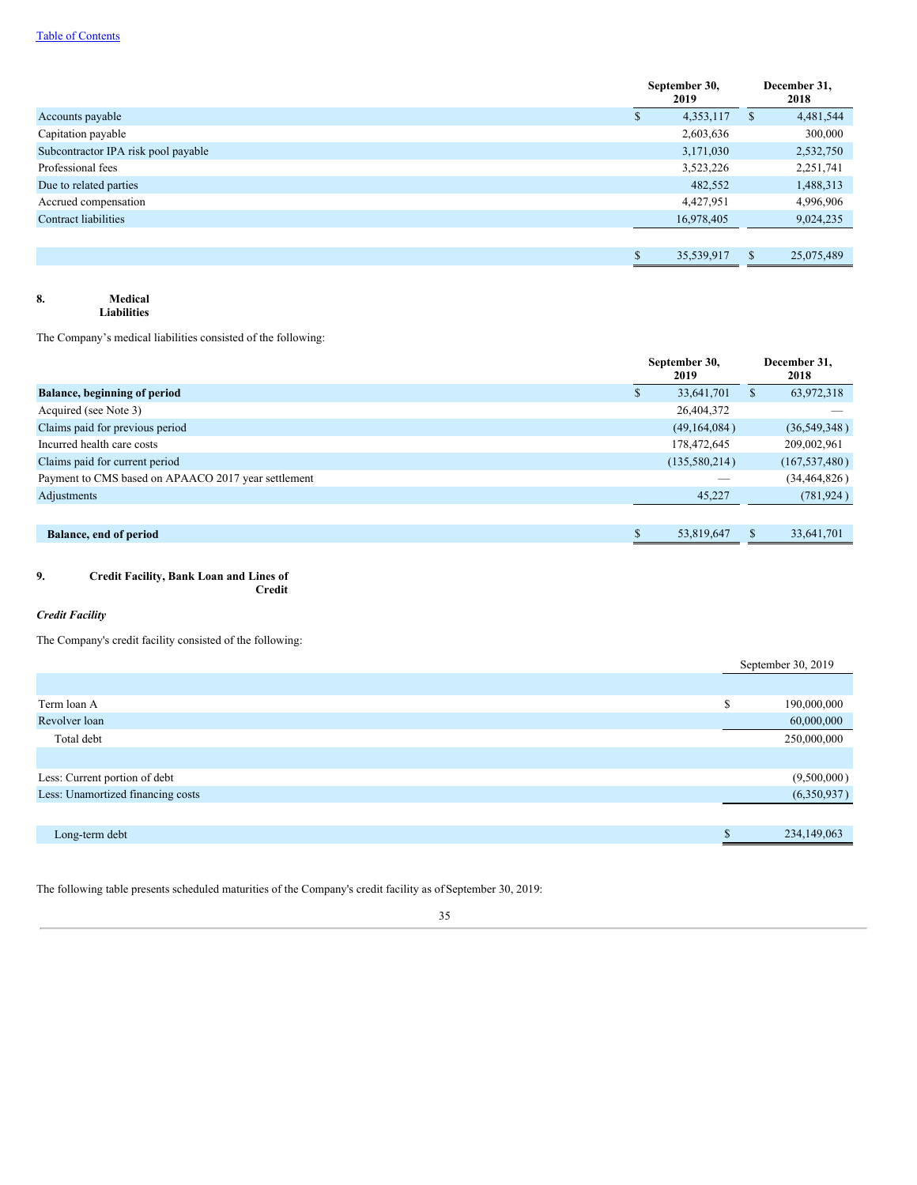| | September 30, 2019 | December 31, 2018 |
|---|---|---|
| Accounts payable | $ 4,353,117 | $ 4,481,544 |
| Capitation payable | 2,603,636 | 300,000 |
| Subcontractor IPA risk pool payable | 3,171,030 | 2,532,750 |
| Professional fees | 3,523,226 | 2,251,741 |
| Due to related parties | 482,552 | 1,488,313 |
| Accrued compensation | 4,427,951 | 4,996,906 |
| Contract liabilities | 16,978,405 | 9,024,235 |
| | $ 35,539,917 | $ 25,075,489 |

## 8. Medical Liabilities

The Company's medical liabilities consisted of the following:

| | September 30, 2019 | December 31, 2018 |
|---|---|---|
| **Balance, beginning of period** | $ 33,641,701 | $ 63,972,318 |
| Acquired (see Note 3) | 26,404,372 | — |
| Claims paid for previous period | (49,164,084 ) | (36,549,348 ) |
| Incurred health care costs | 178,472,645 | 209,002,961 |
| Claims paid for current period | (135,580,214 ) | (167,537,480 ) |
| Payment to CMS based on APAACO 2017 year settlement | — | (34,464,826 ) |
| Adjustments | 45,227 | (781,924 ) |
| **Balance, end of period** | $ 53,819,647 | $ 33,641,701 |

## 9. Credit Facility, Bank Loan and Lines of Credit

### *Credit Facility*

The Company's credit facility consisted of the following:

| | September 30, 2019 |
|---|---|
| Term loan A | $ 190,000,000 |
| Revolver loan | 60,000,000 |
| Total debt | 250,000,000 |
| Less: Current portion of debt | (9,500,000 ) |
| Less: Unamortized financing costs | (6,350,937 ) |
| Long-term debt | $ 234,149,063 |

The following table presents scheduled maturities of the Company's credit facility as of September 30, 2019: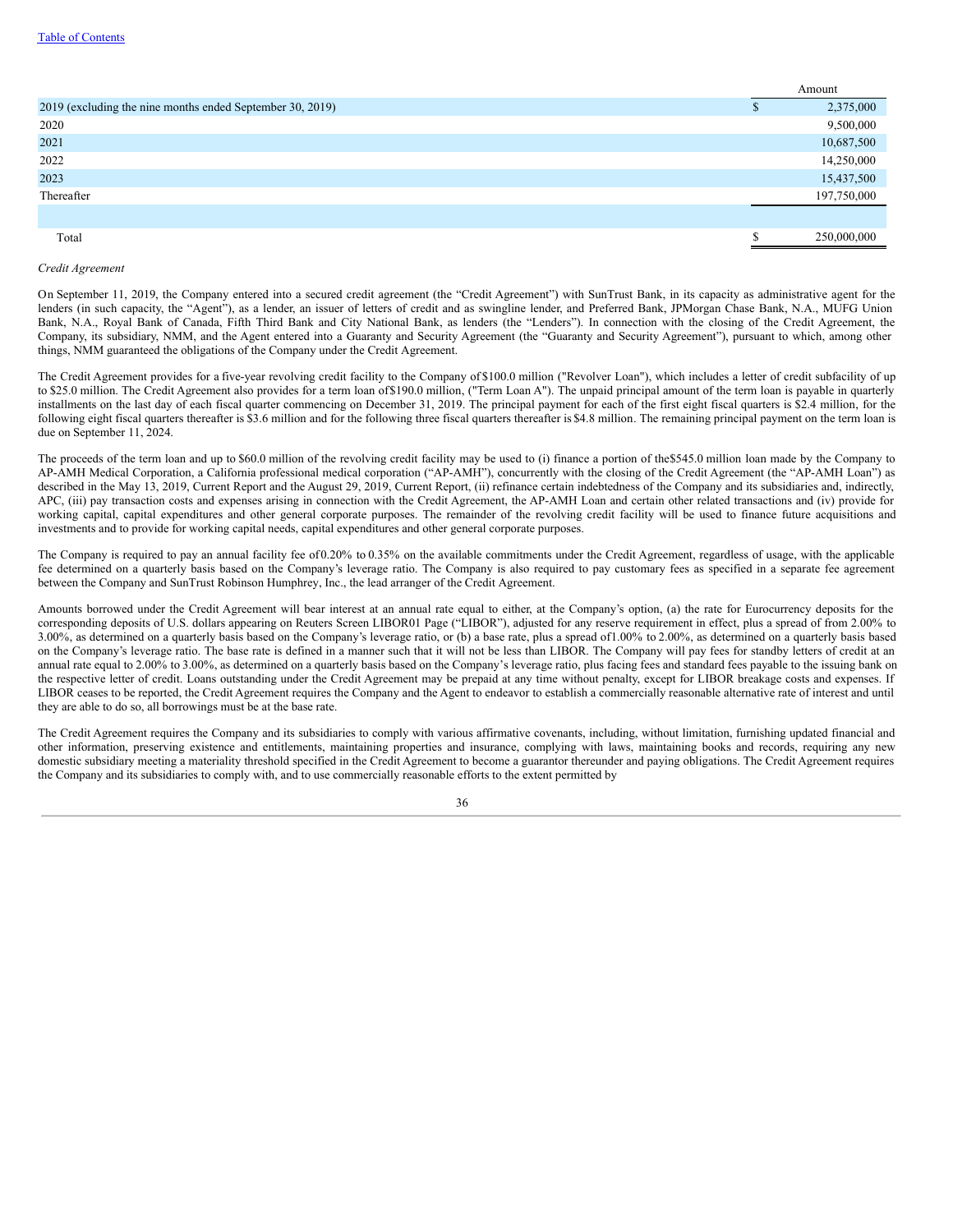| | Amount |
|---|---|
| 2019 (excluding the nine months ended September 30, 2019) | $ 2,375,000 |
| 2020 | 9,500,000 |
| 2021 | 10,687,500 |
| 2022 | 14,250,000 |
| 2023 | 15,437,500 |
| Thereafter | 197,750,000 |
| | |
| Total | $ 250,000,000 |

*Credit Agreement*

On September 11, 2019, the Company entered into a secured credit agreement (the "Credit Agreement") with SunTrust Bank, in its capacity as administrative agent for the lenders (in such capacity, the "Agent"), as a lender, an issuer of letters of credit and as swingline lender, and Preferred Bank, JPMorgan Chase Bank, N.A., MUFG Union Bank, N.A., Royal Bank of Canada, Fifth Third Bank and City National Bank, as lenders (the "Lenders"). In connection with the closing of the Credit Agreement, the Company, its subsidiary, NMM, and the Agent entered into a Guaranty and Security Agreement (the "Guaranty and Security Agreement"), pursuant to which, among other things, NMM guaranteed the obligations of the Company under the Credit Agreement.

The Credit Agreement provides for a five-year revolving credit facility to the Company of $100.0 million ("Revolver Loan"), which includes a letter of credit subfacility of up to $25.0 million. The Credit Agreement also provides for a term loan of $190.0 million, ("Term Loan A"). The unpaid principal amount of the term loan is payable in quarterly installments on the last day of each fiscal quarter commencing on December 31, 2019. The principal payment for each of the first eight fiscal quarters is $2.4 million, for the following eight fiscal quarters thereafter is $3.6 million and for the following three fiscal quarters thereafter is $4.8 million. The remaining principal payment on the term loan is due on September 11, 2024.

The proceeds of the term loan and up to $60.0 million of the revolving credit facility may be used to (i) finance a portion of the $545.0 million loan made by the Company to AP-AMH Medical Corporation, a California professional medical corporation ("AP-AMH"), concurrently with the closing of the Credit Agreement (the "AP-AMH Loan") as described in the May 13, 2019, Current Report and the August 29, 2019, Current Report, (ii) refinance certain indebtedness of the Company and its subsidiaries and, indirectly, APC, (iii) pay transaction costs and expenses arising in connection with the Credit Agreement, the AP-AMH Loan and certain other related transactions and (iv) provide for working capital, capital expenditures and other general corporate purposes. The remainder of the revolving credit facility will be used to finance future acquisitions and investments and to provide for working capital needs, capital expenditures and other general corporate purposes.

The Company is required to pay an annual facility fee of 0.20% to 0.35% on the available commitments under the Credit Agreement, regardless of usage, with the applicable fee determined on a quarterly basis based on the Company's leverage ratio. The Company is also required to pay customary fees as specified in a separate fee agreement between the Company and SunTrust Robinson Humphrey, Inc., the lead arranger of the Credit Agreement.

Amounts borrowed under the Credit Agreement will bear interest at an annual rate equal to either, at the Company's option, (a) the rate for Eurocurrency deposits for the corresponding deposits of U.S. dollars appearing on Reuters Screen LIBOR01 Page ("LIBOR"), adjusted for any reserve requirement in effect, plus a spread of from 2.00% to 3.00%, as determined on a quarterly basis based on the Company's leverage ratio, or (b) a base rate, plus a spread of 1.00% to 2.00%, as determined on a quarterly basis based on the Company's leverage ratio. The base rate is defined in a manner such that it will not be less than LIBOR. The Company will pay fees for standby letters of credit at an annual rate equal to 2.00% to 3.00%, as determined on a quarterly basis based on the Company's leverage ratio, plus facing fees and standard fees payable to the issuing bank on the respective letter of credit. Loans outstanding under the Credit Agreement may be prepaid at any time without penalty, except for LIBOR breakage costs and expenses. If LIBOR ceases to be reported, the Credit Agreement requires the Company and the Agent to endeavor to establish a commercially reasonable alternative rate of interest and until they are able to do so, all borrowings must be at the base rate.

The Credit Agreement requires the Company and its subsidiaries to comply with various affirmative covenants, including, without limitation, furnishing updated financial and other information, preserving existence and entitlements, maintaining properties and insurance, complying with laws, maintaining books and records, requiring any new domestic subsidiary meeting a materiality threshold specified in the Credit Agreement to become a guarantor thereunder and paying obligations. The Credit Agreement requires the Company and its subsidiaries to comply with, and to use commercially reasonable efforts to the extent permitted by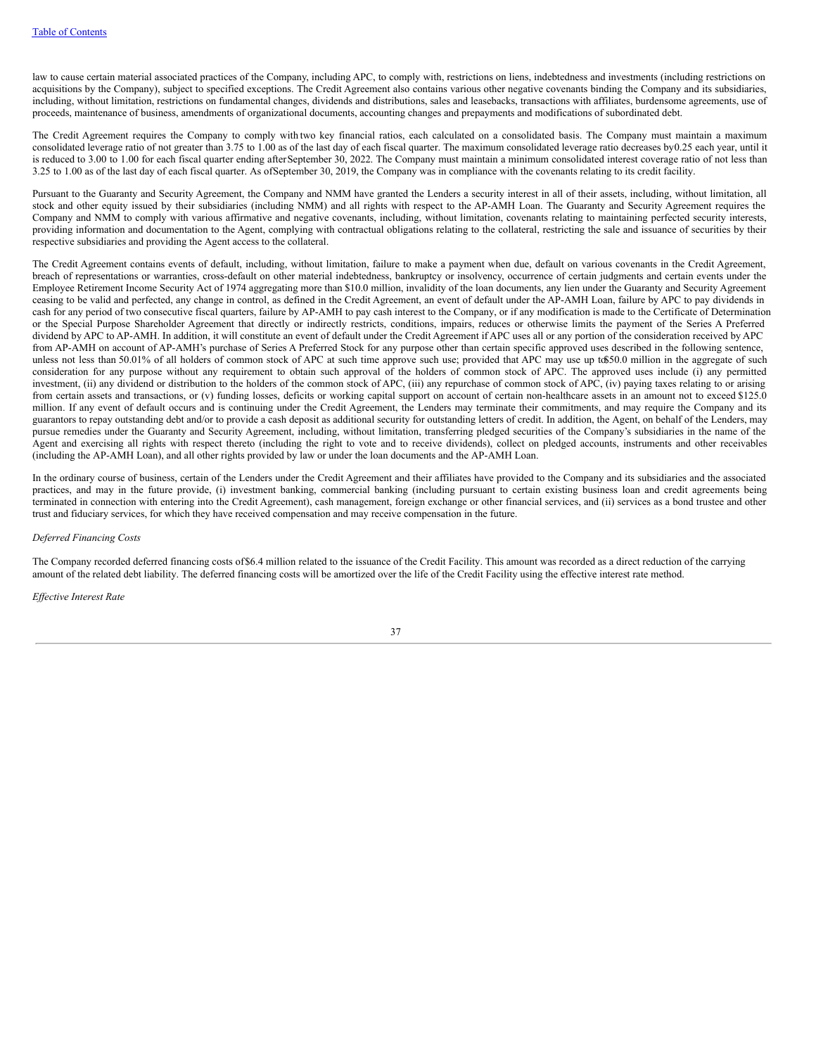law to cause certain material associated practices of the Company, including APC, to comply with, restrictions on liens, indebtedness and investments (including restrictions on acquisitions by the Company), subject to specified exceptions. The Credit Agreement also contains various other negative covenants binding the Company and its subsidiaries, including, without limitation, restrictions on fundamental changes, dividends and distributions, sales and leasebacks, transactions with affiliates, burdensome agreements, use of proceeds, maintenance of business, amendments of organizational documents, accounting changes and prepayments and modifications of subordinated debt.

The Credit Agreement requires the Company to comply with two key financial ratios, each calculated on a consolidated basis. The Company must maintain a maximum consolidated leverage ratio of not greater than 3.75 to 1.00 as of the last day of each fiscal quarter. The maximum consolidated leverage ratio decreases by 0.25 each year, until it is reduced to 3.00 to 1.00 for each fiscal quarter ending after September 30, 2022. The Company must maintain a minimum consolidated interest coverage ratio of not less than 3.25 to 1.00 as of the last day of each fiscal quarter. As of September 30, 2019, the Company was in compliance with the covenants relating to its credit facility.

Pursuant to the Guaranty and Security Agreement, the Company and NMM have granted the Lenders a security interest in all of their assets, including, without limitation, all stock and other equity issued by their subsidiaries (including NMM) and all rights with respect to the AP-AMH Loan. The Guaranty and Security Agreement requires the Company and NMM to comply with various affirmative and negative covenants, including, without limitation, covenants relating to maintaining perfected security interests, providing information and documentation to the Agent, complying with contractual obligations relating to the collateral, restricting the sale and issuance of securities by their respective subsidiaries and providing the Agent access to the collateral.

The Credit Agreement contains events of default, including, without limitation, failure to make a payment when due, default on various covenants in the Credit Agreement, breach of representations or warranties, cross-default on other material indebtedness, bankruptcy or insolvency, occurrence of certain judgments and certain events under the Employee Retirement Income Security Act of 1974 aggregating more than $10.0 million, invalidity of the loan documents, any lien under the Guaranty and Security Agreement ceasing to be valid and perfected, any change in control, as defined in the Credit Agreement, an event of default under the AP-AMH Loan, failure by APC to pay dividends in cash for any period of two consecutive fiscal quarters, failure by AP-AMH to pay cash interest to the Company, or if any modification is made to the Certificate of Determination or the Special Purpose Shareholder Agreement that directly or indirectly restricts, conditions, impairs, reduces or otherwise limits the payment of the Series A Preferred dividend by APC to AP-AMH. In addition, it will constitute an event of default under the Credit Agreement if APC uses all or any portion of the consideration received by APC from AP-AMH on account of AP-AMH's purchase of Series A Preferred Stock for any purpose other than certain specific approved uses described in the following sentence, unless not less than 50.01% of all holders of common stock of APC at such time approve such use; provided that APC may use up to $50.0 million in the aggregate of such consideration for any purpose without any requirement to obtain such approval of the holders of common stock of APC. The approved uses include (i) any permitted investment, (ii) any dividend or distribution to the holders of the common stock of APC, (iii) any repurchase of common stock of APC, (iv) paying taxes relating to or arising from certain assets and transactions, or (v) funding losses, deficits or working capital support on account of certain non-healthcare assets in an amount not to exceed $125.0 million. If any event of default occurs and is continuing under the Credit Agreement, the Lenders may terminate their commitments, and may require the Company and its guarantors to repay outstanding debt and/or to provide a cash deposit as additional security for outstanding letters of credit. In addition, the Agent, on behalf of the Lenders, may pursue remedies under the Guaranty and Security Agreement, including, without limitation, transferring pledged securities of the Company's subsidiaries in the name of the Agent and exercising all rights with respect thereto (including the right to vote and to receive dividends), collect on pledged accounts, instruments and other receivables (including the AP-AMH Loan), and all other rights provided by law or under the loan documents and the AP-AMH Loan.

In the ordinary course of business, certain of the Lenders under the Credit Agreement and their affiliates have provided to the Company and its subsidiaries and the associated practices, and may in the future provide, (i) investment banking, commercial banking (including pursuant to certain existing business loan and credit agreements being terminated in connection with entering into the Credit Agreement), cash management, foreign exchange or other financial services, and (ii) services as a bond trustee and other trust and fiduciary services, for which they have received compensation and may receive compensation in the future.

*Deferred Financing Costs*

The Company recorded deferred financing costs of $6.4 million related to the issuance of the Credit Facility. This amount was recorded as a direct reduction of the carrying amount of the related debt liability. The deferred financing costs will be amortized over the life of the Credit Facility using the effective interest rate method.

*Effective Interest Rate*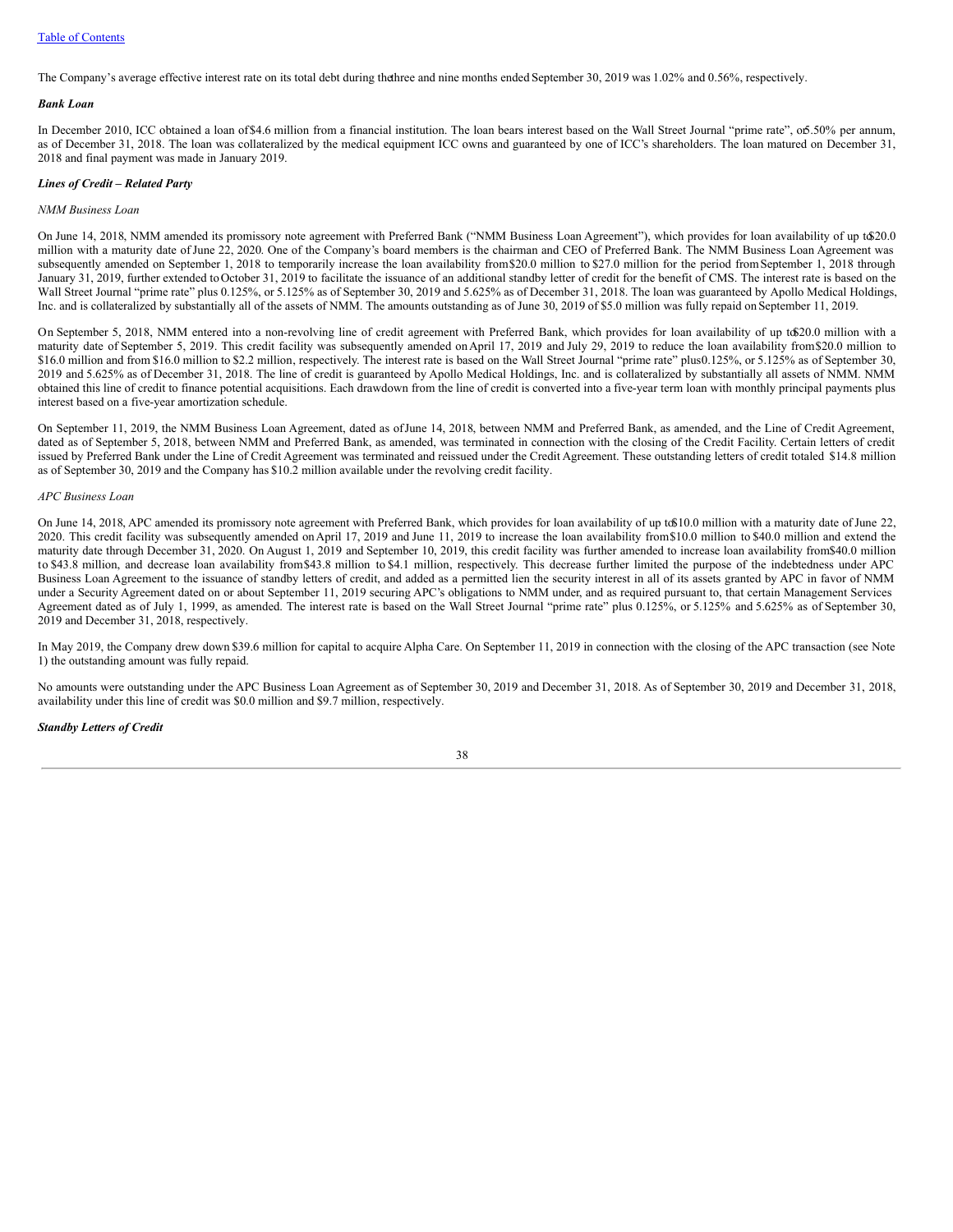The Company's average effective interest rate on its total debt during the three and nine months ended September 30, 2019 was 1.02% and 0.56%, respectively.

***Bank Loan***

In December 2010, ICC obtained a loan of $4.6 million from a financial institution. The loan bears interest based on the Wall Street Journal "prime rate", or 5.50% per annum, as of December 31, 2018. The loan was collateralized by the medical equipment ICC owns and guaranteed by one of ICC's shareholders. The loan matured on December 31, 2018 and final payment was made in January 2019.

***Lines of Credit – Related Party***

*NMM Business Loan*

On June 14, 2018, NMM amended its promissory note agreement with Preferred Bank ("NMM Business Loan Agreement"), which provides for loan availability of up to $20.0 million with a maturity date of June 22, 2020. One of the Company's board members is the chairman and CEO of Preferred Bank. The NMM Business Loan Agreement was subsequently amended on September 1, 2018 to temporarily increase the loan availability from $20.0 million to $27.0 million for the period from September 1, 2018 through January 31, 2019, further extended to October 31, 2019 to facilitate the issuance of an additional standby letter of credit for the benefit of CMS. The interest rate is based on the Wall Street Journal "prime rate" plus 0.125%, or 5.125% as of September 30, 2019 and 5.625% as of December 31, 2018. The loan was guaranteed by Apollo Medical Holdings, Inc. and is collateralized by substantially all of the assets of NMM. The amounts outstanding as of June 30, 2019 of $5.0 million was fully repaid on September 11, 2019.

On September 5, 2018, NMM entered into a non-revolving line of credit agreement with Preferred Bank, which provides for loan availability of up to $20.0 million with a maturity date of September 5, 2019. This credit facility was subsequently amended on April 17, 2019 and July 29, 2019 to reduce the loan availability from $20.0 million to $16.0 million and from $16.0 million to $2.2 million, respectively. The interest rate is based on the Wall Street Journal "prime rate" plus 0.125%, or 5.125% as of September 30, 2019 and 5.625% as of December 31, 2018. The line of credit is guaranteed by Apollo Medical Holdings, Inc. and is collateralized by substantially all assets of NMM. NMM obtained this line of credit to finance potential acquisitions. Each drawdown from the line of credit is converted into a five-year term loan with monthly principal payments plus interest based on a five-year amortization schedule.

On September 11, 2019, the NMM Business Loan Agreement, dated as of June 14, 2018, between NMM and Preferred Bank, as amended, and the Line of Credit Agreement, dated as of September 5, 2018, between NMM and Preferred Bank, as amended, was terminated in connection with the closing of the Credit Facility. Certain letters of credit issued by Preferred Bank under the Line of Credit Agreement was terminated and reissued under the Credit Agreement. These outstanding letters of credit totaled $14.8 million as of September 30, 2019 and the Company has $10.2 million available under the revolving credit facility.

*APC Business Loan*

On June 14, 2018, APC amended its promissory note agreement with Preferred Bank, which provides for loan availability of up to $10.0 million with a maturity date of June 22, 2020. This credit facility was subsequently amended on April 17, 2019 and June 11, 2019 to increase the loan availability from $10.0 million to $40.0 million and extend the maturity date through December 31, 2020. On August 1, 2019 and September 10, 2019, this credit facility was further amended to increase loan availability from $40.0 million to $43.8 million, and decrease loan availability from $43.8 million to $4.1 million, respectively. This decrease further limited the purpose of the indebtedness under APC Business Loan Agreement to the issuance of standby letters of credit, and added as a permitted lien the security interest in all of its assets granted by APC in favor of NMM under a Security Agreement dated on or about September 11, 2019 securing APC's obligations to NMM under, and as required pursuant to, that certain Management Services Agreement dated as of July 1, 1999, as amended. The interest rate is based on the Wall Street Journal "prime rate" plus 0.125%, or 5.125% and 5.625% as of September 30, 2019 and December 31, 2018, respectively.

In May 2019, the Company drew down $39.6 million for capital to acquire Alpha Care. On September 11, 2019 in connection with the closing of the APC transaction (see Note 1) the outstanding amount was fully repaid.

No amounts were outstanding under the APC Business Loan Agreement as of September 30, 2019 and December 31, 2018. As of September 30, 2019 and December 31, 2018, availability under this line of credit was $0.0 million and $9.7 million, respectively.

***Standby Letters of Credit***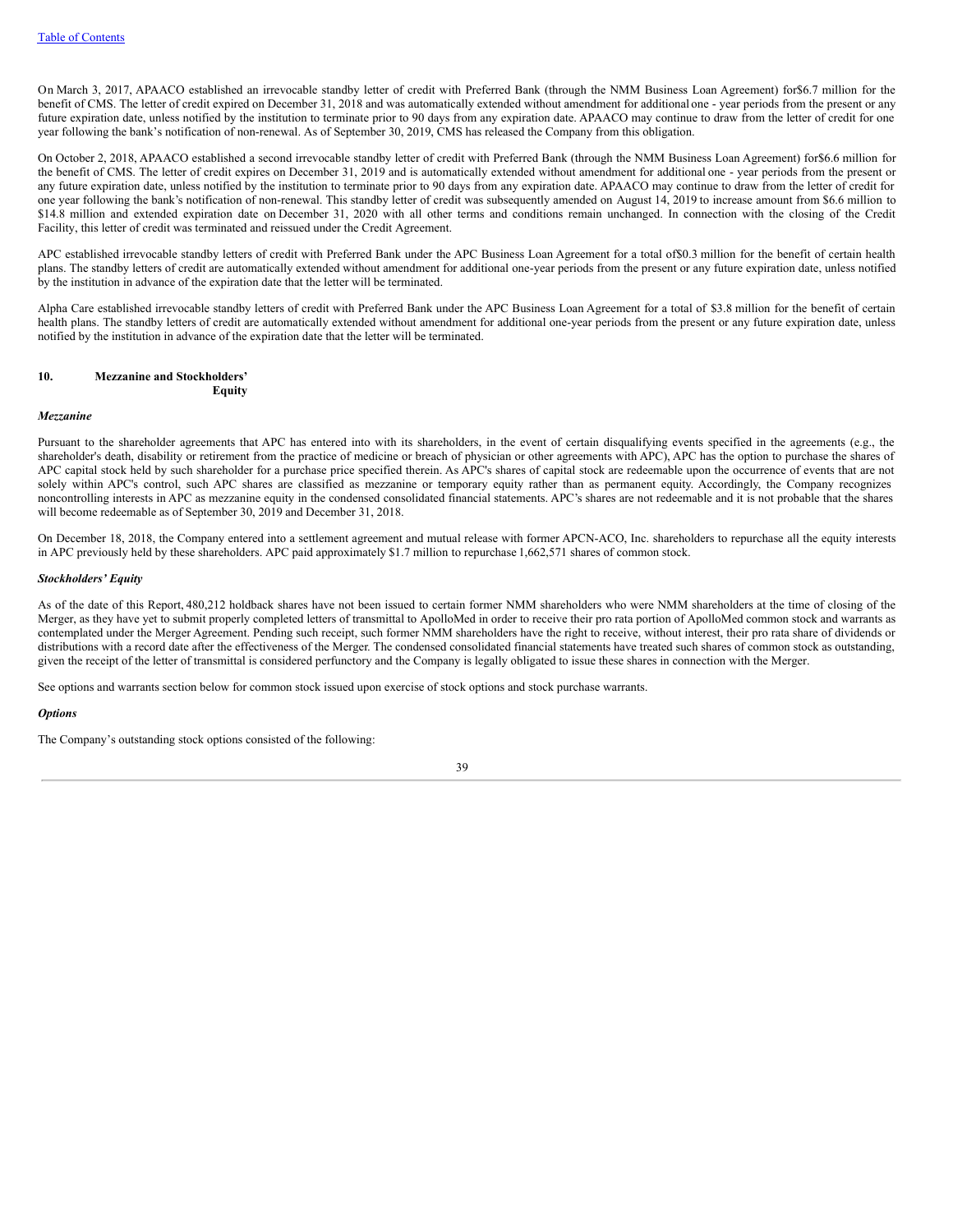On March 3, 2017, APAACO established an irrevocable standby letter of credit with Preferred Bank (through the NMM Business Loan Agreement) for$6.7 million for the benefit of CMS. The letter of credit expired on December 31, 2018 and was automatically extended without amendment for additional one - year periods from the present or any future expiration date, unless notified by the institution to terminate prior to 90 days from any expiration date. APAACO may continue to draw from the letter of credit for one year following the bank's notification of non-renewal. As of September 30, 2019, CMS has released the Company from this obligation.

On October 2, 2018, APAACO established a second irrevocable standby letter of credit with Preferred Bank (through the NMM Business Loan Agreement) for$6.6 million for the benefit of CMS. The letter of credit expires on December 31, 2019 and is automatically extended without amendment for additional one - year periods from the present or any future expiration date, unless notified by the institution to terminate prior to 90 days from any expiration date. APAACO may continue to draw from the letter of credit for one year following the bank's notification of non-renewal. This standby letter of credit was subsequently amended on August 14, 2019 to increase amount from $6.6 million to $14.8 million and extended expiration date on December 31, 2020 with all other terms and conditions remain unchanged. In connection with the closing of the Credit Facility, this letter of credit was terminated and reissued under the Credit Agreement.

APC established irrevocable standby letters of credit with Preferred Bank under the APC Business Loan Agreement for a total of$0.3 million for the benefit of certain health plans. The standby letters of credit are automatically extended without amendment for additional one-year periods from the present or any future expiration date, unless notified by the institution in advance of the expiration date that the letter will be terminated.

Alpha Care established irrevocable standby letters of credit with Preferred Bank under the APC Business Loan Agreement for a total of $3.8 million for the benefit of certain health plans. The standby letters of credit are automatically extended without amendment for additional one-year periods from the present or any future expiration date, unless notified by the institution in advance of the expiration date that the letter will be terminated.

## 10. Mezzanine and Stockholders' Equity

### *Mezzanine*

Pursuant to the shareholder agreements that APC has entered into with its shareholders, in the event of certain disqualifying events specified in the agreements (e.g., the shareholder's death, disability or retirement from the practice of medicine or breach of physician or other agreements with APC), APC has the option to purchase the shares of APC capital stock held by such shareholder for a purchase price specified therein. As APC's shares of capital stock are redeemable upon the occurrence of events that are not solely within APC's control, such APC shares are classified as mezzanine or temporary equity rather than as permanent equity. Accordingly, the Company recognizes noncontrolling interests in APC as mezzanine equity in the condensed consolidated financial statements. APC's shares are not redeemable and it is not probable that the shares will become redeemable as of September 30, 2019 and December 31, 2018.

On December 18, 2018, the Company entered into a settlement agreement and mutual release with former APCN-ACO, Inc. shareholders to repurchase all the equity interests in APC previously held by these shareholders. APC paid approximately $1.7 million to repurchase 1,662,571 shares of common stock.

### *Stockholders' Equity*

As of the date of this Report, 480,212 holdback shares have not been issued to certain former NMM shareholders who were NMM shareholders at the time of closing of the Merger, as they have yet to submit properly completed letters of transmittal to ApolloMed in order to receive their pro rata portion of ApolloMed common stock and warrants as contemplated under the Merger Agreement. Pending such receipt, such former NMM shareholders have the right to receive, without interest, their pro rata share of dividends or distributions with a record date after the effectiveness of the Merger. The condensed consolidated financial statements have treated such shares of common stock as outstanding, given the receipt of the letter of transmittal is considered perfunctory and the Company is legally obligated to issue these shares in connection with the Merger.

See options and warrants section below for common stock issued upon exercise of stock options and stock purchase warrants.

### *Options*

The Company's outstanding stock options consisted of the following: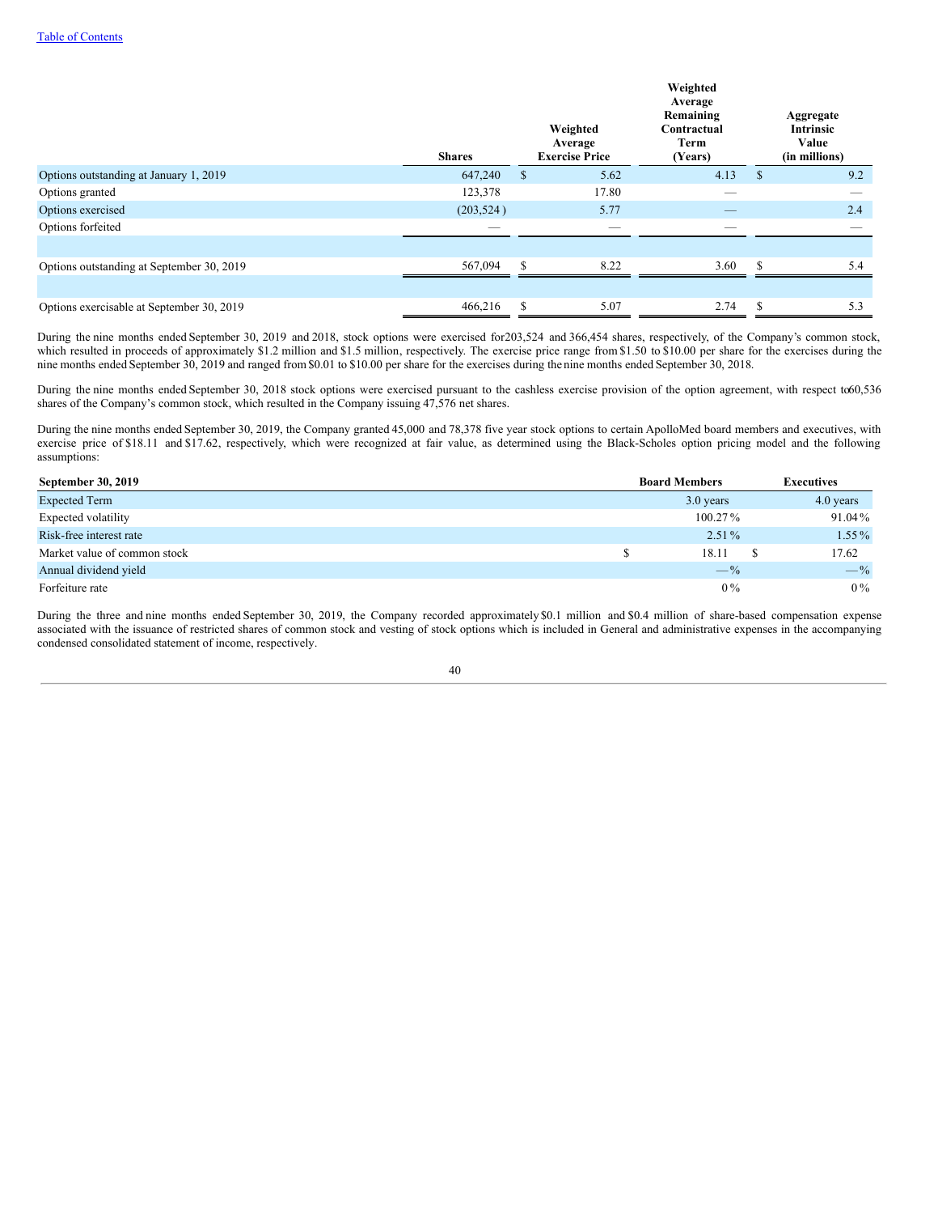[Table of Contents](#)

| | Shares | Weighted Average Exercise Price | Weighted Average Remaining Contractual Term (Years) | Aggregate Intrinsic Value (in millions) |
|---|---|---|---|---|
| Options outstanding at January 1, 2019 | 647,240 | $ 5.62 | 4.13 | $ 9.2 |
| Options granted | 123,378 | 17.80 | — | — |
| Options exercised | (203,524 ) | 5.77 | — | 2.4 |
| Options forfeited | — | — | — | — |
| | | | | |
| Options outstanding at September 30, 2019 | 567,094 | $ 8.22 | 3.60 | $ 5.4 |
| | | | | |
| Options exercisable at September 30, 2019 | 466,216 | $ 5.07 | 2.74 | $ 5.3 |

During the nine months ended September 30, 2019 and 2018, stock options were exercised for 203,524 and 366,454 shares, respectively, of the Company's common stock, which resulted in proceeds of approximately $1.2 million and $1.5 million, respectively. The exercise price range from $1.50 to $10.00 per share for the exercises during the nine months ended September 30, 2019 and ranged from $0.01 to $10.00 per share for the exercises during the nine months ended September 30, 2018.

During the nine months ended September 30, 2018 stock options were exercised pursuant to the cashless exercise provision of the option agreement, with respect to 60,536 shares of the Company's common stock, which resulted in the Company issuing 47,576 net shares.

During the nine months ended September 30, 2019, the Company granted 45,000 and 78,378 five year stock options to certain ApolloMed board members and executives, with exercise price of $18.11 and $17.62, respectively, which were recognized at fair value, as determined using the Black-Scholes option pricing model and the following assumptions:

| **September 30, 2019** | **Board Members** | **Executives** |
|---|---|---|
| Expected Term | 3.0 years | 4.0 years |
| Expected volatility | 100.27 % | 91.04 % |
| Risk-free interest rate | 2.51 % | 1.55 % |
| Market value of common stock | $ 18.11 | $ 17.62 |
| Annual dividend yield | — % | — % |
| Forfeiture rate | 0 % | 0 % |

During the three and nine months ended September 30, 2019, the Company recorded approximately $0.1 million and $0.4 million of share-based compensation expense associated with the issuance of restricted shares of common stock and vesting of stock options which is included in General and administrative expenses in the accompanying condensed consolidated statement of income, respectively.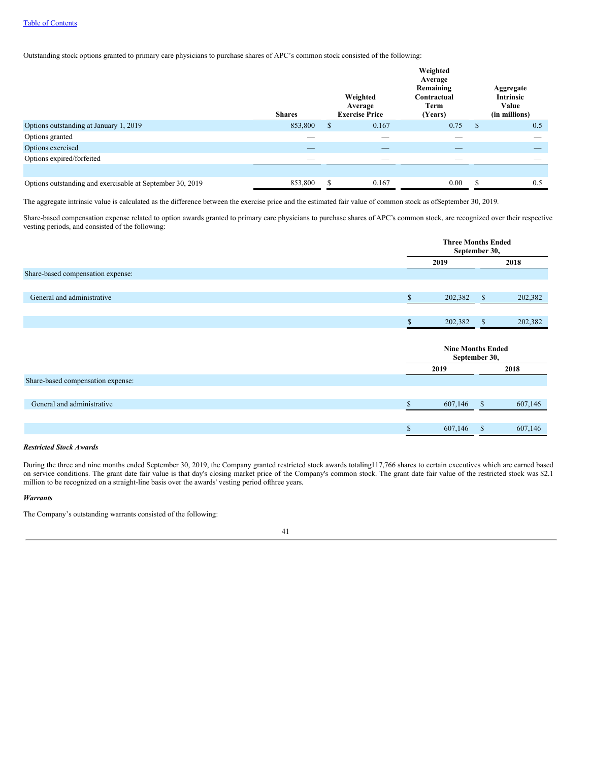Outstanding stock options granted to primary care physicians to purchase shares of APC's common stock consisted of the following:

| | Shares | Weighted Average Exercise Price | Weighted Average Remaining Contractual Term (Years) | Aggregate Intrinsic Value (in millions) |
|---|---|---|---|---|
| Options outstanding at January 1, 2019 | 853,800 | $ 0.167 | 0.75 | $ 0.5 |
| Options granted | — | — | — | — |
| Options exercised | — | — | — | — |
| Options expired/forfeited | — | — | — | — |
| Options outstanding and exercisable at September 30, 2019 | 853,800 | $ 0.167 | 0.00 | $ 0.5 |

The aggregate intrinsic value is calculated as the difference between the exercise price and the estimated fair value of common stock as ofSeptember 30, 2019.

Share-based compensation expense related to option awards granted to primary care physicians to purchase shares of APC's common stock, are recognized over their respective vesting periods, and consisted of the following:

| | Three Months Ended September 30, | |
|---|---|---|
| | 2019 | 2018 |
| Share-based compensation expense: | | |
| General and administrative | $ 202,382 | $ 202,382 |
| | $ 202,382 | $ 202,382 |

| | Nine Months Ended September 30, | |
|---|---|---|
| | 2019 | 2018 |
| Share-based compensation expense: | | |
| General and administrative | $ 607,146 | $ 607,146 |
| | $ 607,146 | $ 607,146 |

***Restricted Stock Awards***

During the three and nine months ended September 30, 2019, the Company granted restricted stock awards totaling117,766 shares to certain executives which are earned based on service conditions. The grant date fair value is that day's closing market price of the Company's common stock. The grant date fair value of the restricted stock was $2.1 million to be recognized on a straight-line basis over the awards' vesting period ofthree years.

***Warrants***

The Company's outstanding warrants consisted of the following: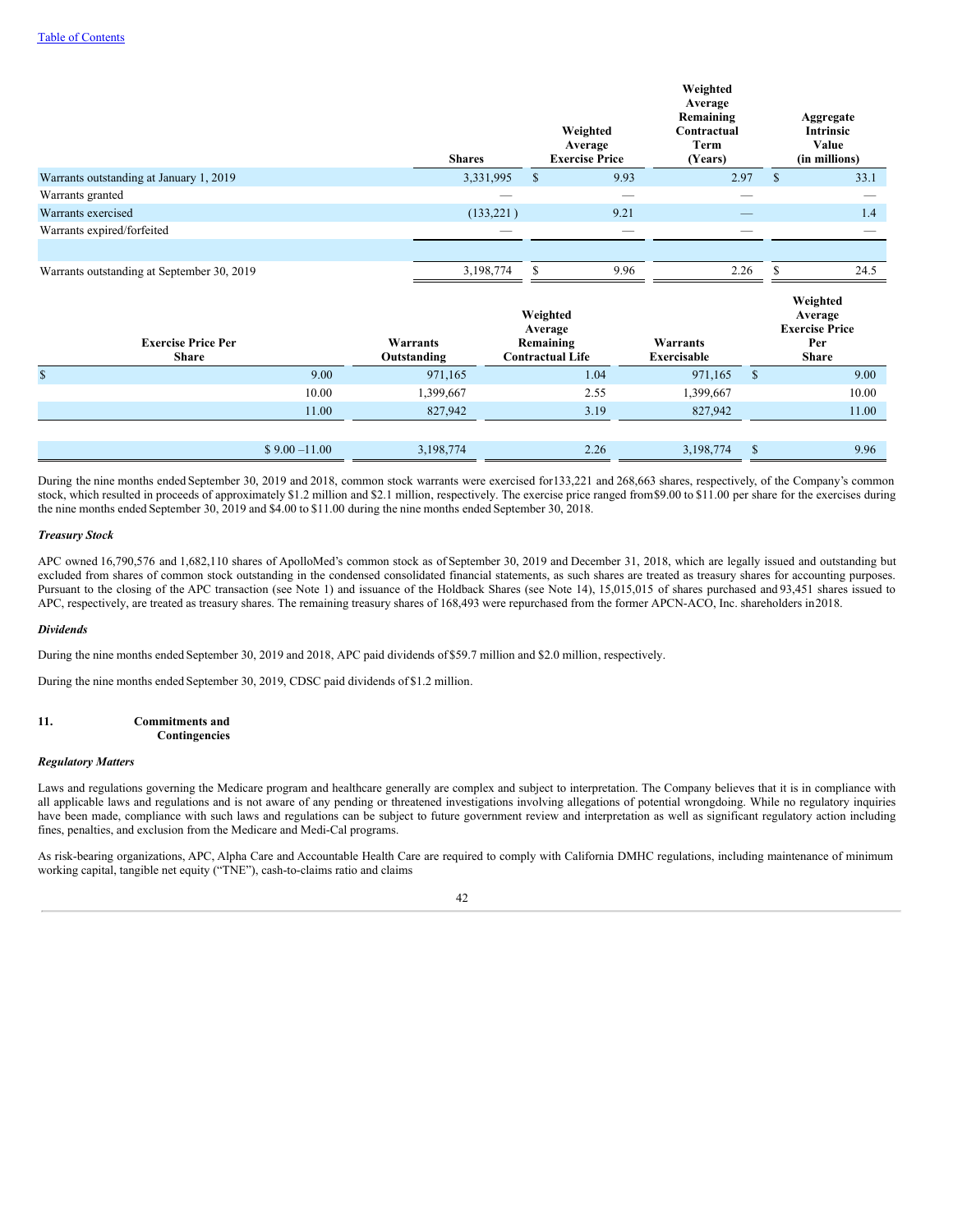|  | Shares | Weighted Average Exercise Price | Weighted Average Remaining Contractual Term (Years) | Aggregate Intrinsic Value (in millions) |
|---|---|---|---|---|
| Warrants outstanding at January 1, 2019 | 3,331,995 | $ 9.93 | 2.97 | $ 33.1 |
| Warrants granted | — | — | — | — |
| Warrants exercised | (133,221 ) | 9.21 | — | 1.4 |
| Warrants expired/forfeited | — | — | — | — |
| Warrants outstanding at September 30, 2019 | 3,198,774 | $ 9.96 | 2.26 | $ 24.5 |

| Exercise Price Per Share | Warrants Outstanding | Weighted Average Remaining Contractual Life | Warrants Exercisable | Weighted Average Exercise Price Per Share |
|---|---|---|---|---|
| $ 9.00 | 971,165 | 1.04 | 971,165 | $ 9.00 |
| 10.00 | 1,399,667 | 2.55 | 1,399,667 | 10.00 |
| 11.00 | 827,942 | 3.19 | 827,942 | 11.00 |
| $ 9.00 –11.00 | 3,198,774 | 2.26 | 3,198,774 | $ 9.96 |

During the nine months ended September 30, 2019 and 2018, common stock warrants were exercised for 133,221 and 268,663 shares, respectively, of the Company's common stock, which resulted in proceeds of approximately $1.2 million and $2.1 million, respectively. The exercise price ranged from $9.00 to $11.00 per share for the exercises during the nine months ended September 30, 2019 and $4.00 to $11.00 during the nine months ended September 30, 2018.

***Treasury Stock***

APC owned 16,790,576 and 1,682,110 shares of ApolloMed's common stock as of September 30, 2019 and December 31, 2018, which are legally issued and outstanding but excluded from shares of common stock outstanding in the condensed consolidated financial statements, as such shares are treated as treasury shares for accounting purposes. Pursuant to the closing of the APC transaction (see Note 1) and issuance of the Holdback Shares (see Note 14), 15,015,015 of shares purchased and 93,451 shares issued to APC, respectively, are treated as treasury shares. The remaining treasury shares of 168,493 were repurchased from the former APCN-ACO, Inc. shareholders in 2018.

***Dividends***

During the nine months ended September 30, 2019 and 2018, APC paid dividends of $59.7 million and $2.0 million, respectively.

During the nine months ended September 30, 2019, CDSC paid dividends of $1.2 million.

## 11. Commitments and Contingencies

***Regulatory Matters***

Laws and regulations governing the Medicare program and healthcare generally are complex and subject to interpretation. The Company believes that it is in compliance with all applicable laws and regulations and is not aware of any pending or threatened investigations involving allegations of potential wrongdoing. While no regulatory inquiries have been made, compliance with such laws and regulations can be subject to future government review and interpretation as well as significant regulatory action including fines, penalties, and exclusion from the Medicare and Medi-Cal programs.

As risk-bearing organizations, APC, Alpha Care and Accountable Health Care are required to comply with California DMHC regulations, including maintenance of minimum working capital, tangible net equity ("TNE"), cash-to-claims ratio and claims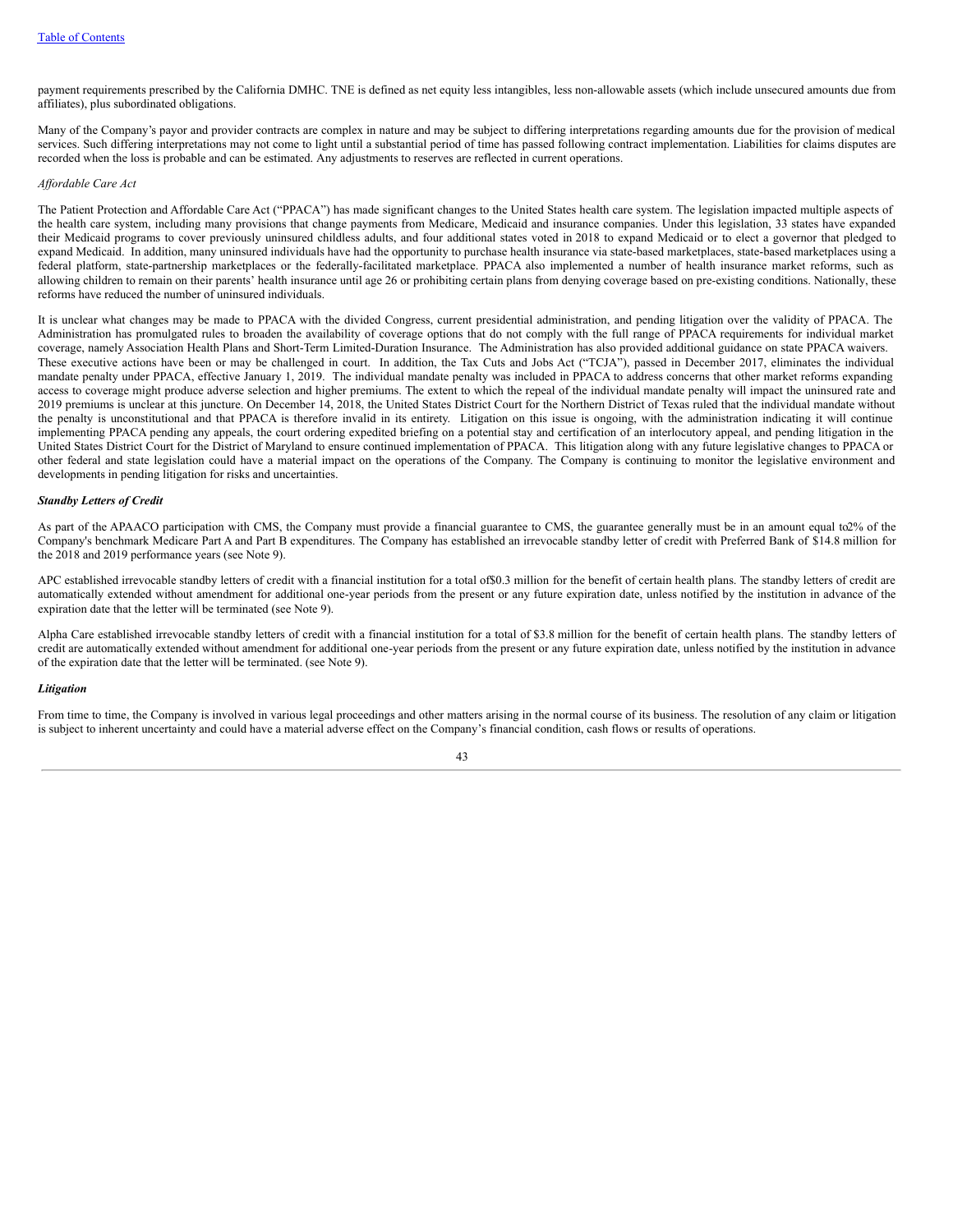payment requirements prescribed by the California DMHC. TNE is defined as net equity less intangibles, less non-allowable assets (which include unsecured amounts due from affiliates), plus subordinated obligations.

Many of the Company's payor and provider contracts are complex in nature and may be subject to differing interpretations regarding amounts due for the provision of medical services. Such differing interpretations may not come to light until a substantial period of time has passed following contract implementation. Liabilities for claims disputes are recorded when the loss is probable and can be estimated. Any adjustments to reserves are reflected in current operations.

*Affordable Care Act*

The Patient Protection and Affordable Care Act ("PPACA") has made significant changes to the United States health care system. The legislation impacted multiple aspects of the health care system, including many provisions that change payments from Medicare, Medicaid and insurance companies. Under this legislation, 33 states have expanded their Medicaid programs to cover previously uninsured childless adults, and four additional states voted in 2018 to expand Medicaid or to elect a governor that pledged to expand Medicaid. In addition, many uninsured individuals have had the opportunity to purchase health insurance via state-based marketplaces, state-based marketplaces using a federal platform, state-partnership marketplaces or the federally-facilitated marketplace. PPACA also implemented a number of health insurance market reforms, such as allowing children to remain on their parents' health insurance until age 26 or prohibiting certain plans from denying coverage based on pre-existing conditions. Nationally, these reforms have reduced the number of uninsured individuals.

It is unclear what changes may be made to PPACA with the divided Congress, current presidential administration, and pending litigation over the validity of PPACA. The Administration has promulgated rules to broaden the availability of coverage options that do not comply with the full range of PPACA requirements for individual market coverage, namely Association Health Plans and Short-Term Limited-Duration Insurance. The Administration has also provided additional guidance on state PPACA waivers. These executive actions have been or may be challenged in court. In addition, the Tax Cuts and Jobs Act ("TCJA"), passed in December 2017, eliminates the individual mandate penalty under PPACA, effective January 1, 2019. The individual mandate penalty was included in PPACA to address concerns that other market reforms expanding access to coverage might produce adverse selection and higher premiums. The extent to which the repeal of the individual mandate penalty will impact the uninsured rate and 2019 premiums is unclear at this juncture. On December 14, 2018, the United States District Court for the Northern District of Texas ruled that the individual mandate without the penalty is unconstitutional and that PPACA is therefore invalid in its entirety. Litigation on this issue is ongoing, with the administration indicating it will continue implementing PPACA pending any appeals, the court ordering expedited briefing on a potential stay and certification of an interlocutory appeal, and pending litigation in the United States District Court for the District of Maryland to ensure continued implementation of PPACA. This litigation along with any future legislative changes to PPACA or other federal and state legislation could have a material impact on the operations of the Company. The Company is continuing to monitor the legislative environment and developments in pending litigation for risks and uncertainties.

***Standby Letters of Credit***

As part of the APAACO participation with CMS, the Company must provide a financial guarantee to CMS, the guarantee generally must be in an amount equal to2% of the Company's benchmark Medicare Part A and Part B expenditures. The Company has established an irrevocable standby letter of credit with Preferred Bank of $14.8 million for the 2018 and 2019 performance years (see Note 9).

APC established irrevocable standby letters of credit with a financial institution for a total of$0.3 million for the benefit of certain health plans. The standby letters of credit are automatically extended without amendment for additional one-year periods from the present or any future expiration date, unless notified by the institution in advance of the expiration date that the letter will be terminated (see Note 9).

Alpha Care established irrevocable standby letters of credit with a financial institution for a total of $3.8 million for the benefit of certain health plans. The standby letters of credit are automatically extended without amendment for additional one-year periods from the present or any future expiration date, unless notified by the institution in advance of the expiration date that the letter will be terminated. (see Note 9).

***Litigation***

From time to time, the Company is involved in various legal proceedings and other matters arising in the normal course of its business. The resolution of any claim or litigation is subject to inherent uncertainty and could have a material adverse effect on the Company's financial condition, cash flows or results of operations.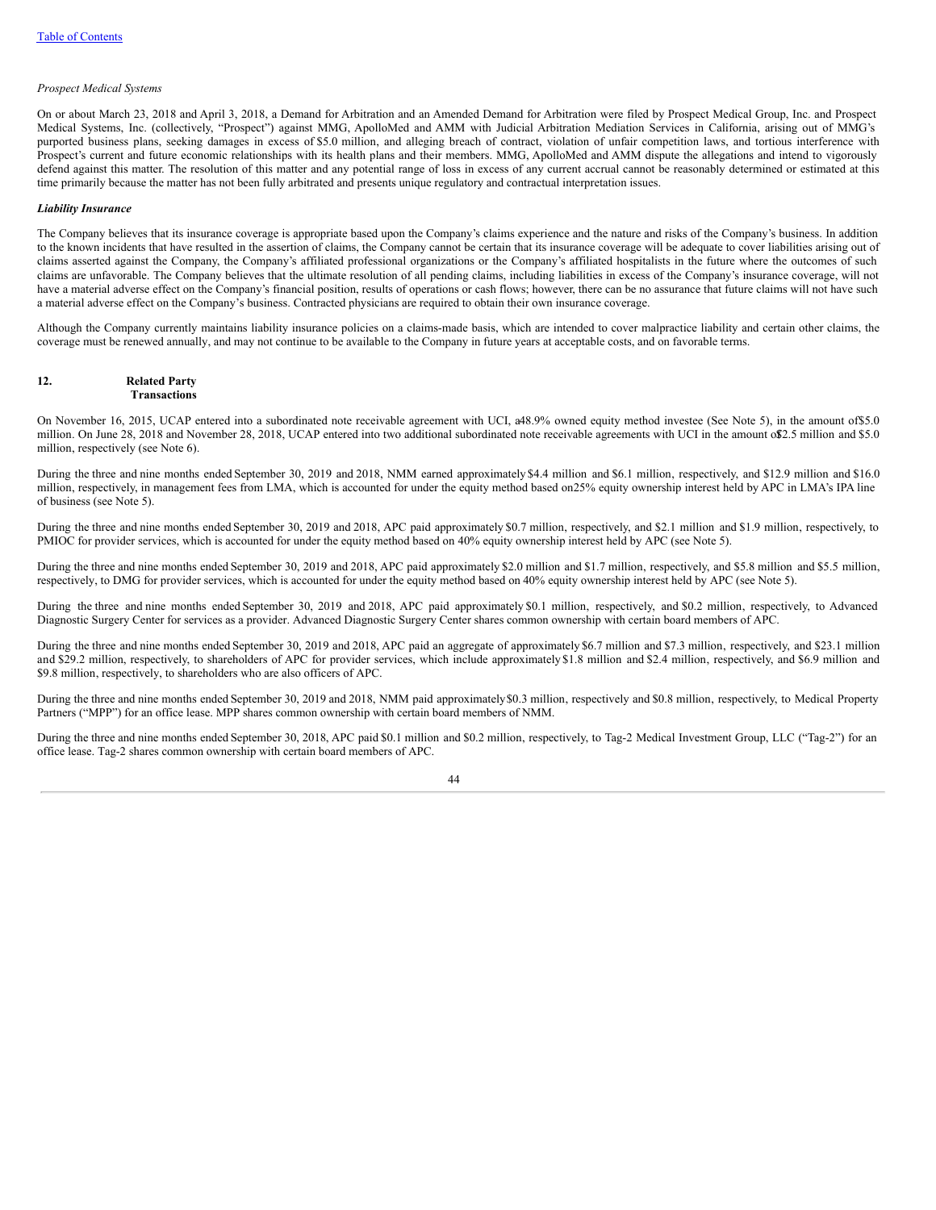*Prospect Medical Systems*

On or about March 23, 2018 and April 3, 2018, a Demand for Arbitration and an Amended Demand for Arbitration were filed by Prospect Medical Group, Inc. and Prospect Medical Systems, Inc. (collectively, "Prospect") against MMG, ApolloMed and AMM with Judicial Arbitration Mediation Services in California, arising out of MMG's purported business plans, seeking damages in excess of $5.0 million, and alleging breach of contract, violation of unfair competition laws, and tortious interference with Prospect's current and future economic relationships with its health plans and their members. MMG, ApolloMed and AMM dispute the allegations and intend to vigorously defend against this matter. The resolution of this matter and any potential range of loss in excess of any current accrual cannot be reasonably determined or estimated at this time primarily because the matter has not been fully arbitrated and presents unique regulatory and contractual interpretation issues.

***Liability Insurance***

The Company believes that its insurance coverage is appropriate based upon the Company's claims experience and the nature and risks of the Company's business. In addition to the known incidents that have resulted in the assertion of claims, the Company cannot be certain that its insurance coverage will be adequate to cover liabilities arising out of claims asserted against the Company, the Company's affiliated professional organizations or the Company's affiliated hospitalists in the future where the outcomes of such claims are unfavorable. The Company believes that the ultimate resolution of all pending claims, including liabilities in excess of the Company's insurance coverage, will not have a material adverse effect on the Company's financial position, results of operations or cash flows; however, there can be no assurance that future claims will not have such a material adverse effect on the Company's business. Contracted physicians are required to obtain their own insurance coverage.

Although the Company currently maintains liability insurance policies on a claims-made basis, which are intended to cover malpractice liability and certain other claims, the coverage must be renewed annually, and may not continue to be available to the Company in future years at acceptable costs, and on favorable terms.

## 12. Related Party Transactions

On November 16, 2015, UCAP entered into a subordinated note receivable agreement with UCI, a 48.9% owned equity method investee (See Note 5), in the amount of $5.0 million. On June 28, 2018 and November 28, 2018, UCAP entered into two additional subordinated note receivable agreements with UCI in the amount of $2.5 million and $5.0 million, respectively (see Note 6).

During the three and nine months ended September 30, 2019 and 2018, NMM earned approximately $4.4 million and $6.1 million, respectively, and $12.9 million and $16.0 million, respectively, in management fees from LMA, which is accounted for under the equity method based on 25% equity ownership interest held by APC in LMA's IPA line of business (see Note 5).

During the three and nine months ended September 30, 2019 and 2018, APC paid approximately $0.7 million, respectively, and $2.1 million and $1.9 million, respectively, to PMIOC for provider services, which is accounted for under the equity method based on 40% equity ownership interest held by APC (see Note 5).

During the three and nine months ended September 30, 2019 and 2018, APC paid approximately $2.0 million and $1.7 million, respectively, and $5.8 million and $5.5 million, respectively, to DMG for provider services, which is accounted for under the equity method based on 40% equity ownership interest held by APC (see Note 5).

During the three and nine months ended September 30, 2019 and 2018, APC paid approximately $0.1 million, respectively, and $0.2 million, respectively, to Advanced Diagnostic Surgery Center for services as a provider. Advanced Diagnostic Surgery Center shares common ownership with certain board members of APC.

During the three and nine months ended September 30, 2019 and 2018, APC paid an aggregate of approximately $6.7 million and $7.3 million, respectively, and $23.1 million and $29.2 million, respectively, to shareholders of APC for provider services, which include approximately $1.8 million and $2.4 million, respectively, and $6.9 million and $9.8 million, respectively, to shareholders who are also officers of APC.

During the three and nine months ended September 30, 2019 and 2018, NMM paid approximately $0.3 million, respectively and $0.8 million, respectively, to Medical Property Partners ("MPP") for an office lease. MPP shares common ownership with certain board members of NMM.

During the three and nine months ended September 30, 2018, APC paid $0.1 million and $0.2 million, respectively, to Tag-2 Medical Investment Group, LLC ("Tag-2") for an office lease. Tag-2 shares common ownership with certain board members of APC.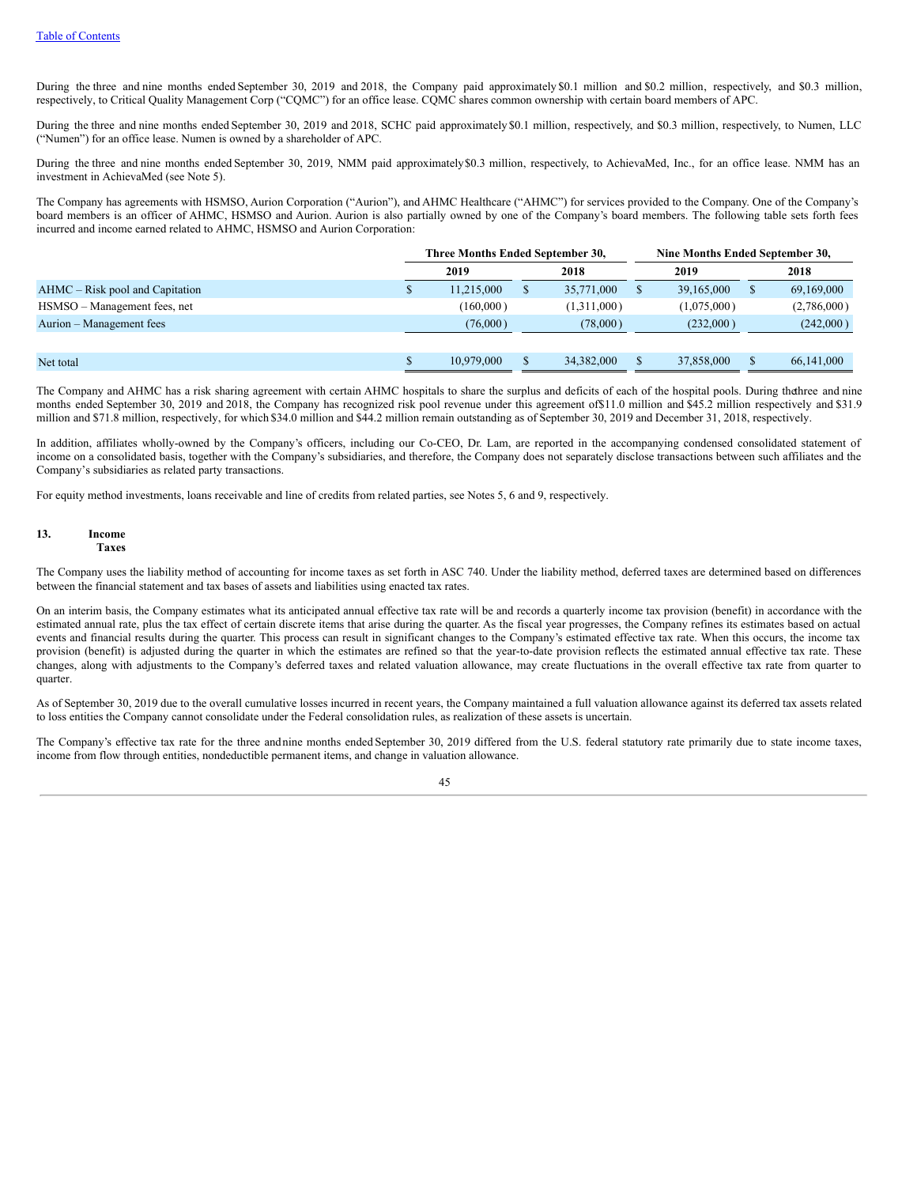During the three and nine months ended September 30, 2019 and 2018, the Company paid approximately $0.1 million and $0.2 million, respectively, and $0.3 million, respectively, to Critical Quality Management Corp ("CQMC") for an office lease. CQMC shares common ownership with certain board members of APC.

During the three and nine months ended September 30, 2019 and 2018, SCHC paid approximately $0.1 million, respectively, and $0.3 million, respectively, to Numen, LLC ("Numen") for an office lease. Numen is owned by a shareholder of APC.

During the three and nine months ended September 30, 2019, NMM paid approximately $0.3 million, respectively, to AchievaMed, Inc., for an office lease. NMM has an investment in AchievaMed (see Note 5).

The Company has agreements with HSMSO, Aurion Corporation ("Aurion"), and AHMC Healthcare ("AHMC") for services provided to the Company. One of the Company's board members is an officer of AHMC, HSMSO and Aurion. Aurion is also partially owned by one of the Company's board members. The following table sets forth fees incurred and income earned related to AHMC, HSMSO and Aurion Corporation:

| | Three Months Ended September 30, | | Nine Months Ended September 30, | |
|---|---|---|---|---|
| | 2019 | 2018 | 2019 | 2018 |
| AHMC – Risk pool and Capitation | $ 11,215,000 | $ 35,771,000 | $ 39,165,000 | $ 69,169,000 |
| HSMSO – Management fees, net | (160,000) | (1,311,000) | (1,075,000) | (2,786,000) |
| Aurion – Management fees | (76,000) | (78,000) | (232,000) | (242,000) |
| Net total | $ 10,979,000 | $ 34,382,000 | $ 37,858,000 | $ 66,141,000 |

The Company and AHMC has a risk sharing agreement with certain AHMC hospitals to share the surplus and deficits of each of the hospital pools. During the three and nine months ended September 30, 2019 and 2018, the Company has recognized risk pool revenue under this agreement of $11.0 million and $45.2 million respectively and $31.9 million and $71.8 million, respectively, for which $34.0 million and $44.2 million remain outstanding as of September 30, 2019 and December 31, 2018, respectively.

In addition, affiliates wholly-owned by the Company's officers, including our Co-CEO, Dr. Lam, are reported in the accompanying condensed consolidated statement of income on a consolidated basis, together with the Company's subsidiaries, and therefore, the Company does not separately disclose transactions between such affiliates and the Company's subsidiaries as related party transactions.

For equity method investments, loans receivable and line of credits from related parties, see Notes 5, 6 and 9, respectively.

## 13. Income Taxes

The Company uses the liability method of accounting for income taxes as set forth in ASC 740. Under the liability method, deferred taxes are determined based on differences between the financial statement and tax bases of assets and liabilities using enacted tax rates.

On an interim basis, the Company estimates what its anticipated annual effective tax rate will be and records a quarterly income tax provision (benefit) in accordance with the estimated annual rate, plus the tax effect of certain discrete items that arise during the quarter. As the fiscal year progresses, the Company refines its estimates based on actual events and financial results during the quarter. This process can result in significant changes to the Company's estimated effective tax rate. When this occurs, the income tax provision (benefit) is adjusted during the quarter in which the estimates are refined so that the year-to-date provision reflects the estimated annual effective tax rate. These changes, along with adjustments to the Company's deferred taxes and related valuation allowance, may create fluctuations in the overall effective tax rate from quarter to quarter.

As of September 30, 2019 due to the overall cumulative losses incurred in recent years, the Company maintained a full valuation allowance against its deferred tax assets related to loss entities the Company cannot consolidate under the Federal consolidation rules, as realization of these assets is uncertain.

The Company's effective tax rate for the three and nine months ended September 30, 2019 differed from the U.S. federal statutory rate primarily due to state income taxes, income from flow through entities, nondeductible permanent items, and change in valuation allowance.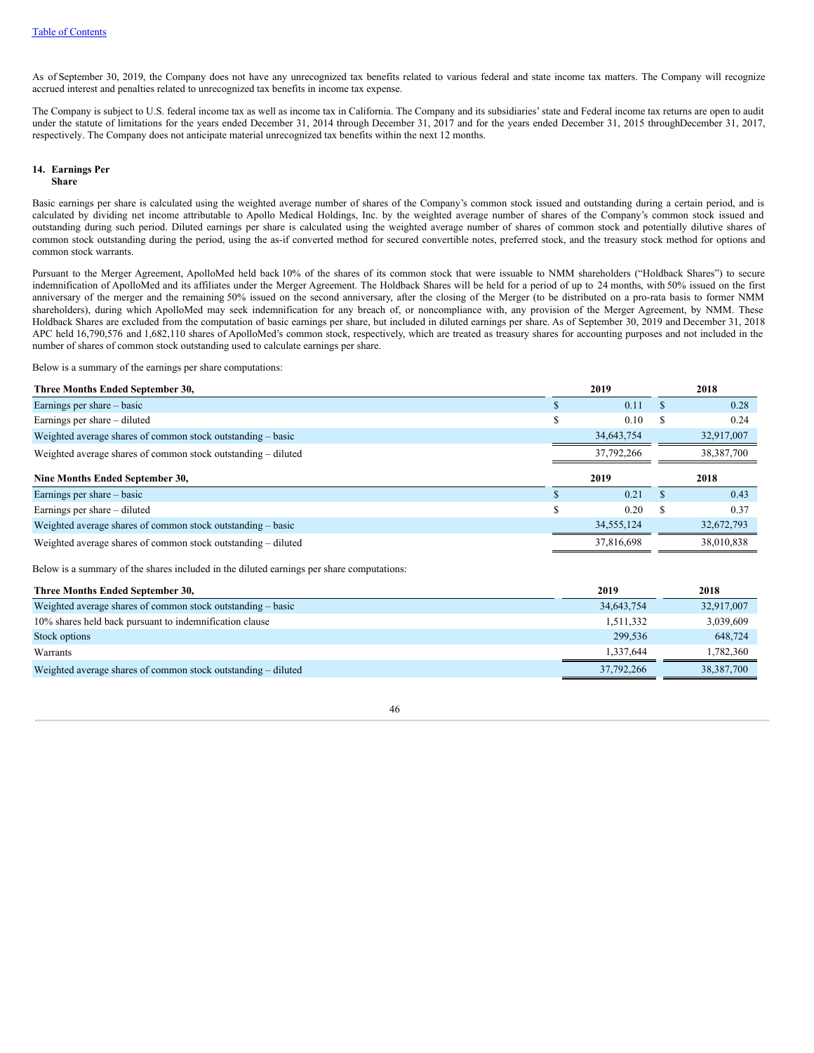As of September 30, 2019, the Company does not have any unrecognized tax benefits related to various federal and state income tax matters. The Company will recognize accrued interest and penalties related to unrecognized tax benefits in income tax expense.

The Company is subject to U.S. federal income tax as well as income tax in California. The Company and its subsidiaries' state and Federal income tax returns are open to audit under the statute of limitations for the years ended December 31, 2014 through December 31, 2017 and for the years ended December 31, 2015 throughDecember 31, 2017, respectively. The Company does not anticipate material unrecognized tax benefits within the next 12 months.

## 14. Earnings Per Share

Basic earnings per share is calculated using the weighted average number of shares of the Company's common stock issued and outstanding during a certain period, and is calculated by dividing net income attributable to Apollo Medical Holdings, Inc. by the weighted average number of shares of the Company's common stock issued and outstanding during such period. Diluted earnings per share is calculated using the weighted average number of shares of common stock and potentially dilutive shares of common stock outstanding during the period, using the as-if converted method for secured convertible notes, preferred stock, and the treasury stock method for options and common stock warrants.

Pursuant to the Merger Agreement, ApolloMed held back 10% of the shares of its common stock that were issuable to NMM shareholders ("Holdback Shares") to secure indemnification of ApolloMed and its affiliates under the Merger Agreement. The Holdback Shares will be held for a period of up to 24 months, with 50% issued on the first anniversary of the merger and the remaining 50% issued on the second anniversary, after the closing of the Merger (to be distributed on a pro-rata basis to former NMM shareholders), during which ApolloMed may seek indemnification for any breach of, or noncompliance with, any provision of the Merger Agreement, by NMM. These Holdback Shares are excluded from the computation of basic earnings per share, but included in diluted earnings per share. As of September 30, 2019 and December 31, 2018 APC held 16,790,576 and 1,682,110 shares of ApolloMed's common stock, respectively, which are treated as treasury shares for accounting purposes and not included in the number of shares of common stock outstanding used to calculate earnings per share.

Below is a summary of the earnings per share computations:

| Three Months Ended September 30, | 2019 | 2018 |
|---|---|---|
| Earnings per share – basic | $ 0.11 | $ 0.28 |
| Earnings per share – diluted | $ 0.10 | $ 0.24 |
| Weighted average shares of common stock outstanding – basic | 34,643,754 | 32,917,007 |
| Weighted average shares of common stock outstanding – diluted | 37,792,266 | 38,387,700 |
| **Nine Months Ended September 30,** | **2019** | **2018** |
| Earnings per share – basic | $ 0.21 | $ 0.43 |
| Earnings per share – diluted | $ 0.20 | $ 0.37 |
| Weighted average shares of common stock outstanding – basic | 34,555,124 | 32,672,793 |
| Weighted average shares of common stock outstanding – diluted | 37,816,698 | 38,010,838 |

Below is a summary of the shares included in the diluted earnings per share computations:

| Three Months Ended September 30, | 2019 | 2018 |
|---|---|---|
| Weighted average shares of common stock outstanding – basic | 34,643,754 | 32,917,007 |
| 10% shares held back pursuant to indemnification clause | 1,511,332 | 3,039,609 |
| Stock options | 299,536 | 648,724 |
| Warrants | 1,337,644 | 1,782,360 |
| Weighted average shares of common stock outstanding – diluted | 37,792,266 | 38,387,700 |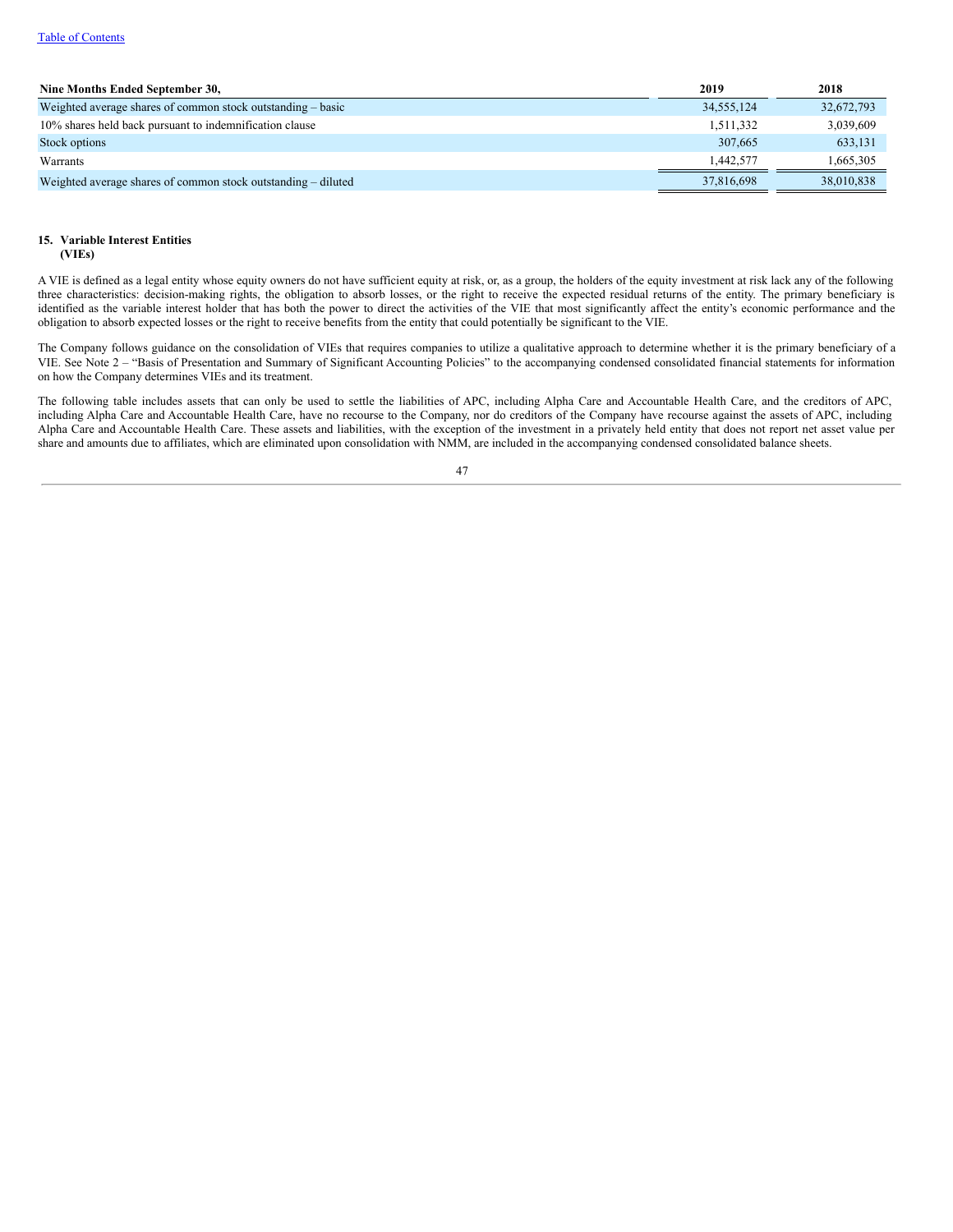| Nine Months Ended September 30, | 2019 | 2018 |
|---|---|---|
| Weighted average shares of common stock outstanding – basic | 34,555,124 | 32,672,793 |
| 10% shares held back pursuant to indemnification clause | 1,511,332 | 3,039,609 |
| Stock options | 307,665 | 633,131 |
| Warrants | 1,442,577 | 1,665,305 |
| Weighted average shares of common stock outstanding – diluted | 37,816,698 | 38,010,838 |

## 15. Variable Interest Entities (VIEs)

A VIE is defined as a legal entity whose equity owners do not have sufficient equity at risk, or, as a group, the holders of the equity investment at risk lack any of the following three characteristics: decision-making rights, the obligation to absorb losses, or the right to receive the expected residual returns of the entity. The primary beneficiary is identified as the variable interest holder that has both the power to direct the activities of the VIE that most significantly affect the entity's economic performance and the obligation to absorb expected losses or the right to receive benefits from the entity that could potentially be significant to the VIE.

The Company follows guidance on the consolidation of VIEs that requires companies to utilize a qualitative approach to determine whether it is the primary beneficiary of a VIE. See Note 2 – "Basis of Presentation and Summary of Significant Accounting Policies" to the accompanying condensed consolidated financial statements for information on how the Company determines VIEs and its treatment.

The following table includes assets that can only be used to settle the liabilities of APC, including Alpha Care and Accountable Health Care, and the creditors of APC, including Alpha Care and Accountable Health Care, have no recourse to the Company, nor do creditors of the Company have recourse against the assets of APC, including Alpha Care and Accountable Health Care. These assets and liabilities, with the exception of the investment in a privately held entity that does not report net asset value per share and amounts due to affiliates, which are eliminated upon consolidation with NMM, are included in the accompanying condensed consolidated balance sheets.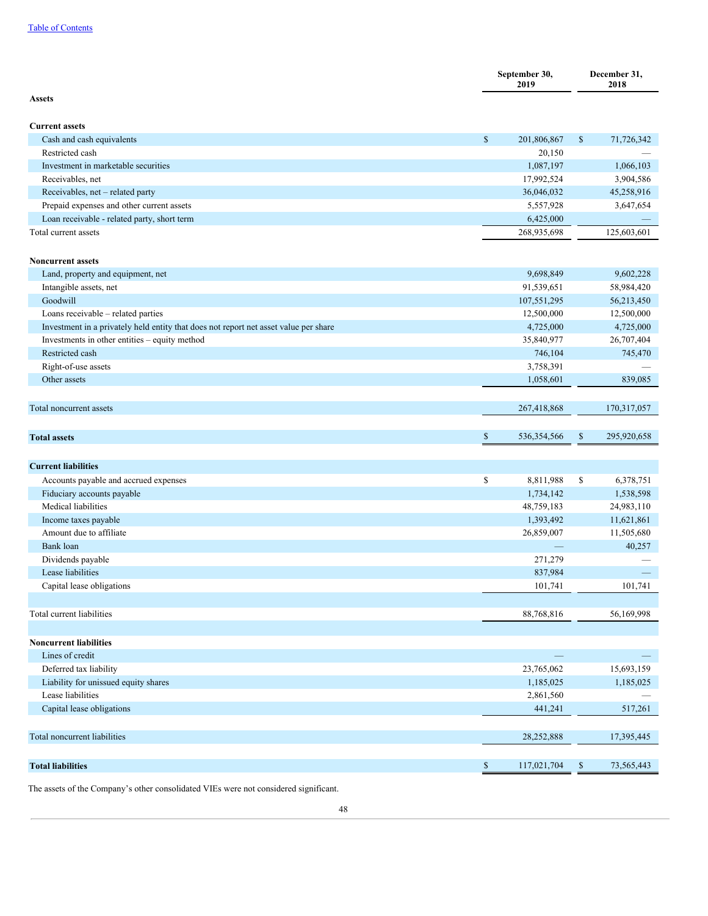|  | September 30, 2019 | December 31, 2018 |
|---|---|---|
| **Assets** |  |  |
| **Current assets** |  |  |
| Cash and cash equivalents | $ 201,806,867 | $ 71,726,342 |
| Restricted cash | 20,150 | — |
| Investment in marketable securities | 1,087,197 | 1,066,103 |
| Receivables, net | 17,992,524 | 3,904,586 |
| Receivables, net – related party | 36,046,032 | 45,258,916 |
| Prepaid expenses and other current assets | 5,557,928 | 3,647,654 |
| Loan receivable - related party, short term | 6,425,000 | — |
| Total current assets | 268,935,698 | 125,603,601 |
| **Noncurrent assets** |  |  |
| Land, property and equipment, net | 9,698,849 | 9,602,228 |
| Intangible assets, net | 91,539,651 | 58,984,420 |
| Goodwill | 107,551,295 | 56,213,450 |
| Loans receivable – related parties | 12,500,000 | 12,500,000 |
| Investment in a privately held entity that does not report net asset value per share | 4,725,000 | 4,725,000 |
| Investments in other entities – equity method | 35,840,977 | 26,707,404 |
| Restricted cash | 746,104 | 745,470 |
| Right-of-use assets | 3,758,391 | — |
| Other assets | 1,058,601 | 839,085 |
| Total noncurrent assets | 267,418,868 | 170,317,057 |
| **Total assets** | $ 536,354,566 | $ 295,920,658 |
| **Current liabilities** |  |  |
| Accounts payable and accrued expenses | $ 8,811,988 | $ 6,378,751 |
| Fiduciary accounts payable | 1,734,142 | 1,538,598 |
| Medical liabilities | 48,759,183 | 24,983,110 |
| Income taxes payable | 1,393,492 | 11,621,861 |
| Amount due to affiliate | 26,859,007 | 11,505,680 |
| Bank loan | — | 40,257 |
| Dividends payable | 271,279 | — |
| Lease liabilities | 837,984 | — |
| Capital lease obligations | 101,741 | 101,741 |
| Total current liabilities | 88,768,816 | 56,169,998 |
| **Noncurrent liabilities** |  |  |
| Lines of credit | — | — |
| Deferred tax liability | 23,765,062 | 15,693,159 |
| Liability for unissued equity shares | 1,185,025 | 1,185,025 |
| Lease liabilities | 2,861,560 | — |
| Capital lease obligations | 441,241 | 517,261 |
| Total noncurrent liabilities | 28,252,888 | 17,395,445 |
| **Total liabilities** | $ 117,021,704 | $ 73,565,443 |

The assets of the Company's other consolidated VIEs were not considered significant.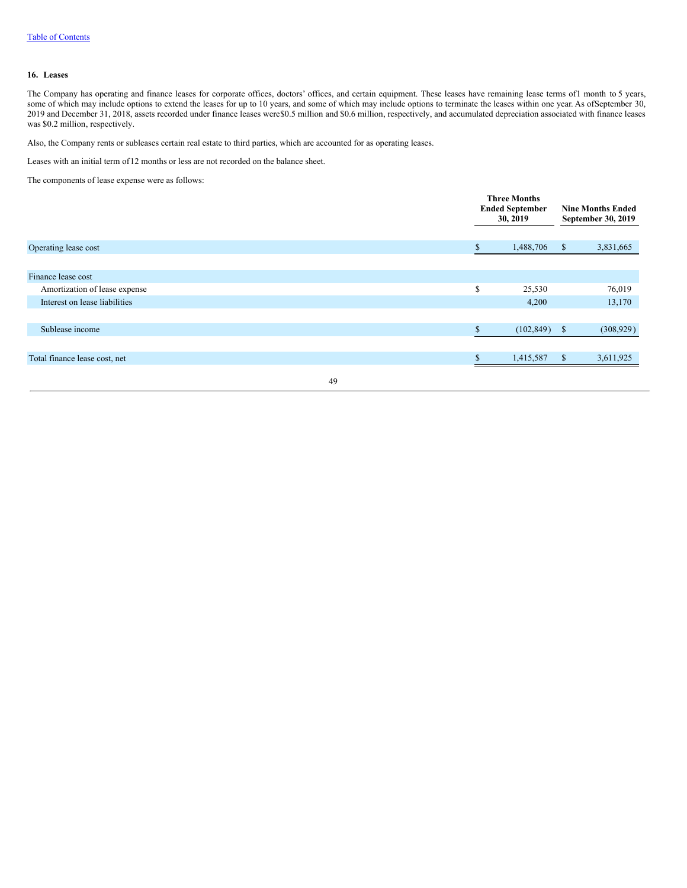### 16. Leases

The Company has operating and finance leases for corporate offices, doctors' offices, and certain equipment. These leases have remaining lease terms of 1 month to 5 years, some of which may include options to extend the leases for up to 10 years, and some of which may include options to terminate the leases within one year. As of September 30, 2019 and December 31, 2018, assets recorded under finance leases were $0.5 million and $0.6 million, respectively, and accumulated depreciation associated with finance leases was $0.2 million, respectively.

Also, the Company rents or subleases certain real estate to third parties, which are accounted for as operating leases.

Leases with an initial term of 12 months or less are not recorded on the balance sheet.

The components of lease expense were as follows:

| | Three Months Ended September 30, 2019 | Nine Months Ended September 30, 2019 |
|---|---|---|
| Operating lease cost | $ 1,488,706 | $ 3,831,665 |
| Finance lease cost | | |
| Amortization of lease expense | $ 25,530 | 76,019 |
| Interest on lease liabilities | 4,200 | 13,170 |
| Sublease income | $ (102,849) | $ (308,929) |
| Total finance lease cost, net | $ 1,415,587 | $ 3,611,925 |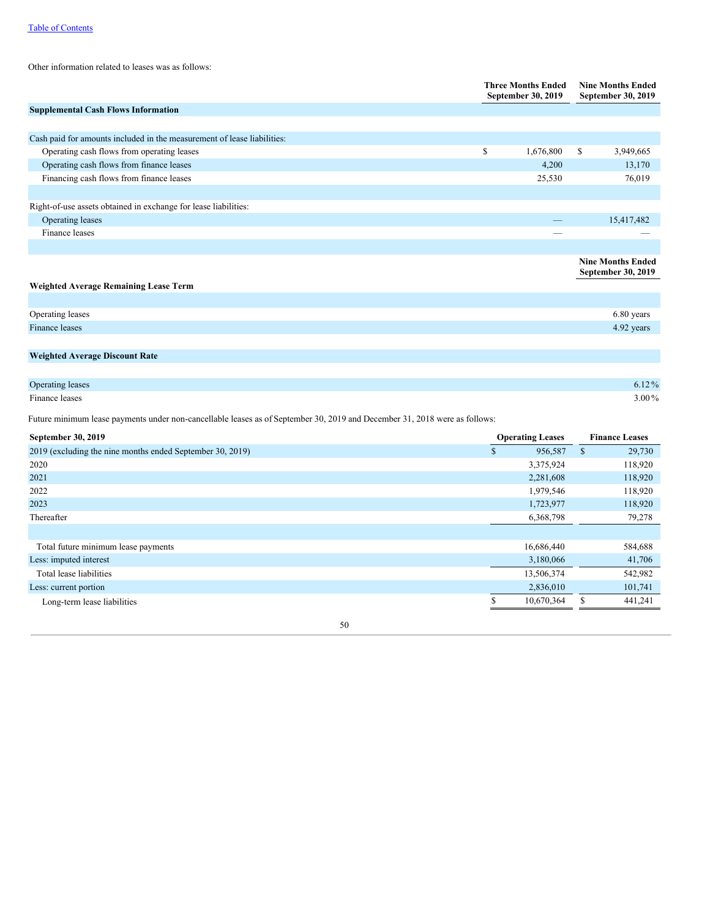Other information related to leases was as follows:

| | Three Months Ended September 30, 2019 | Nine Months Ended September 30, 2019 |
|---|---|---|
| **Supplemental Cash Flows Information** | | |
| Cash paid for amounts included in the measurement of lease liabilities: | | |
| Operating cash flows from operating leases | $ 1,676,800 | $ 3,949,665 |
| Operating cash flows from finance leases | 4,200 | 13,170 |
| Financing cash flows from finance leases | 25,530 | 76,019 |
| Right-of-use assets obtained in exchange for lease liabilities: | | |
| Operating leases | — | 15,417,482 |
| Finance leases | — | — |

| | Nine Months Ended September 30, 2019 |
|---|---|
| **Weighted Average Remaining Lease Term** | |
| Operating leases | 6.80 years |
| Finance leases | 4.92 years |
| **Weighted Average Discount Rate** | |
| Operating leases | 6.12 % |
| Finance leases | 3.00 % |

Future minimum lease payments under non-cancellable leases as of September 30, 2019 and December 31, 2018 were as follows:

| September 30, 2019 | Operating Leases | Finance Leases |
|---|---|---|
| 2019 (excluding the nine months ended September 30, 2019) | $ 956,587 | $ 29,730 |
| 2020 | 3,375,924 | 118,920 |
| 2021 | 2,281,608 | 118,920 |
| 2022 | 1,979,546 | 118,920 |
| 2023 | 1,723,977 | 118,920 |
| Thereafter | 6,368,798 | 79,278 |
| Total future minimum lease payments | 16,686,440 | 584,688 |
| Less: imputed interest | 3,180,066 | 41,706 |
| Total lease liabilities | 13,506,374 | 542,982 |
| Less: current portion | 2,836,010 | 101,741 |
| Long-term lease liabilities | $ 10,670,364 | $ 441,241 |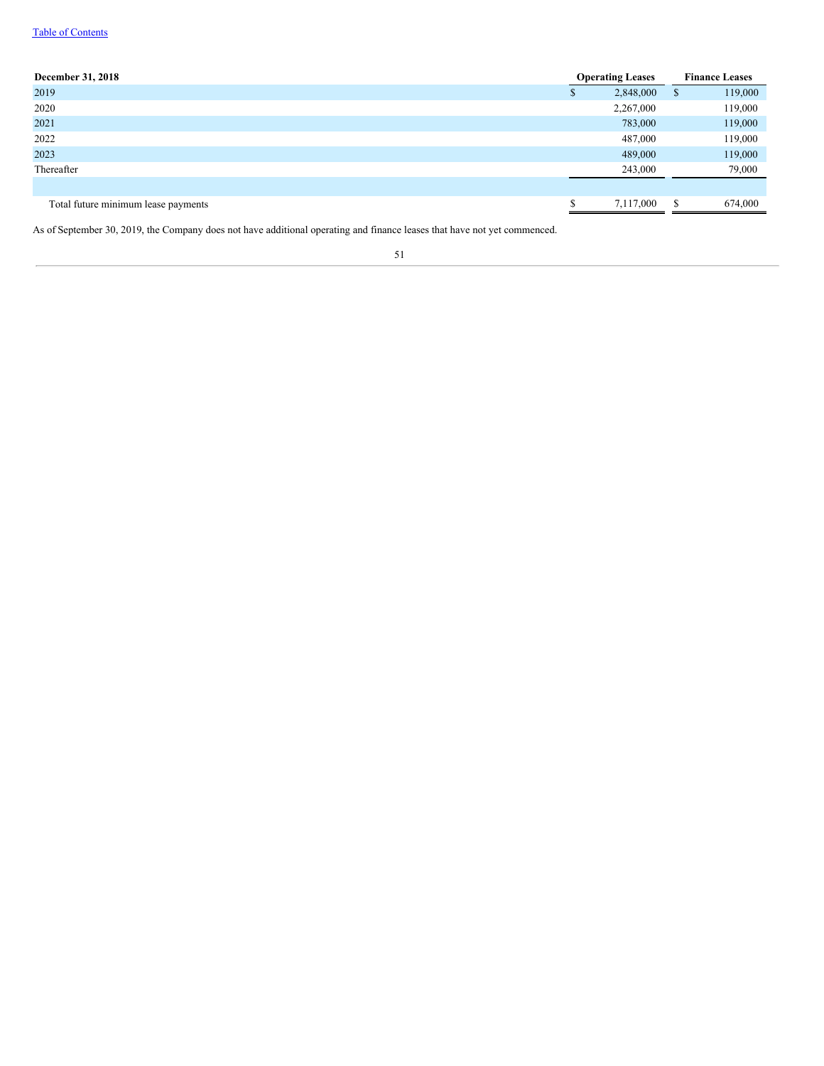| December 31, 2018 | Operating Leases | Finance Leases |
| --- | --- | --- |
| 2019 | $ 2,848,000 | $ 119,000 |
| 2020 | 2,267,000 | 119,000 |
| 2021 | 783,000 | 119,000 |
| 2022 | 487,000 | 119,000 |
| 2023 | 489,000 | 119,000 |
| Thereafter | 243,000 | 79,000 |
| | | |
| Total future minimum lease payments | $ 7,117,000 | $ 674,000 |

As of September 30, 2019, the Company does not have additional operating and finance leases that have not yet commenced.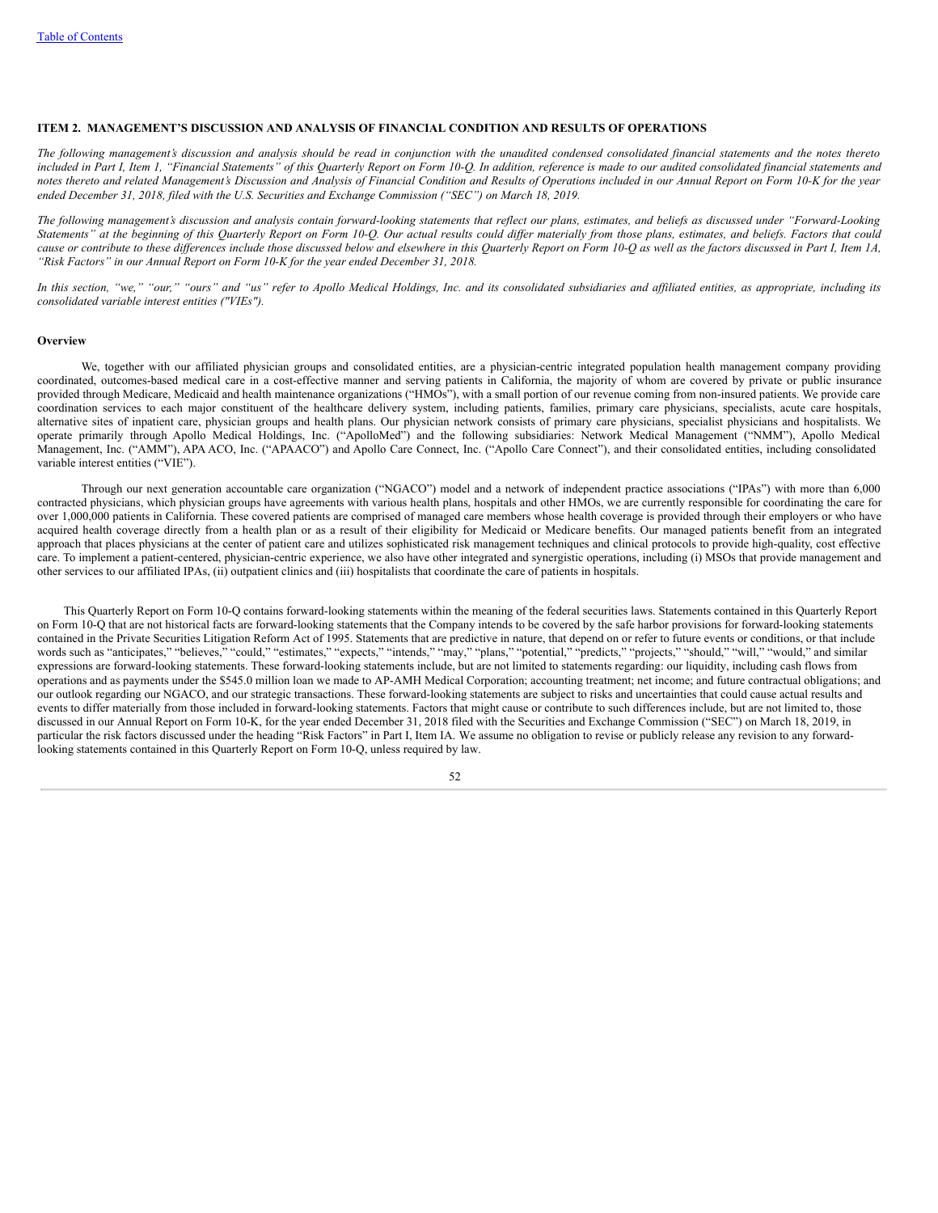## ITEM 2. MANAGEMENT'S DISCUSSION AND ANALYSIS OF FINANCIAL CONDITION AND RESULTS OF OPERATIONS

*The following management's discussion and analysis should be read in conjunction with the unaudited condensed consolidated financial statements and the notes thereto included in Part I, Item 1, "Financial Statements" of this Quarterly Report on Form 10-Q. In addition, reference is made to our audited consolidated financial statements and notes thereto and related Management's Discussion and Analysis of Financial Condition and Results of Operations included in our Annual Report on Form 10-K for the year ended December 31, 2018, filed with the U.S. Securities and Exchange Commission ("SEC") on March 18, 2019.*

*The following management's discussion and analysis contain forward-looking statements that reflect our plans, estimates, and beliefs as discussed under "Forward-Looking Statements" at the beginning of this Quarterly Report on Form 10-Q. Our actual results could differ materially from those plans, estimates, and beliefs. Factors that could cause or contribute to these differences include those discussed below and elsewhere in this Quarterly Report on Form 10-Q as well as the factors discussed in Part I, Item 1A, "Risk Factors" in our Annual Report on Form 10-K for the year ended December 31, 2018.*

*In this section, "we," "our," "ours" and "us" refer to Apollo Medical Holdings, Inc. and its consolidated subsidiaries and affiliated entities, as appropriate, including its consolidated variable interest entities ("VIEs").*

### Overview

We, together with our affiliated physician groups and consolidated entities, are a physician-centric integrated population health management company providing coordinated, outcomes-based medical care in a cost-effective manner and serving patients in California, the majority of whom are covered by private or public insurance provided through Medicare, Medicaid and health maintenance organizations ("HMOs"), with a small portion of our revenue coming from non-insured patients. We provide care coordination services to each major constituent of the healthcare delivery system, including patients, families, primary care physicians, specialists, acute care hospitals, alternative sites of inpatient care, physician groups and health plans. Our physician network consists of primary care physicians, specialist physicians and hospitalists. We operate primarily through Apollo Medical Holdings, Inc. ("ApolloMed") and the following subsidiaries: Network Medical Management ("NMM"), Apollo Medical Management, Inc. ("AMM"), APA ACO, Inc. ("APAACO") and Apollo Care Connect, Inc. ("Apollo Care Connect"), and their consolidated entities, including consolidated variable interest entities ("VIE").

Through our next generation accountable care organization ("NGACO") model and a network of independent practice associations ("IPAs") with more than 6,000 contracted physicians, which physician groups have agreements with various health plans, hospitals and other HMOs, we are currently responsible for coordinating the care for over 1,000,000 patients in California. These covered patients are comprised of managed care members whose health coverage is provided through their employers or who have acquired health coverage directly from a health plan or as a result of their eligibility for Medicaid or Medicare benefits. Our managed patients benefit from an integrated approach that places physicians at the center of patient care and utilizes sophisticated risk management techniques and clinical protocols to provide high-quality, cost effective care. To implement a patient-centered, physician-centric experience, we also have other integrated and synergistic operations, including (i) MSOs that provide management and other services to our affiliated IPAs, (ii) outpatient clinics and (iii) hospitalists that coordinate the care of patients in hospitals.

This Quarterly Report on Form 10-Q contains forward-looking statements within the meaning of the federal securities laws. Statements contained in this Quarterly Report on Form 10-Q that are not historical facts are forward-looking statements that the Company intends to be covered by the safe harbor provisions for forward-looking statements contained in the Private Securities Litigation Reform Act of 1995. Statements that are predictive in nature, that depend on or refer to future events or conditions, or that include words such as "anticipates," "believes," "could," "estimates," "expects," "intends," "may," "plans," "potential," "predicts," "projects," "should," "will," "would," and similar expressions are forward-looking statements. These forward-looking statements include, but are not limited to statements regarding: our liquidity, including cash flows from operations and as payments under the $545.0 million loan we made to AP-AMH Medical Corporation; accounting treatment; net income; and future contractual obligations; and our outlook regarding our NGACO, and our strategic transactions. These forward-looking statements are subject to risks and uncertainties that could cause actual results and events to differ materially from those included in forward-looking statements. Factors that might cause or contribute to such differences include, but are not limited to, those discussed in our Annual Report on Form 10-K, for the year ended December 31, 2018 filed with the Securities and Exchange Commission ("SEC") on March 18, 2019, in particular the risk factors discussed under the heading "Risk Factors" in Part I, Item IA. We assume no obligation to revise or publicly release any revision to any forward-looking statements contained in this Quarterly Report on Form 10-Q, unless required by law.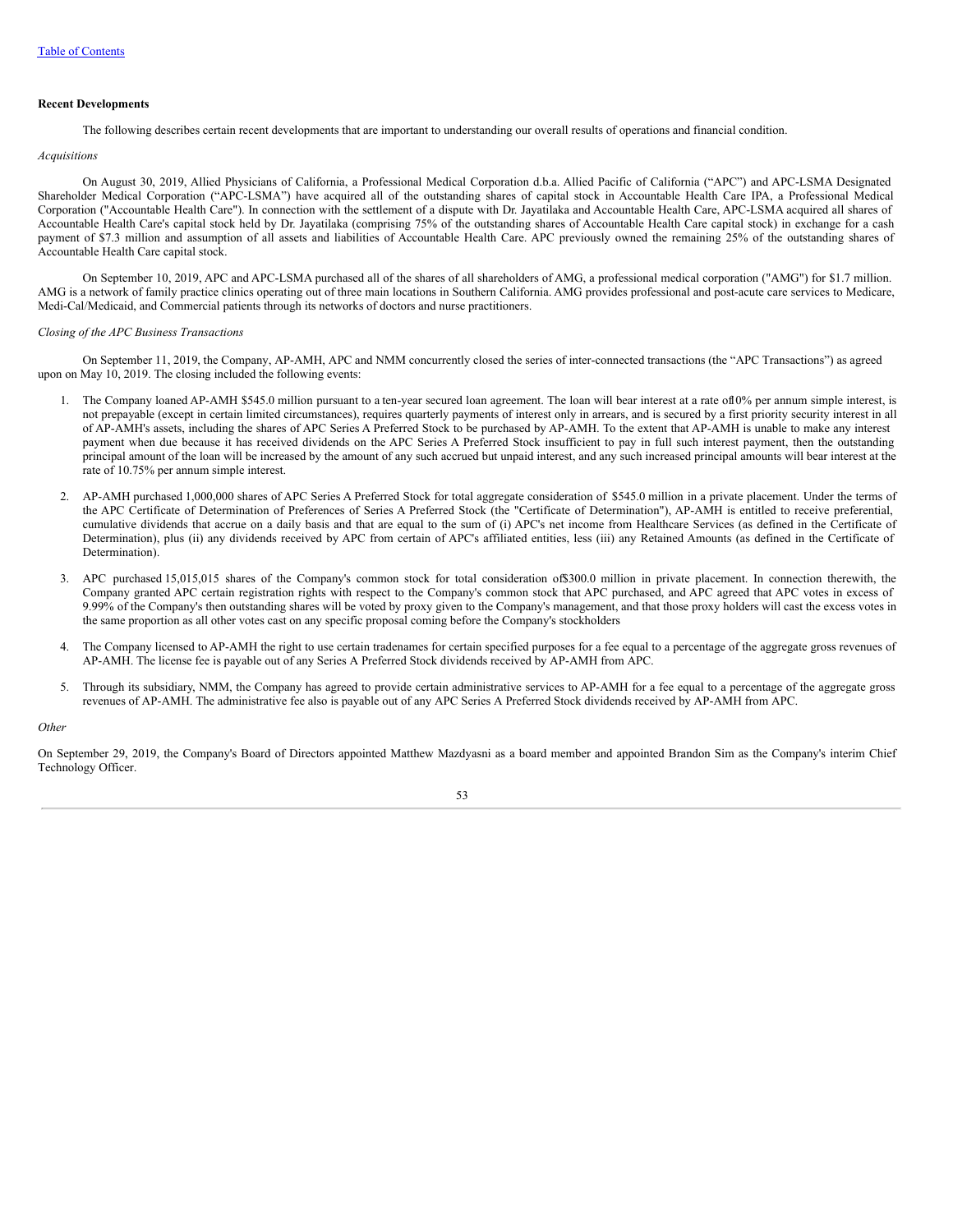[Table of Contents](#)

**Recent Developments**

The following describes certain recent developments that are important to understanding our overall results of operations and financial condition.

*Acquisitions*

On August 30, 2019, Allied Physicians of California, a Professional Medical Corporation d.b.a. Allied Pacific of California (“APC”) and APC-LSMA Designated Shareholder Medical Corporation (“APC-LSMA”) have acquired all of the outstanding shares of capital stock in Accountable Health Care IPA, a Professional Medical Corporation ("Accountable Health Care"). In connection with the settlement of a dispute with Dr. Jayatilaka and Accountable Health Care, APC-LSMA acquired all shares of Accountable Health Care's capital stock held by Dr. Jayatilaka (comprising 75% of the outstanding shares of Accountable Health Care capital stock) in exchange for a cash payment of $7.3 million and assumption of all assets and liabilities of Accountable Health Care. APC previously owned the remaining 25% of the outstanding shares of Accountable Health Care capital stock.

On September 10, 2019, APC and APC-LSMA purchased all of the shares of all shareholders of AMG, a professional medical corporation ("AMG") for $1.7 million. AMG is a network of family practice clinics operating out of three main locations in Southern California. AMG provides professional and post-acute care services to Medicare, Medi-Cal/Medicaid, and Commercial patients through its networks of doctors and nurse practitioners.

*Closing of the APC Business Transactions*

On September 11, 2019, the Company, AP-AMH, APC and NMM concurrently closed the series of inter-connected transactions (the “APC Transactions”) as agreed upon on May 10, 2019. The closing included the following events:

1. The Company loaned AP-AMH $545.0 million pursuant to a ten-year secured loan agreement. The loan will bear interest at a rate of 10% per annum simple interest, is not prepayable (except in certain limited circumstances), requires quarterly payments of interest only in arrears, and is secured by a first priority security interest in all of AP-AMH's assets, including the shares of APC Series A Preferred Stock to be purchased by AP-AMH. To the extent that AP-AMH is unable to make any interest payment when due because it has received dividends on the APC Series A Preferred Stock insufficient to pay in full such interest payment, then the outstanding principal amount of the loan will be increased by the amount of any such accrued but unpaid interest, and any such increased principal amounts will bear interest at the rate of 10.75% per annum simple interest.
2. AP-AMH purchased 1,000,000 shares of APC Series A Preferred Stock for total aggregate consideration of $545.0 million in a private placement. Under the terms of the APC Certificate of Determination of Preferences of Series A Preferred Stock (the "Certificate of Determination"), AP-AMH is entitled to receive preferential, cumulative dividends that accrue on a daily basis and that are equal to the sum of (i) APC's net income from Healthcare Services (as defined in the Certificate of Determination), plus (ii) any dividends received by APC from certain of APC's affiliated entities, less (iii) any Retained Amounts (as defined in the Certificate of Determination).
3. APC purchased 15,015,015 shares of the Company's common stock for total consideration of $300.0 million in private placement. In connection therewith, the Company granted APC certain registration rights with respect to the Company's common stock that APC purchased, and APC agreed that APC votes in excess of 9.99% of the Company's then outstanding shares will be voted by proxy given to the Company's management, and that those proxy holders will cast the excess votes in the same proportion as all other votes cast on any specific proposal coming before the Company's stockholders
4. The Company licensed to AP-AMH the right to use certain tradenames for certain specified purposes for a fee equal to a percentage of the aggregate gross revenues of AP-AMH. The license fee is payable out of any Series A Preferred Stock dividends received by AP-AMH from APC.
5. Through its subsidiary, NMM, the Company has agreed to provide certain administrative services to AP-AMH for a fee equal to a percentage of the aggregate gross revenues of AP-AMH. The administrative fee also is payable out of any APC Series A Preferred Stock dividends received by AP-AMH from APC.

*Other*

On September 29, 2019, the Company's Board of Directors appointed Matthew Mazdyasni as a board member and appointed Brandon Sim as the Company's interim Chief Technology Officer.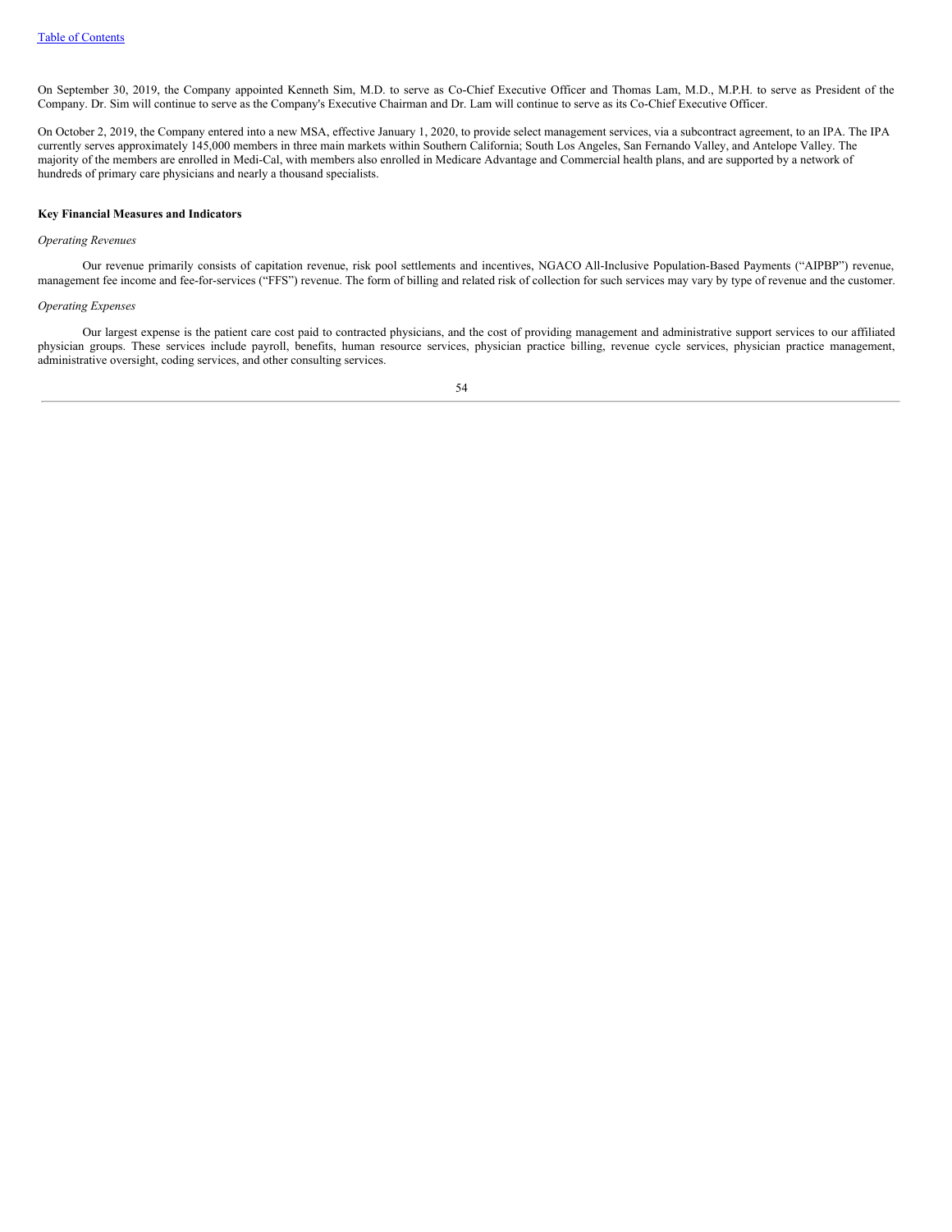On September 30, 2019, the Company appointed Kenneth Sim, M.D. to serve as Co-Chief Executive Officer and Thomas Lam, M.D., M.P.H. to serve as President of the Company. Dr. Sim will continue to serve as the Company's Executive Chairman and Dr. Lam will continue to serve as its Co-Chief Executive Officer.

On October 2, 2019, the Company entered into a new MSA, effective January 1, 2020, to provide select management services, via a subcontract agreement, to an IPA. The IPA currently serves approximately 145,000 members in three main markets within Southern California; South Los Angeles, San Fernando Valley, and Antelope Valley. The majority of the members are enrolled in Medi-Cal, with members also enrolled in Medicare Advantage and Commercial health plans, and are supported by a network of hundreds of primary care physicians and nearly a thousand specialists.

**Key Financial Measures and Indicators**

*Operating Revenues*

Our revenue primarily consists of capitation revenue, risk pool settlements and incentives, NGACO All-Inclusive Population-Based Payments ("AIPBP") revenue, management fee income and fee-for-services ("FFS") revenue. The form of billing and related risk of collection for such services may vary by type of revenue and the customer.

*Operating Expenses*

Our largest expense is the patient care cost paid to contracted physicians, and the cost of providing management and administrative support services to our affiliated physician groups. These services include payroll, benefits, human resource services, physician practice billing, revenue cycle services, physician practice management, administrative oversight, coding services, and other consulting services.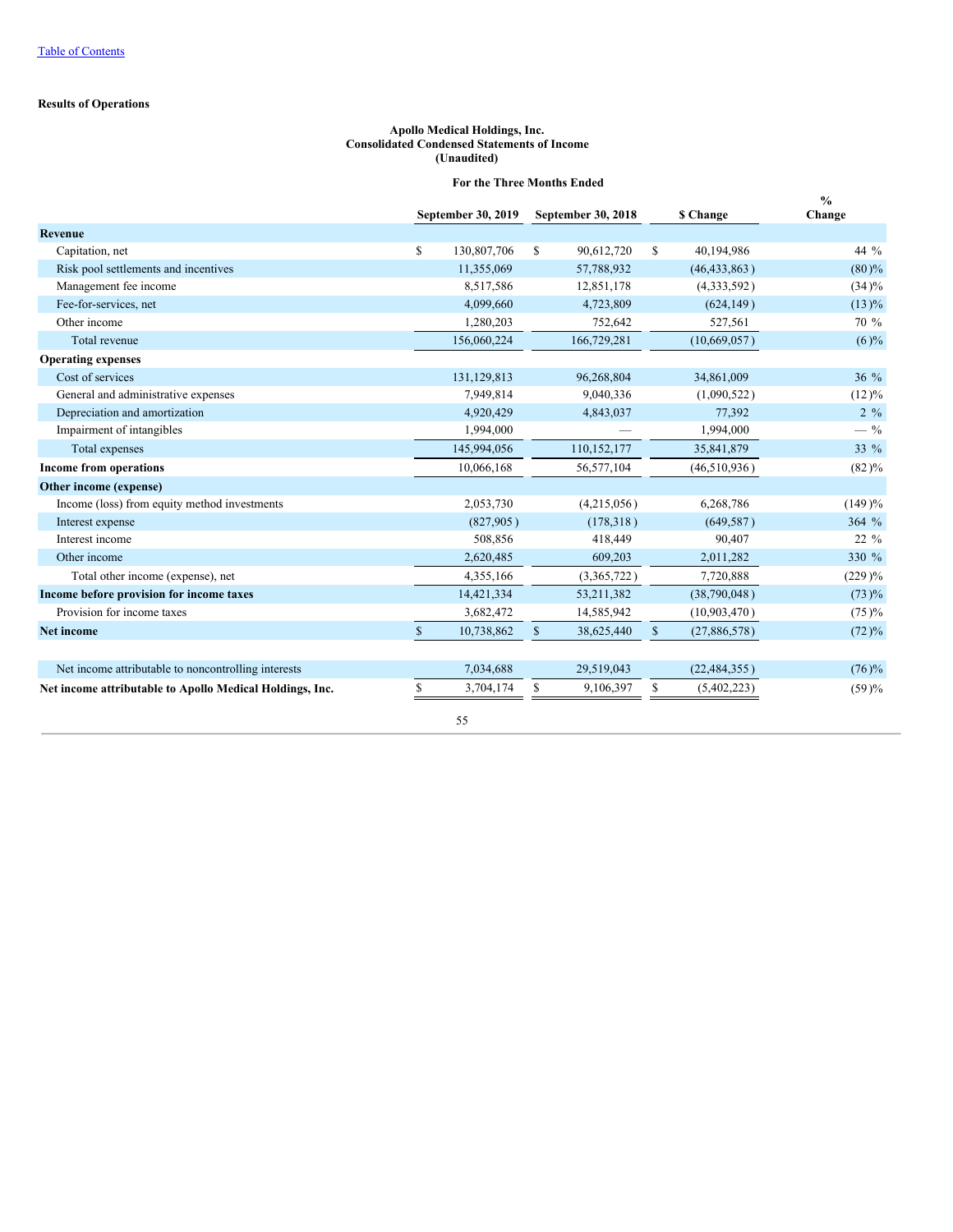[Table of Contents](#)

**Results of Operations**

**Apollo Medical Holdings, Inc.**
**Consolidated Condensed Statements of Income**
**(Unaudited)**

| | For the Three Months Ended | | | |
|---|---|---|---|---|
| | **September 30, 2019** | **September 30, 2018** | **$ Change** | **% Change** |
| **Revenue** | | | | |
| Capitation, net | $ 130,807,706 | $ 90,612,720 | $ 40,194,986 | 44 % |
| Risk pool settlements and incentives | 11,355,069 | 57,788,932 | (46,433,863 ) | (80 )% |
| Management fee income | 8,517,586 | 12,851,178 | (4,333,592 ) | (34 )% |
| Fee-for-services, net | 4,099,660 | 4,723,809 | (624,149 ) | (13 )% |
| Other income | 1,280,203 | 752,642 | 527,561 | 70 % |
| Total revenue | 156,060,224 | 166,729,281 | (10,669,057 ) | (6 )% |
| **Operating expenses** | | | | |
| Cost of services | 131,129,813 | 96,268,804 | 34,861,009 | 36 % |
| General and administrative expenses | 7,949,814 | 9,040,336 | (1,090,522 ) | (12 )% |
| Depreciation and amortization | 4,920,429 | 4,843,037 | 77,392 | 2 % |
| Impairment of intangibles | 1,994,000 | — | 1,994,000 | — % |
| Total expenses | 145,994,056 | 110,152,177 | 35,841,879 | 33 % |
| **Income from operations** | 10,066,168 | 56,577,104 | (46,510,936 ) | (82 )% |
| **Other income (expense)** | | | | |
| Income (loss) from equity method investments | 2,053,730 | (4,215,056 ) | 6,268,786 | (149 )% |
| Interest expense | (827,905 ) | (178,318 ) | (649,587 ) | 364 % |
| Interest income | 508,856 | 418,449 | 90,407 | 22 % |
| Other income | 2,620,485 | 609,203 | 2,011,282 | 330 % |
| Total other income (expense), net | 4,355,166 | (3,365,722 ) | 7,720,888 | (229 )% |
| **Income before provision for income taxes** | 14,421,334 | 53,211,382 | (38,790,048 ) | (73 )% |
| Provision for income taxes | 3,682,472 | 14,585,942 | (10,903,470 ) | (75 )% |
| **Net income** | $ 10,738,862 | $ 38,625,440 | $ (27,886,578 ) | (72 )% |
| | | | | |
| Net income attributable to noncontrolling interests | 7,034,688 | 29,519,043 | (22,484,355 ) | (76 )% |
| **Net income attributable to Apollo Medical Holdings, Inc.** | $ 3,704,174 | $ 9,106,397 | $ (5,402,223 ) | (59 )% |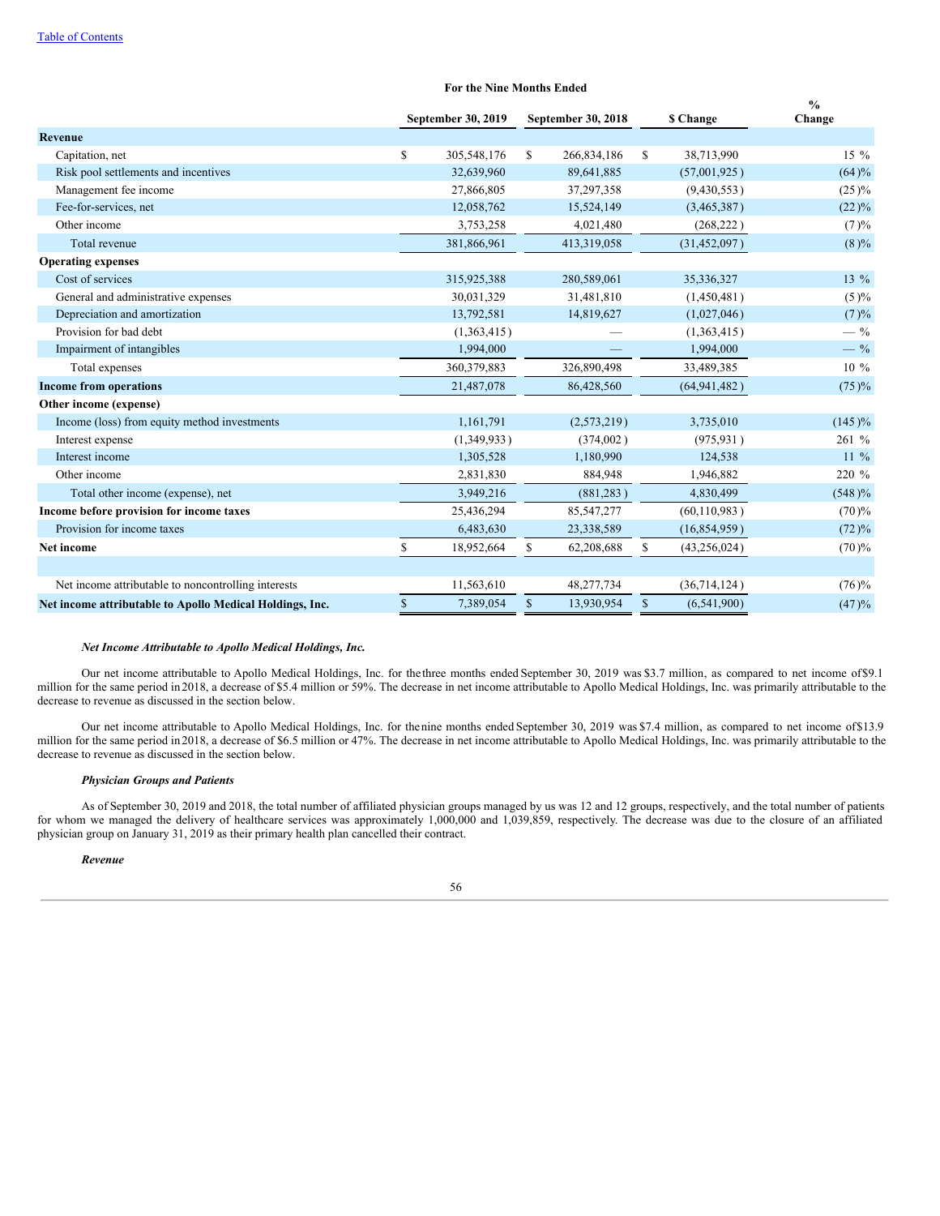Table of Contents

| | For the Nine Months Ended | | | |
|---|---|---|---|---|
| | September 30, 2019 | September 30, 2018 | $ Change | % Change |
| **Revenue** | | | | |
| Capitation, net | $ 305,548,176 | $ 266,834,186 | $ 38,713,990 | 15 % |
| Risk pool settlements and incentives | 32,639,960 | 89,641,885 | (57,001,925 ) | (64 )% |
| Management fee income | 27,866,805 | 37,297,358 | (9,430,553 ) | (25 )% |
| Fee-for-services, net | 12,058,762 | 15,524,149 | (3,465,387 ) | (22 )% |
| Other income | 3,753,258 | 4,021,480 | (268,222 ) | (7 )% |
| Total revenue | 381,866,961 | 413,319,058 | (31,452,097 ) | (8 )% |
| **Operating expenses** | | | | |
| Cost of services | 315,925,388 | 280,589,061 | 35,336,327 | 13 % |
| General and administrative expenses | 30,031,329 | 31,481,810 | (1,450,481 ) | (5 )% |
| Depreciation and amortization | 13,792,581 | 14,819,627 | (1,027,046 ) | (7 )% |
| Provision for bad debt | (1,363,415 ) | — | (1,363,415 ) | — % |
| Impairment of intangibles | 1,994,000 | — | 1,994,000 | — % |
| Total expenses | 360,379,883 | 326,890,498 | 33,489,385 | 10 % |
| **Income from operations** | 21,487,078 | 86,428,560 | (64,941,482 ) | (75 )% |
| **Other income (expense)** | | | | |
| Income (loss) from equity method investments | 1,161,791 | (2,573,219 ) | 3,735,010 | (145 )% |
| Interest expense | (1,349,933 ) | (374,002 ) | (975,931 ) | 261 % |
| Interest income | 1,305,528 | 1,180,990 | 124,538 | 11 % |
| Other income | 2,831,830 | 884,948 | 1,946,882 | 220 % |
| Total other income (expense), net | 3,949,216 | (881,283 ) | 4,830,499 | (548 )% |
| **Income before provision for income taxes** | 25,436,294 | 85,547,277 | (60,110,983 ) | (70 )% |
| Provision for income taxes | 6,483,630 | 23,338,589 | (16,854,959 ) | (72 )% |
| **Net income** | $ 18,952,664 | $ 62,208,688 | $ (43,256,024 ) | (70 )% |
| | | | | |
| Net income attributable to noncontrolling interests | 11,563,610 | 48,277,734 | (36,714,124 ) | (76 )% |
| **Net income attributable to Apollo Medical Holdings, Inc.** | $ 7,389,054 | $ 13,930,954 | $ (6,541,900 ) | (47 )% |

***Net Income Attributable to Apollo Medical Holdings, Inc.***

Our net income attributable to Apollo Medical Holdings, Inc. for the three months ended September 30, 2019 was $3.7 million, as compared to net income of $9.1 million for the same period in 2018, a decrease of $5.4 million or 59%. The decrease in net income attributable to Apollo Medical Holdings, Inc. was primarily attributable to the decrease to revenue as discussed in the section below.

Our net income attributable to Apollo Medical Holdings, Inc. for the nine months ended September 30, 2019 was $7.4 million, as compared to net income of $13.9 million for the same period in 2018, a decrease of $6.5 million or 47%. The decrease in net income attributable to Apollo Medical Holdings, Inc. was primarily attributable to the decrease to revenue as discussed in the section below.

***Physician Groups and Patients***

As of September 30, 2019 and 2018, the total number of affiliated physician groups managed by us was 12 and 12 groups, respectively, and the total number of patients for whom we managed the delivery of healthcare services was approximately 1,000,000 and 1,039,859, respectively. The decrease was due to the closure of an affiliated physician group on January 31, 2019 as their primary health plan cancelled their contract.

***Revenue***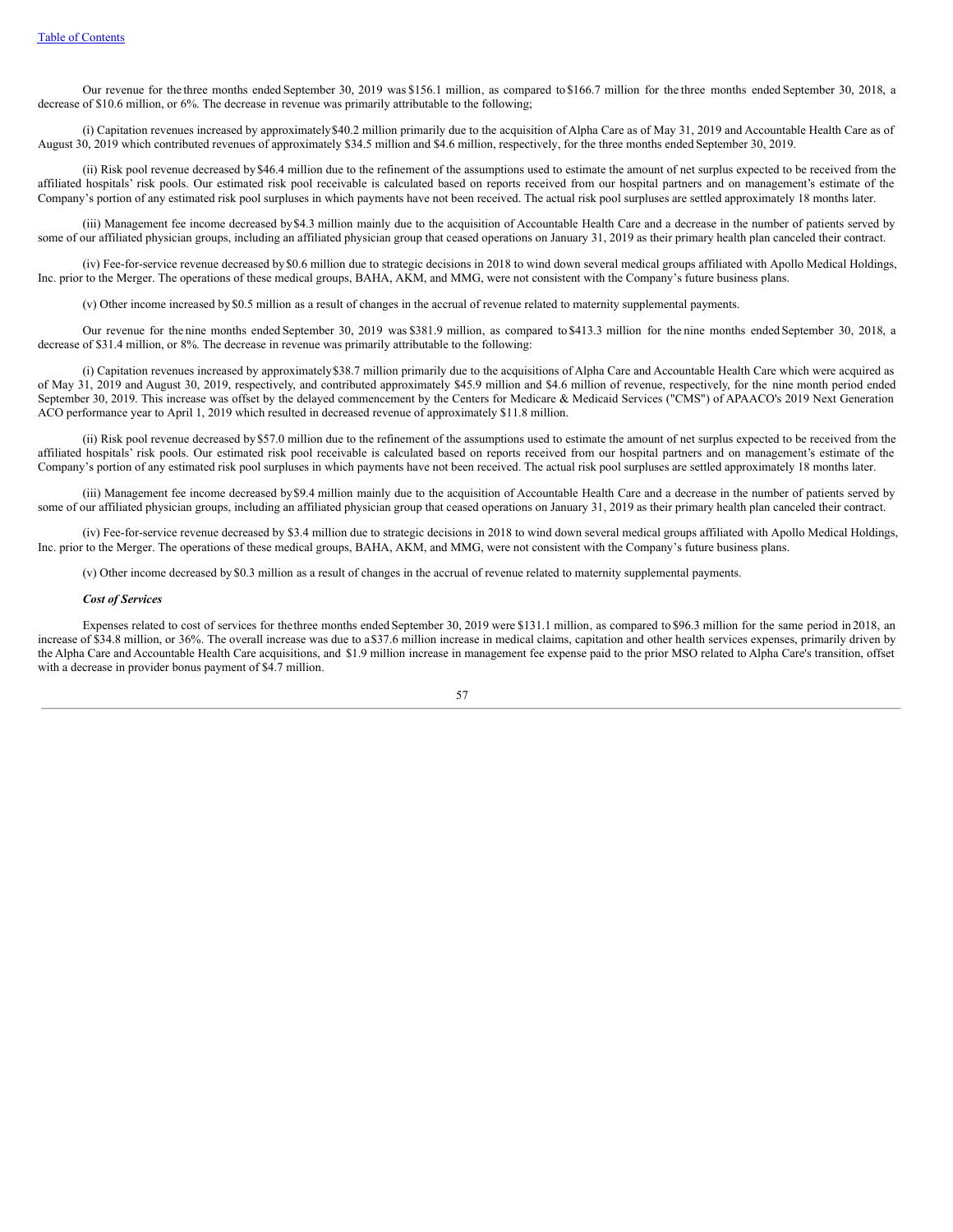Our revenue for the three months ended September 30, 2019 was $156.1 million, as compared to $166.7 million for the three months ended September 30, 2018, a decrease of $10.6 million, or 6%. The decrease in revenue was primarily attributable to the following;

(i) Capitation revenues increased by approximately $40.2 million primarily due to the acquisition of Alpha Care as of May 31, 2019 and Accountable Health Care as of August 30, 2019 which contributed revenues of approximately $34.5 million and $4.6 million, respectively, for the three months ended September 30, 2019.

(ii) Risk pool revenue decreased by $46.4 million due to the refinement of the assumptions used to estimate the amount of net surplus expected to be received from the affiliated hospitals' risk pools. Our estimated risk pool receivable is calculated based on reports received from our hospital partners and on management's estimate of the Company's portion of any estimated risk pool surpluses in which payments have not been received. The actual risk pool surpluses are settled approximately 18 months later.

(iii) Management fee income decreased by $4.3 million mainly due to the acquisition of Accountable Health Care and a decrease in the number of patients served by some of our affiliated physician groups, including an affiliated physician group that ceased operations on January 31, 2019 as their primary health plan canceled their contract.

(iv) Fee-for-service revenue decreased by $0.6 million due to strategic decisions in 2018 to wind down several medical groups affiliated with Apollo Medical Holdings, Inc. prior to the Merger. The operations of these medical groups, BAHA, AKM, and MMG, were not consistent with the Company's future business plans.

(v) Other income increased by $0.5 million as a result of changes in the accrual of revenue related to maternity supplemental payments.

Our revenue for the nine months ended September 30, 2019 was $381.9 million, as compared to $413.3 million for the nine months ended September 30, 2018, a decrease of $31.4 million, or 8%. The decrease in revenue was primarily attributable to the following:

(i) Capitation revenues increased by approximately $38.7 million primarily due to the acquisitions of Alpha Care and Accountable Health Care which were acquired as of May 31, 2019 and August 30, 2019, respectively, and contributed approximately $45.9 million and $4.6 million of revenue, respectively, for the nine month period ended September 30, 2019. This increase was offset by the delayed commencement by the Centers for Medicare & Medicaid Services ("CMS") of APAACO's 2019 Next Generation ACO performance year to April 1, 2019 which resulted in decreased revenue of approximately $11.8 million.

(ii) Risk pool revenue decreased by $57.0 million due to the refinement of the assumptions used to estimate the amount of net surplus expected to be received from the affiliated hospitals' risk pools. Our estimated risk pool receivable is calculated based on reports received from our hospital partners and on management's estimate of the Company's portion of any estimated risk pool surpluses in which payments have not been received. The actual risk pool surpluses are settled approximately 18 months later.

(iii) Management fee income decreased by $9.4 million mainly due to the acquisition of Accountable Health Care and a decrease in the number of patients served by some of our affiliated physician groups, including an affiliated physician group that ceased operations on January 31, 2019 as their primary health plan canceled their contract.

(iv) Fee-for-service revenue decreased by $3.4 million due to strategic decisions in 2018 to wind down several medical groups affiliated with Apollo Medical Holdings, Inc. prior to the Merger. The operations of these medical groups, BAHA, AKM, and MMG, were not consistent with the Company's future business plans.

(v) Other income decreased by $0.3 million as a result of changes in the accrual of revenue related to maternity supplemental payments.

***Cost of Services***

Expenses related to cost of services for the three months ended September 30, 2019 were $131.1 million, as compared to $96.3 million for the same period in 2018, an increase of $34.8 million, or 36%. The overall increase was due to a $37.6 million increase in medical claims, capitation and other health services expenses, primarily driven by the Alpha Care and Accountable Health Care acquisitions, and $1.9 million increase in management fee expense paid to the prior MSO related to Alpha Care's transition, offset with a decrease in provider bonus payment of $4.7 million.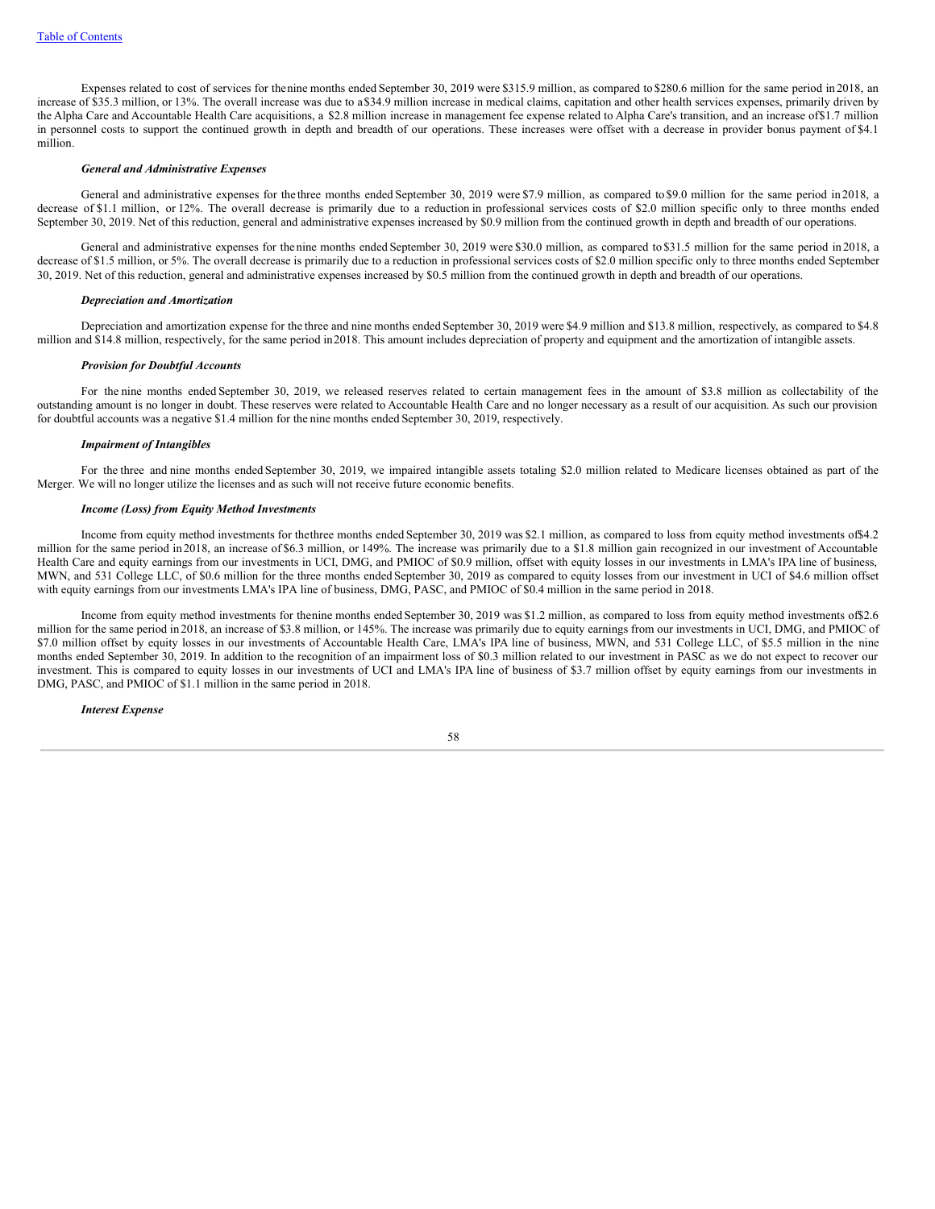Expenses related to cost of services for the nine months ended September 30, 2019 were $315.9 million, as compared to $280.6 million for the same period in 2018, an increase of $35.3 million, or 13%. The overall increase was due to a $34.9 million increase in medical claims, capitation and other health services expenses, primarily driven by the Alpha Care and Accountable Health Care acquisitions, a $2.8 million increase in management fee expense related to Alpha Care's transition, and an increase of $1.7 million in personnel costs to support the continued growth in depth and breadth of our operations. These increases were offset with a decrease in provider bonus payment of $4.1 million.

***General and Administrative Expenses***

General and administrative expenses for the three months ended September 30, 2019 were $7.9 million, as compared to $9.0 million for the same period in 2018, a decrease of $1.1 million, or 12%. The overall decrease is primarily due to a reduction in professional services costs of $2.0 million specific only to three months ended September 30, 2019. Net of this reduction, general and administrative expenses increased by $0.9 million from the continued growth in depth and breadth of our operations.

General and administrative expenses for the nine months ended September 30, 2019 were $30.0 million, as compared to $31.5 million for the same period in 2018, a decrease of $1.5 million, or 5%. The overall decrease is primarily due to a reduction in professional services costs of $2.0 million specific only to three months ended September 30, 2019. Net of this reduction, general and administrative expenses increased by $0.5 million from the continued growth in depth and breadth of our operations.

***Depreciation and Amortization***

Depreciation and amortization expense for the three and nine months ended September 30, 2019 were $4.9 million and $13.8 million, respectively, as compared to $4.8 million and $14.8 million, respectively, for the same period in 2018. This amount includes depreciation of property and equipment and the amortization of intangible assets.

***Provision for Doubtful Accounts***

For the nine months ended September 30, 2019, we released reserves related to certain management fees in the amount of $3.8 million as collectability of the outstanding amount is no longer in doubt. These reserves were related to Accountable Health Care and no longer necessary as a result of our acquisition. As such our provision for doubtful accounts was a negative $1.4 million for the nine months ended September 30, 2019, respectively.

***Impairment of Intangibles***

For the three and nine months ended September 30, 2019, we impaired intangible assets totaling $2.0 million related to Medicare licenses obtained as part of the Merger. We will no longer utilize the licenses and as such will not receive future economic benefits.

***Income (Loss) from Equity Method Investments***

Income from equity method investments for the three months ended September 30, 2019 was $2.1 million, as compared to loss from equity method investments of $4.2 million for the same period in 2018, an increase of $6.3 million, or 149%. The increase was primarily due to a $1.8 million gain recognized in our investment of Accountable Health Care and equity earnings from our investments in UCI, DMG, and PMIOC of $0.9 million, offset with equity losses in our investments in LMA's IPA line of business, MWN, and 531 College LLC, of $0.6 million for the three months ended September 30, 2019 as compared to equity losses from our investment in UCI of $4.6 million offset with equity earnings from our investments LMA's IPA line of business, DMG, PASC, and PMIOC of $0.4 million in the same period in 2018.

Income from equity method investments for the nine months ended September 30, 2019 was $1.2 million, as compared to loss from equity method investments of $2.6 million for the same period in 2018, an increase of $3.8 million, or 145%. The increase was primarily due to equity earnings from our investments in UCI, DMG, and PMIOC of $7.0 million offset by equity losses in our investments of Accountable Health Care, LMA's IPA line of business, MWN, and 531 College LLC, of $5.5 million in the nine months ended September 30, 2019. In addition to the recognition of an impairment loss of $0.3 million related to our investment in PASC as we do not expect to recover our investment. This is compared to equity losses in our investments of UCI and LMA's IPA line of business of $3.7 million offset by equity earnings from our investments in DMG, PASC, and PMIOC of $1.1 million in the same period in 2018.

***Interest Expense***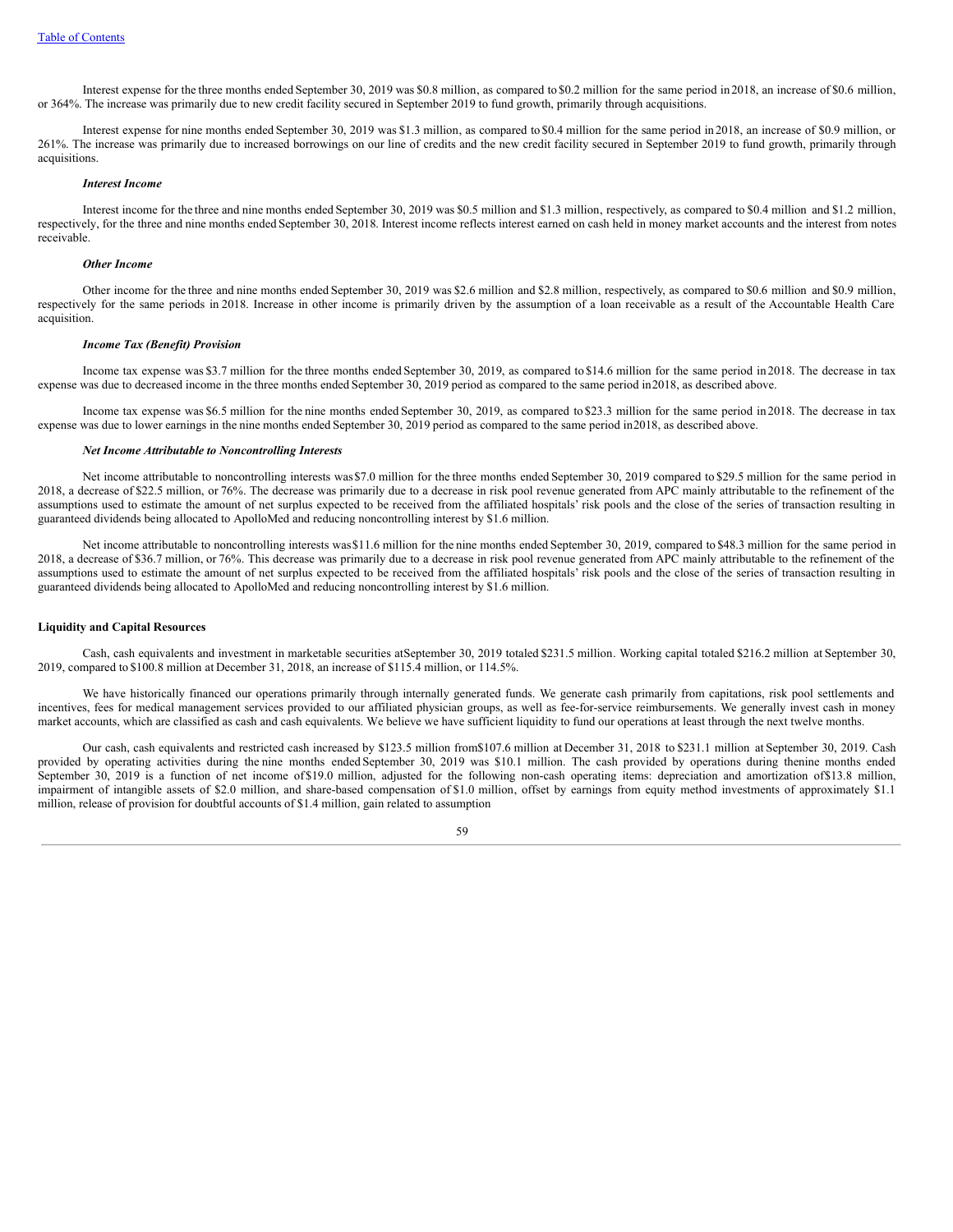Interest expense for the three months ended September 30, 2019 was $0.8 million, as compared to $0.2 million for the same period in 2018, an increase of $0.6 million, or 364%. The increase was primarily due to new credit facility secured in September 2019 to fund growth, primarily through acquisitions.

Interest expense for nine months ended September 30, 2019 was $1.3 million, as compared to $0.4 million for the same period in 2018, an increase of $0.9 million, or 261%. The increase was primarily due to increased borrowings on our line of credits and the new credit facility secured in September 2019 to fund growth, primarily through acquisitions.

***Interest Income***

Interest income for the three and nine months ended September 30, 2019 was $0.5 million and $1.3 million, respectively, as compared to $0.4 million and $1.2 million, respectively, for the three and nine months ended September 30, 2018. Interest income reflects interest earned on cash held in money market accounts and the interest from notes receivable.

***Other Income***

Other income for the three and nine months ended September 30, 2019 was $2.6 million and $2.8 million, respectively, as compared to $0.6 million and $0.9 million, respectively for the same periods in 2018. Increase in other income is primarily driven by the assumption of a loan receivable as a result of the Accountable Health Care acquisition.

***Income Tax (Benefit) Provision***

Income tax expense was $3.7 million for the three months ended September 30, 2019, as compared to $14.6 million for the same period in 2018. The decrease in tax expense was due to decreased income in the three months ended September 30, 2019 period as compared to the same period in 2018, as described above.

Income tax expense was $6.5 million for the nine months ended September 30, 2019, as compared to $23.3 million for the same period in 2018. The decrease in tax expense was due to lower earnings in the nine months ended September 30, 2019 period as compared to the same period in 2018, as described above.

***Net Income Attributable to Noncontrolling Interests***

Net income attributable to noncontrolling interests was $7.0 million for the three months ended September 30, 2019 compared to $29.5 million for the same period in 2018, a decrease of $22.5 million, or 76%. The decrease was primarily due to a decrease in risk pool revenue generated from APC mainly attributable to the refinement of the assumptions used to estimate the amount of net surplus expected to be received from the affiliated hospitals' risk pools and the close of the series of transaction resulting in guaranteed dividends being allocated to ApolloMed and reducing noncontrolling interest by $1.6 million.

Net income attributable to noncontrolling interests was $11.6 million for the nine months ended September 30, 2019, compared to $48.3 million for the same period in 2018, a decrease of $36.7 million, or 76%. This decrease was primarily due to a decrease in risk pool revenue generated from APC mainly attributable to the refinement of the assumptions used to estimate the amount of net surplus expected to be received from the affiliated hospitals' risk pools and the close of the series of transaction resulting in guaranteed dividends being allocated to ApolloMed and reducing noncontrolling interest by $1.6 million.

**Liquidity and Capital Resources**

Cash, cash equivalents and investment in marketable securities at September 30, 2019 totaled $231.5 million. Working capital totaled $216.2 million at September 30, 2019, compared to $100.8 million at December 31, 2018, an increase of $115.4 million, or 114.5%.

We have historically financed our operations primarily through internally generated funds. We generate cash primarily from capitations, risk pool settlements and incentives, fees for medical management services provided to our affiliated physician groups, as well as fee-for-service reimbursements. We generally invest cash in money market accounts, which are classified as cash and cash equivalents. We believe we have sufficient liquidity to fund our operations at least through the next twelve months.

Our cash, cash equivalents and restricted cash increased by $123.5 million from $107.6 million at December 31, 2018 to $231.1 million at September 30, 2019. Cash provided by operating activities during the nine months ended September 30, 2019 was $10.1 million. The cash provided by operations during the nine months ended September 30, 2019 is a function of net income of $19.0 million, adjusted for the following non-cash operating items: depreciation and amortization of $13.8 million, impairment of intangible assets of $2.0 million, and share-based compensation of $1.0 million, offset by earnings from equity method investments of approximately $1.1 million, release of provision for doubtful accounts of $1.4 million, gain related to assumption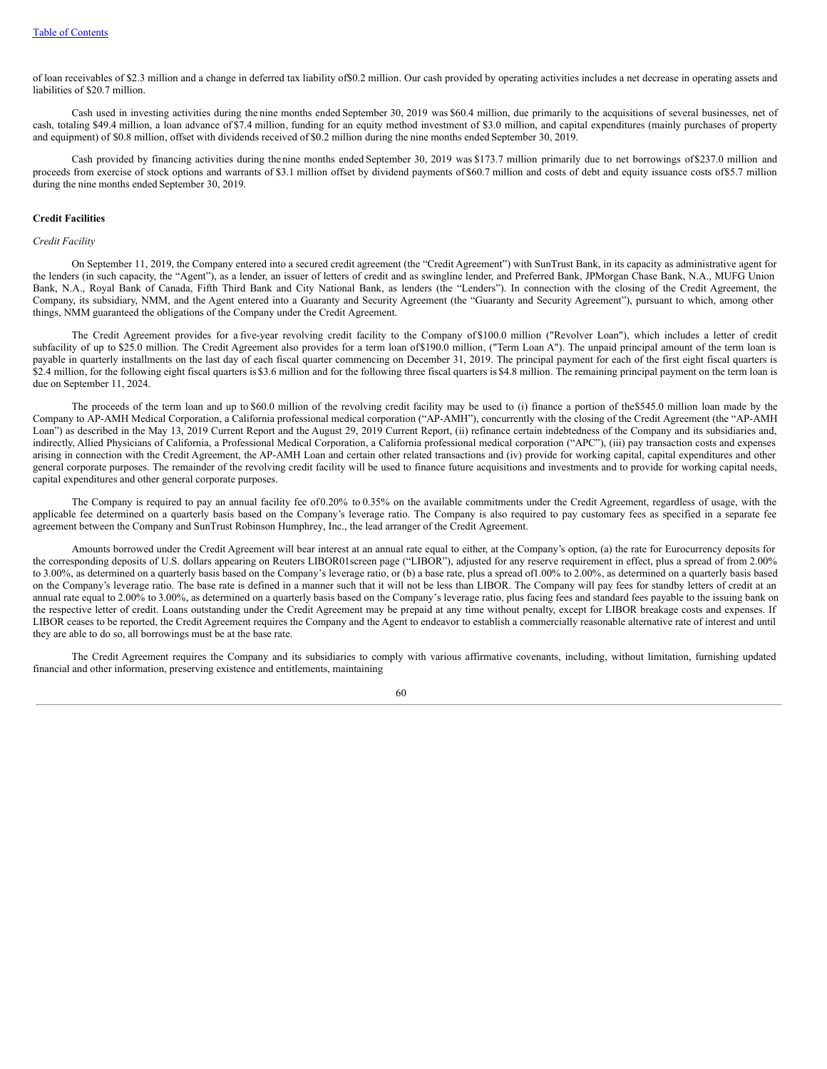of loan receivables of $2.3 million and a change in deferred tax liability of $0.2 million. Our cash provided by operating activities includes a net decrease in operating assets and liabilities of $20.7 million.

Cash used in investing activities during the nine months ended September 30, 2019 was $60.4 million, due primarily to the acquisitions of several businesses, net of cash, totaling $49.4 million, a loan advance of $7.4 million, funding for an equity method investment of $3.0 million, and capital expenditures (mainly purchases of property and equipment) of $0.8 million, offset with dividends received of $0.2 million during the nine months ended September 30, 2019.

Cash provided by financing activities during the nine months ended September 30, 2019 was $173.7 million primarily due to net borrowings of $237.0 million and proceeds from exercise of stock options and warrants of $3.1 million offset by dividend payments of $60.7 million and costs of debt and equity issuance costs of $5.7 million during the nine months ended September 30, 2019.

**Credit Facilities**

*Credit Facility*

On September 11, 2019, the Company entered into a secured credit agreement (the "Credit Agreement") with SunTrust Bank, in its capacity as administrative agent for the lenders (in such capacity, the "Agent"), as a lender, an issuer of letters of credit and as swingline lender, and Preferred Bank, JPMorgan Chase Bank, N.A., MUFG Union Bank, N.A., Royal Bank of Canada, Fifth Third Bank and City National Bank, as lenders (the "Lenders"). In connection with the closing of the Credit Agreement, the Company, its subsidiary, NMM, and the Agent entered into a Guaranty and Security Agreement (the "Guaranty and Security Agreement"), pursuant to which, among other things, NMM guaranteed the obligations of the Company under the Credit Agreement.

The Credit Agreement provides for a five-year revolving credit facility to the Company of $100.0 million ("Revolver Loan"), which includes a letter of credit subfacility of up to $25.0 million. The Credit Agreement also provides for a term loan of $190.0 million, ("Term Loan A"). The unpaid principal amount of the term loan is payable in quarterly installments on the last day of each fiscal quarter commencing on December 31, 2019. The principal payment for each of the first eight fiscal quarters is $2.4 million, for the following eight fiscal quarters is $3.6 million and for the following three fiscal quarters is $4.8 million. The remaining principal payment on the term loan is due on September 11, 2024.

The proceeds of the term loan and up to $60.0 million of the revolving credit facility may be used to (i) finance a portion of the $545.0 million loan made by the Company to AP-AMH Medical Corporation, a California professional medical corporation ("AP-AMH"), concurrently with the closing of the Credit Agreement (the "AP-AMH Loan") as described in the May 13, 2019 Current Report and the August 29, 2019 Current Report, (ii) refinance certain indebtedness of the Company and its subsidiaries and, indirectly, Allied Physicians of California, a Professional Medical Corporation, a California professional medical corporation ("APC"), (iii) pay transaction costs and expenses arising in connection with the Credit Agreement, the AP-AMH Loan and certain other related transactions and (iv) provide for working capital, capital expenditures and other general corporate purposes. The remainder of the revolving credit facility will be used to finance future acquisitions and investments and to provide for working capital needs, capital expenditures and other general corporate purposes.

The Company is required to pay an annual facility fee of 0.20% to 0.35% on the available commitments under the Credit Agreement, regardless of usage, with the applicable fee determined on a quarterly basis based on the Company's leverage ratio. The Company is also required to pay customary fees as specified in a separate fee agreement between the Company and SunTrust Robinson Humphrey, Inc., the lead arranger of the Credit Agreement.

Amounts borrowed under the Credit Agreement will bear interest at an annual rate equal to either, at the Company's option, (a) the rate for Eurocurrency deposits for the corresponding deposits of U.S. dollars appearing on Reuters LIBOR01screen page ("LIBOR"), adjusted for any reserve requirement in effect, plus a spread of from 2.00% to 3.00%, as determined on a quarterly basis based on the Company's leverage ratio, or (b) a base rate, plus a spread of 1.00% to 2.00%, as determined on a quarterly basis based on the Company's leverage ratio. The base rate is defined in a manner such that it will not be less than LIBOR. The Company will pay fees for standby letters of credit at an annual rate equal to 2.00% to 3.00%, as determined on a quarterly basis based on the Company's leverage ratio, plus facing fees and standard fees payable to the issuing bank on the respective letter of credit. Loans outstanding under the Credit Agreement may be prepaid at any time without penalty, except for LIBOR breakage costs and expenses. If LIBOR ceases to be reported, the Credit Agreement requires the Company and the Agent to endeavor to establish a commercially reasonable alternative rate of interest and until they are able to do so, all borrowings must be at the base rate.

The Credit Agreement requires the Company and its subsidiaries to comply with various affirmative covenants, including, without limitation, furnishing updated financial and other information, preserving existence and entitlements, maintaining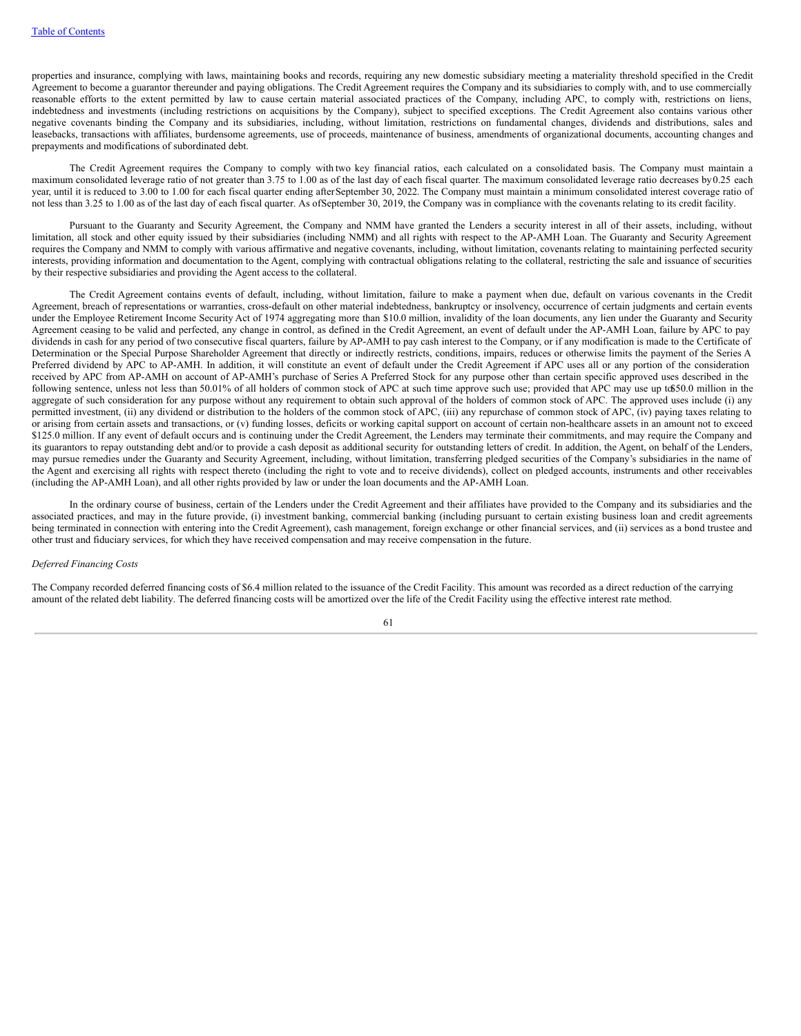properties and insurance, complying with laws, maintaining books and records, requiring any new domestic subsidiary meeting a materiality threshold specified in the Credit Agreement to become a guarantor thereunder and paying obligations. The Credit Agreement requires the Company and its subsidiaries to comply with, and to use commercially reasonable efforts to the extent permitted by law to cause certain material associated practices of the Company, including APC, to comply with, restrictions on liens, indebtedness and investments (including restrictions on acquisitions by the Company), subject to specified exceptions. The Credit Agreement also contains various other negative covenants binding the Company and its subsidiaries, including, without limitation, restrictions on fundamental changes, dividends and distributions, sales and leasebacks, transactions with affiliates, burdensome agreements, use of proceeds, maintenance of business, amendments of organizational documents, accounting changes and prepayments and modifications of subordinated debt.

The Credit Agreement requires the Company to comply with two key financial ratios, each calculated on a consolidated basis. The Company must maintain a maximum consolidated leverage ratio of not greater than 3.75 to 1.00 as of the last day of each fiscal quarter. The maximum consolidated leverage ratio decreases by 0.25 each year, until it is reduced to 3.00 to 1.00 for each fiscal quarter ending after September 30, 2022. The Company must maintain a minimum consolidated interest coverage ratio of not less than 3.25 to 1.00 as of the last day of each fiscal quarter. As of September 30, 2019, the Company was in compliance with the covenants relating to its credit facility.

Pursuant to the Guaranty and Security Agreement, the Company and NMM have granted the Lenders a security interest in all of their assets, including, without limitation, all stock and other equity issued by their subsidiaries (including NMM) and all rights with respect to the AP-AMH Loan. The Guaranty and Security Agreement requires the Company and NMM to comply with various affirmative and negative covenants, including, without limitation, covenants relating to maintaining perfected security interests, providing information and documentation to the Agent, complying with contractual obligations relating to the collateral, restricting the sale and issuance of securities by their respective subsidiaries and providing the Agent access to the collateral.

The Credit Agreement contains events of default, including, without limitation, failure to make a payment when due, default on various covenants in the Credit Agreement, breach of representations or warranties, cross-default on other material indebtedness, bankruptcy or insolvency, occurrence of certain judgments and certain events under the Employee Retirement Income Security Act of 1974 aggregating more than $10.0 million, invalidity of the loan documents, any lien under the Guaranty and Security Agreement ceasing to be valid and perfected, any change in control, as defined in the Credit Agreement, an event of default under the AP-AMH Loan, failure by APC to pay dividends in cash for any period of two consecutive fiscal quarters, failure by AP-AMH to pay cash interest to the Company, or if any modification is made to the Certificate of Determination or the Special Purpose Shareholder Agreement that directly or indirectly restricts, conditions, impairs, reduces or otherwise limits the payment of the Series A Preferred dividend by APC to AP-AMH. In addition, it will constitute an event of default under the Credit Agreement if APC uses all or any portion of the consideration received by APC from AP-AMH on account of AP-AMH's purchase of Series A Preferred Stock for any purpose other than certain specific approved uses described in the following sentence, unless not less than 50.01% of all holders of common stock of APC at such time approve such use; provided that APC may use up to $50.0 million in the aggregate of such consideration for any purpose without any requirement to obtain such approval of the holders of common stock of APC. The approved uses include (i) any permitted investment, (ii) any dividend or distribution to the holders of the common stock of APC, (iii) any repurchase of common stock of APC, (iv) paying taxes relating to or arising from certain assets and transactions, or (v) funding losses, deficits or working capital support on account of certain non-healthcare assets in an amount not to exceed $125.0 million. If any event of default occurs and is continuing under the Credit Agreement, the Lenders may terminate their commitments, and may require the Company and its guarantors to repay outstanding debt and/or to provide a cash deposit as additional security for outstanding letters of credit. In addition, the Agent, on behalf of the Lenders, may pursue remedies under the Guaranty and Security Agreement, including, without limitation, transferring pledged securities of the Company's subsidiaries in the name of the Agent and exercising all rights with respect thereto (including the right to vote and to receive dividends), collect on pledged accounts, instruments and other receivables (including the AP-AMH Loan), and all other rights provided by law or under the loan documents and the AP-AMH Loan.

In the ordinary course of business, certain of the Lenders under the Credit Agreement and their affiliates have provided to the Company and its subsidiaries and the associated practices, and may in the future provide, (i) investment banking, commercial banking (including pursuant to certain existing business loan and credit agreements being terminated in connection with entering into the Credit Agreement), cash management, foreign exchange or other financial services, and (ii) services as a bond trustee and other trust and fiduciary services, for which they have received compensation and may receive compensation in the future.

*Deferred Financing Costs*

The Company recorded deferred financing costs of $6.4 million related to the issuance of the Credit Facility. This amount was recorded as a direct reduction of the carrying amount of the related debt liability. The deferred financing costs will be amortized over the life of the Credit Facility using the effective interest rate method.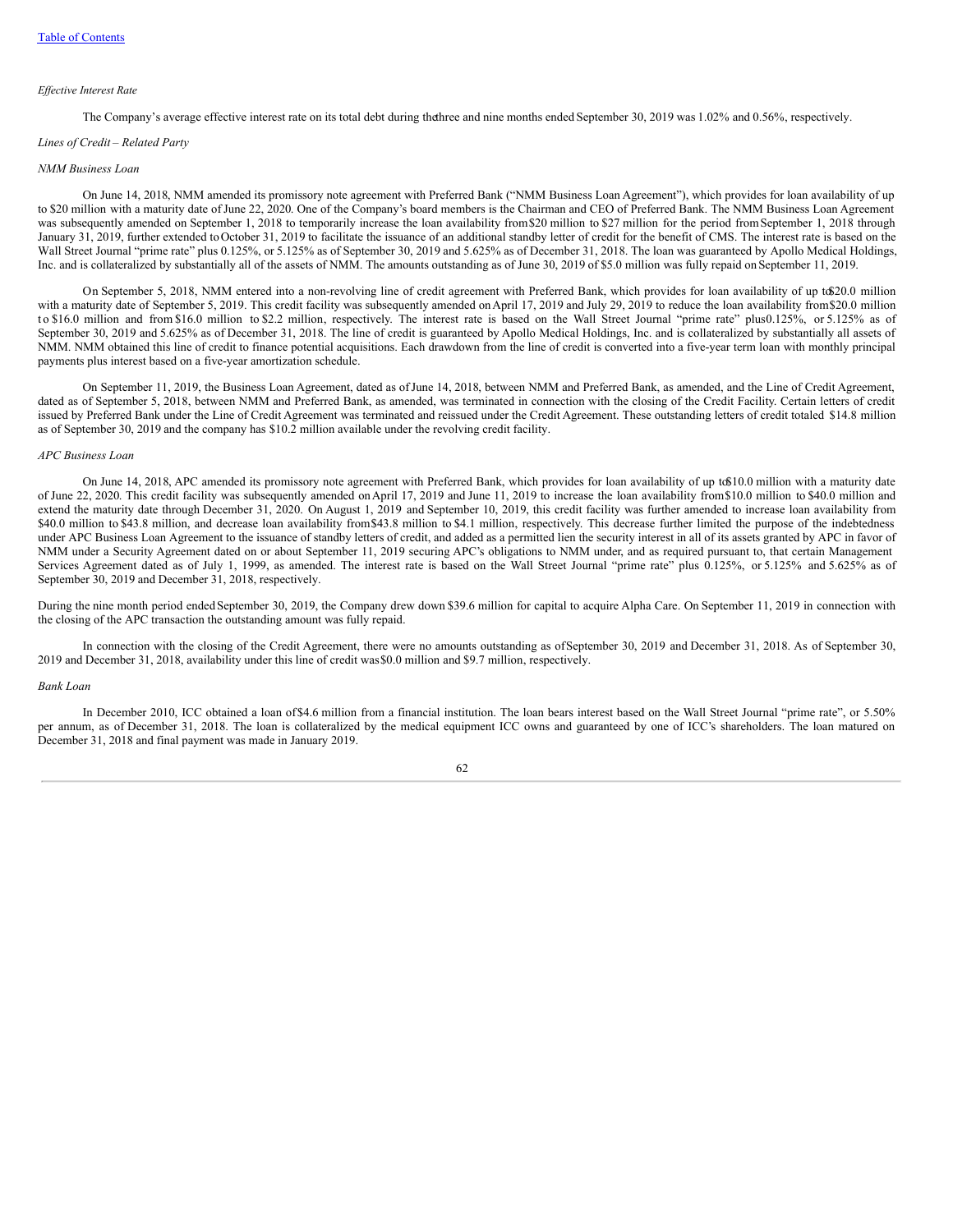[Table of Contents](#)

*Effective Interest Rate*

The Company's average effective interest rate on its total debt during the three and nine months ended September 30, 2019 was 1.02% and 0.56%, respectively.

*Lines of Credit – Related Party*

*NMM Business Loan*

On June 14, 2018, NMM amended its promissory note agreement with Preferred Bank ("NMM Business Loan Agreement"), which provides for loan availability of up to $20 million with a maturity date of June 22, 2020. One of the Company's board members is the Chairman and CEO of Preferred Bank. The NMM Business Loan Agreement was subsequently amended on September 1, 2018 to temporarily increase the loan availability from $20 million to $27 million for the period from September 1, 2018 through January 31, 2019, further extended to October 31, 2019 to facilitate the issuance of an additional standby letter of credit for the benefit of CMS. The interest rate is based on the Wall Street Journal "prime rate" plus 0.125%, or 5.125% as of September 30, 2019 and 5.625% as of December 31, 2018. The loan was guaranteed by Apollo Medical Holdings, Inc. and is collateralized by substantially all of the assets of NMM. The amounts outstanding as of June 30, 2019 of $5.0 million was fully repaid on September 11, 2019.

On September 5, 2018, NMM entered into a non-revolving line of credit agreement with Preferred Bank, which provides for loan availability of up to $20.0 million with a maturity date of September 5, 2019. This credit facility was subsequently amended on April 17, 2019 and July 29, 2019 to reduce the loan availability from $20.0 million to $16.0 million and from $16.0 million to $2.2 million, respectively. The interest rate is based on the Wall Street Journal "prime rate" plus 0.125%, or 5.125% as of September 30, 2019 and 5.625% as of December 31, 2018. The line of credit is guaranteed by Apollo Medical Holdings, Inc. and is collateralized by substantially all assets of NMM. NMM obtained this line of credit to finance potential acquisitions. Each drawdown from the line of credit is converted into a five-year term loan with monthly principal payments plus interest based on a five-year amortization schedule.

On September 11, 2019, the Business Loan Agreement, dated as of June 14, 2018, between NMM and Preferred Bank, as amended, and the Line of Credit Agreement, dated as of September 5, 2018, between NMM and Preferred Bank, as amended, was terminated in connection with the closing of the Credit Facility. Certain letters of credit issued by Preferred Bank under the Line of Credit Agreement was terminated and reissued under the Credit Agreement. These outstanding letters of credit totaled $14.8 million as of September 30, 2019 and the company has $10.2 million available under the revolving credit facility.

*APC Business Loan*

On June 14, 2018, APC amended its promissory note agreement with Preferred Bank, which provides for loan availability of up to $10.0 million with a maturity date of June 22, 2020. This credit facility was subsequently amended on April 17, 2019 and June 11, 2019 to increase the loan availability from $10.0 million to $40.0 million and extend the maturity date through December 31, 2020. On August 1, 2019 and September 10, 2019, this credit facility was further amended to increase loan availability from $40.0 million to $43.8 million, and decrease loan availability from $43.8 million to $4.1 million, respectively. This decrease further limited the purpose of the indebtedness under APC Business Loan Agreement to the issuance of standby letters of credit, and added as a permitted lien the security interest in all of its assets granted by APC in favor of NMM under a Security Agreement dated on or about September 11, 2019 securing APC's obligations to NMM under, and as required pursuant to, that certain Management Services Agreement dated as of July 1, 1999, as amended. The interest rate is based on the Wall Street Journal "prime rate" plus 0.125%, or 5.125% and 5.625% as of September 30, 2019 and December 31, 2018, respectively.

During the nine month period ended September 30, 2019, the Company drew down $39.6 million for capital to acquire Alpha Care. On September 11, 2019 in connection with the closing of the APC transaction the outstanding amount was fully repaid.

In connection with the closing of the Credit Agreement, there were no amounts outstanding as of September 30, 2019 and December 31, 2018. As of September 30, 2019 and December 31, 2018, availability under this line of credit was $0.0 million and $9.7 million, respectively.

*Bank Loan*

In December 2010, ICC obtained a loan of $4.6 million from a financial institution. The loan bears interest based on the Wall Street Journal "prime rate", or 5.50% per annum, as of December 31, 2018. The loan is collateralized by the medical equipment ICC owns and guaranteed by one of ICC's shareholders. The loan matured on December 31, 2018 and final payment was made in January 2019.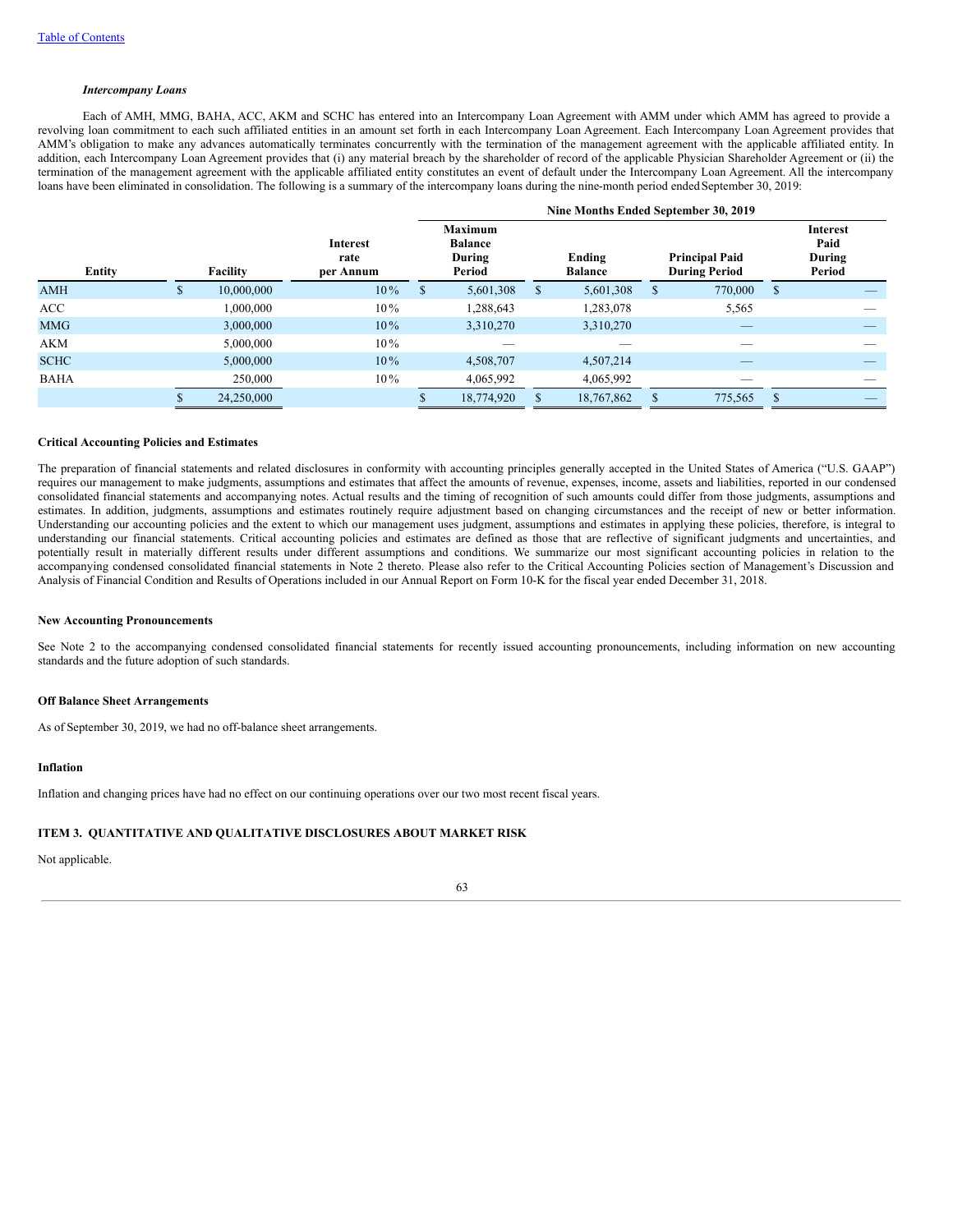### *Intercompany Loans*

Each of AMH, MMG, BAHA, ACC, AKM and SCHC has entered into an Intercompany Loan Agreement with AMM under which AMM has agreed to provide a revolving loan commitment to each such affiliated entities in an amount set forth in each Intercompany Loan Agreement. Each Intercompany Loan Agreement provides that AMM's obligation to make any advances automatically terminates concurrently with the termination of the management agreement with the applicable affiliated entity. In addition, each Intercompany Loan Agreement provides that (i) any material breach by the shareholder of record of the applicable Physician Shareholder Agreement or (ii) the termination of the management agreement with the applicable affiliated entity constitutes an event of default under the Intercompany Loan Agreement. All the intercompany loans have been eliminated in consolidation. The following is a summary of the intercompany loans during the nine-month period ended September 30, 2019:

| | | | Nine Months Ended September 30, 2019 | | | |
|---|---|---|---|---|---|---|
| **Entity** | **Facility** | **Interest rate per Annum** | **Maximum Balance During Period** | **Ending Balance** | **Principal Paid During Period** | **Interest Paid During Period** |
| AMH | $ 10,000,000 | 10% | $ 5,601,308 | $ 5,601,308 | $ 770,000 | $ — |
| ACC | 1,000,000 | 10% | 1,288,643 | 1,283,078 | 5,565 | — |
| MMG | 3,000,000 | 10% | 3,310,270 | 3,310,270 | — | — |
| AKM | 5,000,000 | 10% | — | — | — | — |
| SCHC | 5,000,000 | 10% | 4,508,707 | 4,507,214 | — | — |
| BAHA | 250,000 | 10% | 4,065,992 | 4,065,992 | — | — |
| | $ 24,250,000 | | $ 18,774,920 | $ 18,767,862 | $ 775,565 | $ — |

**Critical Accounting Policies and Estimates**

The preparation of financial statements and related disclosures in conformity with accounting principles generally accepted in the United States of America ("U.S. GAAP") requires our management to make judgments, assumptions and estimates that affect the amounts of revenue, expenses, income, assets and liabilities, reported in our condensed consolidated financial statements and accompanying notes. Actual results and the timing of recognition of such amounts could differ from those judgments, assumptions and estimates. In addition, judgments, assumptions and estimates routinely require adjustment based on changing circumstances and the receipt of new or better information. Understanding our accounting policies and the extent to which our management uses judgment, assumptions and estimates in applying these policies, therefore, is integral to understanding our financial statements. Critical accounting policies and estimates are defined as those that are reflective of significant judgments and uncertainties, and potentially result in materially different results under different assumptions and conditions. We summarize our most significant accounting policies in relation to the accompanying condensed consolidated financial statements in Note 2 thereto. Please also refer to the Critical Accounting Policies section of Management's Discussion and Analysis of Financial Condition and Results of Operations included in our Annual Report on Form 10-K for the fiscal year ended December 31, 2018.

**New Accounting Pronouncements**

See Note 2 to the accompanying condensed consolidated financial statements for recently issued accounting pronouncements, including information on new accounting standards and the future adoption of such standards.

**Off Balance Sheet Arrangements**

As of September 30, 2019, we had no off-balance sheet arrangements.

**Inflation**

Inflation and changing prices have had no effect on our continuing operations over our two most recent fiscal years.

## ITEM 3. QUANTITATIVE AND QUALITATIVE DISCLOSURES ABOUT MARKET RISK

Not applicable.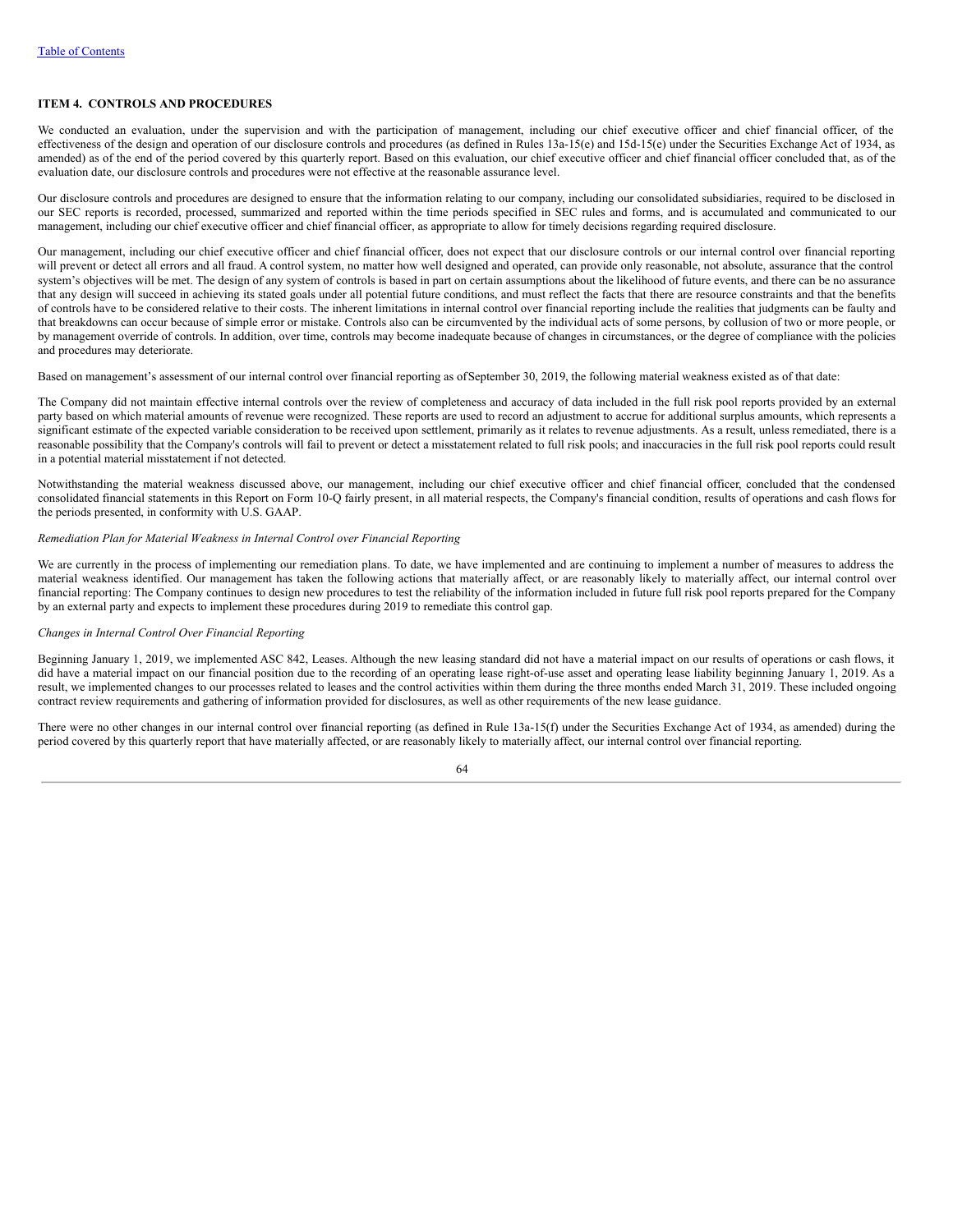[Table of Contents](#)

### ITEM 4. CONTROLS AND PROCEDURES

We conducted an evaluation, under the supervision and with the participation of management, including our chief executive officer and chief financial officer, of the effectiveness of the design and operation of our disclosure controls and procedures (as defined in Rules 13a-15(e) and 15d-15(e) under the Securities Exchange Act of 1934, as amended) as of the end of the period covered by this quarterly report. Based on this evaluation, our chief executive officer and chief financial officer concluded that, as of the evaluation date, our disclosure controls and procedures were not effective at the reasonable assurance level.

Our disclosure controls and procedures are designed to ensure that the information relating to our company, including our consolidated subsidiaries, required to be disclosed in our SEC reports is recorded, processed, summarized and reported within the time periods specified in SEC rules and forms, and is accumulated and communicated to our management, including our chief executive officer and chief financial officer, as appropriate to allow for timely decisions regarding required disclosure.

Our management, including our chief executive officer and chief financial officer, does not expect that our disclosure controls or our internal control over financial reporting will prevent or detect all errors and all fraud. A control system, no matter how well designed and operated, can provide only reasonable, not absolute, assurance that the control system's objectives will be met. The design of any system of controls is based in part on certain assumptions about the likelihood of future events, and there can be no assurance that any design will succeed in achieving its stated goals under all potential future conditions, and must reflect the facts that there are resource constraints and that the benefits of controls have to be considered relative to their costs. The inherent limitations in internal control over financial reporting include the realities that judgments can be faulty and that breakdowns can occur because of simple error or mistake. Controls also can be circumvented by the individual acts of some persons, by collusion of two or more people, or by management override of controls. In addition, over time, controls may become inadequate because of changes in circumstances, or the degree of compliance with the policies and procedures may deteriorate.

Based on management's assessment of our internal control over financial reporting as of September 30, 2019, the following material weakness existed as of that date:

The Company did not maintain effective internal controls over the review of completeness and accuracy of data included in the full risk pool reports provided by an external party based on which material amounts of revenue were recognized. These reports are used to record an adjustment to accrue for additional surplus amounts, which represents a significant estimate of the expected variable consideration to be received upon settlement, primarily as it relates to revenue adjustments. As a result, unless remediated, there is a reasonable possibility that the Company's controls will fail to prevent or detect a misstatement related to full risk pools; and inaccuracies in the full risk pool reports could result in a potential material misstatement if not detected.

Notwithstanding the material weakness discussed above, our management, including our chief executive officer and chief financial officer, concluded that the condensed consolidated financial statements in this Report on Form 10-Q fairly present, in all material respects, the Company's financial condition, results of operations and cash flows for the periods presented, in conformity with U.S. GAAP.

*Remediation Plan for Material Weakness in Internal Control over Financial Reporting*

We are currently in the process of implementing our remediation plans. To date, we have implemented and are continuing to implement a number of measures to address the material weakness identified. Our management has taken the following actions that materially affect, or are reasonably likely to materially affect, our internal control over financial reporting: The Company continues to design new procedures to test the reliability of the information included in future full risk pool reports prepared for the Company by an external party and expects to implement these procedures during 2019 to remediate this control gap.

*Changes in Internal Control Over Financial Reporting*

Beginning January 1, 2019, we implemented ASC 842, Leases. Although the new leasing standard did not have a material impact on our results of operations or cash flows, it did have a material impact on our financial position due to the recording of an operating lease right-of-use asset and operating lease liability beginning January 1, 2019. As a result, we implemented changes to our processes related to leases and the control activities within them during the three months ended March 31, 2019. These included ongoing contract review requirements and gathering of information provided for disclosures, as well as other requirements of the new lease guidance.

There were no other changes in our internal control over financial reporting (as defined in Rule 13a-15(f) under the Securities Exchange Act of 1934, as amended) during the period covered by this quarterly report that have materially affected, or are reasonably likely to materially affect, our internal control over financial reporting.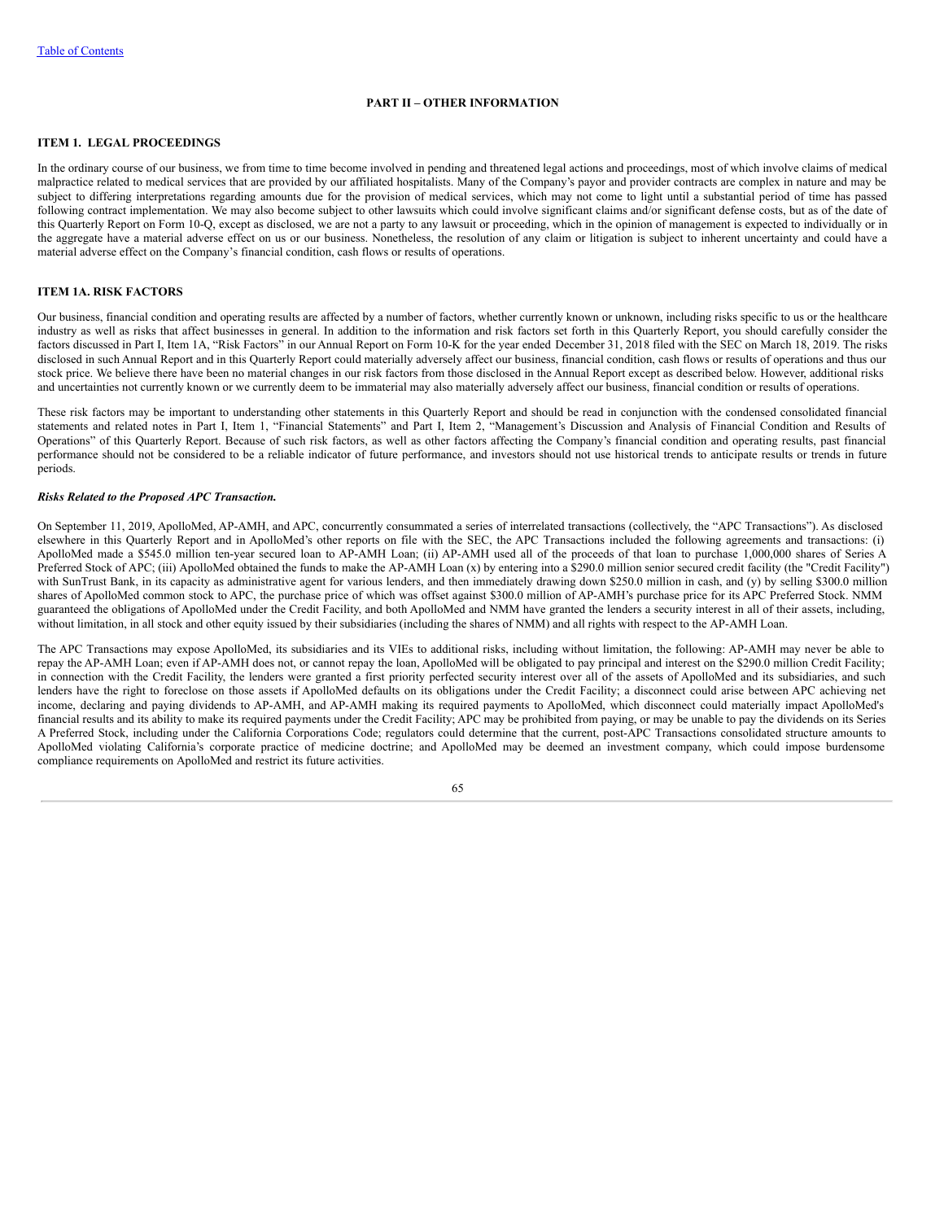## PART II – OTHER INFORMATION

### ITEM 1. LEGAL PROCEEDINGS

In the ordinary course of our business, we from time to time become involved in pending and threatened legal actions and proceedings, most of which involve claims of medical malpractice related to medical services that are provided by our affiliated hospitalists. Many of the Company's payor and provider contracts are complex in nature and may be subject to differing interpretations regarding amounts due for the provision of medical services, which may not come to light until a substantial period of time has passed following contract implementation. We may also become subject to other lawsuits which could involve significant claims and/or significant defense costs, but as of the date of this Quarterly Report on Form 10-Q, except as disclosed, we are not a party to any lawsuit or proceeding, which in the opinion of management is expected to individually or in the aggregate have a material adverse effect on us or our business. Nonetheless, the resolution of any claim or litigation is subject to inherent uncertainty and could have a material adverse effect on the Company's financial condition, cash flows or results of operations.

### ITEM 1A. RISK FACTORS

Our business, financial condition and operating results are affected by a number of factors, whether currently known or unknown, including risks specific to us or the healthcare industry as well as risks that affect businesses in general. In addition to the information and risk factors set forth in this Quarterly Report, you should carefully consider the factors discussed in Part I, Item 1A, "Risk Factors" in our Annual Report on Form 10-K for the year ended December 31, 2018 filed with the SEC on March 18, 2019. The risks disclosed in such Annual Report and in this Quarterly Report could materially adversely affect our business, financial condition, cash flows or results of operations and thus our stock price. We believe there have been no material changes in our risk factors from those disclosed in the Annual Report except as described below. However, additional risks and uncertainties not currently known or we currently deem to be immaterial may also materially adversely affect our business, financial condition or results of operations.

These risk factors may be important to understanding other statements in this Quarterly Report and should be read in conjunction with the condensed consolidated financial statements and related notes in Part I, Item 1, "Financial Statements" and Part I, Item 2, "Management's Discussion and Analysis of Financial Condition and Results of Operations" of this Quarterly Report. Because of such risk factors, as well as other factors affecting the Company's financial condition and operating results, past financial performance should not be considered to be a reliable indicator of future performance, and investors should not use historical trends to anticipate results or trends in future periods.

***Risks Related to the Proposed APC Transaction.***

On September 11, 2019, ApolloMed, AP-AMH, and APC, concurrently consummated a series of interrelated transactions (collectively, the "APC Transactions"). As disclosed elsewhere in this Quarterly Report and in ApolloMed's other reports on file with the SEC, the APC Transactions included the following agreements and transactions: (i) ApolloMed made a $545.0 million ten-year secured loan to AP-AMH Loan; (ii) AP-AMH used all of the proceeds of that loan to purchase 1,000,000 shares of Series A Preferred Stock of APC; (iii) ApolloMed obtained the funds to make the AP-AMH Loan (x) by entering into a $290.0 million senior secured credit facility (the "Credit Facility") with SunTrust Bank, in its capacity as administrative agent for various lenders, and then immediately drawing down $250.0 million in cash, and (y) by selling $300.0 million shares of ApolloMed common stock to APC, the purchase price of which was offset against $300.0 million of AP-AMH's purchase price for its APC Preferred Stock. NMM guaranteed the obligations of ApolloMed under the Credit Facility, and both ApolloMed and NMM have granted the lenders a security interest in all of their assets, including, without limitation, in all stock and other equity issued by their subsidiaries (including the shares of NMM) and all rights with respect to the AP-AMH Loan.

The APC Transactions may expose ApolloMed, its subsidiaries and its VIEs to additional risks, including without limitation, the following: AP-AMH may never be able to repay the AP-AMH Loan; even if AP-AMH does not, or cannot repay the loan, ApolloMed will be obligated to pay principal and interest on the $290.0 million Credit Facility; in connection with the Credit Facility, the lenders were granted a first priority perfected security interest over all of the assets of ApolloMed and its subsidiaries, and such lenders have the right to foreclose on those assets if ApolloMed defaults on its obligations under the Credit Facility; a disconnect could arise between APC achieving net income, declaring and paying dividends to AP-AMH, and AP-AMH making its required payments to ApolloMed, which disconnect could materially impact ApolloMed's financial results and its ability to make its required payments under the Credit Facility; APC may be prohibited from paying, or may be unable to pay the dividends on its Series A Preferred Stock, including under the California Corporations Code; regulators could determine that the current, post-APC Transactions consolidated structure amounts to ApolloMed violating California's corporate practice of medicine doctrine; and ApolloMed may be deemed an investment company, which could impose burdensome compliance requirements on ApolloMed and restrict its future activities.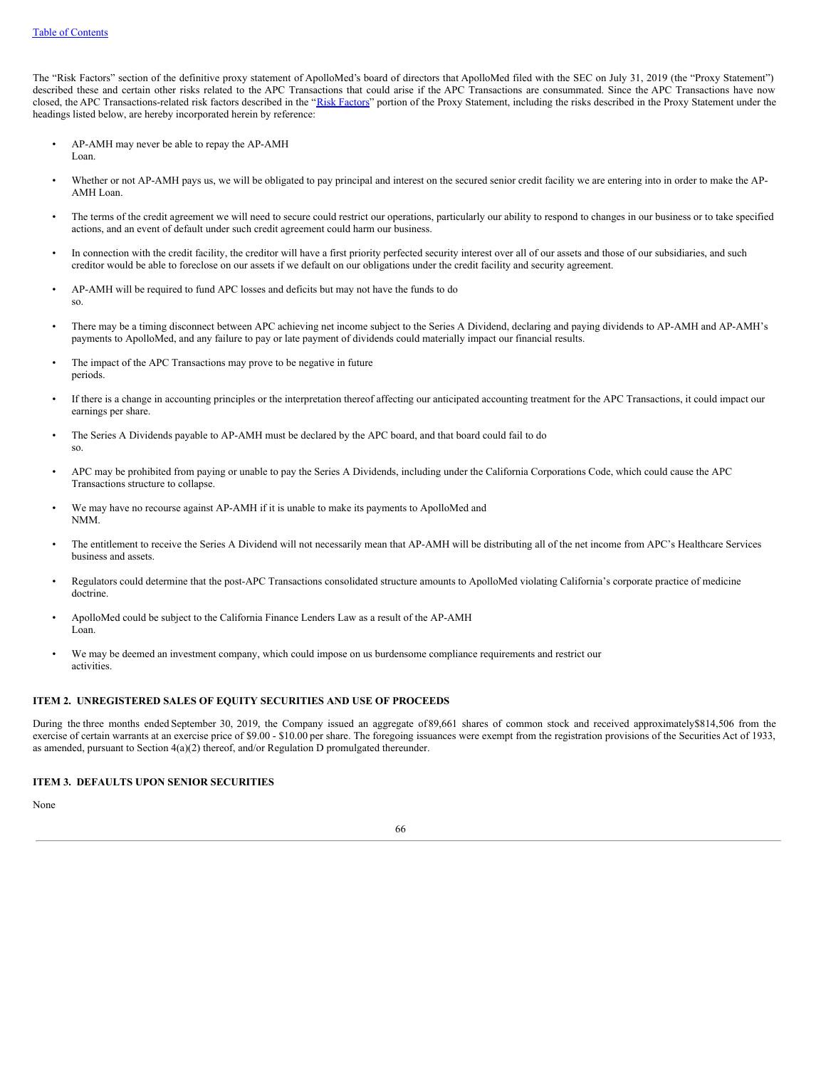The "Risk Factors" section of the definitive proxy statement of ApolloMed's board of directors that ApolloMed filed with the SEC on July 31, 2019 (the "Proxy Statement") described these and certain other risks related to the APC Transactions that could arise if the APC Transactions are consummated. Since the APC Transactions have now closed, the APC Transactions-related risk factors described in the "Risk Factors" portion of the Proxy Statement, including the risks described in the Proxy Statement under the headings listed below, are hereby incorporated herein by reference:

- AP-AMH may never be able to repay the AP-AMH Loan.
- Whether or not AP-AMH pays us, we will be obligated to pay principal and interest on the secured senior credit facility we are entering into in order to make the AP-AMH Loan.
- The terms of the credit agreement we will need to secure could restrict our operations, particularly our ability to respond to changes in our business or to take specified actions, and an event of default under such credit agreement could harm our business.
- In connection with the credit facility, the creditor will have a first priority perfected security interest over all of our assets and those of our subsidiaries, and such creditor would be able to foreclose on our assets if we default on our obligations under the credit facility and security agreement.
- AP-AMH will be required to fund APC losses and deficits but may not have the funds to do so.
- There may be a timing disconnect between APC achieving net income subject to the Series A Dividend, declaring and paying dividends to AP-AMH and AP-AMH's payments to ApolloMed, and any failure to pay or late payment of dividends could materially impact our financial results.
- The impact of the APC Transactions may prove to be negative in future periods.
- If there is a change in accounting principles or the interpretation thereof affecting our anticipated accounting treatment for the APC Transactions, it could impact our earnings per share.
- The Series A Dividends payable to AP-AMH must be declared by the APC board, and that board could fail to do so.
- APC may be prohibited from paying or unable to pay the Series A Dividends, including under the California Corporations Code, which could cause the APC Transactions structure to collapse.
- We may have no recourse against AP-AMH if it is unable to make its payments to ApolloMed and NMM.
- The entitlement to receive the Series A Dividend will not necessarily mean that AP-AMH will be distributing all of the net income from APC's Healthcare Services business and assets.
- Regulators could determine that the post-APC Transactions consolidated structure amounts to ApolloMed violating California's corporate practice of medicine doctrine.
- ApolloMed could be subject to the California Finance Lenders Law as a result of the AP-AMH Loan.
- We may be deemed an investment company, which could impose on us burdensome compliance requirements and restrict our activities.

## ITEM 2. UNREGISTERED SALES OF EQUITY SECURITIES AND USE OF PROCEEDS

During the three months ended September 30, 2019, the Company issued an aggregate of 89,661 shares of common stock and received approximately $814,506 from the exercise of certain warrants at an exercise price of $9.00 - $10.00 per share. The foregoing issuances were exempt from the registration provisions of the Securities Act of 1933, as amended, pursuant to Section 4(a)(2) thereof, and/or Regulation D promulgated thereunder.

## ITEM 3. DEFAULTS UPON SENIOR SECURITIES

None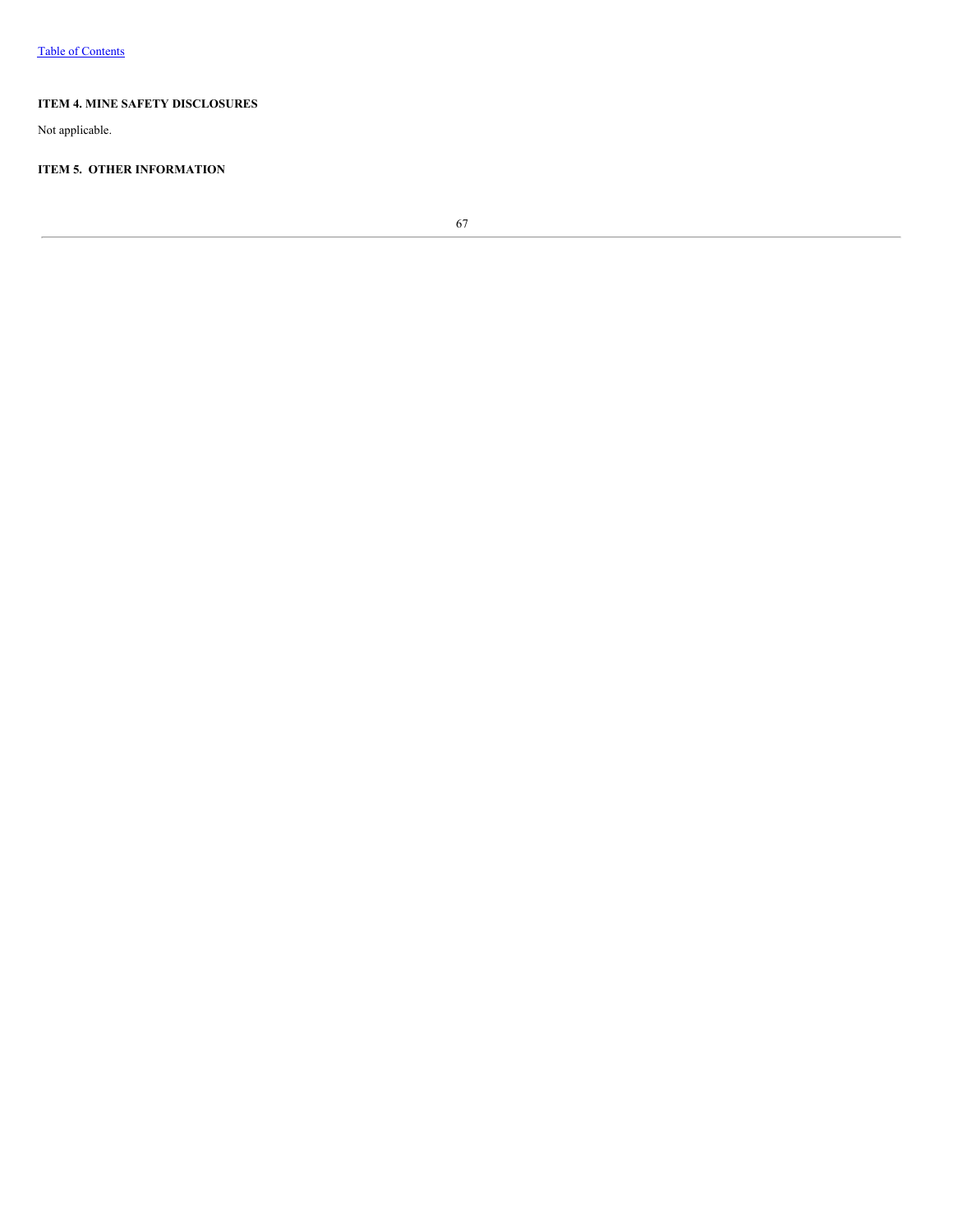### ITEM 4. MINE SAFETY DISCLOSURES

Not applicable.

### ITEM 5. OTHER INFORMATION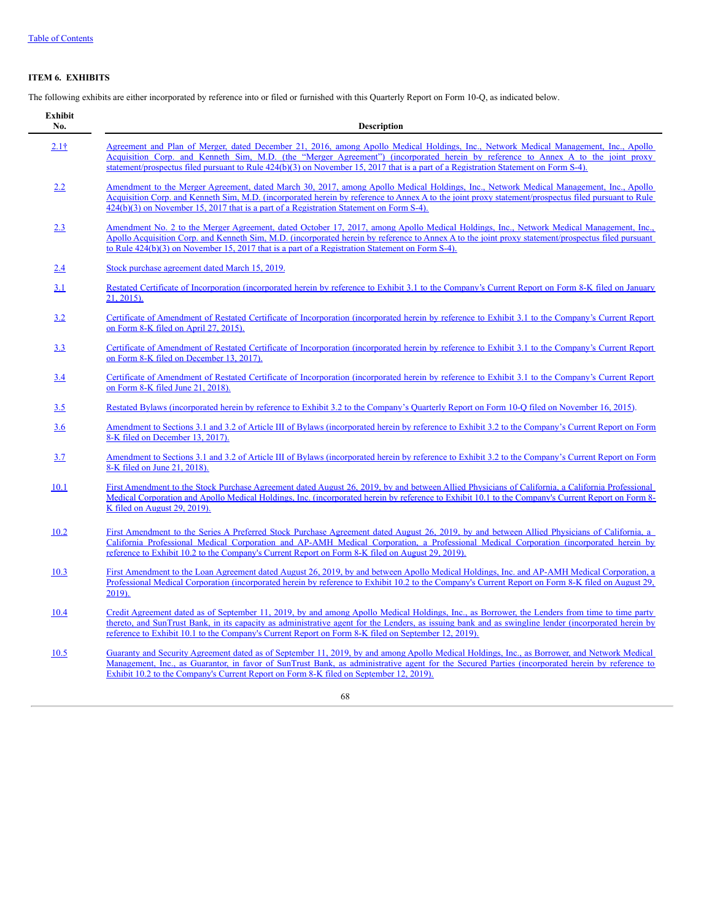### ITEM 6. EXHIBITS

The following exhibits are either incorporated by reference into or filed or furnished with this Quarterly Report on Form 10-Q, as indicated below.

| Exhibit No. | Description |
|---|---|
| 2.1† | Agreement and Plan of Merger, dated December 21, 2016, among Apollo Medical Holdings, Inc., Network Medical Management, Inc., Apollo Acquisition Corp. and Kenneth Sim, M.D. (the "Merger Agreement") (incorporated herein by reference to Annex A to the joint proxy statement/prospectus filed pursuant to Rule 424(b)(3) on November 15, 2017 that is a part of a Registration Statement on Form S-4). |
| 2.2 | Amendment to the Merger Agreement, dated March 30, 2017, among Apollo Medical Holdings, Inc., Network Medical Management, Inc., Apollo Acquisition Corp. and Kenneth Sim, M.D. (incorporated herein by reference to Annex A to the joint proxy statement/prospectus filed pursuant to Rule 424(b)(3) on November 15, 2017 that is a part of a Registration Statement on Form S-4). |
| 2.3 | Amendment No. 2 to the Merger Agreement, dated October 17, 2017, among Apollo Medical Holdings, Inc., Network Medical Management, Inc., Apollo Acquisition Corp. and Kenneth Sim, M.D. (incorporated herein by reference to Annex A to the joint proxy statement/prospectus filed pursuant to Rule 424(b)(3) on November 15, 2017 that is a part of a Registration Statement on Form S-4). |
| 2.4 | Stock purchase agreement dated March 15, 2019. |
| 3.1 | Restated Certificate of Incorporation (incorporated herein by reference to Exhibit 3.1 to the Company's Current Report on Form 8-K filed on January 21, 2015). |
| 3.2 | Certificate of Amendment of Restated Certificate of Incorporation (incorporated herein by reference to Exhibit 3.1 to the Company's Current Report on Form 8-K filed on April 27, 2015). |
| 3.3 | Certificate of Amendment of Restated Certificate of Incorporation (incorporated herein by reference to Exhibit 3.1 to the Company's Current Report on Form 8-K filed on December 13, 2017). |
| 3.4 | Certificate of Amendment of Restated Certificate of Incorporation (incorporated herein by reference to Exhibit 3.1 to the Company's Current Report on Form 8-K filed June 21, 2018). |
| 3.5 | Restated Bylaws (incorporated herein by reference to Exhibit 3.2 to the Company's Quarterly Report on Form 10-Q filed on November 16, 2015). |
| 3.6 | Amendment to Sections 3.1 and 3.2 of Article III of Bylaws (incorporated herein by reference to Exhibit 3.2 to the Company's Current Report on Form 8-K filed on December 13, 2017). |
| 3.7 | Amendment to Sections 3.1 and 3.2 of Article III of Bylaws (incorporated herein by reference to Exhibit 3.2 to the Company's Current Report on Form 8-K filed on June 21, 2018). |
| 10.1 | First Amendment to the Stock Purchase Agreement dated August 26, 2019, by and between Allied Physicians of California, a California Professional Medical Corporation and Apollo Medical Holdings, Inc. (incorporated herein by reference to Exhibit 10.1 to the Company's Current Report on Form 8-K filed on August 29, 2019). |
| 10.2 | First Amendment to the Series A Preferred Stock Purchase Agreement dated August 26, 2019, by and between Allied Physicians of California, a California Professional Medical Corporation and AP-AMH Medical Corporation, a Professional Medical Corporation (incorporated herein by reference to Exhibit 10.2 to the Company's Current Report on Form 8-K filed on August 29, 2019). |
| 10.3 | First Amendment to the Loan Agreement dated August 26, 2019, by and between Apollo Medical Holdings, Inc. and AP-AMH Medical Corporation, a Professional Medical Corporation (incorporated herein by reference to Exhibit 10.2 to the Company's Current Report on Form 8-K filed on August 29, 2019). |
| 10.4 | Credit Agreement dated as of September 11, 2019, by and among Apollo Medical Holdings, Inc., as Borrower, the Lenders from time to time party thereto, and SunTrust Bank, in its capacity as administrative agent for the Lenders, as issuing bank and as swingline lender (incorporated herein by reference to Exhibit 10.1 to the Company's Current Report on Form 8-K filed on September 12, 2019). |
| 10.5 | Guaranty and Security Agreement dated as of September 11, 2019, by and among Apollo Medical Holdings, Inc., as Borrower, and Network Medical Management, Inc., as Guarantor, in favor of SunTrust Bank, as administrative agent for the Secured Parties (incorporated herein by reference to Exhibit 10.2 to the Company's Current Report on Form 8-K filed on September 12, 2019). |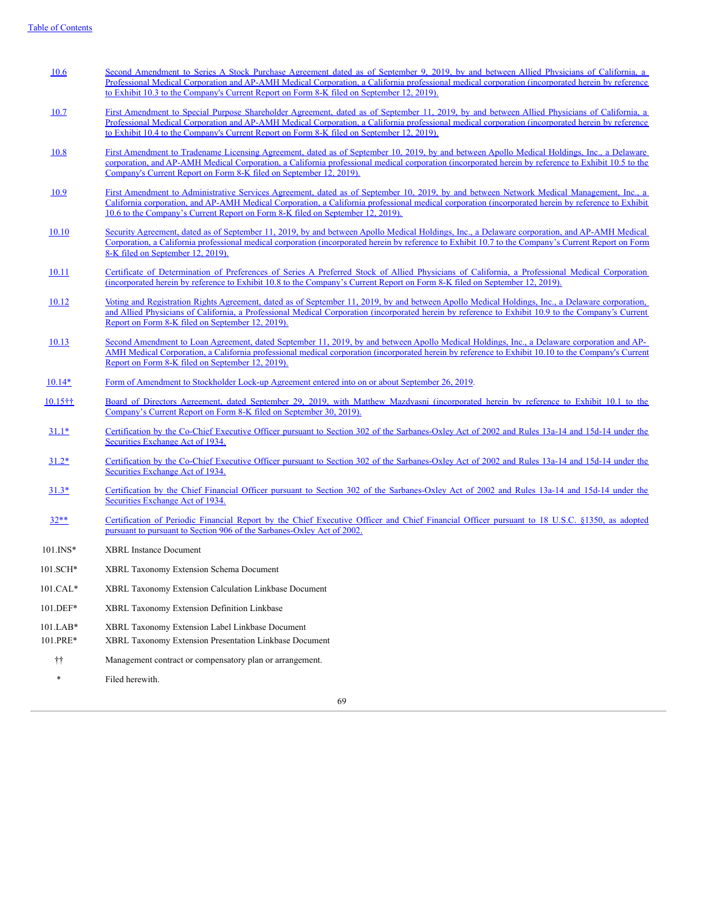| | |
|---|---|
| 10.6 | Second Amendment to Series A Stock Purchase Agreement dated as of September 9, 2019, by and between Allied Physicians of California, a Professional Medical Corporation and AP-AMH Medical Corporation, a California professional medical corporation (incorporated herein by reference to Exhibit 10.3 to the Company's Current Report on Form 8-K filed on September 12, 2019). |
| 10.7 | First Amendment to Special Purpose Shareholder Agreement, dated as of September 11, 2019, by and between Allied Physicians of California, a Professional Medical Corporation and AP-AMH Medical Corporation, a California professional medical corporation (incorporated herein by reference to Exhibit 10.4 to the Company's Current Report on Form 8-K filed on September 12, 2019). |
| 10.8 | First Amendment to Tradename Licensing Agreement, dated as of September 10, 2019, by and between Apollo Medical Holdings, Inc., a Delaware corporation, and AP-AMH Medical Corporation, a California professional medical corporation (incorporated herein by reference to Exhibit 10.5 to the Company's Current Report on Form 8-K filed on September 12, 2019). |
| 10.9 | First Amendment to Administrative Services Agreement, dated as of September 10, 2019, by and between Network Medical Management, Inc., a California corporation, and AP-AMH Medical Corporation, a California professional medical corporation (incorporated herein by reference to Exhibit 10.6 to the Company's Current Report on Form 8-K filed on September 12, 2019). |
| 10.10 | Security Agreement, dated as of September 11, 2019, by and between Apollo Medical Holdings, Inc., a Delaware corporation, and AP-AMH Medical Corporation, a California professional medical corporation (incorporated herein by reference to Exhibit 10.7 to the Company's Current Report on Form 8-K filed on September 12, 2019). |
| 10.11 | Certificate of Determination of Preferences of Series A Preferred Stock of Allied Physicians of California, a Professional Medical Corporation (incorporated herein by reference to Exhibit 10.8 to the Company's Current Report on Form 8-K filed on September 12, 2019). |
| 10.12 | Voting and Registration Rights Agreement, dated as of September 11, 2019, by and between Apollo Medical Holdings, Inc., a Delaware corporation, and Allied Physicians of California, a Professional Medical Corporation (incorporated herein by reference to Exhibit 10.9 to the Company's Current Report on Form 8-K filed on September 12, 2019). |
| 10.13 | Second Amendment to Loan Agreement, dated September 11, 2019, by and between Apollo Medical Holdings, Inc., a Delaware corporation and AP-AMH Medical Corporation, a California professional medical corporation (incorporated herein by reference to Exhibit 10.10 to the Company's Current Report on Form 8-K filed on September 12, 2019). |
| 10.14* | Form of Amendment to Stockholder Lock-up Agreement entered into on or about September 26, 2019. |
| 10.15†† | Board of Directors Agreement, dated September 29, 2019, with Matthew Mazdyasni (incorporated herein by reference to Exhibit 10.1 to the Company's Current Report on Form 8-K filed on September 30, 2019). |
| 31.1* | Certification by the Co-Chief Executive Officer pursuant to Section 302 of the Sarbanes-Oxley Act of 2002 and Rules 13a-14 and 15d-14 under the Securities Exchange Act of 1934. |
| 31.2* | Certification by the Co-Chief Executive Officer pursuant to Section 302 of the Sarbanes-Oxley Act of 2002 and Rules 13a-14 and 15d-14 under the Securities Exchange Act of 1934. |
| 31.3* | Certification by the Chief Financial Officer pursuant to Section 302 of the Sarbanes-Oxley Act of 2002 and Rules 13a-14 and 15d-14 under the Securities Exchange Act of 1934. |
| 32** | Certification of Periodic Financial Report by the Chief Executive Officer and Chief Financial Officer pursuant to 18 U.S.C. §1350, as adopted pursuant to pursuant to Section 906 of the Sarbanes-Oxley Act of 2002. |
| 101.INS* | XBRL Instance Document |
| 101.SCH* | XBRL Taxonomy Extension Schema Document |
| 101.CAL* | XBRL Taxonomy Extension Calculation Linkbase Document |
| 101.DEF* | XBRL Taxonomy Extension Definition Linkbase |
| 101.LAB* | XBRL Taxonomy Extension Label Linkbase Document |
| 101.PRE* | XBRL Taxonomy Extension Presentation Linkbase Document |
| †† | Management contract or compensatory plan or arrangement. |
| * | Filed herewith. |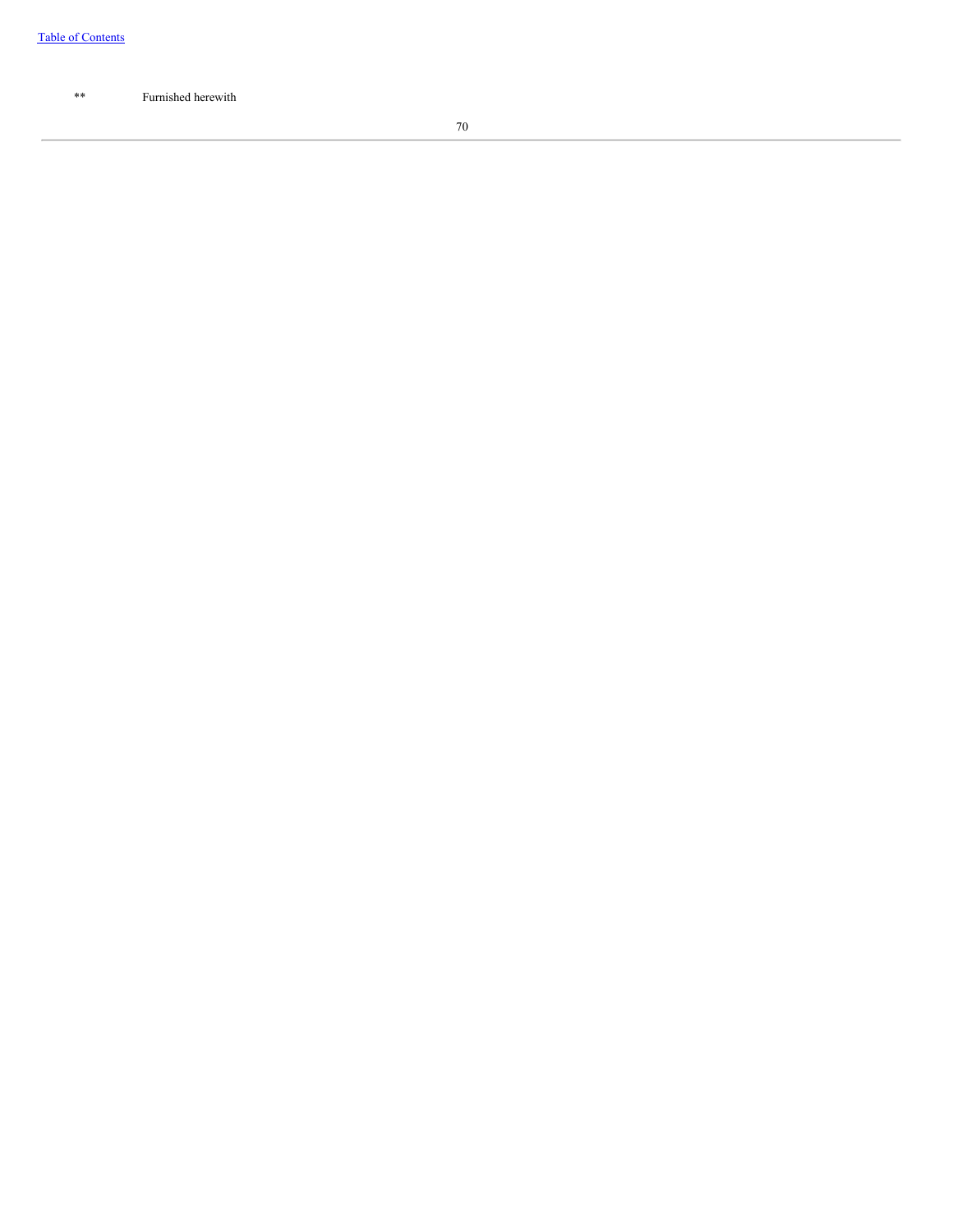** Furnished herewith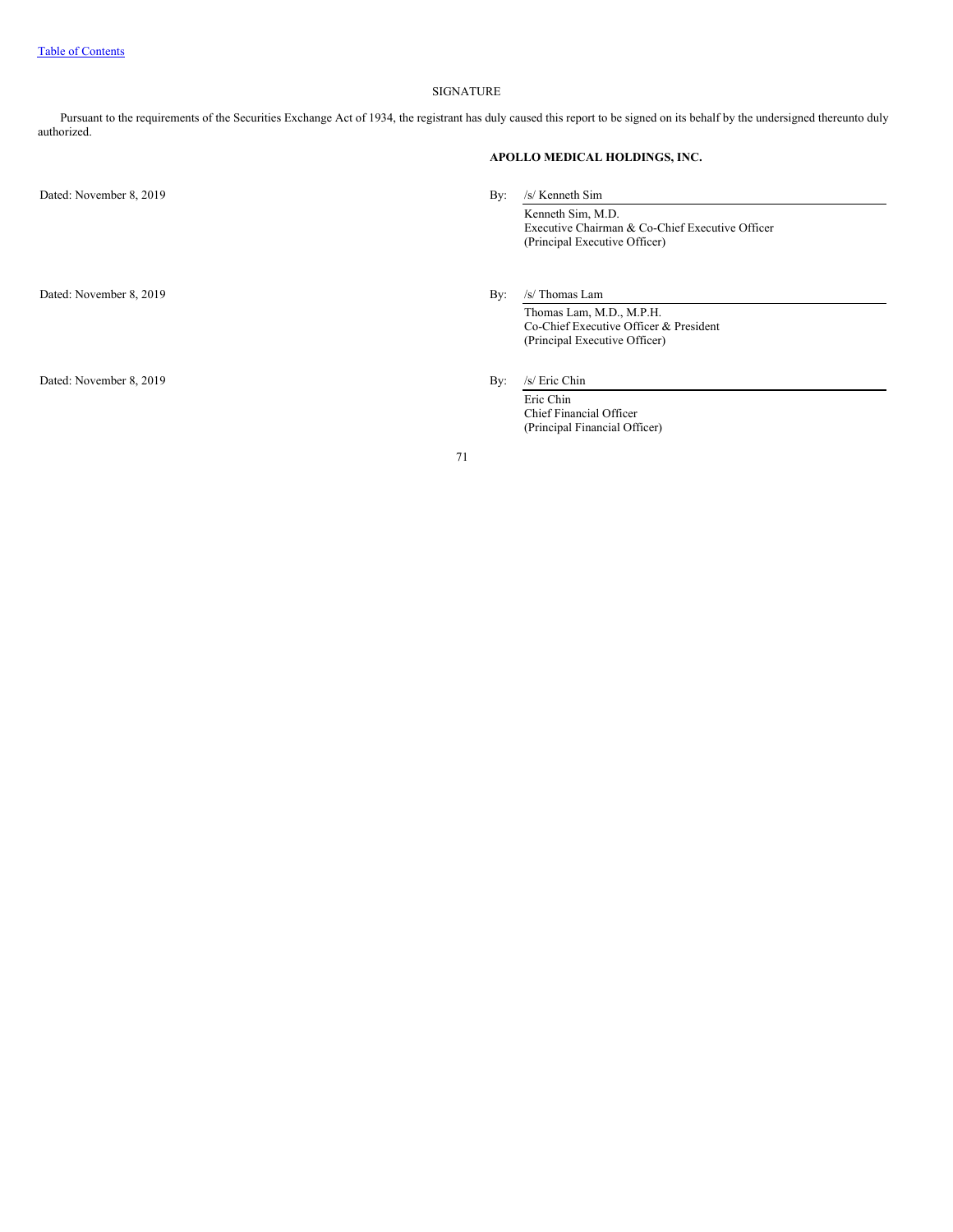# SIGNATURE

Pursuant to the requirements of the Securities Exchange Act of 1934, the registrant has duly caused this report to be signed on its behalf by the undersigned thereunto duly authorized.

**APOLLO MEDICAL HOLDINGS, INC.**

Dated: November 8, 2019

By: /s/ Kenneth Sim
Kenneth Sim, M.D.
Executive Chairman & Co-Chief Executive Officer
(Principal Executive Officer)

Dated: November 8, 2019

By: /s/ Thomas Lam
Thomas Lam, M.D., M.P.H.
Co-Chief Executive Officer & President
(Principal Executive Officer)

Dated: November 8, 2019

By: /s/ Eric Chin
Eric Chin
Chief Financial Officer
(Principal Financial Officer)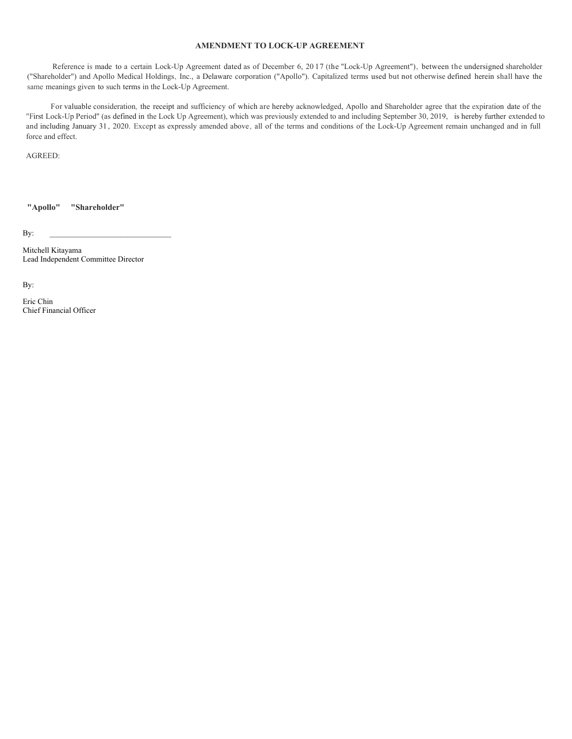# AMENDMENT TO LOCK-UP AGREEMENT

Reference is made to a certain Lock-Up Agreement dated as of December 6, 2017 (the "Lock-Up Agreement"), between the undersigned shareholder ("Shareholder") and Apollo Medical Holdings, Inc., a Delaware corporation ("Apollo"). Capitalized terms used but not otherwise defined herein shall have the same meanings given to such terms in the Lock-Up Agreement.

For valuable consideration, the receipt and sufficiency of which are hereby acknowledged, Apollo and Shareholder agree that the expiration date of the "First Lock-Up Period" (as defined in the Lock Up Agreement), which was previously extended to and including September 30, 2019, is hereby further extended to and including January 31, 2020. Except as expressly amended above, all of the terms and conditions of the Lock-Up Agreement remain unchanged and in full force and effect.

AGREED:

**"Apollo"** **"Shareholder"**

By: ______________________________

Mitchell Kitayama
Lead Independent Committee Director

By:

Eric Chin
Chief Financial Officer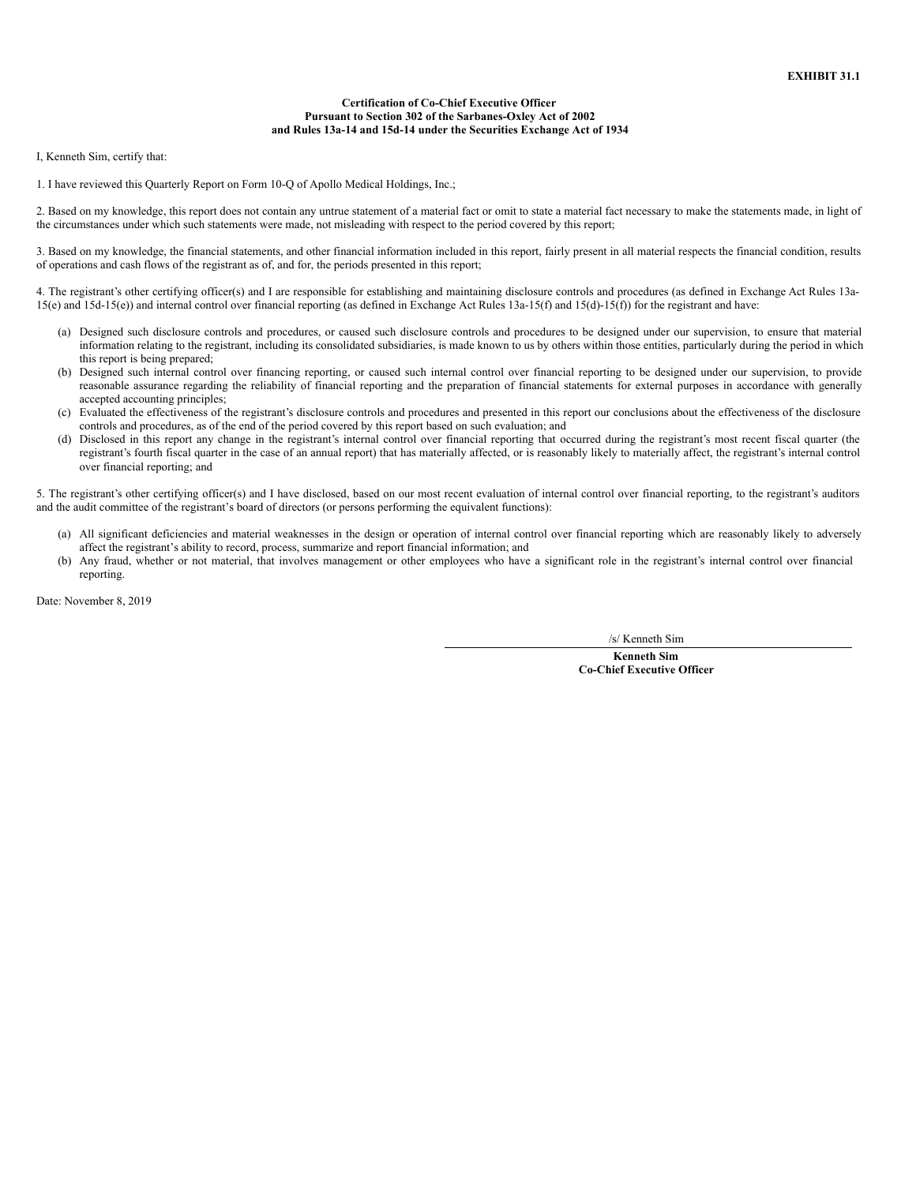**EXHIBIT 31.1**

**Certification of Co-Chief Executive Officer**
**Pursuant to Section 302 of the Sarbanes-Oxley Act of 2002**
**and Rules 13a-14 and 15d-14 under the Securities Exchange Act of 1934**

I, Kenneth Sim, certify that:

1. I have reviewed this Quarterly Report on Form 10-Q of Apollo Medical Holdings, Inc.;

2. Based on my knowledge, this report does not contain any untrue statement of a material fact or omit to state a material fact necessary to make the statements made, in light of the circumstances under which such statements were made, not misleading with respect to the period covered by this report;

3. Based on my knowledge, the financial statements, and other financial information included in this report, fairly present in all material respects the financial condition, results of operations and cash flows of the registrant as of, and for, the periods presented in this report;

4. The registrant's other certifying officer(s) and I are responsible for establishing and maintaining disclosure controls and procedures (as defined in Exchange Act Rules 13a-15(e) and 15d-15(e)) and internal control over financial reporting (as defined in Exchange Act Rules 13a-15(f) and 15(d)-15(f)) for the registrant and have:

(a) Designed such disclosure controls and procedures, or caused such disclosure controls and procedures to be designed under our supervision, to ensure that material information relating to the registrant, including its consolidated subsidiaries, is made known to us by others within those entities, particularly during the period in which this report is being prepared;

(b) Designed such internal control over financing reporting, or caused such internal control over financial reporting to be designed under our supervision, to provide reasonable assurance regarding the reliability of financial reporting and the preparation of financial statements for external purposes in accordance with generally accepted accounting principles;

(c) Evaluated the effectiveness of the registrant's disclosure controls and procedures and presented in this report our conclusions about the effectiveness of the disclosure controls and procedures, as of the end of the period covered by this report based on such evaluation; and

(d) Disclosed in this report any change in the registrant's internal control over financial reporting that occurred during the registrant's most recent fiscal quarter (the registrant's fourth fiscal quarter in the case of an annual report) that has materially affected, or is reasonably likely to materially affect, the registrant's internal control over financial reporting; and

5. The registrant's other certifying officer(s) and I have disclosed, based on our most recent evaluation of internal control over financial reporting, to the registrant's auditors and the audit committee of the registrant's board of directors (or persons performing the equivalent functions):

(a) All significant deficiencies and material weaknesses in the design or operation of internal control over financial reporting which are reasonably likely to adversely affect the registrant's ability to record, process, summarize and report financial information; and

(b) Any fraud, whether or not material, that involves management or other employees who have a significant role in the registrant's internal control over financial reporting.

Date: November 8, 2019

/s/ Kenneth Sim

**Kenneth Sim**
**Co-Chief Executive Officer**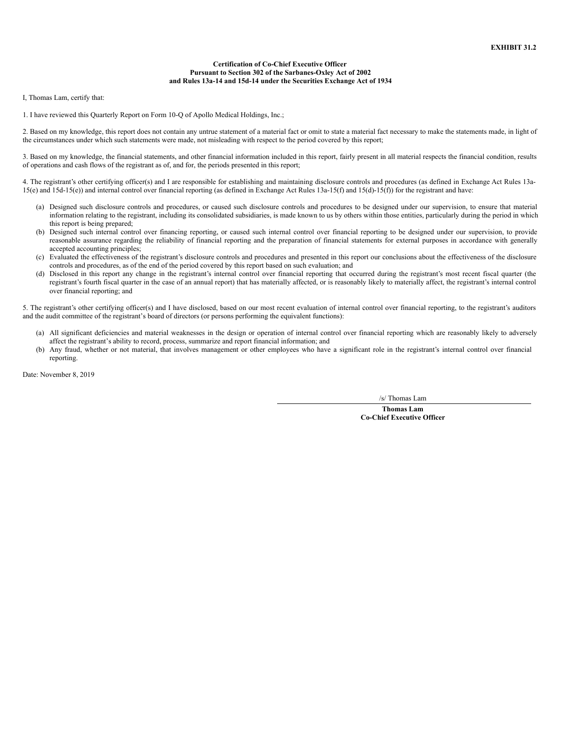**EXHIBIT 31.2**

**Certification of Co-Chief Executive Officer**
**Pursuant to Section 302 of the Sarbanes-Oxley Act of 2002**
**and Rules 13a-14 and 15d-14 under the Securities Exchange Act of 1934**

I, Thomas Lam, certify that:

1. I have reviewed this Quarterly Report on Form 10-Q of Apollo Medical Holdings, Inc.;

2. Based on my knowledge, this report does not contain any untrue statement of a material fact or omit to state a material fact necessary to make the statements made, in light of the circumstances under which such statements were made, not misleading with respect to the period covered by this report;

3. Based on my knowledge, the financial statements, and other financial information included in this report, fairly present in all material respects the financial condition, results of operations and cash flows of the registrant as of, and for, the periods presented in this report;

4. The registrant's other certifying officer(s) and I are responsible for establishing and maintaining disclosure controls and procedures (as defined in Exchange Act Rules 13a-15(e) and 15d-15(e)) and internal control over financial reporting (as defined in Exchange Act Rules 13a-15(f) and 15(d)-15(f)) for the registrant and have:

(a) Designed such disclosure controls and procedures, or caused such disclosure controls and procedures to be designed under our supervision, to ensure that material information relating to the registrant, including its consolidated subsidiaries, is made known to us by others within those entities, particularly during the period in which this report is being prepared;
(b) Designed such internal control over financing reporting, or caused such internal control over financial reporting to be designed under our supervision, to provide reasonable assurance regarding the reliability of financial reporting and the preparation of financial statements for external purposes in accordance with generally accepted accounting principles;
(c) Evaluated the effectiveness of the registrant's disclosure controls and procedures and presented in this report our conclusions about the effectiveness of the disclosure controls and procedures, as of the end of the period covered by this report based on such evaluation; and
(d) Disclosed in this report any change in the registrant's internal control over financial reporting that occurred during the registrant's most recent fiscal quarter (the registrant's fourth fiscal quarter in the case of an annual report) that has materially affected, or is reasonably likely to materially affect, the registrant's internal control over financial reporting; and

5. The registrant's other certifying officer(s) and I have disclosed, based on our most recent evaluation of internal control over financial reporting, to the registrant's auditors and the audit committee of the registrant's board of directors (or persons performing the equivalent functions):

(a) All significant deficiencies and material weaknesses in the design or operation of internal control over financial reporting which are reasonably likely to adversely affect the registrant's ability to record, process, summarize and report financial information; and
(b) Any fraud, whether or not material, that involves management or other employees who have a significant role in the registrant's internal control over financial reporting.

Date: November 8, 2019

/s/ Thomas Lam

**Thomas Lam**
**Co-Chief Executive Officer**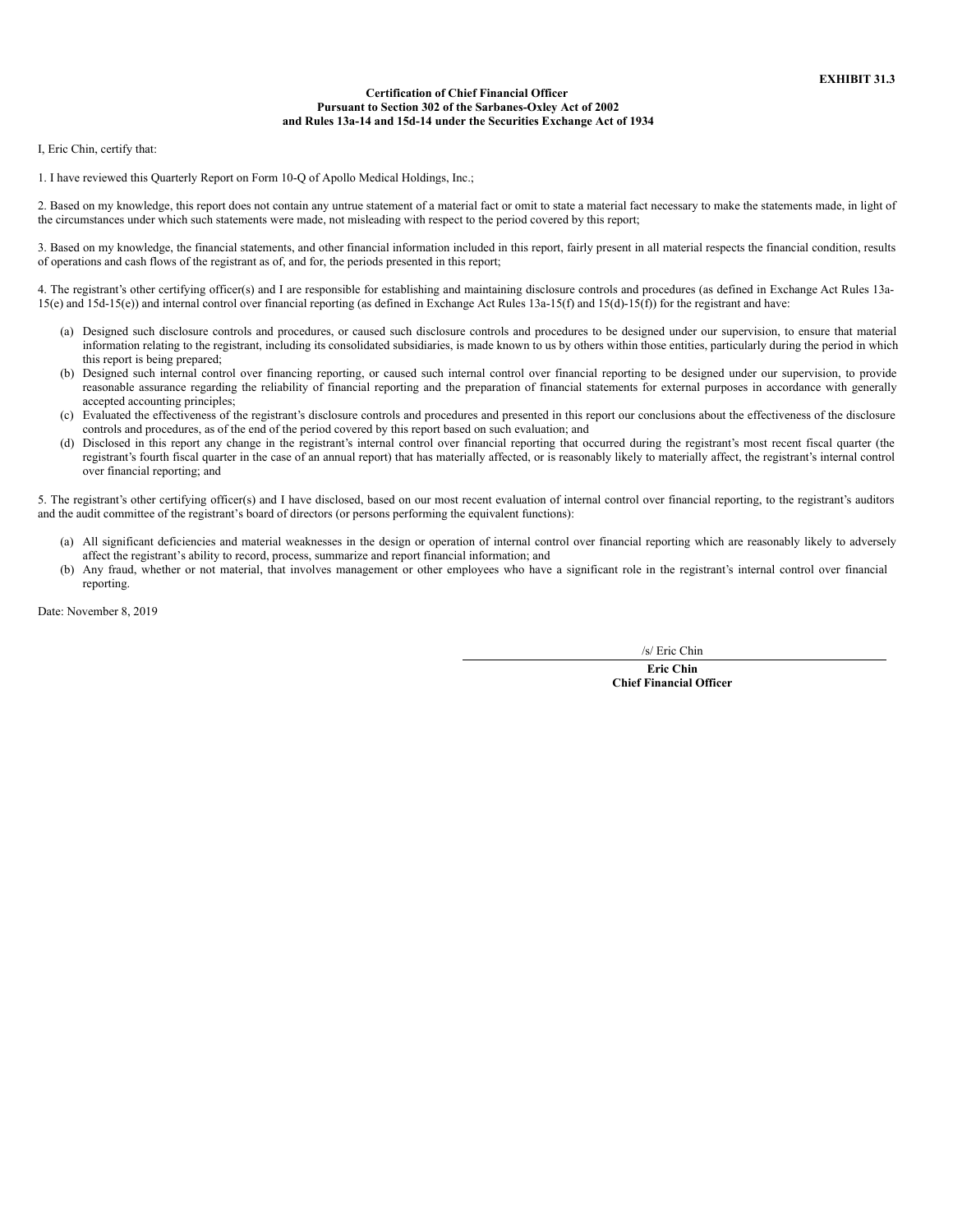**EXHIBIT 31.3**

**Certification of Chief Financial Officer**
**Pursuant to Section 302 of the Sarbanes-Oxley Act of 2002**
**and Rules 13a-14 and 15d-14 under the Securities Exchange Act of 1934**

I, Eric Chin, certify that:

1. I have reviewed this Quarterly Report on Form 10-Q of Apollo Medical Holdings, Inc.;

2. Based on my knowledge, this report does not contain any untrue statement of a material fact or omit to state a material fact necessary to make the statements made, in light of the circumstances under which such statements were made, not misleading with respect to the period covered by this report;

3. Based on my knowledge, the financial statements, and other financial information included in this report, fairly present in all material respects the financial condition, results of operations and cash flows of the registrant as of, and for, the periods presented in this report;

4. The registrant's other certifying officer(s) and I are responsible for establishing and maintaining disclosure controls and procedures (as defined in Exchange Act Rules 13a-15(e) and 15d-15(e)) and internal control over financial reporting (as defined in Exchange Act Rules 13a-15(f) and 15(d)-15(f)) for the registrant and have:

(a) Designed such disclosure controls and procedures, or caused such disclosure controls and procedures to be designed under our supervision, to ensure that material information relating to the registrant, including its consolidated subsidiaries, is made known to us by others within those entities, particularly during the period in which this report is being prepared;
(b) Designed such internal control over financing reporting, or caused such internal control over financial reporting to be designed under our supervision, to provide reasonable assurance regarding the reliability of financial reporting and the preparation of financial statements for external purposes in accordance with generally accepted accounting principles;
(c) Evaluated the effectiveness of the registrant's disclosure controls and procedures and presented in this report our conclusions about the effectiveness of the disclosure controls and procedures, as of the end of the period covered by this report based on such evaluation; and
(d) Disclosed in this report any change in the registrant's internal control over financial reporting that occurred during the registrant's most recent fiscal quarter (the registrant's fourth fiscal quarter in the case of an annual report) that has materially affected, or is reasonably likely to materially affect, the registrant's internal control over financial reporting; and

5. The registrant's other certifying officer(s) and I have disclosed, based on our most recent evaluation of internal control over financial reporting, to the registrant's auditors and the audit committee of the registrant's board of directors (or persons performing the equivalent functions):

(a) All significant deficiencies and material weaknesses in the design or operation of internal control over financial reporting which are reasonably likely to adversely affect the registrant's ability to record, process, summarize and report financial information; and
(b) Any fraud, whether or not material, that involves management or other employees who have a significant role in the registrant's internal control over financial reporting.

Date: November 8, 2019

/s/ Eric Chin

**Eric Chin**
**Chief Financial Officer**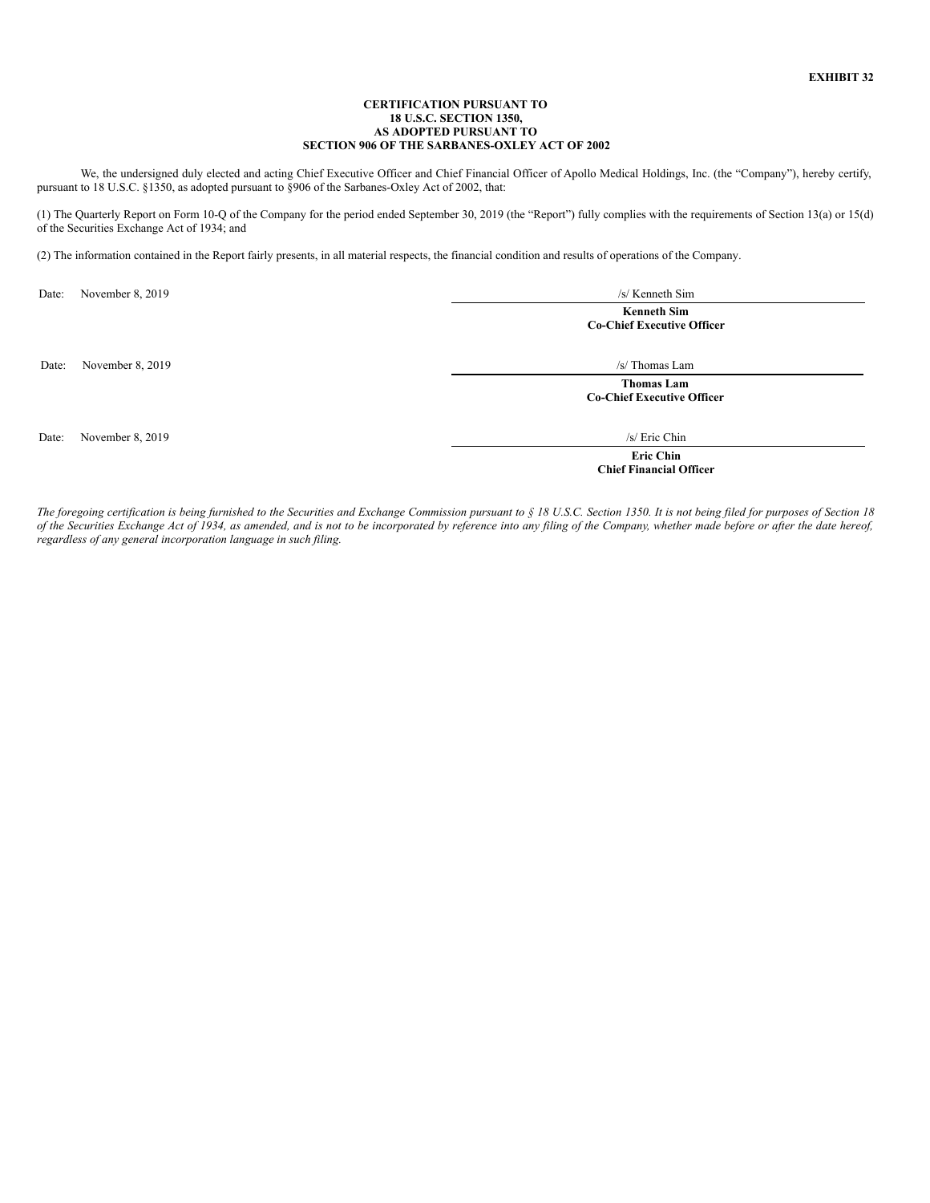**EXHIBIT 32**

**CERTIFICATION PURSUANT TO**
**18 U.S.C. SECTION 1350,**
**AS ADOPTED PURSUANT TO**
**SECTION 906 OF THE SARBANES-OXLEY ACT OF 2002**

We, the undersigned duly elected and acting Chief Executive Officer and Chief Financial Officer of Apollo Medical Holdings, Inc. (the "Company"), hereby certify, pursuant to 18 U.S.C. §1350, as adopted pursuant to §906 of the Sarbanes-Oxley Act of 2002, that:

(1) The Quarterly Report on Form 10-Q of the Company for the period ended September 30, 2019 (the "Report") fully complies with the requirements of Section 13(a) or 15(d) of the Securities Exchange Act of 1934; and

(2) The information contained in the Report fairly presents, in all material respects, the financial condition and results of operations of the Company.

Date: November 8, 2019

/s/ Kenneth Sim

**Kenneth Sim**
**Co-Chief Executive Officer**

Date: November 8, 2019

/s/ Thomas Lam

**Thomas Lam**
**Co-Chief Executive Officer**

Date: November 8, 2019

/s/ Eric Chin

**Eric Chin**
**Chief Financial Officer**

*The foregoing certification is being furnished to the Securities and Exchange Commission pursuant to § 18 U.S.C. Section 1350. It is not being filed for purposes of Section 18 of the Securities Exchange Act of 1934, as amended, and is not to be incorporated by reference into any filing of the Company, whether made before or after the date hereof, regardless of any general incorporation language in such filing.*